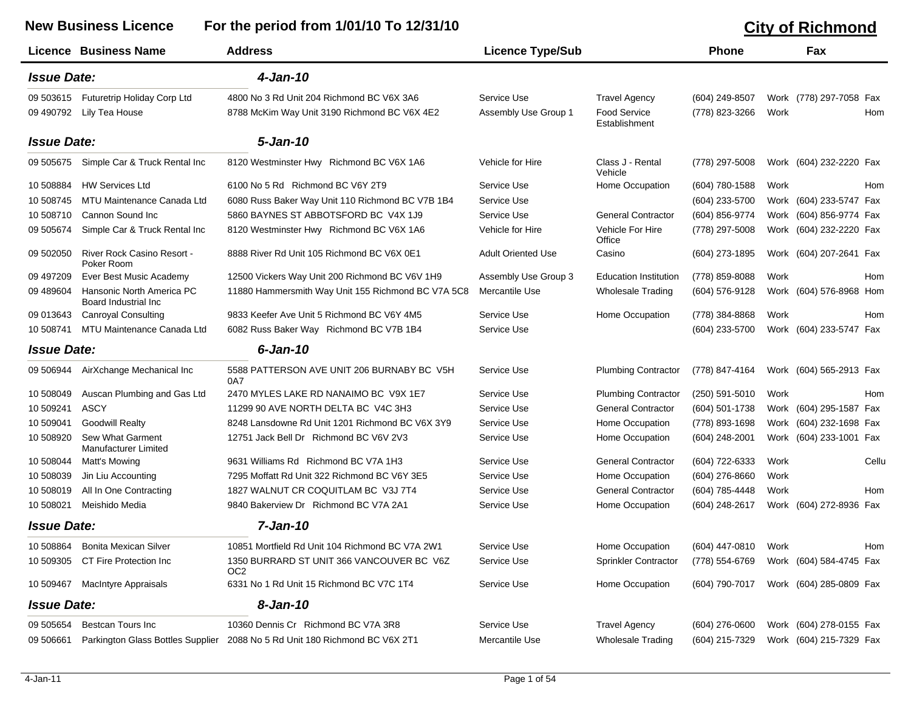# New Business Licence

**For the period from 1/01/10 To 12/31/10**

**City of Richmond**

| Licence | Business Name | Address | Licence Type/Sub | | Phone | | Fax | |
|---|---|---|---|---|---|---|---|---|
| ***Issue Date:*** | | ***4-Jan-10*** | | | | | | |
| 09 503615 | Futuretrip Holiday Corp Ltd | 4800 No 3 Rd Unit 204 Richmond BC V6X 3A6 | Service Use | Travel Agency | (604) 249-8507 | Work | (778) 297-7058 | Fax |
| 09 490792 | Lily Tea House | 8788 McKim Way Unit 3190 Richmond BC V6X 4E2 | Assembly Use Group 1 | Food Service Establishment | (778) 823-3266 | Work | | Hom |
| ***Issue Date:*** | | ***5-Jan-10*** | | | | | | |
| 09 505675 | Simple Car & Truck Rental Inc | 8120 Westminster Hwy Richmond BC V6X 1A6 | Vehicle for Hire | Class J - Rental Vehicle | (778) 297-5008 | Work | (604) 232-2220 | Fax |
| 10 508884 | HW Services Ltd | 6100 No 5 Rd Richmond BC V6Y 2T9 | Service Use | Home Occupation | (604) 780-1588 | Work | | Hom |
| 10 508745 | MTU Maintenance Canada Ltd | 6080 Russ Baker Way Unit 110 Richmond BC V7B 1B4 | Service Use | | (604) 233-5700 | Work | (604) 233-5747 | Fax |
| 10 508710 | Cannon Sound Inc | 5860 BAYNES ST ABBOTSFORD BC V4X 1J9 | Service Use | General Contractor | (604) 856-9774 | Work | (604) 856-9774 | Fax |
| 09 505674 | Simple Car & Truck Rental Inc | 8120 Westminster Hwy Richmond BC V6X 1A6 | Vehicle for Hire | Vehicle For Hire Office | (778) 297-5008 | Work | (604) 232-2220 | Fax |
| 09 502050 | River Rock Casino Resort - Poker Room | 8888 River Rd Unit 105 Richmond BC V6X 0E1 | Adult Oriented Use | Casino | (604) 273-1895 | Work | (604) 207-2641 | Fax |
| 09 497209 | Ever Best Music Academy | 12500 Vickers Way Unit 200 Richmond BC V6V 1H9 | Assembly Use Group 3 | Education Institution | (778) 859-8088 | Work | | Hom |
| 09 489604 | Hansonic North America PC Board Industrial Inc | 11880 Hammersmith Way Unit 155 Richmond BC V7A 5C8 | Mercantile Use | Wholesale Trading | (604) 576-9128 | Work | (604) 576-8968 | Hom |
| 09 013643 | Canroyal Consulting | 9833 Keefer Ave Unit 5 Richmond BC V6Y 4M5 | Service Use | Home Occupation | (778) 384-8868 | Work | | Hom |
| 10 508741 | MTU Maintenance Canada Ltd | 6082 Russ Baker Way Richmond BC V7B 1B4 | Service Use | | (604) 233-5700 | Work | (604) 233-5747 | Fax |
| ***Issue Date:*** | | ***6-Jan-10*** | | | | | | |
| 09 506944 | AirXchange Mechanical Inc | 5588 PATTERSON AVE UNIT 206 BURNABY BC V5H 0A7 | Service Use | Plumbing Contractor | (778) 847-4164 | Work | (604) 565-2913 | Fax |
| 10 508049 | Auscan Plumbing and Gas Ltd | 2470 MYLES LAKE RD NANAIMO BC V9X 1E7 | Service Use | Plumbing Contractor | (250) 591-5010 | Work | | Hom |
| 10 509241 | ASCY | 11299 90 AVE NORTH DELTA BC V4C 3H3 | Service Use | General Contractor | (604) 501-1738 | Work | (604) 295-1587 | Fax |
| 10 509041 | Goodwill Realty | 8248 Lansdowne Rd Unit 1201 Richmond BC V6X 3Y9 | Service Use | Home Occupation | (778) 893-1698 | Work | (604) 232-1698 | Fax |
| 10 508920 | Sew What Garment Manufacturer Limited | 12751 Jack Bell Dr Richmond BC V6V 2V3 | Service Use | Home Occupation | (604) 248-2001 | Work | (604) 233-1001 | Fax |
| 10 508044 | Matt's Mowing | 9631 Williams Rd Richmond BC V7A 1H3 | Service Use | General Contractor | (604) 722-6333 | Work | | Cellu |
| 10 508039 | Jin Liu Accounting | 7295 Moffatt Rd Unit 322 Richmond BC V6Y 3E5 | Service Use | Home Occupation | (604) 276-8660 | Work | | |
| 10 508019 | All In One Contracting | 1827 WALNUT CR COQUITLAM BC V3J 7T4 | Service Use | General Contractor | (604) 785-4448 | Work | | Hom |
| 10 508021 | Meishido Media | 9840 Bakerview Dr Richmond BC V7A 2A1 | Service Use | Home Occupation | (604) 248-2617 | Work | (604) 272-8936 | Fax |
| ***Issue Date:*** | | ***7-Jan-10*** | | | | | | |
| 10 508864 | Bonita Mexican Silver | 10851 Mortfield Rd Unit 104 Richmond BC V7A 2W1 | Service Use | Home Occupation | (604) 447-0810 | Work | | Hom |
| 10 509305 | CT Fire Protection Inc | 1350 BURRARD ST UNIT 366 VANCOUVER BC V6Z OC2 | Service Use | Sprinkler Contractor | (778) 554-6769 | Work | (604) 584-4745 | Fax |
| 10 509467 | MacIntyre Appraisals | 6331 No 1 Rd Unit 15 Richmond BC V7C 1T4 | Service Use | Home Occupation | (604) 790-7017 | Work | (604) 285-0809 | Fax |
| ***Issue Date:*** | | ***8-Jan-10*** | | | | | | |
| 09 505654 | Bestcan Tours Inc | 10360 Dennis Cr Richmond BC V7A 3R8 | Service Use | Travel Agency | (604) 276-0600 | Work | (604) 278-0155 | Fax |
| 09 506661 | Parkington Glass Bottles Supplier | 2088 No 5 Rd Unit 180 Richmond BC V6X 2T1 | Mercantile Use | Wholesale Trading | (604) 215-7329 | Work | (604) 215-7329 | Fax |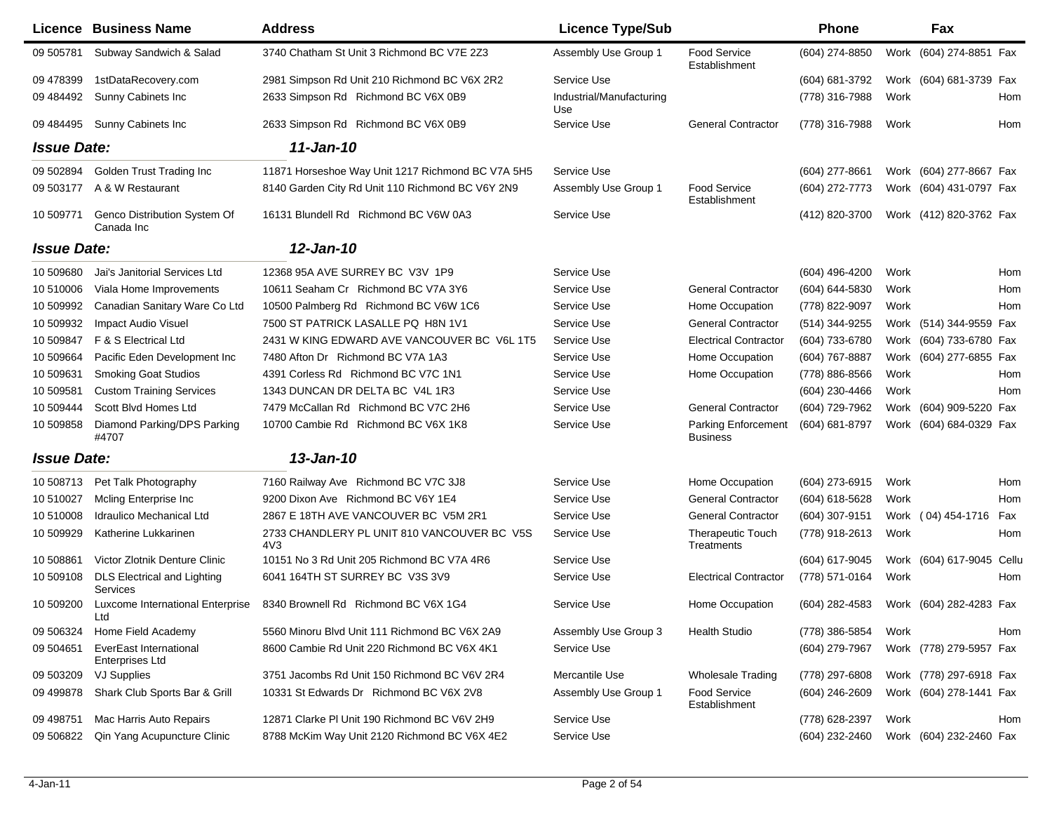| Licence | Business Name | Address | Licence Type/Sub | | Phone | | Fax | |
|---|---|---|---|---|---|---|---|---|
| 09 505781 | Subway Sandwich & Salad | 3740 Chatham St Unit 3 Richmond BC V7E 2Z3 | Assembly Use Group 1 | Food Service Establishment | (604) 274-8850 | Work | (604) 274-8851 | Fax |
| 09 478399 | 1stDataRecovery.com | 2981 Simpson Rd Unit 210 Richmond BC V6X 2R2 | Service Use | | (604) 681-3792 | Work | (604) 681-3739 | Fax |
| 09 484492 | Sunny Cabinets Inc | 2633 Simpson Rd Richmond BC V6X 0B9 | Industrial/Manufacturing Use | | (778) 316-7988 | Work | | Hom |
| 09 484495 | Sunny Cabinets Inc | 2633 Simpson Rd Richmond BC V6X 0B9 | Service Use | General Contractor | (778) 316-7988 | Work | | Hom |
| ***Issue Date:*** | | ***11-Jan-10*** | | | | | | |
| 09 502894 | Golden Trust Trading Inc | 11871 Horseshoe Way Unit 1217 Richmond BC V7A 5H5 | Service Use | | (604) 277-8661 | Work | (604) 277-8667 | Fax |
| 09 503177 | A & W Restaurant | 8140 Garden City Rd Unit 110 Richmond BC V6Y 2N9 | Assembly Use Group 1 | Food Service Establishment | (604) 272-7773 | Work | (604) 431-0797 | Fax |
| 10 509771 | Genco Distribution System Of Canada Inc | 16131 Blundell Rd Richmond BC V6W 0A3 | Service Use | | (412) 820-3700 | Work | (412) 820-3762 | Fax |
| ***Issue Date:*** | | ***12-Jan-10*** | | | | | | |
| 10 509680 | Jai's Janitorial Services Ltd | 12368 95A AVE SURREY BC V3V 1P9 | Service Use | | (604) 496-4200 | Work | | Hom |
| 10 510006 | Viala Home Improvements | 10611 Seaham Cr Richmond BC V7A 3Y6 | Service Use | General Contractor | (604) 644-5830 | Work | | Hom |
| 10 509992 | Canadian Sanitary Ware Co Ltd | 10500 Palmberg Rd Richmond BC V6W 1C6 | Service Use | Home Occupation | (778) 822-9097 | Work | | Hom |
| 10 509932 | Impact Audio Visuel | 7500 ST PATRICK LASALLE PQ H8N 1V1 | Service Use | General Contractor | (514) 344-9255 | Work | (514) 344-9559 | Fax |
| 10 509847 | F & S Electrical Ltd | 2431 W KING EDWARD AVE VANCOUVER BC V6L 1T5 | Service Use | Electrical Contractor | (604) 733-6780 | Work | (604) 733-6780 | Fax |
| 10 509664 | Pacific Eden Development Inc | 7480 Afton Dr Richmond BC V7A 1A3 | Service Use | Home Occupation | (604) 767-8887 | Work | (604) 277-6855 | Fax |
| 10 509631 | Smoking Goat Studios | 4391 Corless Rd Richmond BC V7C 1N1 | Service Use | Home Occupation | (778) 886-8566 | Work | | Hom |
| 10 509581 | Custom Training Services | 1343 DUNCAN DR DELTA BC V4L 1R3 | Service Use | | (604) 230-4466 | Work | | Hom |
| 10 509444 | Scott Blvd Homes Ltd | 7479 McCallan Rd Richmond BC V7C 2H6 | Service Use | General Contractor | (604) 729-7962 | Work | (604) 909-5220 | Fax |
| 10 509858 | Diamond Parking/DPS Parking #4707 | 10700 Cambie Rd Richmond BC V6X 1K8 | Service Use | Parking Enforcement Business | (604) 681-8797 | Work | (604) 684-0329 | Fax |
| ***Issue Date:*** | | ***13-Jan-10*** | | | | | | |
| 10 508713 | Pet Talk Photography | 7160 Railway Ave Richmond BC V7C 3J8 | Service Use | Home Occupation | (604) 273-6915 | Work | | Hom |
| 10 510027 | Mcling Enterprise Inc | 9200 Dixon Ave Richmond BC V6Y 1E4 | Service Use | General Contractor | (604) 618-5628 | Work | | Hom |
| 10 510008 | Idraulico Mechanical Ltd | 2867 E 18TH AVE VANCOUVER BC V5M 2R1 | Service Use | General Contractor | (604) 307-9151 | Work | ( 04) 454-1716 | Fax |
| 10 509929 | Katherine Lukkarinen | 2733 CHANDLERY PL UNIT 810 VANCOUVER BC V5S 4V3 | Service Use | Therapeutic Touch Treatments | (778) 918-2613 | Work | | Hom |
| 10 508861 | Victor Zlotnik Denture Clinic | 10151 No 3 Rd Unit 205 Richmond BC V7A 4R6 | Service Use | | (604) 617-9045 | Work | (604) 617-9045 | Cellu |
| 10 509108 | DLS Electrical and Lighting Services | 6041 164TH ST SURREY BC V3S 3V9 | Service Use | Electrical Contractor | (778) 571-0164 | Work | | Hom |
| 10 509200 | Luxcome International Enterprise Ltd | 8340 Brownell Rd Richmond BC V6X 1G4 | Service Use | Home Occupation | (604) 282-4583 | Work | (604) 282-4283 | Fax |
| 09 506324 | Home Field Academy | 5560 Minoru Blvd Unit 111 Richmond BC V6X 2A9 | Assembly Use Group 3 | Health Studio | (778) 386-5854 | Work | | Hom |
| 09 504651 | EverEast International Enterprises Ltd | 8600 Cambie Rd Unit 220 Richmond BC V6X 4K1 | Service Use | | (604) 279-7967 | Work | (778) 279-5957 | Fax |
| 09 503209 | VJ Supplies | 3751 Jacombs Rd Unit 150 Richmond BC V6V 2R4 | Mercantile Use | Wholesale Trading | (778) 297-6808 | Work | (778) 297-6918 | Fax |
| 09 499878 | Shark Club Sports Bar & Grill | 10331 St Edwards Dr Richmond BC V6X 2V8 | Assembly Use Group 1 | Food Service Establishment | (604) 246-2609 | Work | (604) 278-1441 | Fax |
| 09 498751 | Mac Harris Auto Repairs | 12871 Clarke Pl Unit 190 Richmond BC V6V 2H9 | Service Use | | (778) 628-2397 | Work | | Hom |
| 09 506822 | Qin Yang Acupuncture Clinic | 8788 McKim Way Unit 2120 Richmond BC V6X 4E2 | Service Use | | (604) 232-2460 | Work | (604) 232-2460 | Fax |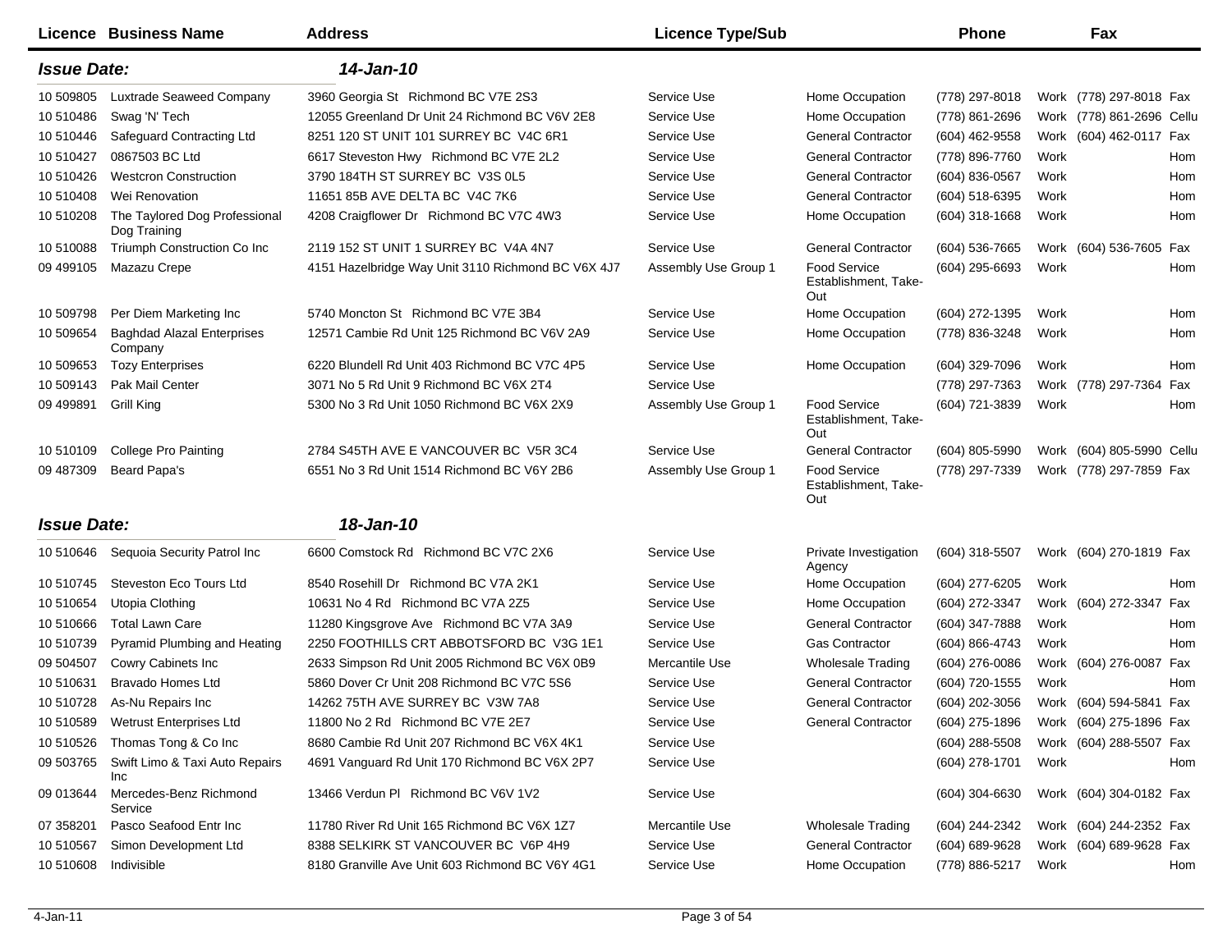| Licence | Business Name | Address | Licence Type/Sub | | Phone | | Fax | |
|---|---|---|---|---|---|---|---|---|
| ***Issue Date:*** | | ***14-Jan-10*** | | | | | | |
| 10 509805 | Luxtrade Seaweed Company | 3960 Georgia St Richmond BC V7E 2S3 | Service Use | Home Occupation | (778) 297-8018 | Work | (778) 297-8018 | Fax |
| 10 510486 | Swag 'N' Tech | 12055 Greenland Dr Unit 24 Richmond BC V6V 2E8 | Service Use | Home Occupation | (778) 861-2696 | Work | (778) 861-2696 | Cellu |
| 10 510446 | Safeguard Contracting Ltd | 8251 120 ST UNIT 101 SURREY BC V4C 6R1 | Service Use | General Contractor | (604) 462-9558 | Work | (604) 462-0117 | Fax |
| 10 510427 | 0867503 BC Ltd | 6617 Steveston Hwy Richmond BC V7E 2L2 | Service Use | General Contractor | (778) 896-7760 | Work | | Hom |
| 10 510426 | Westcron Construction | 3790 184TH ST SURREY BC V3S 0L5 | Service Use | General Contractor | (604) 836-0567 | Work | | Hom |
| 10 510408 | Wei Renovation | 11651 85B AVE DELTA BC V4C 7K6 | Service Use | General Contractor | (604) 518-6395 | Work | | Hom |
| 10 510208 | The Taylored Dog Professional Dog Training | 4208 Craigflower Dr Richmond BC V7C 4W3 | Service Use | Home Occupation | (604) 318-1668 | Work | | Hom |
| 10 510088 | Triumph Construction Co Inc | 2119 152 ST UNIT 1 SURREY BC V4A 4N7 | Service Use | General Contractor | (604) 536-7665 | Work | (604) 536-7605 | Fax |
| 09 499105 | Mazazu Crepe | 4151 Hazelbridge Way Unit 3110 Richmond BC V6X 4J7 | Assembly Use Group 1 | Food Service Establishment, Take-Out | (604) 295-6693 | Work | | Hom |
| 10 509798 | Per Diem Marketing Inc | 5740 Moncton St Richmond BC V7E 3B4 | Service Use | Home Occupation | (604) 272-1395 | Work | | Hom |
| 10 509654 | Baghdad Alazal Enterprises Company | 12571 Cambie Rd Unit 125 Richmond BC V6V 2A9 | Service Use | Home Occupation | (778) 836-3248 | Work | | Hom |
| 10 509653 | Tozy Enterprises | 6220 Blundell Rd Unit 403 Richmond BC V7C 4P5 | Service Use | Home Occupation | (604) 329-7096 | Work | | Hom |
| 10 509143 | Pak Mail Center | 3071 No 5 Rd Unit 9 Richmond BC V6X 2T4 | Service Use | | (778) 297-7363 | Work | (778) 297-7364 | Fax |
| 09 499891 | Grill King | 5300 No 3 Rd Unit 1050 Richmond BC V6X 2X9 | Assembly Use Group 1 | Food Service Establishment, Take-Out | (604) 721-3839 | Work | | Hom |
| 10 510109 | College Pro Painting | 2784 S45TH AVE E VANCOUVER BC V5R 3C4 | Service Use | General Contractor | (604) 805-5990 | Work | (604) 805-5990 | Cellu |
| 09 487309 | Beard Papa's | 6551 No 3 Rd Unit 1514 Richmond BC V6Y 2B6 | Assembly Use Group 1 | Food Service Establishment, Take-Out | (778) 297-7339 | Work | (778) 297-7859 | Fax |
| ***Issue Date:*** | | ***18-Jan-10*** | | | | | | |
| 10 510646 | Sequoia Security Patrol Inc | 6600 Comstock Rd Richmond BC V7C 2X6 | Service Use | Private Investigation Agency | (604) 318-5507 | Work | (604) 270-1819 | Fax |
| 10 510745 | Steveston Eco Tours Ltd | 8540 Rosehill Dr Richmond BC V7A 2K1 | Service Use | Home Occupation | (604) 277-6205 | Work | | Hom |
| 10 510654 | Utopia Clothing | 10631 No 4 Rd Richmond BC V7A 2Z5 | Service Use | Home Occupation | (604) 272-3347 | Work | (604) 272-3347 | Fax |
| 10 510666 | Total Lawn Care | 11280 Kingsgrove Ave Richmond BC V7A 3A9 | Service Use | General Contractor | (604) 347-7888 | Work | | Hom |
| 10 510739 | Pyramid Plumbing and Heating | 2250 FOOTHILLS CRT ABBOTSFORD BC V3G 1E1 | Service Use | Gas Contractor | (604) 866-4743 | Work | | Hom |
| 09 504507 | Cowry Cabinets Inc | 2633 Simpson Rd Unit 2005 Richmond BC V6X 0B9 | Mercantile Use | Wholesale Trading | (604) 276-0086 | Work | (604) 276-0087 | Fax |
| 10 510631 | Bravado Homes Ltd | 5860 Dover Cr Unit 208 Richmond BC V7C 5S6 | Service Use | General Contractor | (604) 720-1555 | Work | | Hom |
| 10 510728 | As-Nu Repairs Inc | 14262 75TH AVE SURREY BC V3W 7A8 | Service Use | General Contractor | (604) 202-3056 | Work | (604) 594-5841 | Fax |
| 10 510589 | Wetrust Enterprises Ltd | 11800 No 2 Rd Richmond BC V7E 2E7 | Service Use | General Contractor | (604) 275-1896 | Work | (604) 275-1896 | Fax |
| 10 510526 | Thomas Tong & Co Inc | 8680 Cambie Rd Unit 207 Richmond BC V6X 4K1 | Service Use | | (604) 288-5508 | Work | (604) 288-5507 | Fax |
| 09 503765 | Swift Limo & Taxi Auto Repairs Inc | 4691 Vanguard Rd Unit 170 Richmond BC V6X 2P7 | Service Use | | (604) 278-1701 | Work | | Hom |
| 09 013644 | Mercedes-Benz Richmond Service | 13466 Verdun Pl Richmond BC V6V 1V2 | Service Use | | (604) 304-6630 | Work | (604) 304-0182 | Fax |
| 07 358201 | Pasco Seafood Entr Inc | 11780 River Rd Unit 165 Richmond BC V6X 1Z7 | Mercantile Use | Wholesale Trading | (604) 244-2342 | Work | (604) 244-2352 | Fax |
| 10 510567 | Simon Development Ltd | 8388 SELKIRK ST VANCOUVER BC V6P 4H9 | Service Use | General Contractor | (604) 689-9628 | Work | (604) 689-9628 | Fax |
| 10 510608 | Indivisible | 8180 Granville Ave Unit 603 Richmond BC V6Y 4G1 | Service Use | Home Occupation | (778) 886-5217 | Work | | Hom |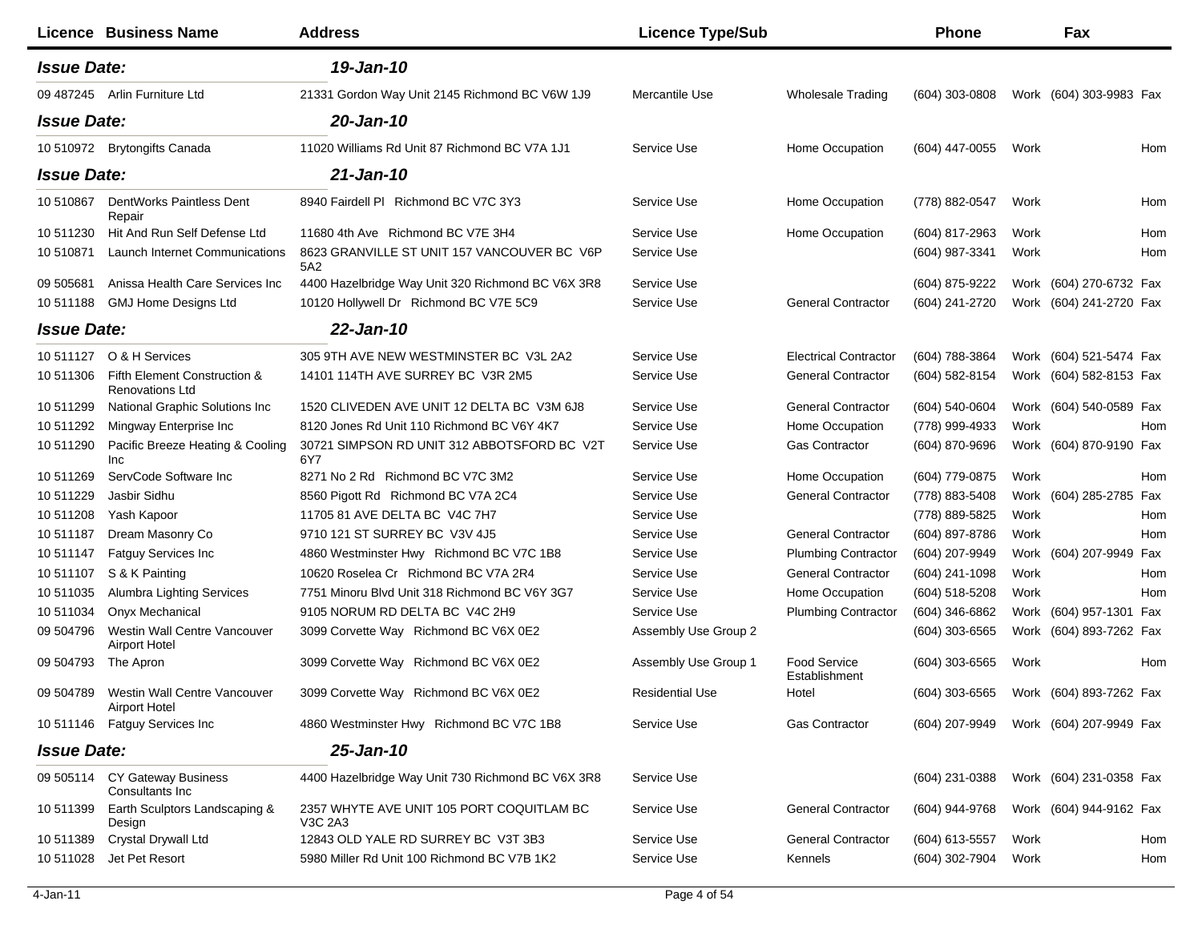| Licence | Business Name | Address | Licence Type/Sub | | Phone | | Fax | |
|---|---|---|---|---|---|---|---|---|
| ***Issue Date:*** | | ***19-Jan-10*** | | | | | | |
| 09 487245 | Arlin Furniture Ltd | 21331 Gordon Way Unit 2145 Richmond BC V6W 1J9 | Mercantile Use | Wholesale Trading | (604) 303-0808 | Work | (604) 303-9983 | Fax |
| ***Issue Date:*** | | ***20-Jan-10*** | | | | | | |
| 10 510972 | Brytongifts Canada | 11020 Williams Rd Unit 87 Richmond BC V7A 1J1 | Service Use | Home Occupation | (604) 447-0055 | Work | | Hom |
| ***Issue Date:*** | | ***21-Jan-10*** | | | | | | |
| 10 510867 | DentWorks Paintless Dent Repair | 8940 Fairdell Pl Richmond BC V7C 3Y3 | Service Use | Home Occupation | (778) 882-0547 | Work | | Hom |
| 10 511230 | Hit And Run Self Defense Ltd | 11680 4th Ave Richmond BC V7E 3H4 | Service Use | Home Occupation | (604) 817-2963 | Work | | Hom |
| 10 510871 | Launch Internet Communications | 8623 GRANVILLE ST UNIT 157 VANCOUVER BC V6P 5A2 | Service Use | | (604) 987-3341 | Work | | Hom |
| 09 505681 | Anissa Health Care Services Inc | 4400 Hazelbridge Way Unit 320 Richmond BC V6X 3R8 | Service Use | | (604) 875-9222 | Work | (604) 270-6732 | Fax |
| 10 511188 | GMJ Home Designs Ltd | 10120 Hollywell Dr Richmond BC V7E 5C9 | Service Use | General Contractor | (604) 241-2720 | Work | (604) 241-2720 | Fax |
| ***Issue Date:*** | | ***22-Jan-10*** | | | | | | |
| 10 511127 | O & H Services | 305 9TH AVE NEW WESTMINSTER BC V3L 2A2 | Service Use | Electrical Contractor | (604) 788-3864 | Work | (604) 521-5474 | Fax |
| 10 511306 | Fifth Element Construction & Renovations Ltd | 14101 114TH AVE SURREY BC V3R 2M5 | Service Use | General Contractor | (604) 582-8154 | Work | (604) 582-8153 | Fax |
| 10 511299 | National Graphic Solutions Inc | 1520 CLIVEDEN AVE UNIT 12 DELTA BC V3M 6J8 | Service Use | General Contractor | (604) 540-0604 | Work | (604) 540-0589 | Fax |
| 10 511292 | Mingway Enterprise Inc | 8120 Jones Rd Unit 110 Richmond BC V6Y 4K7 | Service Use | Home Occupation | (778) 999-4933 | Work | | Hom |
| 10 511290 | Pacific Breeze Heating & Cooling Inc | 30721 SIMPSON RD UNIT 312 ABBOTSFORD BC V2T 6Y7 | Service Use | Gas Contractor | (604) 870-9696 | Work | (604) 870-9190 | Fax |
| 10 511269 | ServCode Software Inc | 8271 No 2 Rd Richmond BC V7C 3M2 | Service Use | Home Occupation | (604) 779-0875 | Work | | Hom |
| 10 511229 | Jasbir Sidhu | 8560 Pigott Rd Richmond BC V7A 2C4 | Service Use | General Contractor | (778) 883-5408 | Work | (604) 285-2785 | Fax |
| 10 511208 | Yash Kapoor | 11705 81 AVE DELTA BC V4C 7H7 | Service Use | | (778) 889-5825 | Work | | Hom |
| 10 511187 | Dream Masonry Co | 9710 121 ST SURREY BC V3V 4J5 | Service Use | General Contractor | (604) 897-8786 | Work | | Hom |
| 10 511147 | Fatguy Services Inc | 4860 Westminster Hwy Richmond BC V7C 1B8 | Service Use | Plumbing Contractor | (604) 207-9949 | Work | (604) 207-9949 | Fax |
| 10 511107 | S & K Painting | 10620 Roselea Cr Richmond BC V7A 2R4 | Service Use | General Contractor | (604) 241-1098 | Work | | Hom |
| 10 511035 | Alumbra Lighting Services | 7751 Minoru Blvd Unit 318 Richmond BC V6Y 3G7 | Service Use | Home Occupation | (604) 518-5208 | Work | | Hom |
| 10 511034 | Onyx Mechanical | 9105 NORUM RD DELTA BC V4C 2H9 | Service Use | Plumbing Contractor | (604) 346-6862 | Work | (604) 957-1301 | Fax |
| 09 504796 | Westin Wall Centre Vancouver Airport Hotel | 3099 Corvette Way Richmond BC V6X 0E2 | Assembly Use Group 2 | | (604) 303-6565 | Work | (604) 893-7262 | Fax |
| 09 504793 | The Apron | 3099 Corvette Way Richmond BC V6X 0E2 | Assembly Use Group 1 | Food Service Establishment | (604) 303-6565 | Work | | Hom |
| 09 504789 | Westin Wall Centre Vancouver Airport Hotel | 3099 Corvette Way Richmond BC V6X 0E2 | Residential Use | Hotel | (604) 303-6565 | Work | (604) 893-7262 | Fax |
| 10 511146 | Fatguy Services Inc | 4860 Westminster Hwy Richmond BC V7C 1B8 | Service Use | Gas Contractor | (604) 207-9949 | Work | (604) 207-9949 | Fax |
| ***Issue Date:*** | | ***25-Jan-10*** | | | | | | |
| 09 505114 | CY Gateway Business Consultants Inc | 4400 Hazelbridge Way Unit 730 Richmond BC V6X 3R8 | Service Use | | (604) 231-0388 | Work | (604) 231-0358 | Fax |
| 10 511399 | Earth Sculptors Landscaping & Design | 2357 WHYTE AVE UNIT 105 PORT COQUITLAM BC V3C 2A3 | Service Use | General Contractor | (604) 944-9768 | Work | (604) 944-9162 | Fax |
| 10 511389 | Crystal Drywall Ltd | 12843 OLD YALE RD SURREY BC V3T 3B3 | Service Use | General Contractor | (604) 613-5557 | Work | | Hom |
| 10 511028 | Jet Pet Resort | 5980 Miller Rd Unit 100 Richmond BC V7B 1K2 | Service Use | Kennels | (604) 302-7904 | Work | | Hom |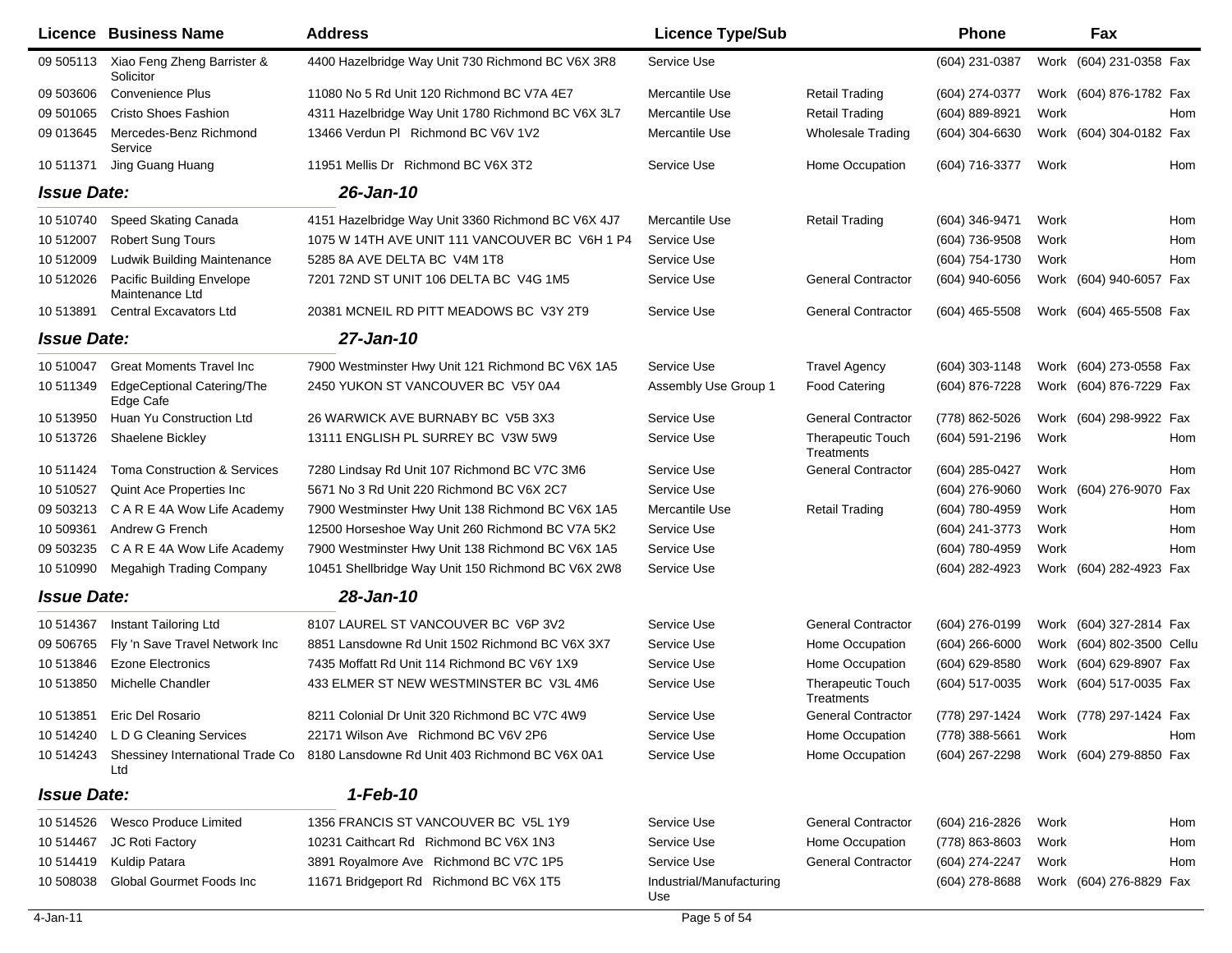| Licence | Business Name | Address | Licence Type/Sub | | Phone | | Fax | |
|---|---|---|---|---|---|---|---|---|
| 09 505113 | Xiao Feng Zheng Barrister & Solicitor | 4400 Hazelbridge Way Unit 730 Richmond BC V6X 3R8 | Service Use | | (604) 231-0387 | Work | (604) 231-0358 | Fax |
| 09 503606 | Convenience Plus | 11080 No 5 Rd Unit 120 Richmond BC V7A 4E7 | Mercantile Use | Retail Trading | (604) 274-0377 | Work | (604) 876-1782 | Fax |
| 09 501065 | Cristo Shoes Fashion | 4311 Hazelbridge Way Unit 1780 Richmond BC V6X 3L7 | Mercantile Use | Retail Trading | (604) 889-8921 | Work | | Hom |
| 09 013645 | Mercedes-Benz Richmond Service | 13466 Verdun Pl Richmond BC V6V 1V2 | Mercantile Use | Wholesale Trading | (604) 304-6630 | Work | (604) 304-0182 | Fax |
| 10 511371 | Jing Guang Huang | 11951 Mellis Dr Richmond BC V6X 3T2 | Service Use | Home Occupation | (604) 716-3377 | Work | | Hom |
| ***Issue Date:*** | | ***26-Jan-10*** | | | | | | |
| 10 510740 | Speed Skating Canada | 4151 Hazelbridge Way Unit 3360 Richmond BC V6X 4J7 | Mercantile Use | Retail Trading | (604) 346-9471 | Work | | Hom |
| 10 512007 | Robert Sung Tours | 1075 W 14TH AVE UNIT 111 VANCOUVER BC V6H 1 P4 | Service Use | | (604) 736-9508 | Work | | Hom |
| 10 512009 | Ludwik Building Maintenance | 5285 8A AVE DELTA BC V4M 1T8 | Service Use | | (604) 754-1730 | Work | | Hom |
| 10 512026 | Pacific Building Envelope Maintenance Ltd | 7201 72ND ST UNIT 106 DELTA BC V4G 1M5 | Service Use | General Contractor | (604) 940-6056 | Work | (604) 940-6057 | Fax |
| 10 513891 | Central Excavators Ltd | 20381 MCNEIL RD PITT MEADOWS BC V3Y 2T9 | Service Use | General Contractor | (604) 465-5508 | Work | (604) 465-5508 | Fax |
| ***Issue Date:*** | | ***27-Jan-10*** | | | | | | |
| 10 510047 | Great Moments Travel Inc | 7900 Westminster Hwy Unit 121 Richmond BC V6X 1A5 | Service Use | Travel Agency | (604) 303-1148 | Work | (604) 273-0558 | Fax |
| 10 511349 | EdgeCeptional Catering/The Edge Cafe | 2450 YUKON ST VANCOUVER BC V5Y 0A4 | Assembly Use Group 1 | Food Catering | (604) 876-7228 | Work | (604) 876-7229 | Fax |
| 10 513950 | Huan Yu Construction Ltd | 26 WARWICK AVE BURNABY BC V5B 3X3 | Service Use | General Contractor | (778) 862-5026 | Work | (604) 298-9922 | Fax |
| 10 513726 | Shaelene Bickley | 13111 ENGLISH PL SURREY BC V3W 5W9 | Service Use | Therapeutic Touch Treatments | (604) 591-2196 | Work | | Hom |
| 10 511424 | Toma Construction & Services | 7280 Lindsay Rd Unit 107 Richmond BC V7C 3M6 | Service Use | General Contractor | (604) 285-0427 | Work | | Hom |
| 10 510527 | Quint Ace Properties Inc | 5671 No 3 Rd Unit 220 Richmond BC V6X 2C7 | Service Use | | (604) 276-9060 | Work | (604) 276-9070 | Fax |
| 09 503213 | C A R E 4A Wow Life Academy | 7900 Westminster Hwy Unit 138 Richmond BC V6X 1A5 | Mercantile Use | Retail Trading | (604) 780-4959 | Work | | Hom |
| 10 509361 | Andrew G French | 12500 Horseshoe Way Unit 260 Richmond BC V7A 5K2 | Service Use | | (604) 241-3773 | Work | | Hom |
| 09 503235 | C A R E 4A Wow Life Academy | 7900 Westminster Hwy Unit 138 Richmond BC V6X 1A5 | Service Use | | (604) 780-4959 | Work | | Hom |
| 10 510990 | Megahigh Trading Company | 10451 Shellbridge Way Unit 150 Richmond BC V6X 2W8 | Service Use | | (604) 282-4923 | Work | (604) 282-4923 | Fax |
| ***Issue Date:*** | | ***28-Jan-10*** | | | | | | |
| 10 514367 | Instant Tailoring Ltd | 8107 LAUREL ST VANCOUVER BC V6P 3V2 | Service Use | General Contractor | (604) 276-0199 | Work | (604) 327-2814 | Fax |
| 09 506765 | Fly 'n Save Travel Network Inc | 8851 Lansdowne Rd Unit 1502 Richmond BC V6X 3X7 | Service Use | Home Occupation | (604) 266-6000 | Work | (604) 802-3500 | Cellu |
| 10 513846 | Ezone Electronics | 7435 Moffatt Rd Unit 114 Richmond BC V6Y 1X9 | Service Use | Home Occupation | (604) 629-8580 | Work | (604) 629-8907 | Fax |
| 10 513850 | Michelle Chandler | 433 ELMER ST NEW WESTMINSTER BC V3L 4M6 | Service Use | Therapeutic Touch Treatments | (604) 517-0035 | Work | (604) 517-0035 | Fax |
| 10 513851 | Eric Del Rosario | 8211 Colonial Dr Unit 320 Richmond BC V7C 4W9 | Service Use | General Contractor | (778) 297-1424 | Work | (778) 297-1424 | Fax |
| 10 514240 | L D G Cleaning Services | 22171 Wilson Ave Richmond BC V6V 2P6 | Service Use | Home Occupation | (778) 388-5661 | Work | | Hom |
| 10 514243 | Shessiney International Trade Co Ltd | 8180 Lansdowne Rd Unit 403 Richmond BC V6X 0A1 | Service Use | Home Occupation | (604) 267-2298 | Work | (604) 279-8850 | Fax |
| ***Issue Date:*** | | ***1-Feb-10*** | | | | | | |
| 10 514526 | Wesco Produce Limited | 1356 FRANCIS ST VANCOUVER BC V5L 1Y9 | Service Use | General Contractor | (604) 216-2826 | Work | | Hom |
| 10 514467 | JC Roti Factory | 10231 Caithcart Rd Richmond BC V6X 1N3 | Service Use | Home Occupation | (778) 863-8603 | Work | | Hom |
| 10 514419 | Kuldip Patara | 3891 Royalmore Ave Richmond BC V7C 1P5 | Service Use | General Contractor | (604) 274-2247 | Work | | Hom |
| 10 508038 | Global Gourmet Foods Inc | 11671 Bridgeport Rd Richmond BC V6X 1T5 | Industrial/Manufacturing Use | | (604) 278-8688 | Work | (604) 276-8829 | Fax |

4-Jan-11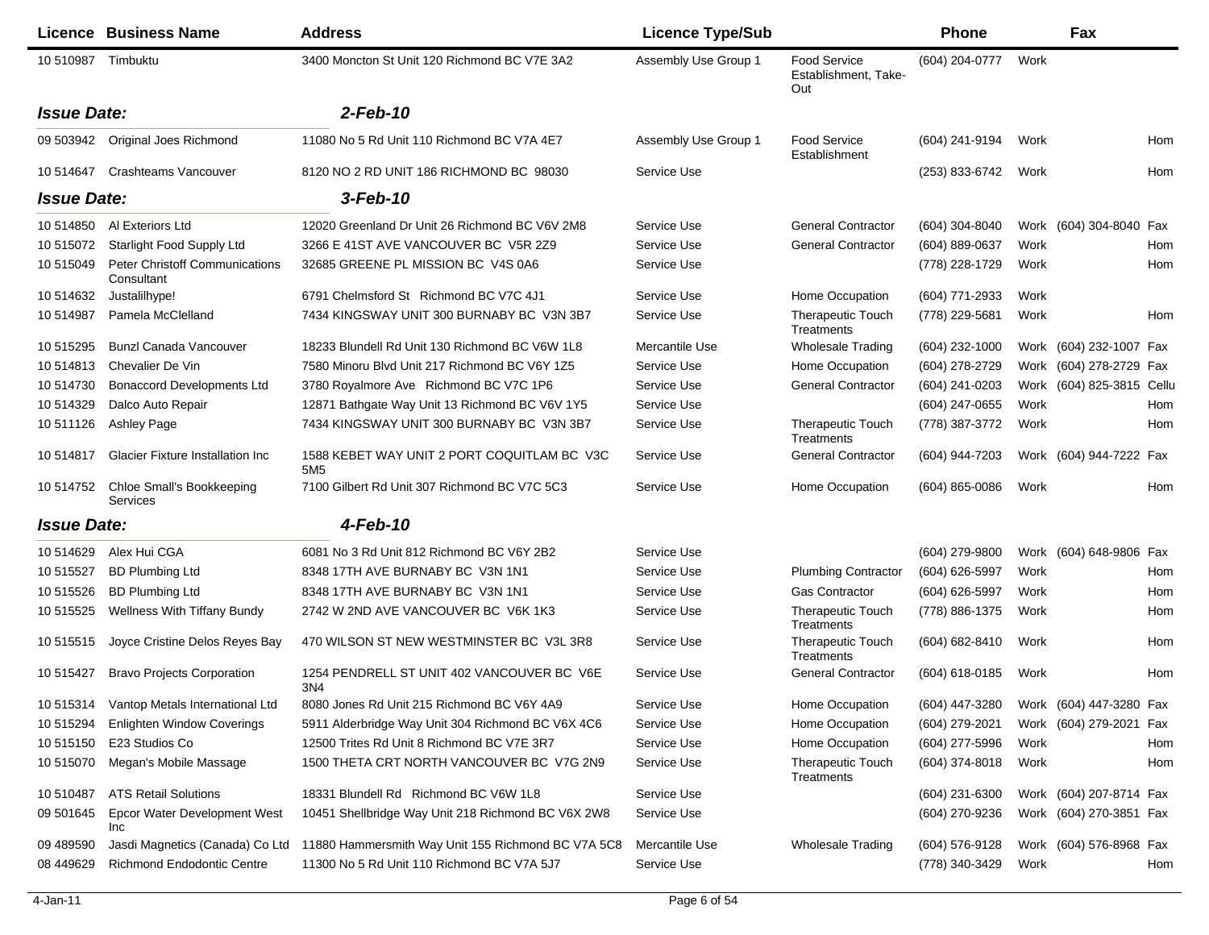| Licence | Business Name | Address | Licence Type/Sub | | Phone | | Fax | |
|---|---|---|---|---|---|---|---|---|
| 10 510987 | Timbuktu | 3400 Moncton St Unit 120 Richmond BC V7E 3A2 | Assembly Use Group 1 | Food Service Establishment, Take-Out | (604) 204-0777 | Work | | |
| ***Issue Date:*** | | ***2-Feb-10*** | | | | | | |
| 09 503942 | Original Joes Richmond | 11080 No 5 Rd Unit 110 Richmond BC V7A 4E7 | Assembly Use Group 1 | Food Service Establishment | (604) 241-9194 | Work | | Hom |
| 10 514647 | Crashteams Vancouver | 8120 NO 2 RD UNIT 186 RICHMOND BC 98030 | Service Use | | (253) 833-6742 | Work | | Hom |
| ***Issue Date:*** | | ***3-Feb-10*** | | | | | | |
| 10 514850 | Al Exteriors Ltd | 12020 Greenland Dr Unit 26 Richmond BC V6V 2M8 | Service Use | General Contractor | (604) 304-8040 | Work | (604) 304-8040 | Fax |
| 10 515072 | Starlight Food Supply Ltd | 3266 E 41ST AVE VANCOUVER BC V5R 2Z9 | Service Use | General Contractor | (604) 889-0637 | Work | | Hom |
| 10 515049 | Peter Christoff Communications Consultant | 32685 GREENE PL MISSION BC V4S 0A6 | Service Use | | (778) 228-1729 | Work | | Hom |
| 10 514632 | Justalilhype! | 6791 Chelmsford St Richmond BC V7C 4J1 | Service Use | Home Occupation | (604) 771-2933 | Work | | |
| 10 514987 | Pamela McClelland | 7434 KINGSWAY UNIT 300 BURNABY BC V3N 3B7 | Service Use | Therapeutic Touch Treatments | (778) 229-5681 | Work | | Hom |
| 10 515295 | Bunzl Canada Vancouver | 18233 Blundell Rd Unit 130 Richmond BC V6W 1L8 | Mercantile Use | Wholesale Trading | (604) 232-1000 | Work | (604) 232-1007 | Fax |
| 10 514813 | Chevalier De Vin | 7580 Minoru Blvd Unit 217 Richmond BC V6Y 1Z5 | Service Use | Home Occupation | (604) 278-2729 | Work | (604) 278-2729 | Fax |
| 10 514730 | Bonaccord Developments Ltd | 3780 Royalmore Ave Richmond BC V7C 1P6 | Service Use | General Contractor | (604) 241-0203 | Work | (604) 825-3815 | Cellu |
| 10 514329 | Dalco Auto Repair | 12871 Bathgate Way Unit 13 Richmond BC V6V 1Y5 | Service Use | | (604) 247-0655 | Work | | Hom |
| 10 511126 | Ashley Page | 7434 KINGSWAY UNIT 300 BURNABY BC V3N 3B7 | Service Use | Therapeutic Touch Treatments | (778) 387-3772 | Work | | Hom |
| 10 514817 | Glacier Fixture Installation Inc | 1588 KEBET WAY UNIT 2 PORT COQUITLAM BC V3C 5M5 | Service Use | General Contractor | (604) 944-7203 | Work | (604) 944-7222 | Fax |
| 10 514752 | Chloe Small's Bookkeeping Services | 7100 Gilbert Rd Unit 307 Richmond BC V7C 5C3 | Service Use | Home Occupation | (604) 865-0086 | Work | | Hom |
| ***Issue Date:*** | | ***4-Feb-10*** | | | | | | |
| 10 514629 | Alex Hui CGA | 6081 No 3 Rd Unit 812 Richmond BC V6Y 2B2 | Service Use | | (604) 279-9800 | Work | (604) 648-9806 | Fax |
| 10 515527 | BD Plumbing Ltd | 8348 17TH AVE BURNABY BC V3N 1N1 | Service Use | Plumbing Contractor | (604) 626-5997 | Work | | Hom |
| 10 515526 | BD Plumbing Ltd | 8348 17TH AVE BURNABY BC V3N 1N1 | Service Use | Gas Contractor | (604) 626-5997 | Work | | Hom |
| 10 515525 | Wellness With Tiffany Bundy | 2742 W 2ND AVE VANCOUVER BC V6K 1K3 | Service Use | Therapeutic Touch Treatments | (778) 886-1375 | Work | | Hom |
| 10 515515 | Joyce Cristine Delos Reyes Bay | 470 WILSON ST NEW WESTMINSTER BC V3L 3R8 | Service Use | Therapeutic Touch Treatments | (604) 682-8410 | Work | | Hom |
| 10 515427 | Bravo Projects Corporation | 1254 PENDRELL ST UNIT 402 VANCOUVER BC V6E 3N4 | Service Use | General Contractor | (604) 618-0185 | Work | | Hom |
| 10 515314 | Vantop Metals International Ltd | 8080 Jones Rd Unit 215 Richmond BC V6Y 4A9 | Service Use | Home Occupation | (604) 447-3280 | Work | (604) 447-3280 | Fax |
| 10 515294 | Enlighten Window Coverings | 5911 Alderbridge Way Unit 304 Richmond BC V6X 4C6 | Service Use | Home Occupation | (604) 279-2021 | Work | (604) 279-2021 | Fax |
| 10 515150 | E23 Studios Co | 12500 Trites Rd Unit 8 Richmond BC V7E 3R7 | Service Use | Home Occupation | (604) 277-5996 | Work | | Hom |
| 10 515070 | Megan's Mobile Massage | 1500 THETA CRT NORTH VANCOUVER BC V7G 2N9 | Service Use | Therapeutic Touch Treatments | (604) 374-8018 | Work | | Hom |
| 10 510487 | ATS Retail Solutions | 18331 Blundell Rd Richmond BC V6W 1L8 | Service Use | | (604) 231-6300 | Work | (604) 207-8714 | Fax |
| 09 501645 | Epcor Water Development West Inc | 10451 Shellbridge Way Unit 218 Richmond BC V6X 2W8 | Service Use | | (604) 270-9236 | Work | (604) 270-3851 | Fax |
| 09 489590 | Jasdi Magnetics (Canada) Co Ltd | 11880 Hammersmith Way Unit 155 Richmond BC V7A 5C8 | Mercantile Use | Wholesale Trading | (604) 576-9128 | Work | (604) 576-8968 | Fax |
| 08 449629 | Richmond Endodontic Centre | 11300 No 5 Rd Unit 110 Richmond BC V7A 5J7 | Service Use | | (778) 340-3429 | Work | | Hom |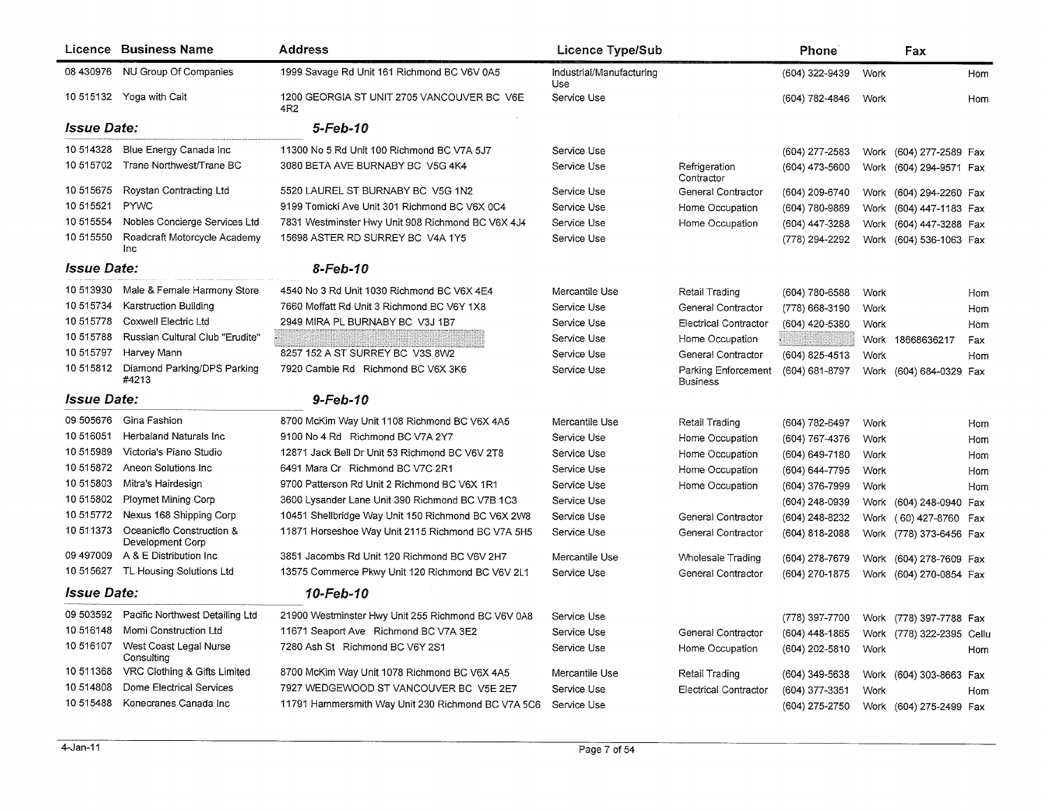| Licence | Business Name | Address | Licence Type/Sub | | Phone | | Fax | |
|---|---|---|---|---|---|---|---|---|
| 08 430976 | NU Group Of Companies | 1999 Savage Rd Unit 161 Richmond BC V6V 0A5 | Industrial/Manufacturing Use | | (604) 322-9439 | Work | | Hom |
| 10 515132 | Yoga with Cait | 1200 GEORGIA ST UNIT 2705 VANCOUVER BC V6E 4R2 | Service Use | | (604) 782-4846 | Work | | Hom |
| ***Issue Date:*** | | ***5-Feb-10*** | | | | | | |
| 10 514328 | Blue Energy Canada Inc | 11300 No 5 Rd Unit 100 Richmond BC V7A 5J7 | Service Use | | (604) 277-2583 | Work | (604) 277-2589 | Fax |
| 10 515702 | Trane Northwest/Trane BC | 3080 BETA AVE BURNABY BC V5G 4K4 | Service Use | Refrigeration Contractor | (604) 473-5600 | Work | (604) 294-9571 | Fax |
| 10 515675 | Roystan Contracting Ltd | 5520 LAUREL ST BURNABY BC V5G 1N2 | Service Use | General Contractor | (604) 209-6740 | Work | (604) 294-2260 | Fax |
| 10 515521 | PYWC | 9199 Tomicki Ave Unit 301 Richmond BC V6X 0C4 | Service Use | Home Occupation | (604) 780-9889 | Work | (604) 447-1183 | Fax |
| 10 515554 | Nobles Concierge Services Ltd | 7831 Westminster Hwy Unit 908 Richmond BC V6X 4J4 | Service Use | Home Occupation | (604) 447-3288 | Work | (604) 447-3288 | Fax |
| 10 515550 | Roadcraft Motorcycle Academy Inc | 15698 ASTER RD SURREY BC V4A 1Y5 | Service Use | | (778) 294-2292 | Work | (604) 536-1063 | Fax |
| ***Issue Date:*** | | ***8-Feb-10*** | | | | | | |
| 10 513930 | Male & Female Harmony Store | 4540 No 3 Rd Unit 1030 Richmond BC V6X 4E4 | Mercantile Use | Retail Trading | (604) 780-6588 | Work | | Hom |
| 10 515734 | Karstruction Building | 7660 Moffatt Rd Unit 3 Richmond BC V6Y 1X8 | Service Use | General Contractor | (778) 668-3190 | Work | | Hom |
| 10 515778 | Coxwell Electric Ltd | 2949 MIRA PL BURNABY BC V3J 1B7 | Service Use | Electrical Contractor | (604) 420-5380 | Work | | Hom |
| 10 515788 | Russian Cultural Club "Erudite" | | Service Use | Home Occupation | | Work | 18668636217 | Fax |
| 10 515797 | Harvey Mann | 8257 152 A ST SURREY BC V3S 8W2 | Service Use | General Contractor | (604) 825-4513 | Work | | Hom |
| 10 515812 | Diamond Parking/DPS Parking #4213 | 7920 Cambie Rd Richmond BC V6X 3K6 | Service Use | Parking Enforcement Business | (604) 681-8797 | Work | (604) 684-0329 | Fax |
| ***Issue Date:*** | | ***9-Feb-10*** | | | | | | |
| 09 505676 | Gina Fashion | 8700 McKim Way Unit 1108 Richmond BC V6X 4A5 | Mercantile Use | Retail Trading | (604) 782-6497 | Work | | Hom |
| 10 516051 | Herbaland Naturals Inc | 9100 No 4 Rd Richmond BC V7A 2Y7 | Service Use | Home Occupation | (604) 767-4376 | Work | | Hom |
| 10 515989 | Victoria's Piano Studio | 12871 Jack Bell Dr Unit 53 Richmond BC V6V 2T8 | Service Use | Home Occupation | (604) 649-7180 | Work | | Hom |
| 10 515872 | Aneon Solutions Inc | 6491 Mara Cr Richmond BC V7C 2R1 | Service Use | Home Occupation | (604) 644-7795 | Work | | Hom |
| 10 515803 | Mitra's Hairdesign | 9700 Patterson Rd Unit 2 Richmond BC V6X 1R1 | Service Use | Home Occupation | (604) 376-7999 | Work | | Hom |
| 10 515802 | Ploymet Mining Corp | 3600 Lysander Lane Unit 390 Richmond BC V7B 1C3 | Service Use | | (604) 248-0939 | Work | (604) 248-0940 | Fax |
| 10 515772 | Nexus 168 Shipping Corp | 10451 Shellbridge Way Unit 150 Richmond BC V6X 2W8 | Service Use | General Contractor | (604) 248-8232 | Work | ( 60) 427-8760 | Fax |
| 10 511373 | Oceanicflo Construction & Development Corp | 11871 Horseshoe Way Unit 2115 Richmond BC V7A 5H5 | Service Use | General Contractor | (604) 818-2088 | Work | (778) 373-6456 | Fax |
| 09 497009 | A & E Distribution Inc | 3851 Jacombs Rd Unit 120 Richmond BC V6V 2H7 | Mercantile Use | Wholesale Trading | (604) 278-7679 | Work | (604) 278-7609 | Fax |
| 10 515627 | TL Housing Solutions Ltd | 13575 Commerce Pkwy Unit 120 Richmond BC V6V 2L1 | Service Use | General Contractor | (604) 270-1875 | Work | (604) 270-0854 | Fax |
| ***Issue Date:*** | | ***10-Feb-10*** | | | | | | |
| 09 503592 | Pacific Northwest Detailing Ltd | 21900 Westminster Hwy Unit 255 Richmond BC V6V 0A8 | Service Use | | (778) 397-7700 | Work | (778) 397-7788 | Fax |
| 10 516148 | Momi Construction Ltd | 11671 Seaport Ave Richmond BC V7A 3E2 | Service Use | General Contractor | (604) 448-1865 | Work | (778) 322-2395 | Cellu |
| 10 516107 | West Coast Legal Nurse Consulting | 7280 Ash St Richmond BC V6Y 2S1 | Service Use | Home Occupation | (604) 202-5810 | Work | | Hom |
| 10 511368 | VRC Clothing & Gifts Limited | 8700 McKim Way Unit 1078 Richmond BC V6X 4A5 | Mercantile Use | Retail Trading | (604) 349-5638 | Work | (604) 303-8663 | Fax |
| 10 514808 | Dome Electrical Services | 7927 WEDGEWOOD ST VANCOUVER BC V5E 2E7 | Service Use | Electrical Contractor | (604) 377-3351 | Work | | Hom |
| 10 515488 | Konecranes Canada Inc | 11791 Hammersmith Way Unit 230 Richmond BC V7A 5C6 | Service Use | | (604) 275-2750 | Work | (604) 275-2499 | Fax |

4-Jan-11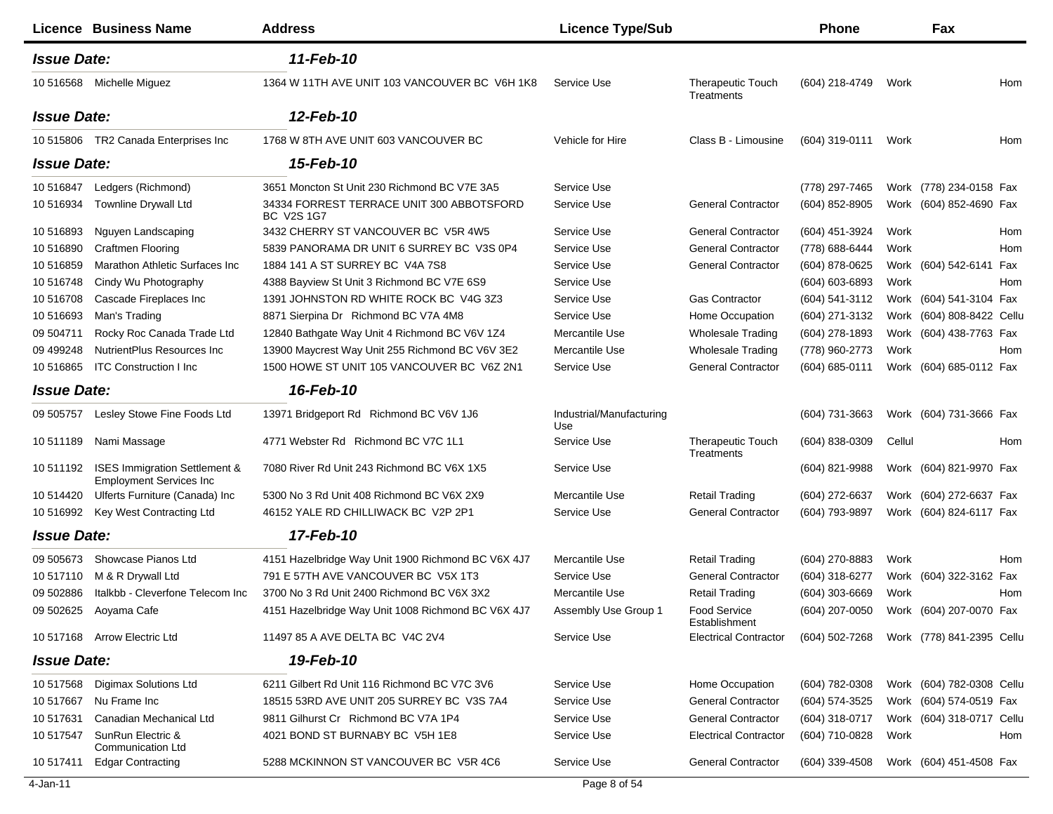| Licence | Business Name | Address | Licence Type/Sub | | Phone | | Fax | |
|---|---|---|---|---|---|---|---|---|
| ***Issue Date:*** | | ***11-Feb-10*** | | | | | | |
| 10 516568 | Michelle Miguez | 1364 W 11TH AVE UNIT 103 VANCOUVER BC V6H 1K8 | Service Use | Therapeutic Touch Treatments | (604) 218-4749 | Work | | Hom |
| ***Issue Date:*** | | ***12-Feb-10*** | | | | | | |
| 10 515806 | TR2 Canada Enterprises Inc | 1768 W 8TH AVE UNIT 603 VANCOUVER BC | Vehicle for Hire | Class B - Limousine | (604) 319-0111 | Work | | Hom |
| ***Issue Date:*** | | ***15-Feb-10*** | | | | | | |
| 10 516847 | Ledgers (Richmond) | 3651 Moncton St Unit 230 Richmond BC V7E 3A5 | Service Use | | (778) 297-7465 | Work | (778) 234-0158 | Fax |
| 10 516934 | Townline Drywall Ltd | 34334 FORREST TERRACE UNIT 300 ABBOTSFORD BC V2S 1G7 | Service Use | General Contractor | (604) 852-8905 | Work | (604) 852-4690 | Fax |
| 10 516893 | Nguyen Landscaping | 3432 CHERRY ST VANCOUVER BC V5R 4W5 | Service Use | General Contractor | (604) 451-3924 | Work | | Hom |
| 10 516890 | Craftmen Flooring | 5839 PANORAMA DR UNIT 6 SURREY BC V3S 0P4 | Service Use | General Contractor | (778) 688-6444 | Work | | Hom |
| 10 516859 | Marathon Athletic Surfaces Inc | 1884 141 A ST SURREY BC V4A 7S8 | Service Use | General Contractor | (604) 878-0625 | Work | (604) 542-6141 | Fax |
| 10 516748 | Cindy Wu Photography | 4388 Bayview St Unit 3 Richmond BC V7E 6S9 | Service Use | | (604) 603-6893 | Work | | Hom |
| 10 516708 | Cascade Fireplaces Inc | 1391 JOHNSTON RD WHITE ROCK BC V4G 3Z3 | Service Use | Gas Contractor | (604) 541-3112 | Work | (604) 541-3104 | Fax |
| 10 516693 | Man's Trading | 8871 Sierpina Dr Richmond BC V7A 4M8 | Service Use | Home Occupation | (604) 271-3132 | Work | (604) 808-8422 | Cellu |
| 09 504711 | Rocky Roc Canada Trade Ltd | 12840 Bathgate Way Unit 4 Richmond BC V6V 1Z4 | Mercantile Use | Wholesale Trading | (604) 278-1893 | Work | (604) 438-7763 | Fax |
| 09 499248 | NutrientPlus Resources Inc | 13900 Maycrest Way Unit 255 Richmond BC V6V 3E2 | Mercantile Use | Wholesale Trading | (778) 960-2773 | Work | | Hom |
| 10 516865 | ITC Construction I Inc | 1500 HOWE ST UNIT 105 VANCOUVER BC V6Z 2N1 | Service Use | General Contractor | (604) 685-0111 | Work | (604) 685-0112 | Fax |
| ***Issue Date:*** | | ***16-Feb-10*** | | | | | | |
| 09 505757 | Lesley Stowe Fine Foods Ltd | 13971 Bridgeport Rd Richmond BC V6V 1J6 | Industrial/Manufacturing Use | | (604) 731-3663 | Work | (604) 731-3666 | Fax |
| 10 511189 | Nami Massage | 4771 Webster Rd Richmond BC V7C 1L1 | Service Use | Therapeutic Touch Treatments | (604) 838-0309 | Cellul | | Hom |
| 10 511192 | ISES Immigration Settlement & Employment Services Inc | 7080 River Rd Unit 243 Richmond BC V6X 1X5 | Service Use | | (604) 821-9988 | Work | (604) 821-9970 | Fax |
| 10 514420 | Ulferts Furniture (Canada) Inc | 5300 No 3 Rd Unit 408 Richmond BC V6X 2X9 | Mercantile Use | Retail Trading | (604) 272-6637 | Work | (604) 272-6637 | Fax |
| 10 516992 | Key West Contracting Ltd | 46152 YALE RD CHILLIWACK BC V2P 2P1 | Service Use | General Contractor | (604) 793-9897 | Work | (604) 824-6117 | Fax |
| ***Issue Date:*** | | ***17-Feb-10*** | | | | | | |
| 09 505673 | Showcase Pianos Ltd | 4151 Hazelbridge Way Unit 1900 Richmond BC V6X 4J7 | Mercantile Use | Retail Trading | (604) 270-8883 | Work | | Hom |
| 10 517110 | M & R Drywall Ltd | 791 E 57TH AVE VANCOUVER BC V5X 1T3 | Service Use | General Contractor | (604) 318-6277 | Work | (604) 322-3162 | Fax |
| 09 502886 | Italkbb - Cleverfone Telecom Inc | 3700 No 3 Rd Unit 2400 Richmond BC V6X 3X2 | Mercantile Use | Retail Trading | (604) 303-6669 | Work | | Hom |
| 09 502625 | Aoyama Cafe | 4151 Hazelbridge Way Unit 1008 Richmond BC V6X 4J7 | Assembly Use Group 1 | Food Service Establishment | (604) 207-0050 | Work | (604) 207-0070 | Fax |
| 10 517168 | Arrow Electric Ltd | 11497 85 A AVE DELTA BC V4C 2V4 | Service Use | Electrical Contractor | (604) 502-7268 | Work | (778) 841-2395 | Cellu |
| ***Issue Date:*** | | ***19-Feb-10*** | | | | | | |
| 10 517568 | Digimax Solutions Ltd | 6211 Gilbert Rd Unit 116 Richmond BC V7C 3V6 | Service Use | Home Occupation | (604) 782-0308 | Work | (604) 782-0308 | Cellu |
| 10 517667 | Nu Frame Inc | 18515 53RD AVE UNIT 205 SURREY BC V3S 7A4 | Service Use | General Contractor | (604) 574-3525 | Work | (604) 574-0519 | Fax |
| 10 517631 | Canadian Mechanical Ltd | 9811 Gilhurst Cr Richmond BC V7A 1P4 | Service Use | General Contractor | (604) 318-0717 | Work | (604) 318-0717 | Cellu |
| 10 517547 | SunRun Electric & Communication Ltd | 4021 BOND ST BURNABY BC V5H 1E8 | Service Use | Electrical Contractor | (604) 710-0828 | Work | | Hom |
| 10 517411 | Edgar Contracting | 5288 MCKINNON ST VANCOUVER BC V5R 4C6 | Service Use | General Contractor | (604) 339-4508 | Work | (604) 451-4508 | Fax |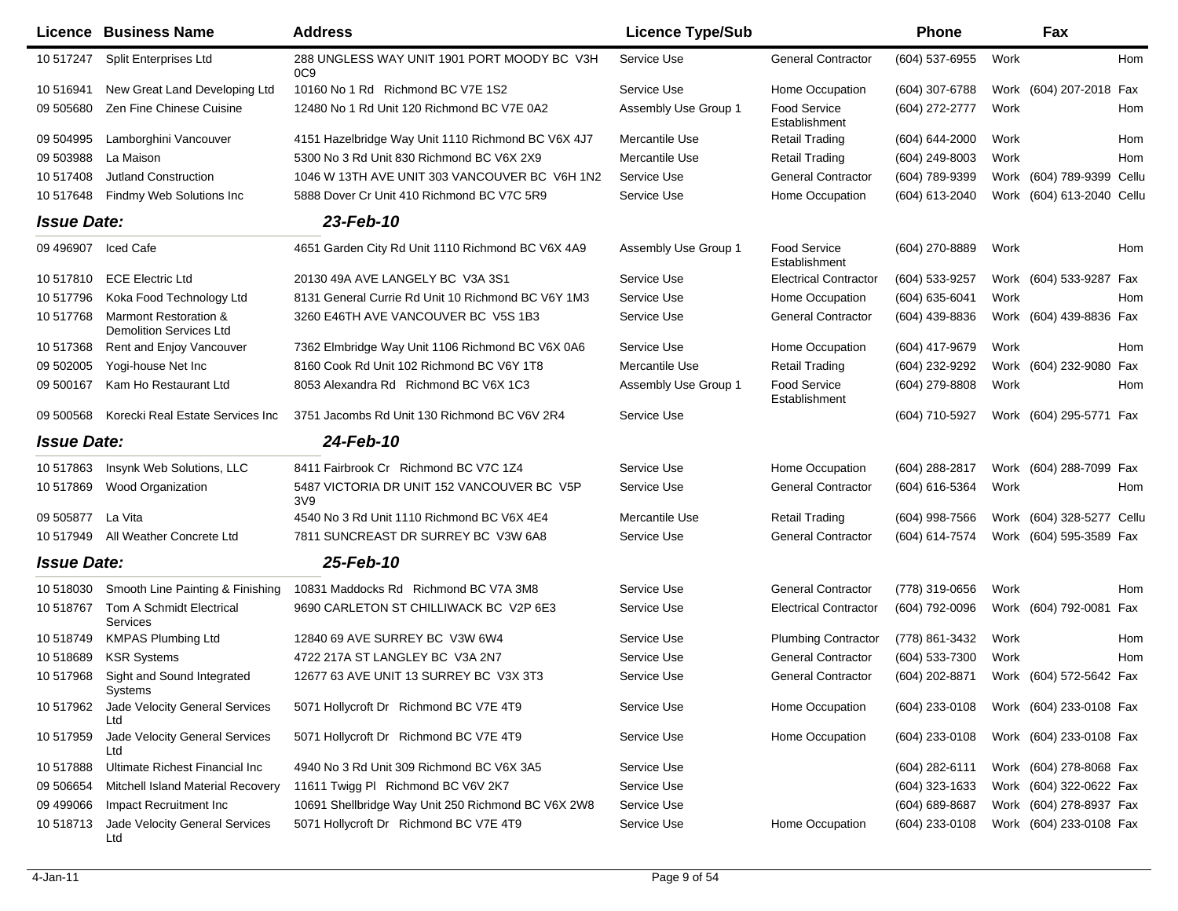| Licence | Business Name | Address | Licence Type/Sub | | Phone | | Fax | |
|---|---|---|---|---|---|---|---|---|
| 10 517247 | Split Enterprises Ltd | 288 UNGLESS WAY UNIT 1901 PORT MOODY BC V3H 0C9 | Service Use | General Contractor | (604) 537-6955 | Work | | Hom |
| 10 516941 | New Great Land Developing Ltd | 10160 No 1 Rd Richmond BC V7E 1S2 | Service Use | Home Occupation | (604) 307-6788 | Work | (604) 207-2018 | Fax |
| 09 505680 | Zen Fine Chinese Cuisine | 12480 No 1 Rd Unit 120 Richmond BC V7E 0A2 | Assembly Use Group 1 | Food Service Establishment | (604) 272-2777 | Work | | Hom |
| 09 504995 | Lamborghini Vancouver | 4151 Hazelbridge Way Unit 1110 Richmond BC V6X 4J7 | Mercantile Use | Retail Trading | (604) 644-2000 | Work | | Hom |
| 09 503988 | La Maison | 5300 No 3 Rd Unit 830 Richmond BC V6X 2X9 | Mercantile Use | Retail Trading | (604) 249-8003 | Work | | Hom |
| 10 517408 | Jutland Construction | 1046 W 13TH AVE UNIT 303 VANCOUVER BC V6H 1N2 | Service Use | General Contractor | (604) 789-9399 | Work | (604) 789-9399 | Cellu |
| 10 517648 | Findmy Web Solutions Inc | 5888 Dover Cr Unit 410 Richmond BC V7C 5R9 | Service Use | Home Occupation | (604) 613-2040 | Work | (604) 613-2040 | Cellu |
| ***Issue Date:*** | | ***23-Feb-10*** | | | | | | |
| 09 496907 | Iced Cafe | 4651 Garden City Rd Unit 1110 Richmond BC V6X 4A9 | Assembly Use Group 1 | Food Service Establishment | (604) 270-8889 | Work | | Hom |
| 10 517810 | ECE Electric Ltd | 20130 49A AVE LANGELY BC V3A 3S1 | Service Use | Electrical Contractor | (604) 533-9257 | Work | (604) 533-9287 | Fax |
| 10 517796 | Koka Food Technology Ltd | 8131 General Currie Rd Unit 10 Richmond BC V6Y 1M3 | Service Use | Home Occupation | (604) 635-6041 | Work | | Hom |
| 10 517768 | Marmont Restoration & Demolition Services Ltd | 3260 E46TH AVE VANCOUVER BC V5S 1B3 | Service Use | General Contractor | (604) 439-8836 | Work | (604) 439-8836 | Fax |
| 10 517368 | Rent and Enjoy Vancouver | 7362 Elmbridge Way Unit 1106 Richmond BC V6X 0A6 | Service Use | Home Occupation | (604) 417-9679 | Work | | Hom |
| 09 502005 | Yogi-house Net Inc | 8160 Cook Rd Unit 102 Richmond BC V6Y 1T8 | Mercantile Use | Retail Trading | (604) 232-9292 | Work | (604) 232-9080 | Fax |
| 09 500167 | Kam Ho Restaurant Ltd | 8053 Alexandra Rd Richmond BC V6X 1C3 | Assembly Use Group 1 | Food Service Establishment | (604) 279-8808 | Work | | Hom |
| 09 500568 | Korecki Real Estate Services Inc | 3751 Jacombs Rd Unit 130 Richmond BC V6V 2R4 | Service Use | | (604) 710-5927 | Work | (604) 295-5771 | Fax |
| ***Issue Date:*** | | ***24-Feb-10*** | | | | | | |
| 10 517863 | Insynk Web Solutions, LLC | 8411 Fairbrook Cr Richmond BC V7C 1Z4 | Service Use | Home Occupation | (604) 288-2817 | Work | (604) 288-7099 | Fax |
| 10 517869 | Wood Organization | 5487 VICTORIA DR UNIT 152 VANCOUVER BC V5P 3V9 | Service Use | General Contractor | (604) 616-5364 | Work | | Hom |
| 09 505877 | La Vita | 4540 No 3 Rd Unit 1110 Richmond BC V6X 4E4 | Mercantile Use | Retail Trading | (604) 998-7566 | Work | (604) 328-5277 | Cellu |
| 10 517949 | All Weather Concrete Ltd | 7811 SUNCREAST DR SURREY BC V3W 6A8 | Service Use | General Contractor | (604) 614-7574 | Work | (604) 595-3589 | Fax |
| ***Issue Date:*** | | ***25-Feb-10*** | | | | | | |
| 10 518030 | Smooth Line Painting & Finishing | 10831 Maddocks Rd Richmond BC V7A 3M8 | Service Use | General Contractor | (778) 319-0656 | Work | | Hom |
| 10 518767 | Tom A Schmidt Electrical Services | 9690 CARLETON ST CHILLIWACK BC V2P 6E3 | Service Use | Electrical Contractor | (604) 792-0096 | Work | (604) 792-0081 | Fax |
| 10 518749 | KMPAS Plumbing Ltd | 12840 69 AVE SURREY BC V3W 6W4 | Service Use | Plumbing Contractor | (778) 861-3432 | Work | | Hom |
| 10 518689 | KSR Systems | 4722 217A ST LANGLEY BC V3A 2N7 | Service Use | General Contractor | (604) 533-7300 | Work | | Hom |
| 10 517968 | Sight and Sound Integrated Systems | 12677 63 AVE UNIT 13 SURREY BC V3X 3T3 | Service Use | General Contractor | (604) 202-8871 | Work | (604) 572-5642 | Fax |
| 10 517962 | Jade Velocity General Services Ltd | 5071 Hollycroft Dr Richmond BC V7E 4T9 | Service Use | Home Occupation | (604) 233-0108 | Work | (604) 233-0108 | Fax |
| 10 517959 | Jade Velocity General Services Ltd | 5071 Hollycroft Dr Richmond BC V7E 4T9 | Service Use | Home Occupation | (604) 233-0108 | Work | (604) 233-0108 | Fax |
| 10 517888 | Ultimate Richest Financial Inc | 4940 No 3 Rd Unit 309 Richmond BC V6X 3A5 | Service Use | | (604) 282-6111 | Work | (604) 278-8068 | Fax |
| 09 506654 | Mitchell Island Material Recovery | 11611 Twigg Pl Richmond BC V6V 2K7 | Service Use | | (604) 323-1633 | Work | (604) 322-0622 | Fax |
| 09 499066 | Impact Recruitment Inc | 10691 Shellbridge Way Unit 250 Richmond BC V6X 2W8 | Service Use | | (604) 689-8687 | Work | (604) 278-8937 | Fax |
| 10 518713 | Jade Velocity General Services Ltd | 5071 Hollycroft Dr Richmond BC V7E 4T9 | Service Use | Home Occupation | (604) 233-0108 | Work | (604) 233-0108 | Fax |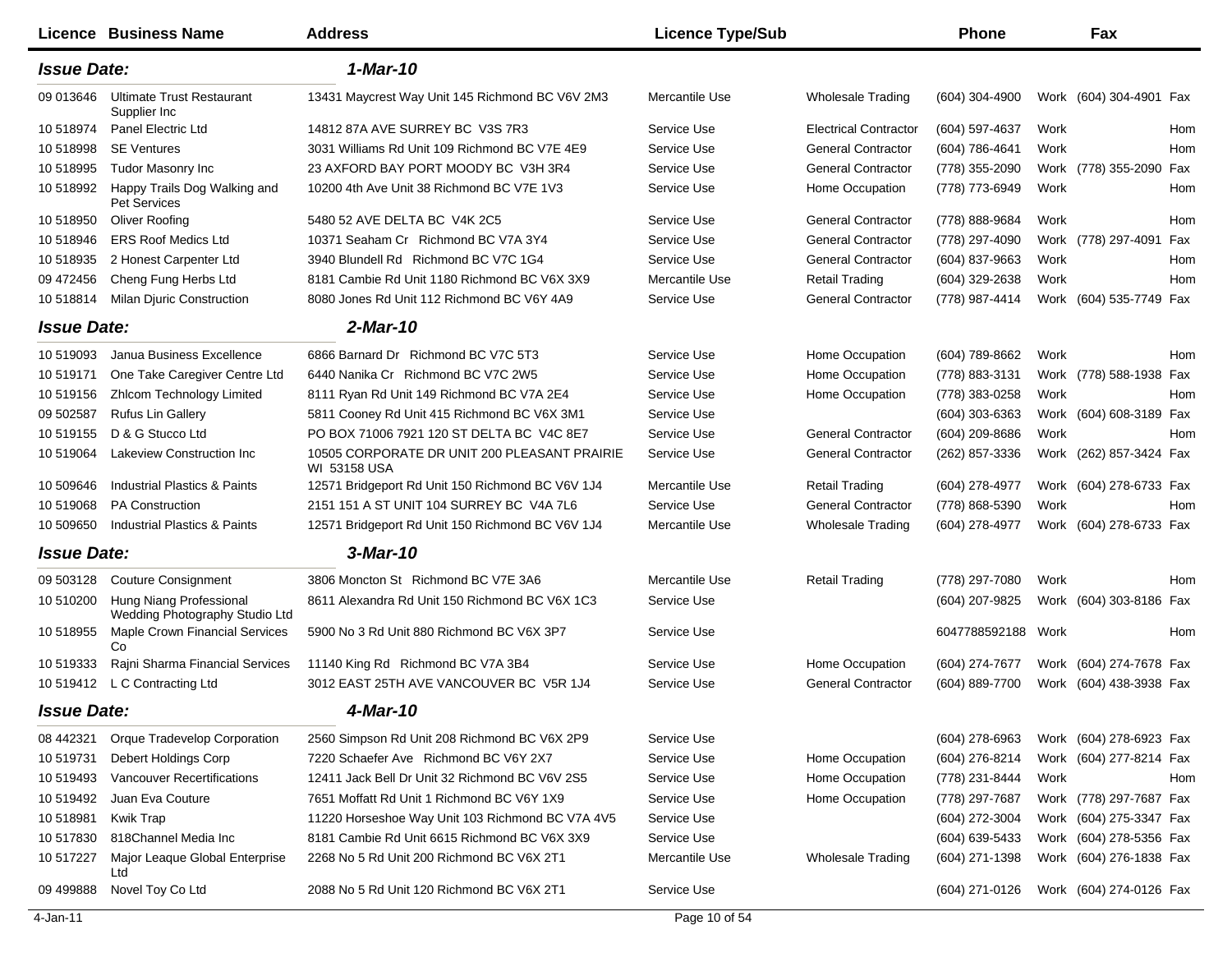| Licence | Business Name | Address | Licence Type/Sub | | Phone | | Fax | |
|---|---|---|---|---|---|---|---|---|
| ***Issue Date:*** | | ***1-Mar-10*** | | | | | | |
| 09 013646 | Ultimate Trust Restaurant Supplier Inc | 13431 Maycrest Way Unit 145 Richmond BC V6V 2M3 | Mercantile Use | Wholesale Trading | (604) 304-4900 | Work | (604) 304-4901 | Fax |
| 10 518974 | Panel Electric Ltd | 14812 87A AVE SURREY BC V3S 7R3 | Service Use | Electrical Contractor | (604) 597-4637 | Work | | Hom |
| 10 518998 | SE Ventures | 3031 Williams Rd Unit 109 Richmond BC V7E 4E9 | Service Use | General Contractor | (604) 786-4641 | Work | | Hom |
| 10 518995 | Tudor Masonry Inc | 23 AXFORD BAY PORT MOODY BC V3H 3R4 | Service Use | General Contractor | (778) 355-2090 | Work | (778) 355-2090 | Fax |
| 10 518992 | Happy Trails Dog Walking and Pet Services | 10200 4th Ave Unit 38 Richmond BC V7E 1V3 | Service Use | Home Occupation | (778) 773-6949 | Work | | Hom |
| 10 518950 | Oliver Roofing | 5480 52 AVE DELTA BC V4K 2C5 | Service Use | General Contractor | (778) 888-9684 | Work | | Hom |
| 10 518946 | ERS Roof Medics Ltd | 10371 Seaham Cr Richmond BC V7A 3Y4 | Service Use | General Contractor | (778) 297-4090 | Work | (778) 297-4091 | Fax |
| 10 518935 | 2 Honest Carpenter Ltd | 3940 Blundell Rd Richmond BC V7C 1G4 | Service Use | General Contractor | (604) 837-9663 | Work | | Hom |
| 09 472456 | Cheng Fung Herbs Ltd | 8181 Cambie Rd Unit 1180 Richmond BC V6X 3X9 | Mercantile Use | Retail Trading | (604) 329-2638 | Work | | Hom |
| 10 518814 | Milan Djuric Construction | 8080 Jones Rd Unit 112 Richmond BC V6Y 4A9 | Service Use | General Contractor | (778) 987-4414 | Work | (604) 535-7749 | Fax |
| ***Issue Date:*** | | ***2-Mar-10*** | | | | | | |
| 10 519093 | Janua Business Excellence | 6866 Barnard Dr Richmond BC V7C 5T3 | Service Use | Home Occupation | (604) 789-8662 | Work | | Hom |
| 10 519171 | One Take Caregiver Centre Ltd | 6440 Nanika Cr Richmond BC V7C 2W5 | Service Use | Home Occupation | (778) 883-3131 | Work | (778) 588-1938 | Fax |
| 10 519156 | Zhlcom Technology Limited | 8111 Ryan Rd Unit 149 Richmond BC V7A 2E4 | Service Use | Home Occupation | (778) 383-0258 | Work | | Hom |
| 09 502587 | Rufus Lin Gallery | 5811 Cooney Rd Unit 415 Richmond BC V6X 3M1 | Service Use | | (604) 303-6363 | Work | (604) 608-3189 | Fax |
| 10 519155 | D & G Stucco Ltd | PO BOX 71006 7921 120 ST DELTA BC V4C 8E7 | Service Use | General Contractor | (604) 209-8686 | Work | | Hom |
| 10 519064 | Lakeview Construction Inc | 10505 CORPORATE DR UNIT 200 PLEASANT PRAIRIE WI 53158 USA | Service Use | General Contractor | (262) 857-3336 | Work | (262) 857-3424 | Fax |
| 10 509646 | Industrial Plastics & Paints | 12571 Bridgeport Rd Unit 150 Richmond BC V6V 1J4 | Mercantile Use | Retail Trading | (604) 278-4977 | Work | (604) 278-6733 | Fax |
| 10 519068 | PA Construction | 2151 151 A ST UNIT 104 SURREY BC V4A 7L6 | Service Use | General Contractor | (778) 868-5390 | Work | | Hom |
| 10 509650 | Industrial Plastics & Paints | 12571 Bridgeport Rd Unit 150 Richmond BC V6V 1J4 | Mercantile Use | Wholesale Trading | (604) 278-4977 | Work | (604) 278-6733 | Fax |
| ***Issue Date:*** | | ***3-Mar-10*** | | | | | | |
| 09 503128 | Couture Consignment | 3806 Moncton St Richmond BC V7E 3A6 | Mercantile Use | Retail Trading | (778) 297-7080 | Work | | Hom |
| 10 510200 | Hung Niang Professional Wedding Photography Studio Ltd | 8611 Alexandra Rd Unit 150 Richmond BC V6X 1C3 | Service Use | | (604) 207-9825 | Work | (604) 303-8186 | Fax |
| 10 518955 | Maple Crown Financial Services Co | 5900 No 3 Rd Unit 880 Richmond BC V6X 3P7 | Service Use | | 6047788592188 | Work | | Hom |
| 10 519333 | Rajni Sharma Financial Services | 11140 King Rd Richmond BC V7A 3B4 | Service Use | Home Occupation | (604) 274-7677 | Work | (604) 274-7678 | Fax |
| 10 519412 | L C Contracting Ltd | 3012 EAST 25TH AVE VANCOUVER BC V5R 1J4 | Service Use | General Contractor | (604) 889-7700 | Work | (604) 438-3938 | Fax |
| ***Issue Date:*** | | ***4-Mar-10*** | | | | | | |
| 08 442321 | Orque Tradevelop Corporation | 2560 Simpson Rd Unit 208 Richmond BC V6X 2P9 | Service Use | | (604) 278-6963 | Work | (604) 278-6923 | Fax |
| 10 519731 | Debert Holdings Corp | 7220 Schaefer Ave Richmond BC V6Y 2X7 | Service Use | Home Occupation | (604) 276-8214 | Work | (604) 277-8214 | Fax |
| 10 519493 | Vancouver Recertifications | 12411 Jack Bell Dr Unit 32 Richmond BC V6V 2S5 | Service Use | Home Occupation | (778) 231-8444 | Work | | Hom |
| 10 519492 | Juan Eva Couture | 7651 Moffatt Rd Unit 1 Richmond BC V6Y 1X9 | Service Use | Home Occupation | (778) 297-7687 | Work | (778) 297-7687 | Fax |
| 10 518981 | Kwik Trap | 11220 Horseshoe Way Unit 103 Richmond BC V7A 4V5 | Service Use | | (604) 272-3004 | Work | (604) 275-3347 | Fax |
| 10 517830 | 818Channel Media Inc | 8181 Cambie Rd Unit 6615 Richmond BC V6X 3X9 | Service Use | | (604) 639-5433 | Work | (604) 278-5356 | Fax |
| 10 517227 | Major Leaque Global Enterprise Ltd | 2268 No 5 Rd Unit 200 Richmond BC V6X 2T1 | Mercantile Use | Wholesale Trading | (604) 271-1398 | Work | (604) 276-1838 | Fax |
| 09 499888 | Novel Toy Co Ltd | 2088 No 5 Rd Unit 120 Richmond BC V6X 2T1 | Service Use | | (604) 271-0126 | Work | (604) 274-0126 | Fax |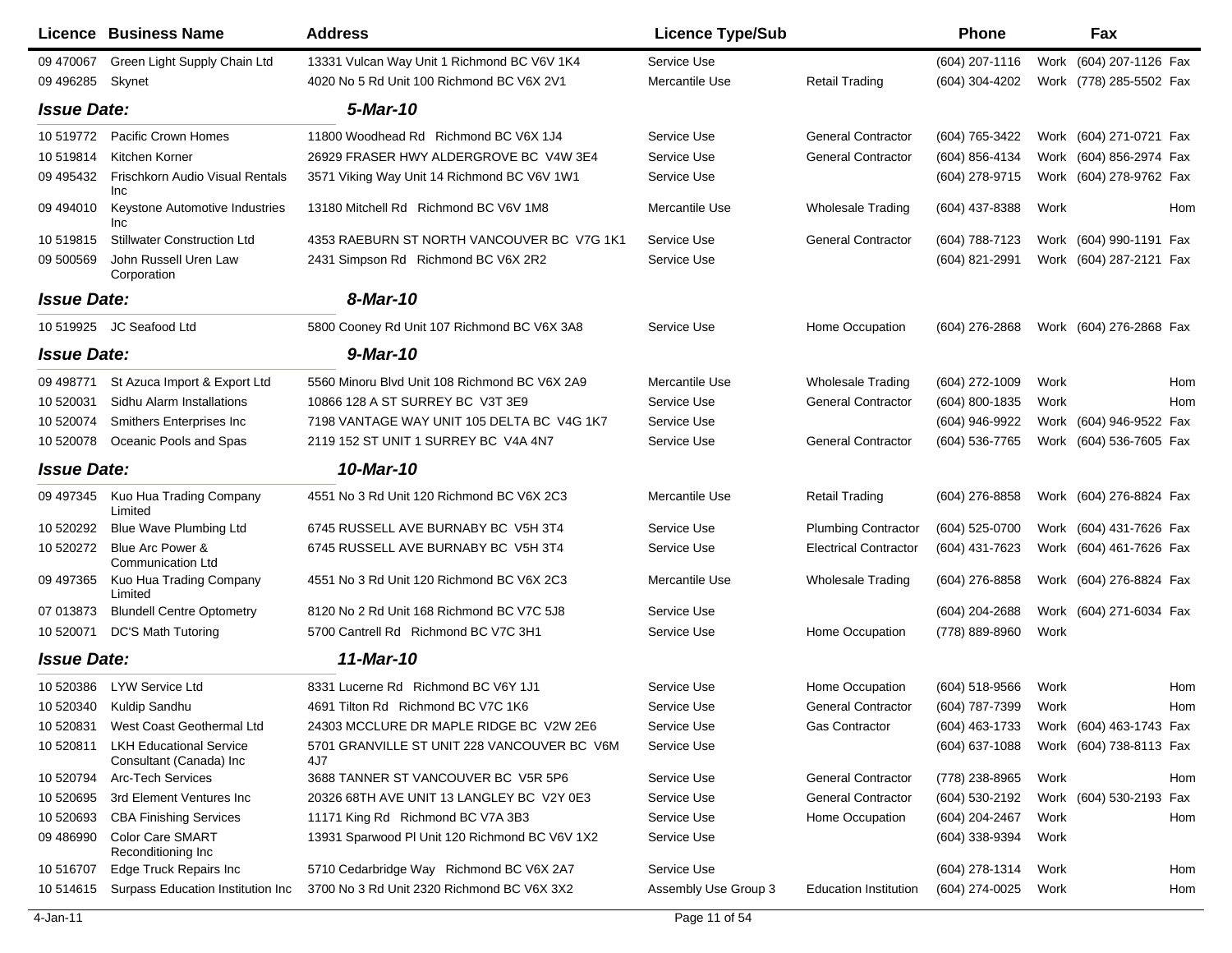| Licence | Business Name | Address | Licence Type/Sub | | Phone | | Fax | |
|---|---|---|---|---|---|---|---|---|
| 09 470067 | Green Light Supply Chain Ltd | 13331 Vulcan Way Unit 1 Richmond BC V6V 1K4 | Service Use | | (604) 207-1116 | Work | (604) 207-1126 | Fax |
| 09 496285 | Skynet | 4020 No 5 Rd Unit 100 Richmond BC V6X 2V1 | Mercantile Use | Retail Trading | (604) 304-4202 | Work | (778) 285-5502 | Fax |
| ***Issue Date:*** | | ***5-Mar-10*** | | | | | | |
| 10 519772 | Pacific Crown Homes | 11800 Woodhead Rd Richmond BC V6X 1J4 | Service Use | General Contractor | (604) 765-3422 | Work | (604) 271-0721 | Fax |
| 10 519814 | Kitchen Korner | 26929 FRASER HWY ALDERGROVE BC V4W 3E4 | Service Use | General Contractor | (604) 856-4134 | Work | (604) 856-2974 | Fax |
| 09 495432 | Frischkorn Audio Visual Rentals Inc | 3571 Viking Way Unit 14 Richmond BC V6V 1W1 | Service Use | | (604) 278-9715 | Work | (604) 278-9762 | Fax |
| 09 494010 | Keystone Automotive Industries Inc | 13180 Mitchell Rd Richmond BC V6V 1M8 | Mercantile Use | Wholesale Trading | (604) 437-8388 | Work | | Hom |
| 10 519815 | Stillwater Construction Ltd | 4353 RAEBURN ST NORTH VANCOUVER BC V7G 1K1 | Service Use | General Contractor | (604) 788-7123 | Work | (604) 990-1191 | Fax |
| 09 500569 | John Russell Uren Law Corporation | 2431 Simpson Rd Richmond BC V6X 2R2 | Service Use | | (604) 821-2991 | Work | (604) 287-2121 | Fax |
| ***Issue Date:*** | | ***8-Mar-10*** | | | | | | |
| 10 519925 | JC Seafood Ltd | 5800 Cooney Rd Unit 107 Richmond BC V6X 3A8 | Service Use | Home Occupation | (604) 276-2868 | Work | (604) 276-2868 | Fax |
| ***Issue Date:*** | | ***9-Mar-10*** | | | | | | |
| 09 498771 | St Azuca Import & Export Ltd | 5560 Minoru Blvd Unit 108 Richmond BC V6X 2A9 | Mercantile Use | Wholesale Trading | (604) 272-1009 | Work | | Hom |
| 10 520031 | Sidhu Alarm Installations | 10866 128 A ST SURREY BC V3T 3E9 | Service Use | General Contractor | (604) 800-1835 | Work | | Hom |
| 10 520074 | Smithers Enterprises Inc | 7198 VANTAGE WAY UNIT 105 DELTA BC V4G 1K7 | Service Use | | (604) 946-9922 | Work | (604) 946-9522 | Fax |
| 10 520078 | Oceanic Pools and Spas | 2119 152 ST UNIT 1 SURREY BC V4A 4N7 | Service Use | General Contractor | (604) 536-7765 | Work | (604) 536-7605 | Fax |
| ***Issue Date:*** | | ***10-Mar-10*** | | | | | | |
| 09 497345 | Kuo Hua Trading Company Limited | 4551 No 3 Rd Unit 120 Richmond BC V6X 2C3 | Mercantile Use | Retail Trading | (604) 276-8858 | Work | (604) 276-8824 | Fax |
| 10 520292 | Blue Wave Plumbing Ltd | 6745 RUSSELL AVE BURNABY BC V5H 3T4 | Service Use | Plumbing Contractor | (604) 525-0700 | Work | (604) 431-7626 | Fax |
| 10 520272 | Blue Arc Power & Communication Ltd | 6745 RUSSELL AVE BURNABY BC V5H 3T4 | Service Use | Electrical Contractor | (604) 431-7623 | Work | (604) 461-7626 | Fax |
| 09 497365 | Kuo Hua Trading Company Limited | 4551 No 3 Rd Unit 120 Richmond BC V6X 2C3 | Mercantile Use | Wholesale Trading | (604) 276-8858 | Work | (604) 276-8824 | Fax |
| 07 013873 | Blundell Centre Optometry | 8120 No 2 Rd Unit 168 Richmond BC V7C 5J8 | Service Use | | (604) 204-2688 | Work | (604) 271-6034 | Fax |
| 10 520071 | DC'S Math Tutoring | 5700 Cantrell Rd Richmond BC V7C 3H1 | Service Use | Home Occupation | (778) 889-8960 | Work | | |
| ***Issue Date:*** | | ***11-Mar-10*** | | | | | | |
| 10 520386 | LYW Service Ltd | 8331 Lucerne Rd Richmond BC V6Y 1J1 | Service Use | Home Occupation | (604) 518-9566 | Work | | Hom |
| 10 520340 | Kuldip Sandhu | 4691 Tilton Rd Richmond BC V7C 1K6 | Service Use | General Contractor | (604) 787-7399 | Work | | Hom |
| 10 520831 | West Coast Geothermal Ltd | 24303 MCCLURE DR MAPLE RIDGE BC V2W 2E6 | Service Use | Gas Contractor | (604) 463-1733 | Work | (604) 463-1743 | Fax |
| 10 520811 | LKH Educational Service Consultant (Canada) Inc | 5701 GRANVILLE ST UNIT 228 VANCOUVER BC V6M 4J7 | Service Use | | (604) 637-1088 | Work | (604) 738-8113 | Fax |
| 10 520794 | Arc-Tech Services | 3688 TANNER ST VANCOUVER BC V5R 5P6 | Service Use | General Contractor | (778) 238-8965 | Work | | Hom |
| 10 520695 | 3rd Element Ventures Inc | 20326 68TH AVE UNIT 13 LANGLEY BC V2Y 0E3 | Service Use | General Contractor | (604) 530-2192 | Work | (604) 530-2193 | Fax |
| 10 520693 | CBA Finishing Services | 11171 King Rd Richmond BC V7A 3B3 | Service Use | Home Occupation | (604) 204-2467 | Work | | Hom |
| 09 486990 | Color Care SMART Reconditioning Inc | 13931 Sparwood Pl Unit 120 Richmond BC V6V 1X2 | Service Use | | (604) 338-9394 | Work | | |
| 10 516707 | Edge Truck Repairs Inc | 5710 Cedarbridge Way Richmond BC V6X 2A7 | Service Use | | (604) 278-1314 | Work | | Hom |
| 10 514615 | Surpass Education Institution Inc | 3700 No 3 Rd Unit 2320 Richmond BC V6X 3X2 | Assembly Use Group 3 | Education Institution | (604) 274-0025 | Work | | Hom |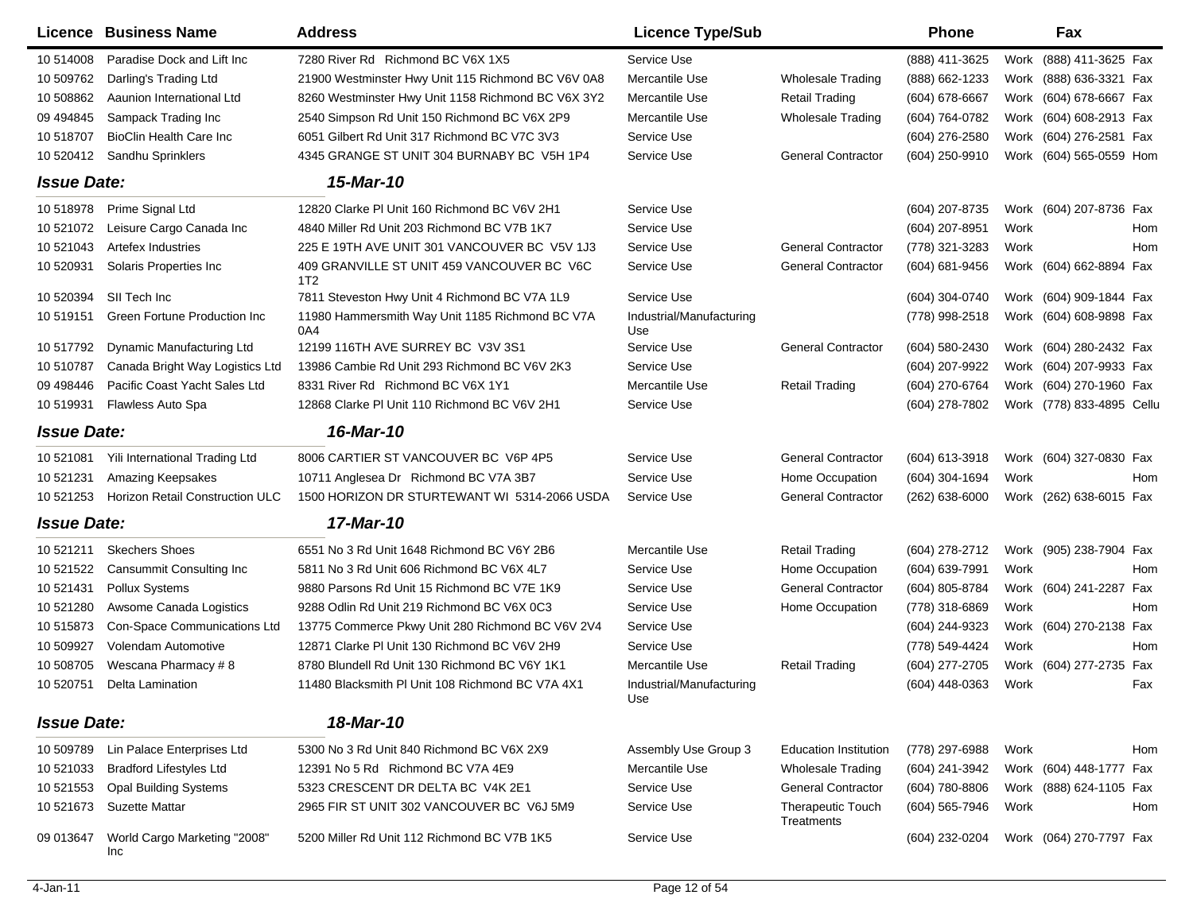| Licence | Business Name | Address | Licence Type/Sub | | Phone | | Fax | |
|---|---|---|---|---|---|---|---|---|
| 10 514008 | Paradise Dock and Lift Inc | 7280 River Rd Richmond BC V6X 1X5 | Service Use | | (888) 411-3625 | Work | (888) 411-3625 | Fax |
| 10 509762 | Darling's Trading Ltd | 21900 Westminster Hwy Unit 115 Richmond BC V6V 0A8 | Mercantile Use | Wholesale Trading | (888) 662-1233 | Work | (888) 636-3321 | Fax |
| 10 508862 | Aaunion International Ltd | 8260 Westminster Hwy Unit 1158 Richmond BC V6X 3Y2 | Mercantile Use | Retail Trading | (604) 678-6667 | Work | (604) 678-6667 | Fax |
| 09 494845 | Sampack Trading Inc | 2540 Simpson Rd Unit 150 Richmond BC V6X 2P9 | Mercantile Use | Wholesale Trading | (604) 764-0782 | Work | (604) 608-2913 | Fax |
| 10 518707 | BioClin Health Care Inc | 6051 Gilbert Rd Unit 317 Richmond BC V7C 3V3 | Service Use | | (604) 276-2580 | Work | (604) 276-2581 | Fax |
| 10 520412 | Sandhu Sprinklers | 4345 GRANGE ST UNIT 304 BURNABY BC V5H 1P4 | Service Use | General Contractor | (604) 250-9910 | Work | (604) 565-0559 | Hom |
| ***Issue Date:*** | | ***15-Mar-10*** | | | | | | |
| 10 518978 | Prime Signal Ltd | 12820 Clarke Pl Unit 160 Richmond BC V6V 2H1 | Service Use | | (604) 207-8735 | Work | (604) 207-8736 | Fax |
| 10 521072 | Leisure Cargo Canada Inc | 4840 Miller Rd Unit 203 Richmond BC V7B 1K7 | Service Use | | (604) 207-8951 | Work | | Hom |
| 10 521043 | Artefex Industries | 225 E 19TH AVE UNIT 301 VANCOUVER BC V5V 1J3 | Service Use | General Contractor | (778) 321-3283 | Work | | Hom |
| 10 520931 | Solaris Properties Inc | 409 GRANVILLE ST UNIT 459 VANCOUVER BC V6C 1T2 | Service Use | General Contractor | (604) 681-9456 | Work | (604) 662-8894 | Fax |
| 10 520394 | SII Tech Inc | 7811 Steveston Hwy Unit 4 Richmond BC V7A 1L9 | Service Use | | (604) 304-0740 | Work | (604) 909-1844 | Fax |
| 10 519151 | Green Fortune Production Inc | 11980 Hammersmith Way Unit 1185 Richmond BC V7A 0A4 | Industrial/Manufacturing Use | | (778) 998-2518 | Work | (604) 608-9898 | Fax |
| 10 517792 | Dynamic Manufacturing Ltd | 12199 116TH AVE SURREY BC V3V 3S1 | Service Use | General Contractor | (604) 580-2430 | Work | (604) 280-2432 | Fax |
| 10 510787 | Canada Bright Way Logistics Ltd | 13986 Cambie Rd Unit 293 Richmond BC V6V 2K3 | Service Use | | (604) 207-9922 | Work | (604) 207-9933 | Fax |
| 09 498446 | Pacific Coast Yacht Sales Ltd | 8331 River Rd Richmond BC V6X 1Y1 | Mercantile Use | Retail Trading | (604) 270-6764 | Work | (604) 270-1960 | Fax |
| 10 519931 | Flawless Auto Spa | 12868 Clarke Pl Unit 110 Richmond BC V6V 2H1 | Service Use | | (604) 278-7802 | Work | (778) 833-4895 | Cellu |
| ***Issue Date:*** | | ***16-Mar-10*** | | | | | | |
| 10 521081 | Yili International Trading Ltd | 8006 CARTIER ST VANCOUVER BC V6P 4P5 | Service Use | General Contractor | (604) 613-3918 | Work | (604) 327-0830 | Fax |
| 10 521231 | Amazing Keepsakes | 10711 Anglesea Dr Richmond BC V7A 3B7 | Service Use | Home Occupation | (604) 304-1694 | Work | | Hom |
| 10 521253 | Horizon Retail Construction ULC | 1500 HORIZON DR STURTEWANT WI 5314-2066 USDA | Service Use | General Contractor | (262) 638-6000 | Work | (262) 638-6015 | Fax |
| ***Issue Date:*** | | ***17-Mar-10*** | | | | | | |
| 10 521211 | Skechers Shoes | 6551 No 3 Rd Unit 1648 Richmond BC V6Y 2B6 | Mercantile Use | Retail Trading | (604) 278-2712 | Work | (905) 238-7904 | Fax |
| 10 521522 | Cansummit Consulting Inc | 5811 No 3 Rd Unit 606 Richmond BC V6X 4L7 | Service Use | Home Occupation | (604) 639-7991 | Work | | Hom |
| 10 521431 | Pollux Systems | 9880 Parsons Rd Unit 15 Richmond BC V7E 1K9 | Service Use | General Contractor | (604) 805-8784 | Work | (604) 241-2287 | Fax |
| 10 521280 | Awsome Canada Logistics | 9288 Odlin Rd Unit 219 Richmond BC V6X 0C3 | Service Use | Home Occupation | (778) 318-6869 | Work | | Hom |
| 10 515873 | Con-Space Communications Ltd | 13775 Commerce Pkwy Unit 280 Richmond BC V6V 2V4 | Service Use | | (604) 244-9323 | Work | (604) 270-2138 | Fax |
| 10 509927 | Volendam Automotive | 12871 Clarke Pl Unit 130 Richmond BC V6V 2H9 | Service Use | | (778) 549-4424 | Work | | Hom |
| 10 508705 | Wescana Pharmacy # 8 | 8780 Blundell Rd Unit 130 Richmond BC V6Y 1K1 | Mercantile Use | Retail Trading | (604) 277-2705 | Work | (604) 277-2735 | Fax |
| 10 520751 | Delta Lamination | 11480 Blacksmith Pl Unit 108 Richmond BC V7A 4X1 | Industrial/Manufacturing Use | | (604) 448-0363 | Work | | Fax |
| ***Issue Date:*** | | ***18-Mar-10*** | | | | | | |
| 10 509789 | Lin Palace Enterprises Ltd | 5300 No 3 Rd Unit 840 Richmond BC V6X 2X9 | Assembly Use Group 3 | Education Institution | (778) 297-6988 | Work | | Hom |
| 10 521033 | Bradford Lifestyles Ltd | 12391 No 5 Rd Richmond BC V7A 4E9 | Mercantile Use | Wholesale Trading | (604) 241-3942 | Work | (604) 448-1777 | Fax |
| 10 521553 | Opal Building Systems | 5323 CRESCENT DR DELTA BC V4K 2E1 | Service Use | General Contractor | (604) 780-8806 | Work | (888) 624-1105 | Fax |
| 10 521673 | Suzette Mattar | 2965 FIR ST UNIT 302 VANCOUVER BC V6J 5M9 | Service Use | Therapeutic Touch Treatments | (604) 565-7946 | Work | | Hom |
| 09 013647 | World Cargo Marketing "2008" Inc | 5200 Miller Rd Unit 112 Richmond BC V7B 1K5 | Service Use | | (604) 232-0204 | Work | (064) 270-7797 | Fax |

4-Jan-11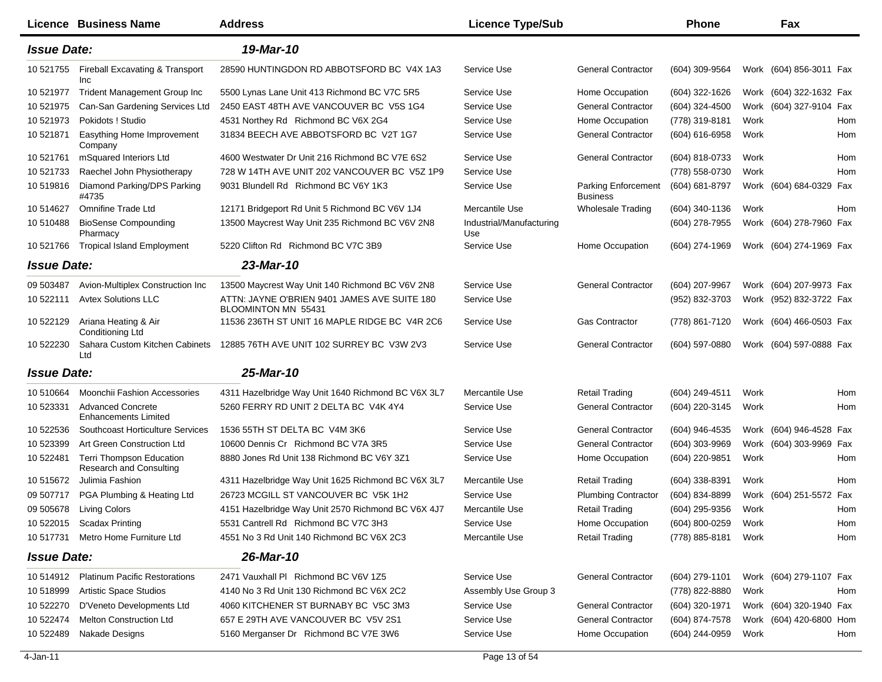| Licence | Business Name | Address | Licence Type/Sub | | Phone | | Fax | |
|---|---|---|---|---|---|---|---|---|
| ***Issue Date:*** | | ***19-Mar-10*** | | | | | | |
| 10 521755 | Fireball Excavating & Transport Inc | 28590 HUNTINGDON RD ABBOTSFORD BC V4X 1A3 | Service Use | General Contractor | (604) 309-9564 | Work | (604) 856-3011 | Fax |
| 10 521977 | Trident Management Group Inc | 5500 Lynas Lane Unit 413 Richmond BC V7C 5R5 | Service Use | Home Occupation | (604) 322-1626 | Work | (604) 322-1632 | Fax |
| 10 521975 | Can-San Gardening Services Ltd | 2450 EAST 48TH AVE VANCOUVER BC V5S 1G4 | Service Use | General Contractor | (604) 324-4500 | Work | (604) 327-9104 | Fax |
| 10 521973 | Pokidots ! Studio | 4531 Northey Rd Richmond BC V6X 2G4 | Service Use | Home Occupation | (778) 319-8181 | Work | | Hom |
| 10 521871 | Easything Home Improvement Company | 31834 BEECH AVE ABBOTSFORD BC V2T 1G7 | Service Use | General Contractor | (604) 616-6958 | Work | | Hom |
| 10 521761 | mSquared Interiors Ltd | 4600 Westwater Dr Unit 216 Richmond BC V7E 6S2 | Service Use | General Contractor | (604) 818-0733 | Work | | Hom |
| 10 521733 | Raechel John Physiotherapy | 728 W 14TH AVE UNIT 202 VANCOUVER BC V5Z 1P9 | Service Use | | (778) 558-0730 | Work | | Hom |
| 10 519816 | Diamond Parking/DPS Parking #4735 | 9031 Blundell Rd Richmond BC V6Y 1K3 | Service Use | Parking Enforcement Business | (604) 681-8797 | Work | (604) 684-0329 | Fax |
| 10 514627 | Omnifine Trade Ltd | 12171 Bridgeport Rd Unit 5 Richmond BC V6V 1J4 | Mercantile Use | Wholesale Trading | (604) 340-1136 | Work | | Hom |
| 10 510488 | BioSense Compounding Pharmacy | 13500 Maycrest Way Unit 235 Richmond BC V6V 2N8 | Industrial/Manufacturing Use | | (604) 278-7955 | Work | (604) 278-7960 | Fax |
| 10 521766 | Tropical Island Employment | 5220 Clifton Rd Richmond BC V7C 3B9 | Service Use | Home Occupation | (604) 274-1969 | Work | (604) 274-1969 | Fax |
| ***Issue Date:*** | | ***23-Mar-10*** | | | | | | |
| 09 503487 | Avion-Multiplex Construction Inc | 13500 Maycrest Way Unit 140 Richmond BC V6V 2N8 | Service Use | General Contractor | (604) 207-9967 | Work | (604) 207-9973 | Fax |
| 10 522111 | Avtex Solutions LLC | ATTN: JAYNE O'BRIEN 9401 JAMES AVE SUITE 180 BLOOMINTON MN 55431 | Service Use | | (952) 832-3703 | Work | (952) 832-3722 | Fax |
| 10 522129 | Ariana Heating & Air Conditioning Ltd | 11536 236TH ST UNIT 16 MAPLE RIDGE BC V4R 2C6 | Service Use | Gas Contractor | (778) 861-7120 | Work | (604) 466-0503 | Fax |
| 10 522230 | Sahara Custom Kitchen Cabinets Ltd | 12885 76TH AVE UNIT 102 SURREY BC V3W 2V3 | Service Use | General Contractor | (604) 597-0880 | Work | (604) 597-0888 | Fax |
| ***Issue Date:*** | | ***25-Mar-10*** | | | | | | |
| 10 510664 | Moonchii Fashion Accessories | 4311 Hazelbridge Way Unit 1640 Richmond BC V6X 3L7 | Mercantile Use | Retail Trading | (604) 249-4511 | Work | | Hom |
| 10 523331 | Advanced Concrete Enhancements Limited | 5260 FERRY RD UNIT 2 DELTA BC V4K 4Y4 | Service Use | General Contractor | (604) 220-3145 | Work | | Hom |
| 10 522536 | Southcoast Horticulture Services | 1536 55TH ST DELTA BC V4M 3K6 | Service Use | General Contractor | (604) 946-4535 | Work | (604) 946-4528 | Fax |
| 10 523399 | Art Green Construction Ltd | 10600 Dennis Cr Richmond BC V7A 3R5 | Service Use | General Contractor | (604) 303-9969 | Work | (604) 303-9969 | Fax |
| 10 522481 | Terri Thompson Education Research and Consulting | 8880 Jones Rd Unit 138 Richmond BC V6Y 3Z1 | Service Use | Home Occupation | (604) 220-9851 | Work | | Hom |
| 10 515672 | Julimia Fashion | 4311 Hazelbridge Way Unit 1625 Richmond BC V6X 3L7 | Mercantile Use | Retail Trading | (604) 338-8391 | Work | | Hom |
| 09 507717 | PGA Plumbing & Heating Ltd | 26723 MCGILL ST VANCOUVER BC V5K 1H2 | Service Use | Plumbing Contractor | (604) 834-8899 | Work | (604) 251-5572 | Fax |
| 09 505678 | Living Colors | 4151 Hazelbridge Way Unit 2570 Richmond BC V6X 4J7 | Mercantile Use | Retail Trading | (604) 295-9356 | Work | | Hom |
| 10 522015 | Scadax Printing | 5531 Cantrell Rd Richmond BC V7C 3H3 | Service Use | Home Occupation | (604) 800-0259 | Work | | Hom |
| 10 517731 | Metro Home Furniture Ltd | 4551 No 3 Rd Unit 140 Richmond BC V6X 2C3 | Mercantile Use | Retail Trading | (778) 885-8181 | Work | | Hom |
| ***Issue Date:*** | | ***26-Mar-10*** | | | | | | |
| 10 514912 | Platinum Pacific Restorations | 2471 Vauxhall Pl Richmond BC V6V 1Z5 | Service Use | General Contractor | (604) 279-1101 | Work | (604) 279-1107 | Fax |
| 10 518999 | Artistic Space Studios | 4140 No 3 Rd Unit 130 Richmond BC V6X 2C2 | Assembly Use Group 3 | | (778) 822-8880 | Work | | Hom |
| 10 522270 | D'Veneto Developments Ltd | 4060 KITCHENER ST BURNABY BC V5C 3M3 | Service Use | General Contractor | (604) 320-1971 | Work | (604) 320-1940 | Fax |
| 10 522474 | Melton Construction Ltd | 657 E 29TH AVE VANCOUVER BC V5V 2S1 | Service Use | General Contractor | (604) 874-7578 | Work | (604) 420-6800 | Hom |
| 10 522489 | Nakade Designs | 5160 Merganser Dr Richmond BC V7E 3W6 | Service Use | Home Occupation | (604) 244-0959 | Work | | Hom |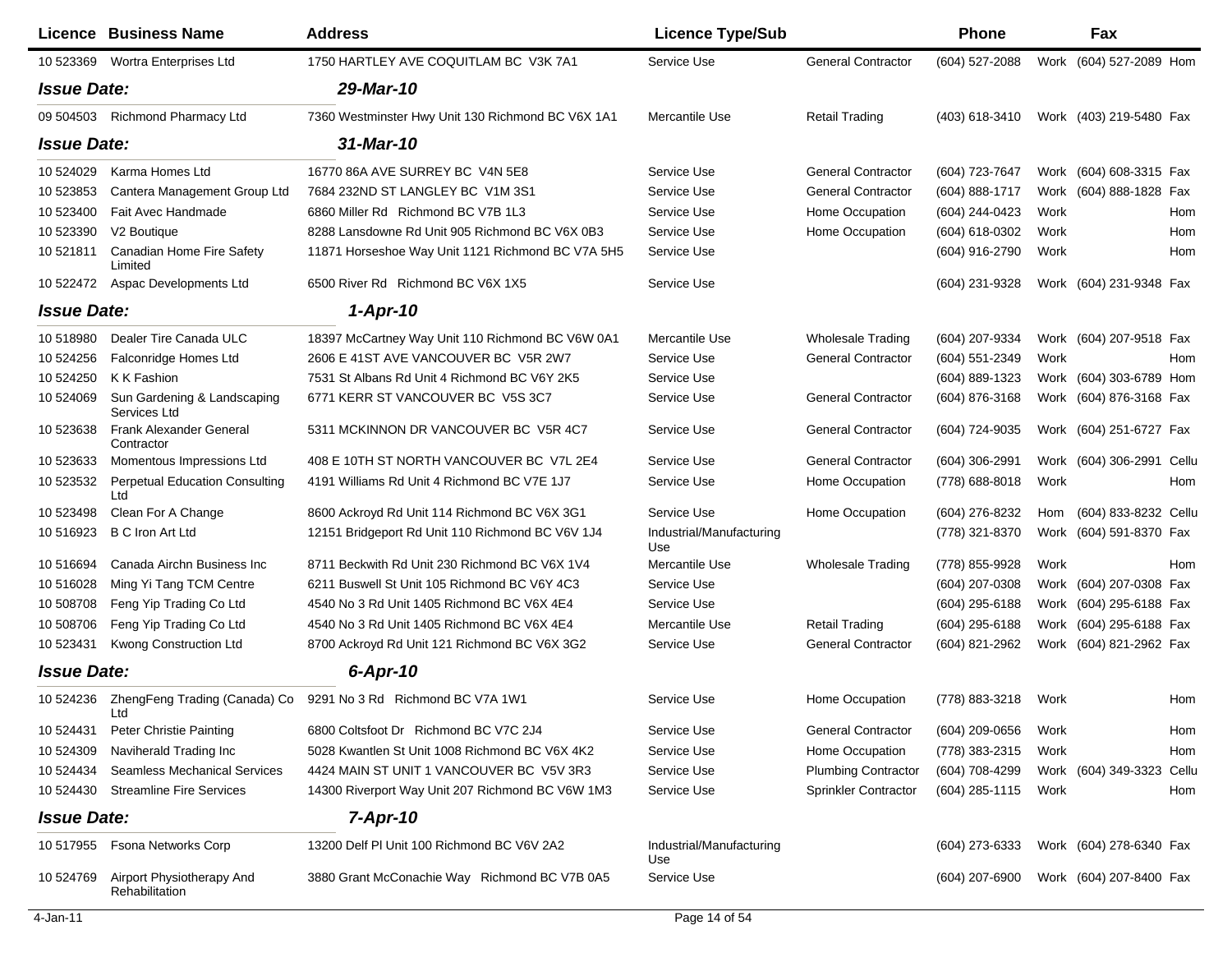| Licence | Business Name | Address | Licence Type/Sub | | Phone | | Fax | |
|---|---|---|---|---|---|---|---|---|
| 10 523369 | Wortra Enterprises Ltd | 1750 HARTLEY AVE COQUITLAM BC V3K 7A1 | Service Use | General Contractor | (604) 527-2088 | Work | (604) 527-2089 | Hom |
| ***Issue Date:*** | | ***29-Mar-10*** | | | | | | |
| 09 504503 | Richmond Pharmacy Ltd | 7360 Westminster Hwy Unit 130 Richmond BC V6X 1A1 | Mercantile Use | Retail Trading | (403) 618-3410 | Work | (403) 219-5480 | Fax |
| ***Issue Date:*** | | ***31-Mar-10*** | | | | | | |
| 10 524029 | Karma Homes Ltd | 16770 86A AVE SURREY BC V4N 5E8 | Service Use | General Contractor | (604) 723-7647 | Work | (604) 608-3315 | Fax |
| 10 523853 | Cantera Management Group Ltd | 7684 232ND ST LANGLEY BC V1M 3S1 | Service Use | General Contractor | (604) 888-1717 | Work | (604) 888-1828 | Fax |
| 10 523400 | Fait Avec Handmade | 6860 Miller Rd Richmond BC V7B 1L3 | Service Use | Home Occupation | (604) 244-0423 | Work | | Hom |
| 10 523390 | V2 Boutique | 8288 Lansdowne Rd Unit 905 Richmond BC V6X 0B3 | Service Use | Home Occupation | (604) 618-0302 | Work | | Hom |
| 10 521811 | Canadian Home Fire Safety Limited | 11871 Horseshoe Way Unit 1121 Richmond BC V7A 5H5 | Service Use | | (604) 916-2790 | Work | | Hom |
| 10 522472 | Aspac Developments Ltd | 6500 River Rd Richmond BC V6X 1X5 | Service Use | | (604) 231-9328 | Work | (604) 231-9348 | Fax |
| ***Issue Date:*** | | ***1-Apr-10*** | | | | | | |
| 10 518980 | Dealer Tire Canada ULC | 18397 McCartney Way Unit 110 Richmond BC V6W 0A1 | Mercantile Use | Wholesale Trading | (604) 207-9334 | Work | (604) 207-9518 | Fax |
| 10 524256 | Falconridge Homes Ltd | 2606 E 41ST AVE VANCOUVER BC V5R 2W7 | Service Use | General Contractor | (604) 551-2349 | Work | | Hom |
| 10 524250 | K K Fashion | 7531 St Albans Rd Unit 4 Richmond BC V6Y 2K5 | Service Use | | (604) 889-1323 | Work | (604) 303-6789 | Hom |
| 10 524069 | Sun Gardening & Landscaping Services Ltd | 6771 KERR ST VANCOUVER BC V5S 3C7 | Service Use | General Contractor | (604) 876-3168 | Work | (604) 876-3168 | Fax |
| 10 523638 | Frank Alexander General Contractor | 5311 MCKINNON DR VANCOUVER BC V5R 4C7 | Service Use | General Contractor | (604) 724-9035 | Work | (604) 251-6727 | Fax |
| 10 523633 | Momentous Impressions Ltd | 408 E 10TH ST NORTH VANCOUVER BC V7L 2E4 | Service Use | General Contractor | (604) 306-2991 | Work | (604) 306-2991 | Cellu |
| 10 523532 | Perpetual Education Consulting Ltd | 4191 Williams Rd Unit 4 Richmond BC V7E 1J7 | Service Use | Home Occupation | (778) 688-8018 | Work | | Hom |
| 10 523498 | Clean For A Change | 8600 Ackroyd Rd Unit 114 Richmond BC V6X 3G1 | Service Use | Home Occupation | (604) 276-8232 | Hom | (604) 833-8232 | Cellu |
| 10 516923 | B C Iron Art Ltd | 12151 Bridgeport Rd Unit 110 Richmond BC V6V 1J4 | Industrial/Manufacturing Use | | (778) 321-8370 | Work | (604) 591-8370 | Fax |
| 10 516694 | Canada Airchn Business Inc | 8711 Beckwith Rd Unit 230 Richmond BC V6X 1V4 | Mercantile Use | Wholesale Trading | (778) 855-9928 | Work | | Hom |
| 10 516028 | Ming Yi Tang TCM Centre | 6211 Buswell St Unit 105 Richmond BC V6Y 4C3 | Service Use | | (604) 207-0308 | Work | (604) 207-0308 | Fax |
| 10 508708 | Feng Yip Trading Co Ltd | 4540 No 3 Rd Unit 1405 Richmond BC V6X 4E4 | Service Use | | (604) 295-6188 | Work | (604) 295-6188 | Fax |
| 10 508706 | Feng Yip Trading Co Ltd | 4540 No 3 Rd Unit 1405 Richmond BC V6X 4E4 | Mercantile Use | Retail Trading | (604) 295-6188 | Work | (604) 295-6188 | Fax |
| 10 523431 | Kwong Construction Ltd | 8700 Ackroyd Rd Unit 121 Richmond BC V6X 3G2 | Service Use | General Contractor | (604) 821-2962 | Work | (604) 821-2962 | Fax |
| ***Issue Date:*** | | ***6-Apr-10*** | | | | | | |
| 10 524236 | ZhengFeng Trading (Canada) Co Ltd | 9291 No 3 Rd Richmond BC V7A 1W1 | Service Use | Home Occupation | (778) 883-3218 | Work | | Hom |
| 10 524431 | Peter Christie Painting | 6800 Coltsfoot Dr Richmond BC V7C 2J4 | Service Use | General Contractor | (604) 209-0656 | Work | | Hom |
| 10 524309 | Naviherald Trading Inc | 5028 Kwantlen St Unit 1008 Richmond BC V6X 4K2 | Service Use | Home Occupation | (778) 383-2315 | Work | | Hom |
| 10 524434 | Seamless Mechanical Services | 4424 MAIN ST UNIT 1 VANCOUVER BC V5V 3R3 | Service Use | Plumbing Contractor | (604) 708-4299 | Work | (604) 349-3323 | Cellu |
| 10 524430 | Streamline Fire Services | 14300 Riverport Way Unit 207 Richmond BC V6W 1M3 | Service Use | Sprinkler Contractor | (604) 285-1115 | Work | | Hom |
| ***Issue Date:*** | | ***7-Apr-10*** | | | | | | |
| 10 517955 | Fsona Networks Corp | 13200 Delf Pl Unit 100 Richmond BC V6V 2A2 | Industrial/Manufacturing Use | | (604) 273-6333 | Work | (604) 278-6340 | Fax |
| 10 524769 | Airport Physiotherapy And Rehabilitation | 3880 Grant McConachie Way Richmond BC V7B 0A5 | Service Use | | (604) 207-6900 | Work | (604) 207-8400 | Fax |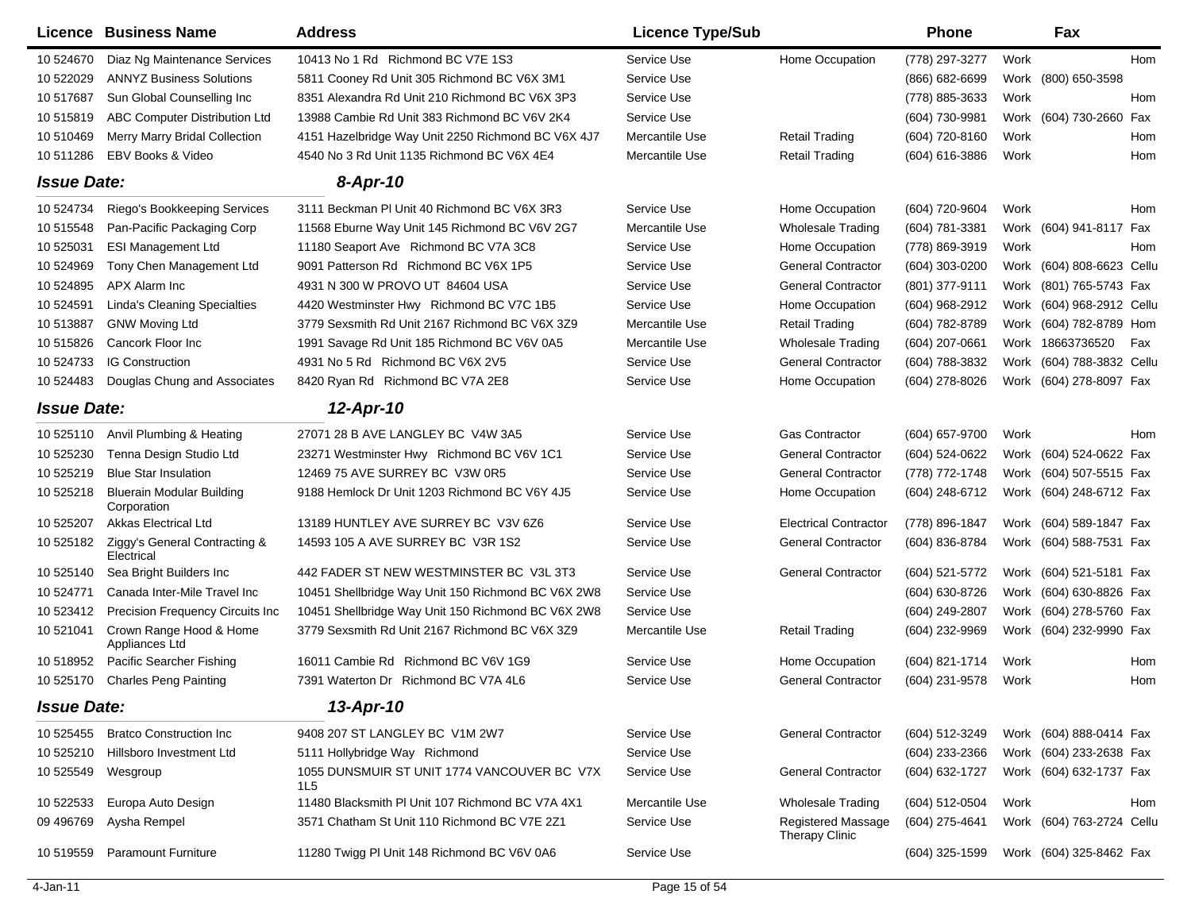| Licence | Business Name | Address | Licence Type/Sub | | Phone | | Fax | |
|---|---|---|---|---|---|---|---|---|
| 10 524670 | Diaz Ng Maintenance Services | 10413 No 1 Rd Richmond BC V7E 1S3 | Service Use | Home Occupation | (778) 297-3277 | Work | | Hom |
| 10 522029 | ANNYZ Business Solutions | 5811 Cooney Rd Unit 305 Richmond BC V6X 3M1 | Service Use | | (866) 682-6699 | Work | (800) 650-3598 | |
| 10 517687 | Sun Global Counselling Inc | 8351 Alexandra Rd Unit 210 Richmond BC V6X 3P3 | Service Use | | (778) 885-3633 | Work | | Hom |
| 10 515819 | ABC Computer Distribution Ltd | 13988 Cambie Rd Unit 383 Richmond BC V6V 2K4 | Service Use | | (604) 730-9981 | Work | (604) 730-2660 | Fax |
| 10 510469 | Merry Marry Bridal Collection | 4151 Hazelbridge Way Unit 2250 Richmond BC V6X 4J7 | Mercantile Use | Retail Trading | (604) 720-8160 | Work | | Hom |
| 10 511286 | EBV Books & Video | 4540 No 3 Rd Unit 1135 Richmond BC V6X 4E4 | Mercantile Use | Retail Trading | (604) 616-3886 | Work | | Hom |

***Issue Date:*** ***8-Apr-10***

| Licence | Business Name | Address | Licence Type/Sub | | Phone | | Fax | |
|---|---|---|---|---|---|---|---|---|
| 10 524734 | Riego's Bookkeeping Services | 3111 Beckman Pl Unit 40 Richmond BC V6X 3R3 | Service Use | Home Occupation | (604) 720-9604 | Work | | Hom |
| 10 515548 | Pan-Pacific Packaging Corp | 11568 Eburne Way Unit 145 Richmond BC V6V 2G7 | Mercantile Use | Wholesale Trading | (604) 781-3381 | Work | (604) 941-8117 | Fax |
| 10 525031 | ESI Management Ltd | 11180 Seaport Ave Richmond BC V7A 3C8 | Service Use | Home Occupation | (778) 869-3919 | Work | | Hom |
| 10 524969 | Tony Chen Management Ltd | 9091 Patterson Rd Richmond BC V6X 1P5 | Service Use | General Contractor | (604) 303-0200 | Work | (604) 808-6623 | Cellu |
| 10 524895 | APX Alarm Inc | 4931 N 300 W PROVO UT 84604 USA | Service Use | General Contractor | (801) 377-9111 | Work | (801) 765-5743 | Fax |
| 10 524591 | Linda's Cleaning Specialties | 4420 Westminster Hwy Richmond BC V7C 1B5 | Service Use | Home Occupation | (604) 968-2912 | Work | (604) 968-2912 | Cellu |
| 10 513887 | GNW Moving Ltd | 3779 Sexsmith Rd Unit 2167 Richmond BC V6X 3Z9 | Mercantile Use | Retail Trading | (604) 782-8789 | Work | (604) 782-8789 | Hom |
| 10 515826 | Cancork Floor Inc | 1991 Savage Rd Unit 185 Richmond BC V6V 0A5 | Mercantile Use | Wholesale Trading | (604) 207-0661 | Work | 18663736520 | Fax |
| 10 524733 | IG Construction | 4931 No 5 Rd Richmond BC V6X 2V5 | Service Use | General Contractor | (604) 788-3832 | Work | (604) 788-3832 | Cellu |
| 10 524483 | Douglas Chung and Associates | 8420 Ryan Rd Richmond BC V7A 2E8 | Service Use | Home Occupation | (604) 278-8026 | Work | (604) 278-8097 | Fax |

***Issue Date:*** ***12-Apr-10***

| Licence | Business Name | Address | Licence Type/Sub | | Phone | | Fax | |
|---|---|---|---|---|---|---|---|---|
| 10 525110 | Anvil Plumbing & Heating | 27071 28 B AVE LANGLEY BC V4W 3A5 | Service Use | Gas Contractor | (604) 657-9700 | Work | | Hom |
| 10 525230 | Tenna Design Studio Ltd | 23271 Westminster Hwy Richmond BC V6V 1C1 | Service Use | General Contractor | (604) 524-0622 | Work | (604) 524-0622 | Fax |
| 10 525219 | Blue Star Insulation | 12469 75 AVE SURREY BC V3W 0R5 | Service Use | General Contractor | (778) 772-1748 | Work | (604) 507-5515 | Fax |
| 10 525218 | Bluerain Modular Building Corporation | 9188 Hemlock Dr Unit 1203 Richmond BC V6Y 4J5 | Service Use | Home Occupation | (604) 248-6712 | Work | (604) 248-6712 | Fax |
| 10 525207 | Akkas Electrical Ltd | 13189 HUNTLEY AVE SURREY BC V3V 6Z6 | Service Use | Electrical Contractor | (778) 896-1847 | Work | (604) 589-1847 | Fax |
| 10 525182 | Ziggy's General Contracting & Electrical | 14593 105 A AVE SURREY BC V3R 1S2 | Service Use | General Contractor | (604) 836-8784 | Work | (604) 588-7531 | Fax |
| 10 525140 | Sea Bright Builders Inc | 442 FADER ST NEW WESTMINSTER BC V3L 3T3 | Service Use | General Contractor | (604) 521-5772 | Work | (604) 521-5181 | Fax |
| 10 524771 | Canada Inter-Mile Travel Inc | 10451 Shellbridge Way Unit 150 Richmond BC V6X 2W8 | Service Use | | (604) 630-8726 | Work | (604) 630-8826 | Fax |
| 10 523412 | Precision Frequency Circuits Inc | 10451 Shellbridge Way Unit 150 Richmond BC V6X 2W8 | Service Use | | (604) 249-2807 | Work | (604) 278-5760 | Fax |
| 10 521041 | Crown Range Hood & Home Appliances Ltd | 3779 Sexsmith Rd Unit 2167 Richmond BC V6X 3Z9 | Mercantile Use | Retail Trading | (604) 232-9969 | Work | (604) 232-9990 | Fax |
| 10 518952 | Pacific Searcher Fishing | 16011 Cambie Rd Richmond BC V6V 1G9 | Service Use | Home Occupation | (604) 821-1714 | Work | | Hom |
| 10 525170 | Charles Peng Painting | 7391 Waterton Dr Richmond BC V7A 4L6 | Service Use | General Contractor | (604) 231-9578 | Work | | Hom |

***Issue Date:*** ***13-Apr-10***

| Licence | Business Name | Address | Licence Type/Sub | | Phone | | Fax | |
|---|---|---|---|---|---|---|---|---|
| 10 525455 | Bratco Construction Inc | 9408 207 ST LANGLEY BC V1M 2W7 | Service Use | General Contractor | (604) 512-3249 | Work | (604) 888-0414 | Fax |
| 10 525210 | Hillsboro Investment Ltd | 5111 Hollybridge Way Richmond | Service Use | | (604) 233-2366 | Work | (604) 233-2638 | Fax |
| 10 525549 | Wesgroup | 1055 DUNSMUIR ST UNIT 1774 VANCOUVER BC V7X 1L5 | Service Use | General Contractor | (604) 632-1727 | Work | (604) 632-1737 | Fax |
| 10 522533 | Europa Auto Design | 11480 Blacksmith Pl Unit 107 Richmond BC V7A 4X1 | Mercantile Use | Wholesale Trading | (604) 512-0504 | Work | | Hom |
| 09 496769 | Aysha Rempel | 3571 Chatham St Unit 110 Richmond BC V7E 2Z1 | Service Use | Registered Massage Therapy Clinic | (604) 275-4641 | Work | (604) 763-2724 | Cellu |
| 10 519559 | Paramount Furniture | 11280 Twigg Pl Unit 148 Richmond BC V6V 0A6 | Service Use | | (604) 325-1599 | Work | (604) 325-8462 | Fax |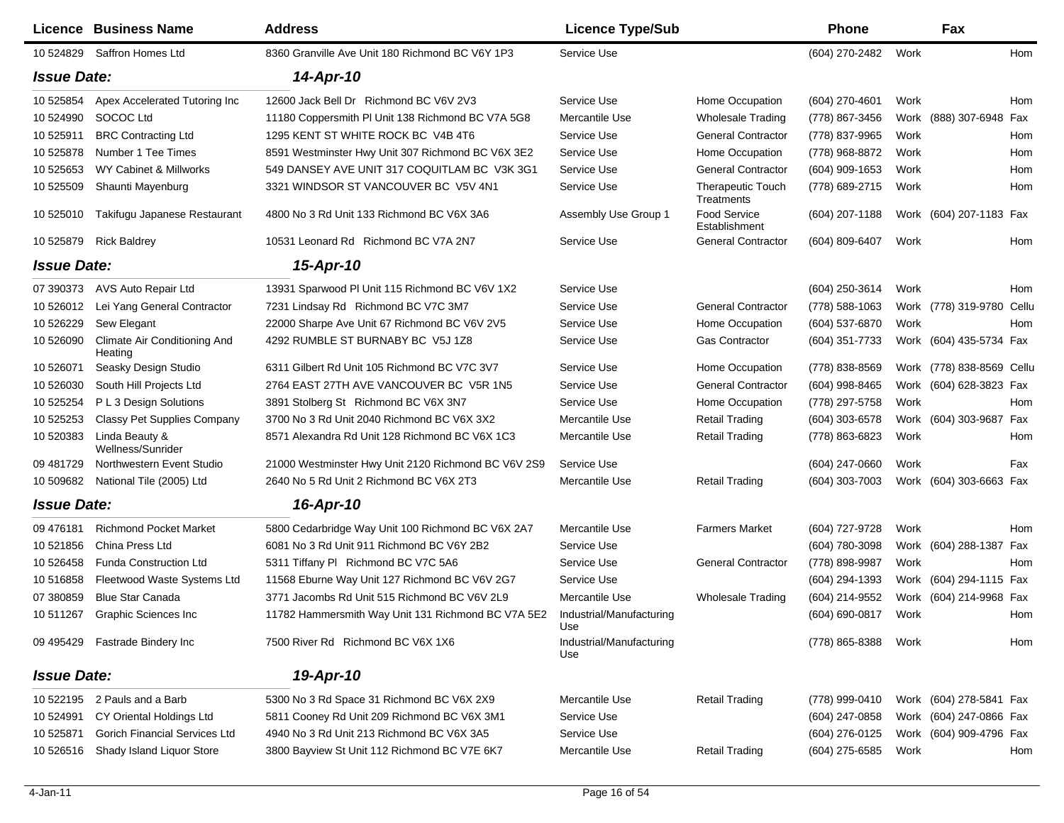| Licence | Business Name | Address | Licence Type/Sub | | Phone | | Fax | |
|---|---|---|---|---|---|---|---|---|
| 10 524829 | Saffron Homes Ltd | 8360 Granville Ave Unit 180 Richmond BC V6Y 1P3 | Service Use | | (604) 270-2482 | Work | | Hom |
| ***Issue Date:*** | | ***14-Apr-10*** | | | | | | |
| 10 525854 | Apex Accelerated Tutoring Inc | 12600 Jack Bell Dr Richmond BC V6V 2V3 | Service Use | Home Occupation | (604) 270-4601 | Work | | Hom |
| 10 524990 | SOCOC Ltd | 11180 Coppersmith Pl Unit 138 Richmond BC V7A 5G8 | Mercantile Use | Wholesale Trading | (778) 867-3456 | Work | (888) 307-6948 | Fax |
| 10 525911 | BRC Contracting Ltd | 1295 KENT ST WHITE ROCK BC V4B 4T6 | Service Use | General Contractor | (778) 837-9965 | Work | | Hom |
| 10 525878 | Number 1 Tee Times | 8591 Westminster Hwy Unit 307 Richmond BC V6X 3E2 | Service Use | Home Occupation | (778) 968-8872 | Work | | Hom |
| 10 525653 | WY Cabinet & Millworks | 549 DANSEY AVE UNIT 317 COQUITLAM BC V3K 3G1 | Service Use | General Contractor | (604) 909-1653 | Work | | Hom |
| 10 525509 | Shaunti Mayenburg | 3321 WINDSOR ST VANCOUVER BC V5V 4N1 | Service Use | Therapeutic Touch Treatments | (778) 689-2715 | Work | | Hom |
| 10 525010 | Takifugu Japanese Restaurant | 4800 No 3 Rd Unit 133 Richmond BC V6X 3A6 | Assembly Use Group 1 | Food Service Establishment | (604) 207-1188 | Work | (604) 207-1183 | Fax |
| 10 525879 | Rick Baldrey | 10531 Leonard Rd Richmond BC V7A 2N7 | Service Use | General Contractor | (604) 809-6407 | Work | | Hom |
| ***Issue Date:*** | | ***15-Apr-10*** | | | | | | |
| 07 390373 | AVS Auto Repair Ltd | 13931 Sparwood Pl Unit 115 Richmond BC V6V 1X2 | Service Use | | (604) 250-3614 | Work | | Hom |
| 10 526012 | Lei Yang General Contractor | 7231 Lindsay Rd Richmond BC V7C 3M7 | Service Use | General Contractor | (778) 588-1063 | Work | (778) 319-9780 | Cellu |
| 10 526229 | Sew Elegant | 22000 Sharpe Ave Unit 67 Richmond BC V6V 2V5 | Service Use | Home Occupation | (604) 537-6870 | Work | | Hom |
| 10 526090 | Climate Air Conditioning And Heating | 4292 RUMBLE ST BURNABY BC V5J 1Z8 | Service Use | Gas Contractor | (604) 351-7733 | Work | (604) 435-5734 | Fax |
| 10 526071 | Seasky Design Studio | 6311 Gilbert Rd Unit 105 Richmond BC V7C 3V7 | Service Use | Home Occupation | (778) 838-8569 | Work | (778) 838-8569 | Cellu |
| 10 526030 | South Hill Projects Ltd | 2764 EAST 27TH AVE VANCOUVER BC V5R 1N5 | Service Use | General Contractor | (604) 998-8465 | Work | (604) 628-3823 | Fax |
| 10 525254 | P L 3 Design Solutions | 3891 Stolberg St Richmond BC V6X 3N7 | Service Use | Home Occupation | (778) 297-5758 | Work | | Hom |
| 10 525253 | Classy Pet Supplies Company | 3700 No 3 Rd Unit 2040 Richmond BC V6X 3X2 | Mercantile Use | Retail Trading | (604) 303-6578 | Work | (604) 303-9687 | Fax |
| 10 520383 | Linda Beauty & Wellness/Sunrider | 8571 Alexandra Rd Unit 128 Richmond BC V6X 1C3 | Mercantile Use | Retail Trading | (778) 863-6823 | Work | | Hom |
| 09 481729 | Northwestern Event Studio | 21000 Westminster Hwy Unit 2120 Richmond BC V6V 2S9 | Service Use | | (604) 247-0660 | Work | | Fax |
| 10 509682 | National Tile (2005) Ltd | 2640 No 5 Rd Unit 2 Richmond BC V6X 2T3 | Mercantile Use | Retail Trading | (604) 303-7003 | Work | (604) 303-6663 | Fax |
| ***Issue Date:*** | | ***16-Apr-10*** | | | | | | |
| 09 476181 | Richmond Pocket Market | 5800 Cedarbridge Way Unit 100 Richmond BC V6X 2A7 | Mercantile Use | Farmers Market | (604) 727-9728 | Work | | Hom |
| 10 521856 | China Press Ltd | 6081 No 3 Rd Unit 911 Richmond BC V6Y 2B2 | Service Use | | (604) 780-3098 | Work | (604) 288-1387 | Fax |
| 10 526458 | Funda Construction Ltd | 5311 Tiffany Pl Richmond BC V7C 5A6 | Service Use | General Contractor | (778) 898-9987 | Work | | Hom |
| 10 516858 | Fleetwood Waste Systems Ltd | 11568 Eburne Way Unit 127 Richmond BC V6V 2G7 | Service Use | | (604) 294-1393 | Work | (604) 294-1115 | Fax |
| 07 380859 | Blue Star Canada | 3771 Jacombs Rd Unit 515 Richmond BC V6V 2L9 | Mercantile Use | Wholesale Trading | (604) 214-9552 | Work | (604) 214-9968 | Fax |
| 10 511267 | Graphic Sciences Inc | 11782 Hammersmith Way Unit 131 Richmond BC V7A 5E2 | Industrial/Manufacturing Use | | (604) 690-0817 | Work | | Hom |
| 09 495429 | Fastrade Bindery Inc | 7500 River Rd Richmond BC V6X 1X6 | Industrial/Manufacturing Use | | (778) 865-8388 | Work | | Hom |
| ***Issue Date:*** | | ***19-Apr-10*** | | | | | | |
| 10 522195 | 2 Pauls and a Barb | 5300 No 3 Rd Space 31 Richmond BC V6X 2X9 | Mercantile Use | Retail Trading | (778) 999-0410 | Work | (604) 278-5841 | Fax |
| 10 524991 | CY Oriental Holdings Ltd | 5811 Cooney Rd Unit 209 Richmond BC V6X 3M1 | Service Use | | (604) 247-0858 | Work | (604) 247-0866 | Fax |
| 10 525871 | Gorich Financial Services Ltd | 4940 No 3 Rd Unit 213 Richmond BC V6X 3A5 | Service Use | | (604) 276-0125 | Work | (604) 909-4796 | Fax |
| 10 526516 | Shady Island Liquor Store | 3800 Bayview St Unit 112 Richmond BC V7E 6K7 | Mercantile Use | Retail Trading | (604) 275-6585 | Work | | Hom |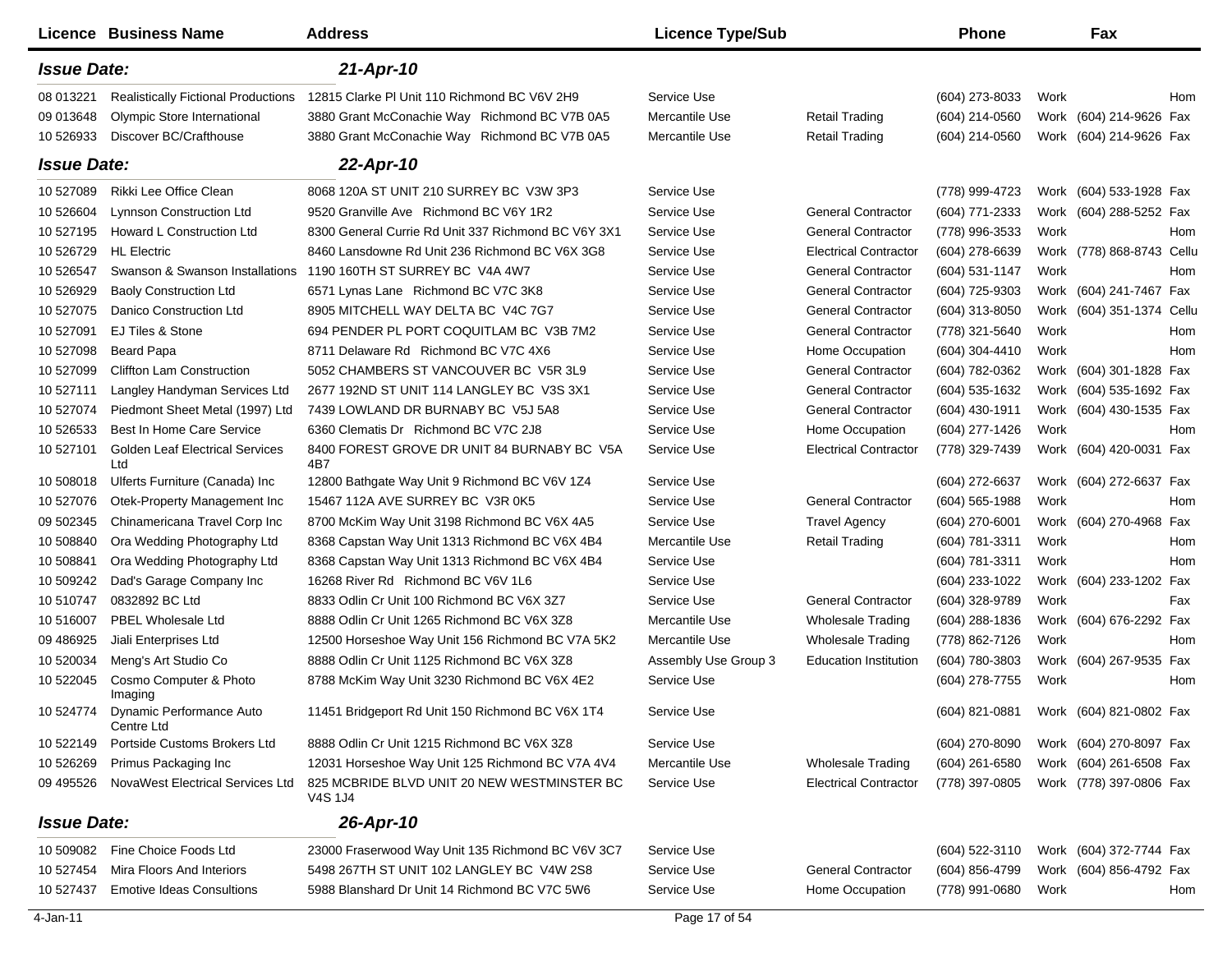| Licence | Business Name | Address | Licence Type/Sub | | Phone | | Fax | |
|---|---|---|---|---|---|---|---|---|
| ***Issue Date:*** | | ***21-Apr-10*** | | | | | | |
| 08 013221 | Realistically Fictional Productions | 12815 Clarke Pl Unit 110 Richmond BC V6V 2H9 | Service Use | | (604) 273-8033 | Work | | Hom |
| 09 013648 | Olympic Store International | 3880 Grant McConachie Way Richmond BC V7B 0A5 | Mercantile Use | Retail Trading | (604) 214-0560 | Work | (604) 214-9626 | Fax |
| 10 526933 | Discover BC/Crafthouse | 3880 Grant McConachie Way Richmond BC V7B 0A5 | Mercantile Use | Retail Trading | (604) 214-0560 | Work | (604) 214-9626 | Fax |
| ***Issue Date:*** | | ***22-Apr-10*** | | | | | | |
| 10 527089 | Rikki Lee Office Clean | 8068 120A ST UNIT 210 SURREY BC V3W 3P3 | Service Use | | (778) 999-4723 | Work | (604) 533-1928 | Fax |
| 10 526604 | Lynnson Construction Ltd | 9520 Granville Ave Richmond BC V6Y 1R2 | Service Use | General Contractor | (604) 771-2333 | Work | (604) 288-5252 | Fax |
| 10 527195 | Howard L Construction Ltd | 8300 General Currie Rd Unit 337 Richmond BC V6Y 3X1 | Service Use | General Contractor | (778) 996-3533 | Work | | Hom |
| 10 526729 | HL Electric | 8460 Lansdowne Rd Unit 236 Richmond BC V6X 3G8 | Service Use | Electrical Contractor | (604) 278-6639 | Work | (778) 868-8743 | Cellu |
| 10 526547 | Swanson & Swanson Installations | 1190 160TH ST SURREY BC V4A 4W7 | Service Use | General Contractor | (604) 531-1147 | Work | | Hom |
| 10 526929 | Baoly Construction Ltd | 6571 Lynas Lane Richmond BC V7C 3K8 | Service Use | General Contractor | (604) 725-9303 | Work | (604) 241-7467 | Fax |
| 10 527075 | Danico Construction Ltd | 8905 MITCHELL WAY DELTA BC V4C 7G7 | Service Use | General Contractor | (604) 313-8050 | Work | (604) 351-1374 | Cellu |
| 10 527091 | EJ Tiles & Stone | 694 PENDER PL PORT COQUITLAM BC V3B 7M2 | Service Use | General Contractor | (778) 321-5640 | Work | | Hom |
| 10 527098 | Beard Papa | 8711 Delaware Rd Richmond BC V7C 4X6 | Service Use | Home Occupation | (604) 304-4410 | Work | | Hom |
| 10 527099 | Cliffton Lam Construction | 5052 CHAMBERS ST VANCOUVER BC V5R 3L9 | Service Use | General Contractor | (604) 782-0362 | Work | (604) 301-1828 | Fax |
| 10 527111 | Langley Handyman Services Ltd | 2677 192ND ST UNIT 114 LANGLEY BC V3S 3X1 | Service Use | General Contractor | (604) 535-1632 | Work | (604) 535-1692 | Fax |
| 10 527074 | Piedmont Sheet Metal (1997) Ltd | 7439 LOWLAND DR BURNABY BC V5J 5A8 | Service Use | General Contractor | (604) 430-1911 | Work | (604) 430-1535 | Fax |
| 10 526533 | Best In Home Care Service | 6360 Clematis Dr Richmond BC V7C 2J8 | Service Use | Home Occupation | (604) 277-1426 | Work | | Hom |
| 10 527101 | Golden Leaf Electrical Services Ltd | 8400 FOREST GROVE DR UNIT 84 BURNABY BC V5A 4B7 | Service Use | Electrical Contractor | (778) 329-7439 | Work | (604) 420-0031 | Fax |
| 10 508018 | Ulferts Furniture (Canada) Inc | 12800 Bathgate Way Unit 9 Richmond BC V6V 1Z4 | Service Use | | (604) 272-6637 | Work | (604) 272-6637 | Fax |
| 10 527076 | Otek-Property Management Inc | 15467 112A AVE SURREY BC V3R 0K5 | Service Use | General Contractor | (604) 565-1988 | Work | | Hom |
| 09 502345 | Chinamericana Travel Corp Inc | 8700 McKim Way Unit 3198 Richmond BC V6X 4A5 | Service Use | Travel Agency | (604) 270-6001 | Work | (604) 270-4968 | Fax |
| 10 508840 | Ora Wedding Photography Ltd | 8368 Capstan Way Unit 1313 Richmond BC V6X 4B4 | Mercantile Use | Retail Trading | (604) 781-3311 | Work | | Hom |
| 10 508841 | Ora Wedding Photography Ltd | 8368 Capstan Way Unit 1313 Richmond BC V6X 4B4 | Service Use | | (604) 781-3311 | Work | | Hom |
| 10 509242 | Dad's Garage Company Inc | 16268 River Rd Richmond BC V6V 1L6 | Service Use | | (604) 233-1022 | Work | (604) 233-1202 | Fax |
| 10 510747 | 0832892 BC Ltd | 8833 Odlin Cr Unit 100 Richmond BC V6X 3Z7 | Service Use | General Contractor | (604) 328-9789 | Work | | Fax |
| 10 516007 | PBEL Wholesale Ltd | 8888 Odlin Cr Unit 1265 Richmond BC V6X 3Z8 | Mercantile Use | Wholesale Trading | (604) 288-1836 | Work | (604) 676-2292 | Fax |
| 09 486925 | Jiali Enterprises Ltd | 12500 Horseshoe Way Unit 156 Richmond BC V7A 5K2 | Mercantile Use | Wholesale Trading | (778) 862-7126 | Work | | Hom |
| 10 520034 | Meng's Art Studio Co | 8888 Odlin Cr Unit 1125 Richmond BC V6X 3Z8 | Assembly Use Group 3 | Education Institution | (604) 780-3803 | Work | (604) 267-9535 | Fax |
| 10 522045 | Cosmo Computer & Photo Imaging | 8788 McKim Way Unit 3230 Richmond BC V6X 4E2 | Service Use | | (604) 278-7755 | Work | | Hom |
| 10 524774 | Dynamic Performance Auto Centre Ltd | 11451 Bridgeport Rd Unit 150 Richmond BC V6V 1T4 | Service Use | | (604) 821-0881 | Work | (604) 821-0802 | Fax |
| 10 522149 | Portside Customs Brokers Ltd | 8888 Odlin Cr Unit 1215 Richmond BC V6X 3Z8 | Service Use | | (604) 270-8090 | Work | (604) 270-8097 | Fax |
| 10 526269 | Primus Packaging Inc | 12031 Horseshoe Way Unit 125 Richmond BC V7A 4V4 | Mercantile Use | Wholesale Trading | (604) 261-6580 | Work | (604) 261-6508 | Fax |
| 09 495526 | NovaWest Electrical Services Ltd | 825 MCBRIDE BLVD UNIT 20 NEW WESTMINSTER BC V4S 1J4 | Service Use | Electrical Contractor | (778) 397-0805 | Work | (778) 397-0806 | Fax |
| ***Issue Date:*** | | ***26-Apr-10*** | | | | | | |
| 10 509082 | Fine Choice Foods Ltd | 23000 Fraserwood Way Unit 135 Richmond BC V6V 3C7 | Service Use | | (604) 522-3110 | Work | (604) 372-7744 | Fax |
| 10 527454 | Mira Floors And Interiors | 5498 267TH ST UNIT 102 LANGLEY BC V4W 2S8 | Service Use | General Contractor | (604) 856-4799 | Work | (604) 856-4792 | Fax |
| 10 527437 | Emotive Ideas Consultions | 5988 Blanshard Dr Unit 14 Richmond BC V7C 5W6 | Service Use | Home Occupation | (778) 991-0680 | Work | | Hom |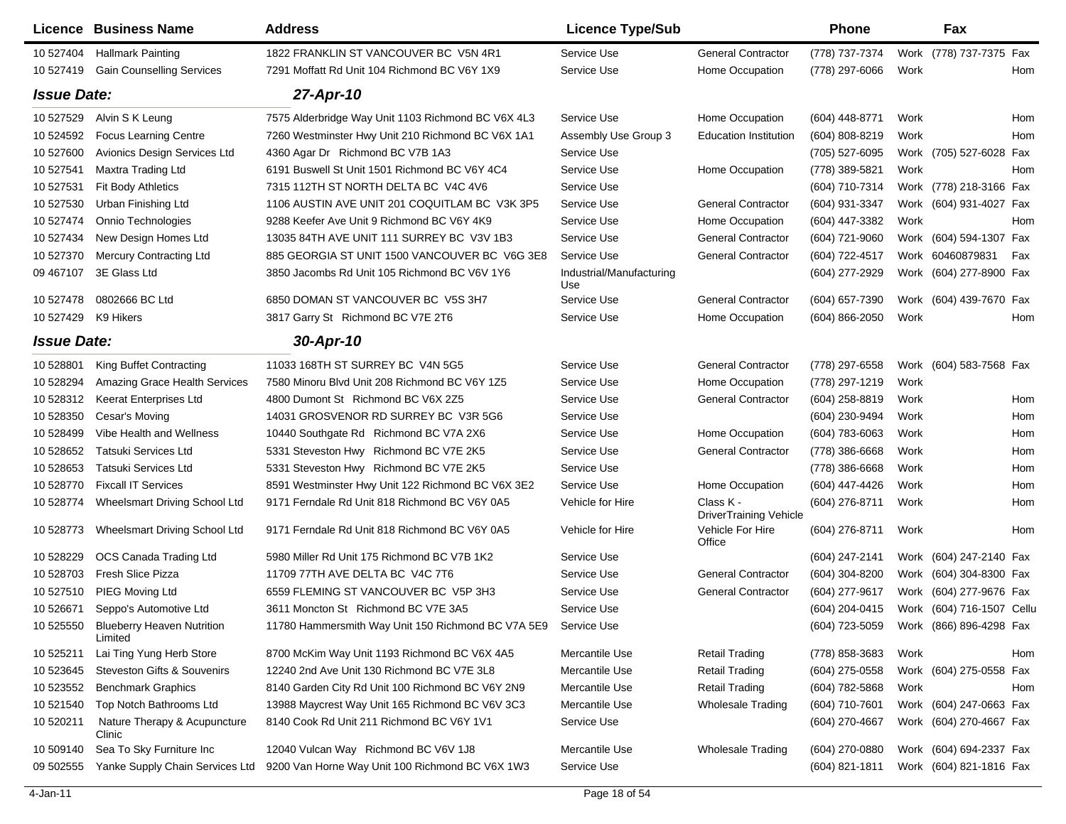| Licence | Business Name | Address | Licence Type/Sub | | Phone | | Fax | |
|---|---|---|---|---|---|---|---|---|
| 10 527404 | Hallmark Painting | 1822 FRANKLIN ST VANCOUVER BC V5N 4R1 | Service Use | General Contractor | (778) 737-7374 | Work | (778) 737-7375 | Fax |
| 10 527419 | Gain Counselling Services | 7291 Moffatt Rd Unit 104 Richmond BC V6Y 1X9 | Service Use | Home Occupation | (778) 297-6066 | Work | | Hom |
| ***Issue Date:*** | | ***27-Apr-10*** | | | | | | |
| 10 527529 | Alvin S K Leung | 7575 Alderbridge Way Unit 1103 Richmond BC V6X 4L3 | Service Use | Home Occupation | (604) 448-8771 | Work | | Hom |
| 10 524592 | Focus Learning Centre | 7260 Westminster Hwy Unit 210 Richmond BC V6X 1A1 | Assembly Use Group 3 | Education Institution | (604) 808-8219 | Work | | Hom |
| 10 527600 | Avionics Design Services Ltd | 4360 Agar Dr Richmond BC V7B 1A3 | Service Use | | (705) 527-6095 | Work | (705) 527-6028 | Fax |
| 10 527541 | Maxtra Trading Ltd | 6191 Buswell St Unit 1501 Richmond BC V6Y 4C4 | Service Use | Home Occupation | (778) 389-5821 | Work | | Hom |
| 10 527531 | Fit Body Athletics | 7315 112TH ST NORTH DELTA BC V4C 4V6 | Service Use | | (604) 710-7314 | Work | (778) 218-3166 | Fax |
| 10 527530 | Urban Finishing Ltd | 1106 AUSTIN AVE UNIT 201 COQUITLAM BC V3K 3P5 | Service Use | General Contractor | (604) 931-3347 | Work | (604) 931-4027 | Fax |
| 10 527474 | Onnio Technologies | 9288 Keefer Ave Unit 9 Richmond BC V6Y 4K9 | Service Use | Home Occupation | (604) 447-3382 | Work | | Hom |
| 10 527434 | New Design Homes Ltd | 13035 84TH AVE UNIT 111 SURREY BC V3V 1B3 | Service Use | General Contractor | (604) 721-9060 | Work | (604) 594-1307 | Fax |
| 10 527370 | Mercury Contracting Ltd | 885 GEORGIA ST UNIT 1500 VANCOUVER BC V6G 3E8 | Service Use | General Contractor | (604) 722-4517 | Work | 60460879831 | Fax |
| 09 467107 | 3E Glass Ltd | 3850 Jacombs Rd Unit 105 Richmond BC V6V 1Y6 | Industrial/Manufacturing Use | | (604) 277-2929 | Work | (604) 277-8900 | Fax |
| 10 527478 | 0802666 BC Ltd | 6850 DOMAN ST VANCOUVER BC V5S 3H7 | Service Use | General Contractor | (604) 657-7390 | Work | (604) 439-7670 | Fax |
| 10 527429 | K9 Hikers | 3817 Garry St Richmond BC V7E 2T6 | Service Use | Home Occupation | (604) 866-2050 | Work | | Hom |
| ***Issue Date:*** | | ***30-Apr-10*** | | | | | | |
| 10 528801 | King Buffet Contracting | 11033 168TH ST SURREY BC V4N 5G5 | Service Use | General Contractor | (778) 297-6558 | Work | (604) 583-7568 | Fax |
| 10 528294 | Amazing Grace Health Services | 7580 Minoru Blvd Unit 208 Richmond BC V6Y 1Z5 | Service Use | Home Occupation | (778) 297-1219 | Work | | |
| 10 528312 | Keerat Enterprises Ltd | 4800 Dumont St Richmond BC V6X 2Z5 | Service Use | General Contractor | (604) 258-8819 | Work | | Hom |
| 10 528350 | Cesar's Moving | 14031 GROSVENOR RD SURREY BC V3R 5G6 | Service Use | | (604) 230-9494 | Work | | Hom |
| 10 528499 | Vibe Health and Wellness | 10440 Southgate Rd Richmond BC V7A 2X6 | Service Use | Home Occupation | (604) 783-6063 | Work | | Hom |
| 10 528652 | Tatsuki Services Ltd | 5331 Steveston Hwy Richmond BC V7E 2K5 | Service Use | General Contractor | (778) 386-6668 | Work | | Hom |
| 10 528653 | Tatsuki Services Ltd | 5331 Steveston Hwy Richmond BC V7E 2K5 | Service Use | | (778) 386-6668 | Work | | Hom |
| 10 528770 | Fixcall IT Services | 8591 Westminster Hwy Unit 122 Richmond BC V6X 3E2 | Service Use | Home Occupation | (604) 447-4426 | Work | | Hom |
| 10 528774 | Wheelsmart Driving School Ltd | 9171 Ferndale Rd Unit 818 Richmond BC V6Y 0A5 | Vehicle for Hire | Class K - DriverTraining Vehicle | (604) 276-8711 | Work | | Hom |
| 10 528773 | Wheelsmart Driving School Ltd | 9171 Ferndale Rd Unit 818 Richmond BC V6Y 0A5 | Vehicle for Hire | Vehicle For Hire Office | (604) 276-8711 | Work | | Hom |
| 10 528229 | OCS Canada Trading Ltd | 5980 Miller Rd Unit 175 Richmond BC V7B 1K2 | Service Use | | (604) 247-2141 | Work | (604) 247-2140 | Fax |
| 10 528703 | Fresh Slice Pizza | 11709 77TH AVE DELTA BC V4C 7T6 | Service Use | General Contractor | (604) 304-8200 | Work | (604) 304-8300 | Fax |
| 10 527510 | PIEG Moving Ltd | 6559 FLEMING ST VANCOUVER BC V5P 3H3 | Service Use | General Contractor | (604) 277-9617 | Work | (604) 277-9676 | Fax |
| 10 526671 | Seppo's Automotive Ltd | 3611 Moncton St Richmond BC V7E 3A5 | Service Use | | (604) 204-0415 | Work | (604) 716-1507 | Cellu |
| 10 525550 | Blueberry Heaven Nutrition Limited | 11780 Hammersmith Way Unit 150 Richmond BC V7A 5E9 | Service Use | | (604) 723-5059 | Work | (866) 896-4298 | Fax |
| 10 525211 | Lai Ting Yung Herb Store | 8700 McKim Way Unit 1193 Richmond BC V6X 4A5 | Mercantile Use | Retail Trading | (778) 858-3683 | Work | | Hom |
| 10 523645 | Steveston Gifts & Souvenirs | 12240 2nd Ave Unit 130 Richmond BC V7E 3L8 | Mercantile Use | Retail Trading | (604) 275-0558 | Work | (604) 275-0558 | Fax |
| 10 523552 | Benchmark Graphics | 8140 Garden City Rd Unit 100 Richmond BC V6Y 2N9 | Mercantile Use | Retail Trading | (604) 782-5868 | Work | | Hom |
| 10 521540 | Top Notch Bathrooms Ltd | 13988 Maycrest Way Unit 165 Richmond BC V6V 3C3 | Mercantile Use | Wholesale Trading | (604) 710-7601 | Work | (604) 247-0663 | Fax |
| 10 520211 | Nature Therapy & Acupuncture Clinic | 8140 Cook Rd Unit 211 Richmond BC V6Y 1V1 | Service Use | | (604) 270-4667 | Work | (604) 270-4667 | Fax |
| 10 509140 | Sea To Sky Furniture Inc | 12040 Vulcan Way Richmond BC V6V 1J8 | Mercantile Use | Wholesale Trading | (604) 270-0880 | Work | (604) 694-2337 | Fax |
| 09 502555 | Yanke Supply Chain Services Ltd | 9200 Van Horne Way Unit 100 Richmond BC V6X 1W3 | Service Use | | (604) 821-1811 | Work | (604) 821-1816 | Fax |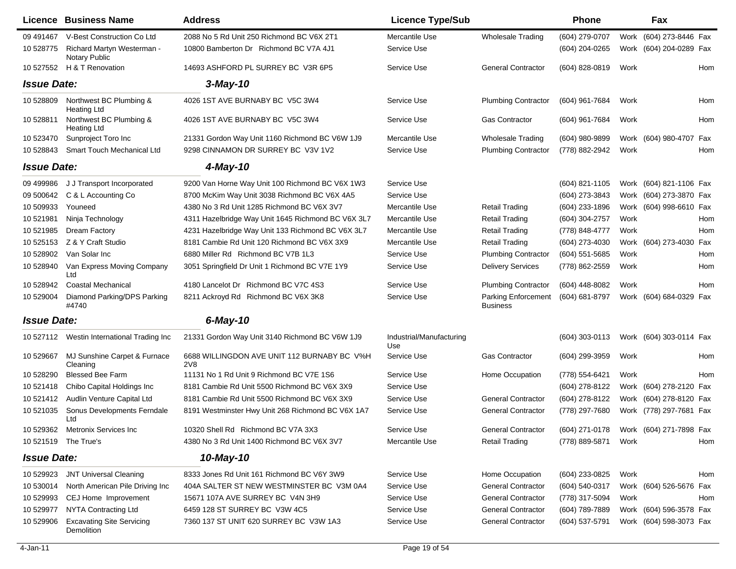| Licence | Business Name | Address | Licence Type/Sub | | Phone | | Fax | |
|---|---|---|---|---|---|---|---|---|
| 09 491467 | V-Best Construction Co Ltd | 2088 No 5 Rd Unit 250 Richmond BC V6X 2T1 | Mercantile Use | Wholesale Trading | (604) 279-0707 | Work | (604) 273-8446 | Fax |
| 10 528775 | Richard Martyn Westerman - Notary Public | 10800 Bamberton Dr Richmond BC V7A 4J1 | Service Use | | (604) 204-0265 | Work | (604) 204-0289 | Fax |
| 10 527552 | H & T Renovation | 14693 ASHFORD PL SURREY BC V3R 6P5 | Service Use | General Contractor | (604) 828-0819 | Work | | Hom |
| ***Issue Date:*** | | ***3-May-10*** | | | | | | |
| 10 528809 | Northwest BC Plumbing & Heating Ltd | 4026 1ST AVE BURNABY BC V5C 3W4 | Service Use | Plumbing Contractor | (604) 961-7684 | Work | | Hom |
| 10 528811 | Northwest BC Plumbing & Heating Ltd | 4026 1ST AVE BURNABY BC V5C 3W4 | Service Use | Gas Contractor | (604) 961-7684 | Work | | Hom |
| 10 523470 | Sunproject Toro Inc | 21331 Gordon Way Unit 1160 Richmond BC V6W 1J9 | Mercantile Use | Wholesale Trading | (604) 980-9899 | Work | (604) 980-4707 | Fax |
| 10 528843 | Smart Touch Mechanical Ltd | 9298 CINNAMON DR SURREY BC V3V 1V2 | Service Use | Plumbing Contractor | (778) 882-2942 | Work | | Hom |
| ***Issue Date:*** | | ***4-May-10*** | | | | | | |
| 09 499986 | J J Transport Incorporated | 9200 Van Horne Way Unit 100 Richmond BC V6X 1W3 | Service Use | | (604) 821-1105 | Work | (604) 821-1106 | Fax |
| 09 500642 | C & L Accounting Co | 8700 McKim Way Unit 3038 Richmond BC V6X 4A5 | Service Use | | (604) 273-3843 | Work | (604) 273-3870 | Fax |
| 10 509933 | Youneed | 4380 No 3 Rd Unit 1285 Richmond BC V6X 3V7 | Mercantile Use | Retail Trading | (604) 233-1896 | Work | (604) 998-6610 | Fax |
| 10 521981 | Ninja Technology | 4311 Hazelbridge Way Unit 1645 Richmond BC V6X 3L7 | Mercantile Use | Retail Trading | (604) 304-2757 | Work | | Hom |
| 10 521985 | Dream Factory | 4231 Hazelbridge Way Unit 133 Richmond BC V6X 3L7 | Mercantile Use | Retail Trading | (778) 848-4777 | Work | | Hom |
| 10 525153 | Z & Y Craft Studio | 8181 Cambie Rd Unit 120 Richmond BC V6X 3X9 | Mercantile Use | Retail Trading | (604) 273-4030 | Work | (604) 273-4030 | Fax |
| 10 528902 | Van Solar Inc | 6880 Miller Rd Richmond BC V7B 1L3 | Service Use | Plumbing Contractor | (604) 551-5685 | Work | | Hom |
| 10 528940 | Van Express Moving Company Ltd | 3051 Springfield Dr Unit 1 Richmond BC V7E 1Y9 | Service Use | Delivery Services | (778) 862-2559 | Work | | Hom |
| 10 528942 | Coastal Mechanical | 4180 Lancelot Dr Richmond BC V7C 4S3 | Service Use | Plumbing Contractor | (604) 448-8082 | Work | | Hom |
| 10 529004 | Diamond Parking/DPS Parking #4740 | 8211 Ackroyd Rd Richmond BC V6X 3K8 | Service Use | Parking Enforcement Business | (604) 681-8797 | Work | (604) 684-0329 | Fax |
| ***Issue Date:*** | | ***6-May-10*** | | | | | | |
| 10 527112 | Westin International Trading Inc | 21331 Gordon Way Unit 3140 Richmond BC V6W 1J9 | Industrial/Manufacturing Use | | (604) 303-0113 | Work | (604) 303-0114 | Fax |
| 10 529667 | MJ Sunshine Carpet & Furnace Cleaning | 6688 WILLINGDON AVE UNIT 112 BURNABY BC V%H 2V8 | Service Use | Gas Contractor | (604) 299-3959 | Work | | Hom |
| 10 528290 | Blessed Bee Farm | 11131 No 1 Rd Unit 9 Richmond BC V7E 1S6 | Service Use | Home Occupation | (778) 554-6421 | Work | | Hom |
| 10 521418 | Chibo Capital Holdings Inc | 8181 Cambie Rd Unit 5500 Richmond BC V6X 3X9 | Service Use | | (604) 278-8122 | Work | (604) 278-2120 | Fax |
| 10 521412 | Audlin Venture Capital Ltd | 8181 Cambie Rd Unit 5500 Richmond BC V6X 3X9 | Service Use | General Contractor | (604) 278-8122 | Work | (604) 278-8120 | Fax |
| 10 521035 | Sonus Developments Ferndale Ltd | 8191 Westminster Hwy Unit 268 Richmond BC V6X 1A7 | Service Use | General Contractor | (778) 297-7680 | Work | (778) 297-7681 | Fax |
| 10 529362 | Metronix Services Inc | 10320 Shell Rd Richmond BC V7A 3X3 | Service Use | General Contractor | (604) 271-0178 | Work | (604) 271-7898 | Fax |
| 10 521519 | The True's | 4380 No 3 Rd Unit 1400 Richmond BC V6X 3V7 | Mercantile Use | Retail Trading | (778) 889-5871 | Work | | Hom |
| ***Issue Date:*** | | ***10-May-10*** | | | | | | |
| 10 529923 | JNT Universal Cleaning | 8333 Jones Rd Unit 161 Richmond BC V6Y 3W9 | Service Use | Home Occupation | (604) 233-0825 | Work | | Hom |
| 10 530014 | North American Pile Driving Inc | 404A SALTER ST NEW WESTMINSTER BC V3M 0A4 | Service Use | General Contractor | (604) 540-0317 | Work | (604) 526-5676 | Fax |
| 10 529993 | CEJ Home Improvement | 15671 107A AVE SURREY BC V4N 3H9 | Service Use | General Contractor | (778) 317-5094 | Work | | Hom |
| 10 529977 | NYTA Contracting Ltd | 6459 128 ST SURREY BC V3W 4C5 | Service Use | General Contractor | (604) 789-7889 | Work | (604) 596-3578 | Fax |
| 10 529906 | Excavating Site Servicing Demolition | 7360 137 ST UNIT 620 SURREY BC V3W 1A3 | Service Use | General Contractor | (604) 537-5791 | Work | (604) 598-3073 | Fax |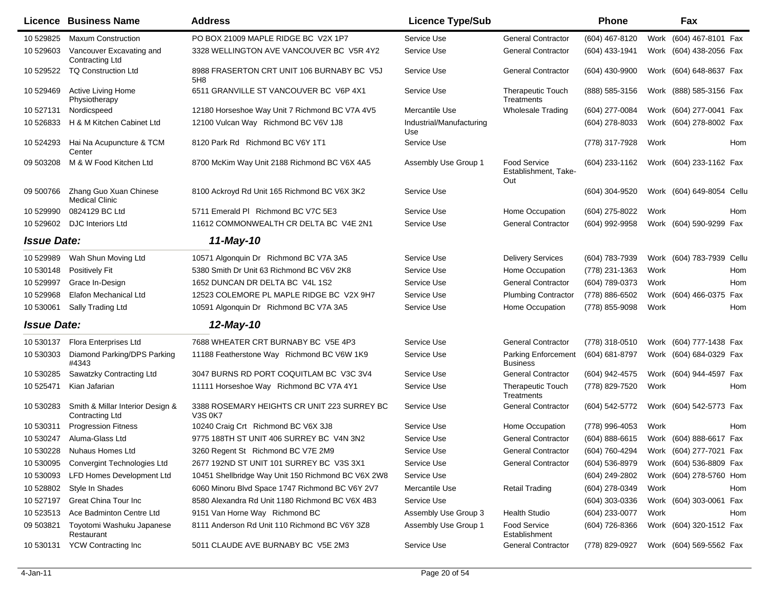| Licence | Business Name | Address | Licence Type/Sub | | Phone | | Fax | |
|---|---|---|---|---|---|---|---|---|
| 10 529825 | Maxum Construction | PO BOX 21009 MAPLE RIDGE BC V2X 1P7 | Service Use | General Contractor | (604) 467-8120 | Work | (604) 467-8101 | Fax |
| 10 529603 | Vancouver Excavating and Contracting Ltd | 3328 WELLINGTON AVE VANCOUVER BC V5R 4Y2 | Service Use | General Contractor | (604) 433-1941 | Work | (604) 438-2056 | Fax |
| 10 529522 | TQ Construction Ltd | 8988 FRASERTON CRT UNIT 106 BURNABY BC V5J 5H8 | Service Use | General Contractor | (604) 430-9900 | Work | (604) 648-8637 | Fax |
| 10 529469 | Active Living Home Physiotherapy | 6511 GRANVILLE ST VANCOUVER BC V6P 4X1 | Service Use | Therapeutic Touch Treatments | (888) 585-3156 | Work | (888) 585-3156 | Fax |
| 10 527131 | Nordicspeed | 12180 Horseshoe Way Unit 7 Richmond BC V7A 4V5 | Mercantile Use | Wholesale Trading | (604) 277-0084 | Work | (604) 277-0041 | Fax |
| 10 526833 | H & M Kitchen Cabinet Ltd | 12100 Vulcan Way Richmond BC V6V 1J8 | Industrial/Manufacturing Use | | (604) 278-8033 | Work | (604) 278-8002 | Fax |
| 10 524293 | Hai Na Acupuncture & TCM Center | 8120 Park Rd Richmond BC V6Y 1T1 | Service Use | | (778) 317-7928 | Work | | Hom |
| 09 503208 | M & W Food Kitchen Ltd | 8700 McKim Way Unit 2188 Richmond BC V6X 4A5 | Assembly Use Group 1 | Food Service Establishment, Take-Out | (604) 233-1162 | Work | (604) 233-1162 | Fax |
| 09 500766 | Zhang Guo Xuan Chinese Medical Clinic | 8100 Ackroyd Rd Unit 165 Richmond BC V6X 3K2 | Service Use | | (604) 304-9520 | Work | (604) 649-8054 | Cellu |
| 10 529990 | 0824129 BC Ltd | 5711 Emerald Pl Richmond BC V7C 5E3 | Service Use | Home Occupation | (604) 275-8022 | Work | | Hom |
| 10 529602 | DJC Interiors Ltd | 11612 COMMONWEALTH CR DELTA BC V4E 2N1 | Service Use | General Contractor | (604) 992-9958 | Work | (604) 590-9299 | Fax |
| ***Issue Date:*** | | ***11-May-10*** | | | | | | |
| 10 529989 | Wah Shun Moving Ltd | 10571 Algonquin Dr Richmond BC V7A 3A5 | Service Use | Delivery Services | (604) 783-7939 | Work | (604) 783-7939 | Cellu |
| 10 530148 | Positively Fit | 5380 Smith Dr Unit 63 Richmond BC V6V 2K8 | Service Use | Home Occupation | (778) 231-1363 | Work | | Hom |
| 10 529997 | Grace In-Design | 1652 DUNCAN DR DELTA BC V4L 1S2 | Service Use | General Contractor | (604) 789-0373 | Work | | Hom |
| 10 529968 | Elafon Mechanical Ltd | 12523 COLEMORE PL MAPLE RIDGE BC V2X 9H7 | Service Use | Plumbing Contractor | (778) 886-6502 | Work | (604) 466-0375 | Fax |
| 10 530061 | Sally Trading Ltd | 10591 Algonquin Dr Richmond BC V7A 3A5 | Service Use | Home Occupation | (778) 855-9098 | Work | | Hom |
| ***Issue Date:*** | | ***12-May-10*** | | | | | | |
| 10 530137 | Flora Enterprises Ltd | 7688 WHEATER CRT BURNABY BC V5E 4P3 | Service Use | General Contractor | (778) 318-0510 | Work | (604) 777-1438 | Fax |
| 10 530303 | Diamond Parking/DPS Parking #4343 | 11188 Featherstone Way Richmond BC V6W 1K9 | Service Use | Parking Enforcement Business | (604) 681-8797 | Work | (604) 684-0329 | Fax |
| 10 530285 | Sawatzky Contracting Ltd | 3047 BURNS RD PORT COQUITLAM BC V3C 3V4 | Service Use | General Contractor | (604) 942-4575 | Work | (604) 944-4597 | Fax |
| 10 525471 | Kian Jafarian | 11111 Horseshoe Way Richmond BC V7A 4Y1 | Service Use | Therapeutic Touch Treatments | (778) 829-7520 | Work | | Hom |
| 10 530283 | Smith & Millar Interior Design & Contracting Ltd | 3388 ROSEMARY HEIGHTS CR UNIT 223 SURREY BC V3S 0K7 | Service Use | General Contractor | (604) 542-5772 | Work | (604) 542-5773 | Fax |
| 10 530311 | Progression Fitness | 10240 Craig Crt Richmond BC V6X 3J8 | Service Use | Home Occupation | (778) 996-4053 | Work | | Hom |
| 10 530247 | Aluma-Glass Ltd | 9775 188TH ST UNIT 406 SURREY BC V4N 3N2 | Service Use | General Contractor | (604) 888-6615 | Work | (604) 888-6617 | Fax |
| 10 530228 | Nuhaus Homes Ltd | 3260 Regent St Richmond BC V7E 2M9 | Service Use | General Contractor | (604) 760-4294 | Work | (604) 277-7021 | Fax |
| 10 530095 | Convergint Technologies Ltd | 2677 192ND ST UNIT 101 SURREY BC V3S 3X1 | Service Use | General Contractor | (604) 536-8979 | Work | (604) 536-8809 | Fax |
| 10 530093 | LFD Homes Development Ltd | 10451 Shellbridge Way Unit 150 Richmond BC V6X 2W8 | Service Use | | (604) 249-2802 | Work | (604) 278-5760 | Hom |
| 10 528802 | Style In Shades | 6060 Minoru Blvd Space 1747 Richmond BC V6Y 2V7 | Mercantile Use | Retail Trading | (604) 278-0349 | Work | | Hom |
| 10 527197 | Great China Tour Inc | 8580 Alexandra Rd Unit 1180 Richmond BC V6X 4B3 | Service Use | | (604) 303-0336 | Work | (604) 303-0061 | Fax |
| 10 523513 | Ace Badminton Centre Ltd | 9151 Van Horne Way Richmond BC | Assembly Use Group 3 | Health Studio | (604) 233-0077 | Work | | Hom |
| 09 503821 | Toyotomi Washuku Japanese Restaurant | 8111 Anderson Rd Unit 110 Richmond BC V6Y 3Z8 | Assembly Use Group 1 | Food Service Establishment | (604) 726-8366 | Work | (604) 320-1512 | Fax |
| 10 530131 | YCW Contracting Inc | 5011 CLAUDE AVE BURNABY BC V5E 2M3 | Service Use | General Contractor | (778) 829-0927 | Work | (604) 569-5562 | Fax |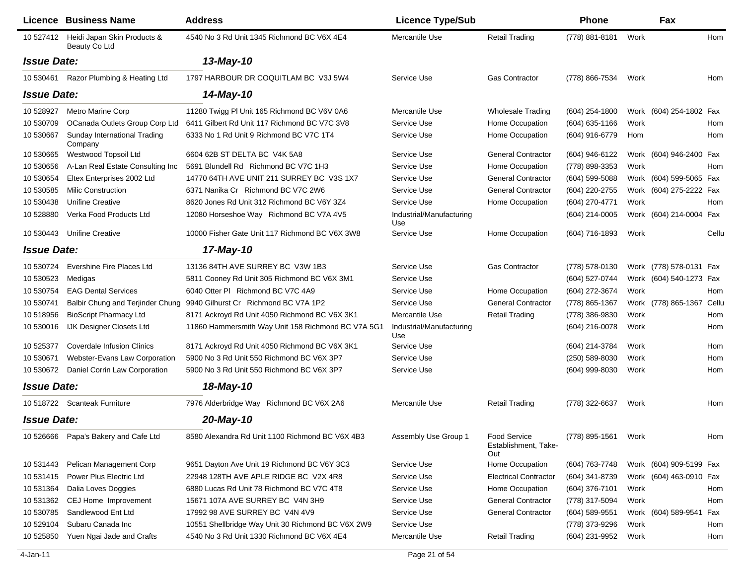| Licence | Business Name | Address | Licence Type/Sub | | Phone | | Fax | |
|---|---|---|---|---|---|---|---|---|
| 10 527412 | Heidi Japan Skin Products & Beauty Co Ltd | 4540 No 3 Rd Unit 1345 Richmond BC V6X 4E4 | Mercantile Use | Retail Trading | (778) 881-8181 | Work | | Hom |
| ***Issue Date:*** | | ***13-May-10*** | | | | | | |
| 10 530461 | Razor Plumbing & Heating Ltd | 1797 HARBOUR DR COQUITLAM BC V3J 5W4 | Service Use | Gas Contractor | (778) 866-7534 | Work | | Hom |
| ***Issue Date:*** | | ***14-May-10*** | | | | | | |
| 10 528927 | Metro Marine Corp | 11280 Twigg Pl Unit 165 Richmond BC V6V 0A6 | Mercantile Use | Wholesale Trading | (604) 254-1800 | Work | (604) 254-1802 | Fax |
| 10 530709 | OCanada Outlets Group Corp Ltd | 6411 Gilbert Rd Unit 117 Richmond BC V7C 3V8 | Service Use | Home Occupation | (604) 635-1166 | Work | | Hom |
| 10 530667 | Sunday International Trading Company | 6333 No 1 Rd Unit 9 Richmond BC V7C 1T4 | Service Use | Home Occupation | (604) 916-6779 | Hom | | Hom |
| 10 530665 | Westwood Topsoil Ltd | 6604 62B ST DELTA BC V4K 5A8 | Service Use | General Contractor | (604) 946-6122 | Work | (604) 946-2400 | Fax |
| 10 530656 | A-Lan Real Estate Consulting Inc | 5691 Blundell Rd Richmond BC V7C 1H3 | Service Use | Home Occupation | (778) 898-3353 | Work | | Hom |
| 10 530654 | Eltex Enterprises 2002 Ltd | 14770 64TH AVE UNIT 211 SURREY BC V3S 1X7 | Service Use | General Contractor | (604) 599-5088 | Work | (604) 599-5065 | Fax |
| 10 530585 | Milic Construction | 6371 Nanika Cr Richmond BC V7C 2W6 | Service Use | General Contractor | (604) 220-2755 | Work | (604) 275-2222 | Fax |
| 10 530438 | Unifine Creative | 8620 Jones Rd Unit 312 Richmond BC V6Y 3Z4 | Service Use | Home Occupation | (604) 270-4771 | Work | | Hom |
| 10 528880 | Verka Food Products Ltd | 12080 Horseshoe Way Richmond BC V7A 4V5 | Industrial/Manufacturing Use | | (604) 214-0005 | Work | (604) 214-0004 | Fax |
| 10 530443 | Unifine Creative | 10000 Fisher Gate Unit 117 Richmond BC V6X 3W8 | Service Use | Home Occupation | (604) 716-1893 | Work | | Cellu |
| ***Issue Date:*** | | ***17-May-10*** | | | | | | |
| 10 530724 | Evershine Fire Places Ltd | 13136 84TH AVE SURREY BC V3W 1B3 | Service Use | Gas Contractor | (778) 578-0130 | Work | (778) 578-0131 | Fax |
| 10 530523 | Medigas | 5811 Cooney Rd Unit 305 Richmond BC V6X 3M1 | Service Use | | (604) 527-0744 | Work | (604) 540-1273 | Fax |
| 10 530754 | EAG Dental Services | 6040 Otter Pl Richmond BC V7C 4A9 | Service Use | Home Occupation | (604) 272-3674 | Work | | Hom |
| 10 530741 | Balbir Chung and Terjinder Chung | 9940 Gilhurst Cr Richmond BC V7A 1P2 | Service Use | General Contractor | (778) 865-1367 | Work | (778) 865-1367 | Cellu |
| 10 518956 | BioScript Pharmacy Ltd | 8171 Ackroyd Rd Unit 4050 Richmond BC V6X 3K1 | Mercantile Use | Retail Trading | (778) 386-9830 | Work | | Hom |
| 10 530016 | IJK Designer Closets Ltd | 11860 Hammersmith Way Unit 158 Richmond BC V7A 5G1 | Industrial/Manufacturing Use | | (604) 216-0078 | Work | | Hom |
| 10 525377 | Coverdale Infusion Clinics | 8171 Ackroyd Rd Unit 4050 Richmond BC V6X 3K1 | Service Use | | (604) 214-3784 | Work | | Hom |
| 10 530671 | Webster-Evans Law Corporation | 5900 No 3 Rd Unit 550 Richmond BC V6X 3P7 | Service Use | | (250) 589-8030 | Work | | Hom |
| 10 530672 | Daniel Corrin Law Corporation | 5900 No 3 Rd Unit 550 Richmond BC V6X 3P7 | Service Use | | (604) 999-8030 | Work | | Hom |
| ***Issue Date:*** | | ***18-May-10*** | | | | | | |
| 10 518722 | Scanteak Furniture | 7976 Alderbridge Way Richmond BC V6X 2A6 | Mercantile Use | Retail Trading | (778) 322-6637 | Work | | Hom |
| ***Issue Date:*** | | ***20-May-10*** | | | | | | |
| 10 526666 | Papa's Bakery and Cafe Ltd | 8580 Alexandra Rd Unit 1100 Richmond BC V6X 4B3 | Assembly Use Group 1 | Food Service Establishment, Take-Out | (778) 895-1561 | Work | | Hom |
| 10 531443 | Pelican Management Corp | 9651 Dayton Ave Unit 19 Richmond BC V6Y 3C3 | Service Use | Home Occupation | (604) 763-7748 | Work | (604) 909-5199 | Fax |
| 10 531415 | Power Plus Electric Ltd | 22948 128TH AVE APLE RIDGE BC V2X 4R8 | Service Use | Electrical Contractor | (604) 341-8739 | Work | (604) 463-0910 | Fax |
| 10 531364 | Dalia Loves Doggies | 6880 Lucas Rd Unit 78 Richmond BC V7C 4T8 | Service Use | Home Occupation | (604) 376-7101 | Work | | Hom |
| 10 531362 | CEJ Home Improvement | 15671 107A AVE SURREY BC V4N 3H9 | Service Use | General Contractor | (778) 317-5094 | Work | | Hom |
| 10 530785 | Sandlewood Ent Ltd | 17992 98 AVE SURREY BC V4N 4V9 | Service Use | General Contractor | (604) 589-9551 | Work | (604) 589-9541 | Fax |
| 10 529104 | Subaru Canada Inc | 10551 Shellbridge Way Unit 30 Richmond BC V6X 2W9 | Service Use | | (778) 373-9296 | Work | | Hom |
| 10 525850 | Yuen Ngai Jade and Crafts | 4540 No 3 Rd Unit 1330 Richmond BC V6X 4E4 | Mercantile Use | Retail Trading | (604) 231-9952 | Work | | Hom |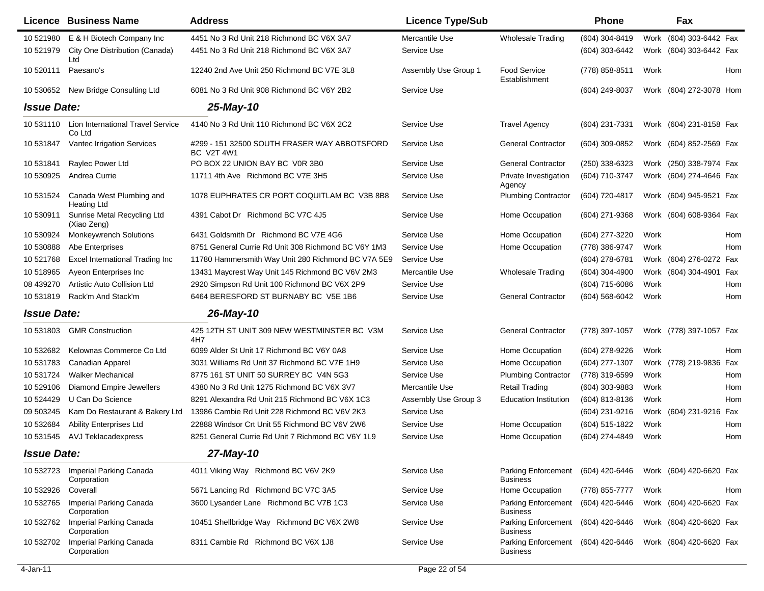| Licence | Business Name | Address | Licence Type/Sub | | Phone | | Fax | |
|---|---|---|---|---|---|---|---|---|
| 10 521980 | E & H Biotech Company Inc | 4451 No 3 Rd Unit 218 Richmond BC V6X 3A7 | Mercantile Use | Wholesale Trading | (604) 304-8419 | Work | (604) 303-6442 | Fax |
| 10 521979 | City One Distribution (Canada) Ltd | 4451 No 3 Rd Unit 218 Richmond BC V6X 3A7 | Service Use | | (604) 303-6442 | Work | (604) 303-6442 | Fax |
| 10 520111 | Paesano's | 12240 2nd Ave Unit 250 Richmond BC V7E 3L8 | Assembly Use Group 1 | Food Service Establishment | (778) 858-8511 | Work | | Hom |
| 10 530652 | New Bridge Consulting Ltd | 6081 No 3 Rd Unit 908 Richmond BC V6Y 2B2 | Service Use | | (604) 249-8037 | Work | (604) 272-3078 | Hom |
| ***Issue Date:*** | | ***25-May-10*** | | | | | | |
| 10 531110 | Lion International Travel Service Co Ltd | 4140 No 3 Rd Unit 110 Richmond BC V6X 2C2 | Service Use | Travel Agency | (604) 231-7331 | Work | (604) 231-8158 | Fax |
| 10 531847 | Vantec Irrigation Services | #299 - 151 32500 SOUTH FRASER WAY ABBOTSFORD BC V2T 4W1 | Service Use | General Contractor | (604) 309-0852 | Work | (604) 852-2569 | Fax |
| 10 531841 | Raylec Power Ltd | PO BOX 22 UNION BAY BC V0R 3B0 | Service Use | General Contractor | (250) 338-6323 | Work | (250) 338-7974 | Fax |
| 10 530925 | Andrea Currie | 11711 4th Ave Richmond BC V7E 3H5 | Service Use | Private Investigation Agency | (604) 710-3747 | Work | (604) 274-4646 | Fax |
| 10 531524 | Canada West Plumbing and Heating Ltd | 1078 EUPHRATES CR PORT COQUITLAM BC V3B 8B8 | Service Use | Plumbing Contractor | (604) 720-4817 | Work | (604) 945-9521 | Fax |
| 10 530911 | Sunrise Metal Recycling Ltd (Xiao Zeng) | 4391 Cabot Dr Richmond BC V7C 4J5 | Service Use | Home Occupation | (604) 271-9368 | Work | (604) 608-9364 | Fax |
| 10 530924 | Monkeywrench Solutions | 6431 Goldsmith Dr Richmond BC V7E 4G6 | Service Use | Home Occupation | (604) 277-3220 | Work | | Hom |
| 10 530888 | Abe Enterprises | 8751 General Currie Rd Unit 308 Richmond BC V6Y 1M3 | Service Use | Home Occupation | (778) 386-9747 | Work | | Hom |
| 10 521768 | Excel International Trading Inc | 11780 Hammersmith Way Unit 280 Richmond BC V7A 5E9 | Service Use | | (604) 278-6781 | Work | (604) 276-0272 | Fax |
| 10 518965 | Ayeon Enterprises Inc | 13431 Maycrest Way Unit 145 Richmond BC V6V 2M3 | Mercantile Use | Wholesale Trading | (604) 304-4900 | Work | (604) 304-4901 | Fax |
| 08 439270 | Artistic Auto Collision Ltd | 2920 Simpson Rd Unit 100 Richmond BC V6X 2P9 | Service Use | | (604) 715-6086 | Work | | Hom |
| 10 531819 | Rack'm And Stack'm | 6464 BERESFORD ST BURNABY BC V5E 1B6 | Service Use | General Contractor | (604) 568-6042 | Work | | Hom |
| ***Issue Date:*** | | ***26-May-10*** | | | | | | |
| 10 531803 | GMR Construction | 425 12TH ST UNIT 309 NEW WESTMINSTER BC V3M 4H7 | Service Use | General Contractor | (778) 397-1057 | Work | (778) 397-1057 | Fax |
| 10 532682 | Kelownas Commerce Co Ltd | 6099 Alder St Unit 17 Richmond BC V6Y 0A8 | Service Use | Home Occupation | (604) 278-9226 | Work | | Hom |
| 10 531783 | Canadian Apparel | 3031 Williams Rd Unit 37 Richmond BC V7E 1H9 | Service Use | Home Occupation | (604) 277-1307 | Work | (778) 219-9836 | Fax |
| 10 531724 | Walker Mechanical | 8775 161 ST UNIT 50 SURREY BC V4N 5G3 | Service Use | Plumbing Contractor | (778) 319-6599 | Work | | Hom |
| 10 529106 | Diamond Empire Jewellers | 4380 No 3 Rd Unit 1275 Richmond BC V6X 3V7 | Mercantile Use | Retail Trading | (604) 303-9883 | Work | | Hom |
| 10 524429 | U Can Do Science | 8291 Alexandra Rd Unit 215 Richmond BC V6X 1C3 | Assembly Use Group 3 | Education Institution | (604) 813-8136 | Work | | Hom |
| 09 503245 | Kam Do Restaurant & Bakery Ltd | 13986 Cambie Rd Unit 228 Richmond BC V6V 2K3 | Service Use | | (604) 231-9216 | Work | (604) 231-9216 | Fax |
| 10 532684 | Ability Enterprises Ltd | 22888 Windsor Crt Unit 55 Richmond BC V6V 2W6 | Service Use | Home Occupation | (604) 515-1822 | Work | | Hom |
| 10 531545 | AVJ Teklacadexpress | 8251 General Currie Rd Unit 7 Richmond BC V6Y 1L9 | Service Use | Home Occupation | (604) 274-4849 | Work | | Hom |
| ***Issue Date:*** | | ***27-May-10*** | | | | | | |
| 10 532723 | Imperial Parking Canada Corporation | 4011 Viking Way Richmond BC V6V 2K9 | Service Use | Parking Enforcement Business | (604) 420-6446 | Work | (604) 420-6620 | Fax |
| 10 532926 | Coverall | 5671 Lancing Rd Richmond BC V7C 3A5 | Service Use | Home Occupation | (778) 855-7777 | Work | | Hom |
| 10 532765 | Imperial Parking Canada Corporation | 3600 Lysander Lane Richmond BC V7B 1C3 | Service Use | Parking Enforcement Business | (604) 420-6446 | Work | (604) 420-6620 | Fax |
| 10 532762 | Imperial Parking Canada Corporation | 10451 Shellbridge Way Richmond BC V6X 2W8 | Service Use | Parking Enforcement Business | (604) 420-6446 | Work | (604) 420-6620 | Fax |
| 10 532702 | Imperial Parking Canada Corporation | 8311 Cambie Rd Richmond BC V6X 1J8 | Service Use | Parking Enforcement Business | (604) 420-6446 | Work | (604) 420-6620 | Fax |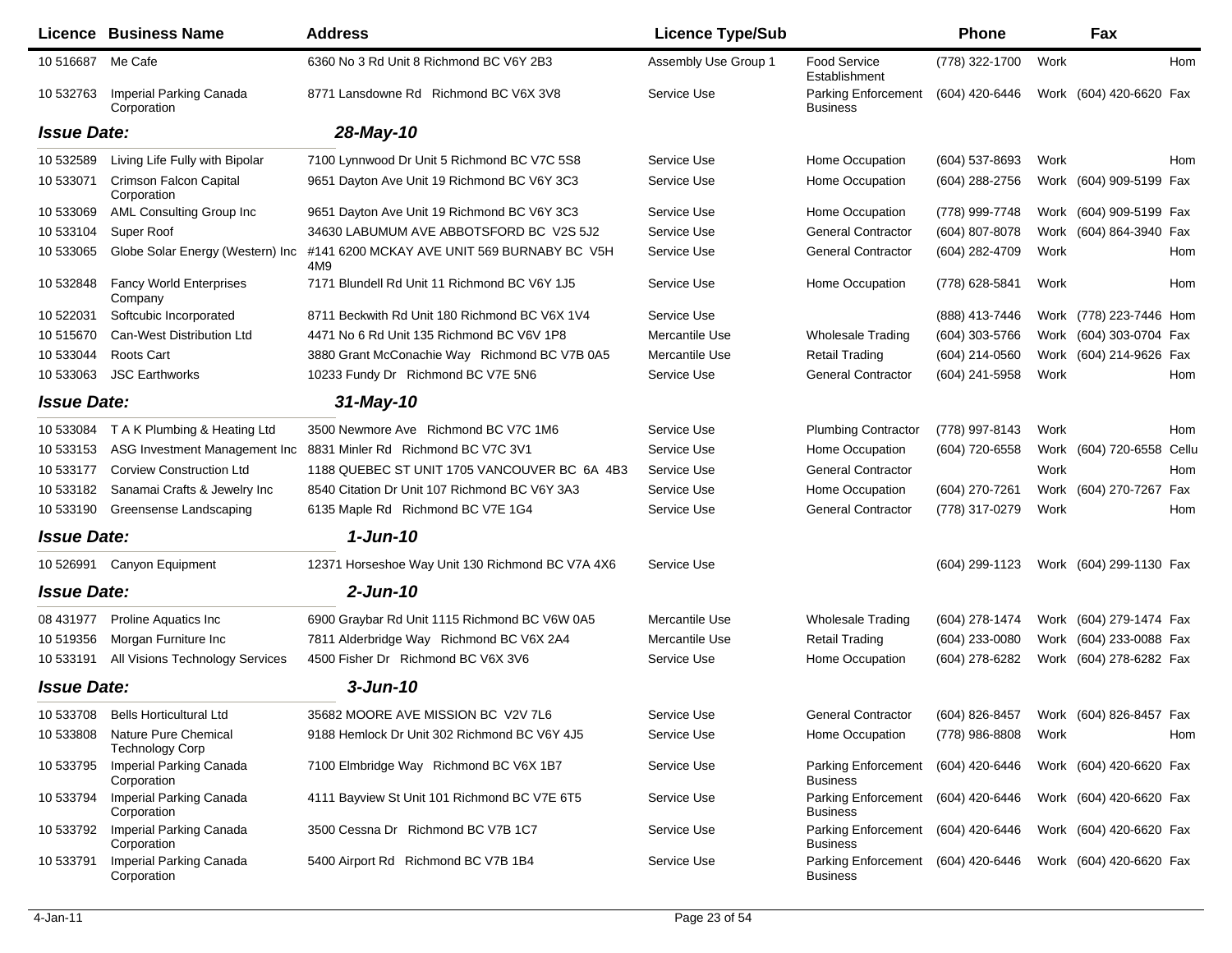| Licence | Business Name | Address | Licence Type/Sub | | Phone | | Fax | |
|---|---|---|---|---|---|---|---|---|
| 10 516687 | Me Cafe | 6360 No 3 Rd Unit 8 Richmond BC V6Y 2B3 | Assembly Use Group 1 | Food Service Establishment | (778) 322-1700 | Work | | Hom |
| 10 532763 | Imperial Parking Canada Corporation | 8771 Lansdowne Rd Richmond BC V6X 3V8 | Service Use | Parking Enforcement Business | (604) 420-6446 | Work | (604) 420-6620 | Fax |
| ***Issue Date:*** | | ***28-May-10*** | | | | | | |
| 10 532589 | Living Life Fully with Bipolar | 7100 Lynnwood Dr Unit 5 Richmond BC V7C 5S8 | Service Use | Home Occupation | (604) 537-8693 | Work | | Hom |
| 10 533071 | Crimson Falcon Capital Corporation | 9651 Dayton Ave Unit 19 Richmond BC V6Y 3C3 | Service Use | Home Occupation | (604) 288-2756 | Work | (604) 909-5199 | Fax |
| 10 533069 | AML Consulting Group Inc | 9651 Dayton Ave Unit 19 Richmond BC V6Y 3C3 | Service Use | Home Occupation | (778) 999-7748 | Work | (604) 909-5199 | Fax |
| 10 533104 | Super Roof | 34630 LABUMUM AVE ABBOTSFORD BC V2S 5J2 | Service Use | General Contractor | (604) 807-8078 | Work | (604) 864-3940 | Fax |
| 10 533065 | Globe Solar Energy (Western) Inc | #141 6200 MCKAY AVE UNIT 569 BURNABY BC V5H 4M9 | Service Use | General Contractor | (604) 282-4709 | Work | | Hom |
| 10 532848 | Fancy World Enterprises Company | 7171 Blundell Rd Unit 11 Richmond BC V6Y 1J5 | Service Use | Home Occupation | (778) 628-5841 | Work | | Hom |
| 10 522031 | Softcubic Incorporated | 8711 Beckwith Rd Unit 180 Richmond BC V6X 1V4 | Service Use | | (888) 413-7446 | Work | (778) 223-7446 | Hom |
| 10 515670 | Can-West Distribution Ltd | 4471 No 6 Rd Unit 135 Richmond BC V6V 1P8 | Mercantile Use | Wholesale Trading | (604) 303-5766 | Work | (604) 303-0704 | Fax |
| 10 533044 | Roots Cart | 3880 Grant McConachie Way Richmond BC V7B 0A5 | Mercantile Use | Retail Trading | (604) 214-0560 | Work | (604) 214-9626 | Fax |
| 10 533063 | JSC Earthworks | 10233 Fundy Dr Richmond BC V7E 5N6 | Service Use | General Contractor | (604) 241-5958 | Work | | Hom |
| ***Issue Date:*** | | ***31-May-10*** | | | | | | |
| 10 533084 | T A K Plumbing & Heating Ltd | 3500 Newmore Ave Richmond BC V7C 1M6 | Service Use | Plumbing Contractor | (778) 997-8143 | Work | | Hom |
| 10 533153 | ASG Investment Management Inc | 8831 Minler Rd Richmond BC V7C 3V1 | Service Use | Home Occupation | (604) 720-6558 | Work | (604) 720-6558 | Cellu |
| 10 533177 | Corview Construction Ltd | 1188 QUEBEC ST UNIT 1705 VANCOUVER BC 6A 4B3 | Service Use | General Contractor | | Work | | Hom |
| 10 533182 | Sanamai Crafts & Jewelry Inc | 8540 Citation Dr Unit 107 Richmond BC V6Y 3A3 | Service Use | Home Occupation | (604) 270-7261 | Work | (604) 270-7267 | Fax |
| 10 533190 | Greensense Landscaping | 6135 Maple Rd Richmond BC V7E 1G4 | Service Use | General Contractor | (778) 317-0279 | Work | | Hom |
| ***Issue Date:*** | | ***1-Jun-10*** | | | | | | |
| 10 526991 | Canyon Equipment | 12371 Horseshoe Way Unit 130 Richmond BC V7A 4X6 | Service Use | | (604) 299-1123 | Work | (604) 299-1130 | Fax |
| ***Issue Date:*** | | ***2-Jun-10*** | | | | | | |
| 08 431977 | Proline Aquatics Inc | 6900 Graybar Rd Unit 1115 Richmond BC V6W 0A5 | Mercantile Use | Wholesale Trading | (604) 278-1474 | Work | (604) 279-1474 | Fax |
| 10 519356 | Morgan Furniture Inc | 7811 Alderbridge Way Richmond BC V6X 2A4 | Mercantile Use | Retail Trading | (604) 233-0080 | Work | (604) 233-0088 | Fax |
| 10 533191 | All Visions Technology Services | 4500 Fisher Dr Richmond BC V6X 3V6 | Service Use | Home Occupation | (604) 278-6282 | Work | (604) 278-6282 | Fax |
| ***Issue Date:*** | | ***3-Jun-10*** | | | | | | |
| 10 533708 | Bells Horticultural Ltd | 35682 MOORE AVE MISSION BC V2V 7L6 | Service Use | General Contractor | (604) 826-8457 | Work | (604) 826-8457 | Fax |
| 10 533808 | Nature Pure Chemical Technology Corp | 9188 Hemlock Dr Unit 302 Richmond BC V6Y 4J5 | Service Use | Home Occupation | (778) 986-8808 | Work | | Hom |
| 10 533795 | Imperial Parking Canada Corporation | 7100 Elmbridge Way Richmond BC V6X 1B7 | Service Use | Parking Enforcement Business | (604) 420-6446 | Work | (604) 420-6620 | Fax |
| 10 533794 | Imperial Parking Canada Corporation | 4111 Bayview St Unit 101 Richmond BC V7E 6T5 | Service Use | Parking Enforcement Business | (604) 420-6446 | Work | (604) 420-6620 | Fax |
| 10 533792 | Imperial Parking Canada Corporation | 3500 Cessna Dr Richmond BC V7B 1C7 | Service Use | Parking Enforcement Business | (604) 420-6446 | Work | (604) 420-6620 | Fax |
| 10 533791 | Imperial Parking Canada Corporation | 5400 Airport Rd Richmond BC V7B 1B4 | Service Use | Parking Enforcement Business | (604) 420-6446 | Work | (604) 420-6620 | Fax |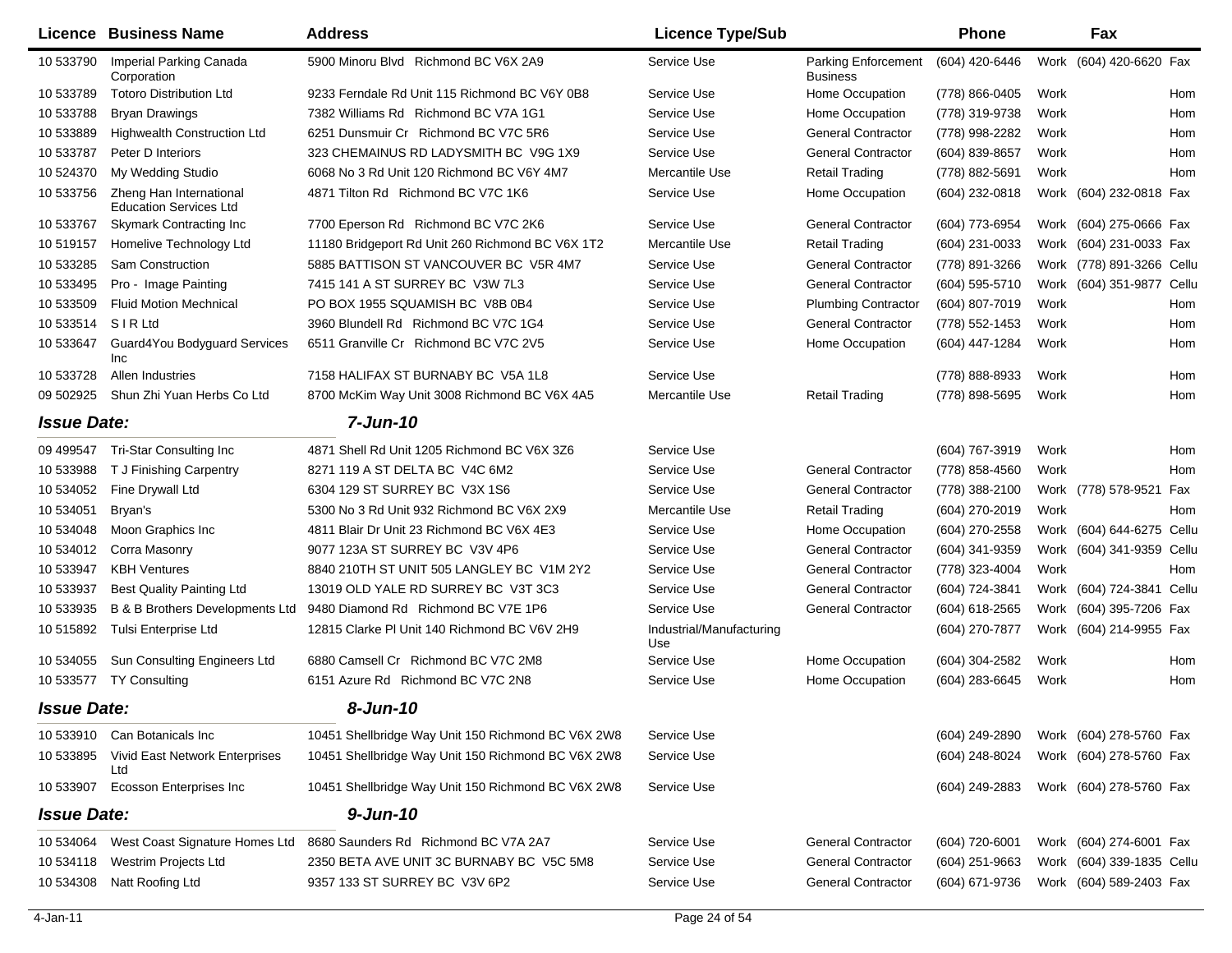| Licence | Business Name | Address | Licence Type/Sub | | Phone | | Fax | |
|---|---|---|---|---|---|---|---|---|
| 10 533790 | Imperial Parking Canada Corporation | 5900 Minoru Blvd Richmond BC V6X 2A9 | Service Use | Parking Enforcement Business | (604) 420-6446 | Work | (604) 420-6620 | Fax |
| 10 533789 | Totoro Distribution Ltd | 9233 Ferndale Rd Unit 115 Richmond BC V6Y 0B8 | Service Use | Home Occupation | (778) 866-0405 | Work | | Hom |
| 10 533788 | Bryan Drawings | 7382 Williams Rd Richmond BC V7A 1G1 | Service Use | Home Occupation | (778) 319-9738 | Work | | Hom |
| 10 533889 | Highwealth Construction Ltd | 6251 Dunsmuir Cr Richmond BC V7C 5R6 | Service Use | General Contractor | (778) 998-2282 | Work | | Hom |
| 10 533787 | Peter D Interiors | 323 CHEMAINUS RD LADYSMITH BC V9G 1X9 | Service Use | General Contractor | (604) 839-8657 | Work | | Hom |
| 10 524370 | My Wedding Studio | 6068 No 3 Rd Unit 120 Richmond BC V6Y 4M7 | Mercantile Use | Retail Trading | (778) 882-5691 | Work | | Hom |
| 10 533756 | Zheng Han International Education Services Ltd | 4871 Tilton Rd Richmond BC V7C 1K6 | Service Use | Home Occupation | (604) 232-0818 | Work | (604) 232-0818 | Fax |
| 10 533767 | Skymark Contracting Inc | 7700 Eperson Rd Richmond BC V7C 2K6 | Service Use | General Contractor | (604) 773-6954 | Work | (604) 275-0666 | Fax |
| 10 519157 | Homelive Technology Ltd | 11180 Bridgeport Rd Unit 260 Richmond BC V6X 1T2 | Mercantile Use | Retail Trading | (604) 231-0033 | Work | (604) 231-0033 | Fax |
| 10 533285 | Sam Construction | 5885 BATTISON ST VANCOUVER BC V5R 4M7 | Service Use | General Contractor | (778) 891-3266 | Work | (778) 891-3266 | Cellu |
| 10 533495 | Pro - Image Painting | 7415 141 A ST SURREY BC V3W 7L3 | Service Use | General Contractor | (604) 595-5710 | Work | (604) 351-9877 | Cellu |
| 10 533509 | Fluid Motion Mechnical | PO BOX 1955 SQUAMISH BC V8B 0B4 | Service Use | Plumbing Contractor | (604) 807-7019 | Work | | Hom |
| 10 533514 | S I R Ltd | 3960 Blundell Rd Richmond BC V7C 1G4 | Service Use | General Contractor | (778) 552-1453 | Work | | Hom |
| 10 533647 | Guard4You Bodyguard Services Inc | 6511 Granville Cr Richmond BC V7C 2V5 | Service Use | Home Occupation | (604) 447-1284 | Work | | Hom |
| 10 533728 | Allen Industries | 7158 HALIFAX ST BURNABY BC V5A 1L8 | Service Use | | (778) 888-8933 | Work | | Hom |
| 09 502925 | Shun Zhi Yuan Herbs Co Ltd | 8700 McKim Way Unit 3008 Richmond BC V6X 4A5 | Mercantile Use | Retail Trading | (778) 898-5695 | Work | | Hom |
| ***Issue Date:*** | | ***7-Jun-10*** | | | | | | |
| 09 499547 | Tri-Star Consulting Inc | 4871 Shell Rd Unit 1205 Richmond BC V6X 3Z6 | Service Use | | (604) 767-3919 | Work | | Hom |
| 10 533988 | T J Finishing Carpentry | 8271 119 A ST DELTA BC V4C 6M2 | Service Use | General Contractor | (778) 858-4560 | Work | | Hom |
| 10 534052 | Fine Drywall Ltd | 6304 129 ST SURREY BC V3X 1S6 | Service Use | General Contractor | (778) 388-2100 | Work | (778) 578-9521 | Fax |
| 10 534051 | Bryan's | 5300 No 3 Rd Unit 932 Richmond BC V6X 2X9 | Mercantile Use | Retail Trading | (604) 270-2019 | Work | | Hom |
| 10 534048 | Moon Graphics Inc | 4811 Blair Dr Unit 23 Richmond BC V6X 4E3 | Service Use | Home Occupation | (604) 270-2558 | Work | (604) 644-6275 | Cellu |
| 10 534012 | Corra Masonry | 9077 123A ST SURREY BC V3V 4P6 | Service Use | General Contractor | (604) 341-9359 | Work | (604) 341-9359 | Cellu |
| 10 533947 | KBH Ventures | 8840 210TH ST UNIT 505 LANGLEY BC V1M 2Y2 | Service Use | General Contractor | (778) 323-4004 | Work | | Hom |
| 10 533937 | Best Quality Painting Ltd | 13019 OLD YALE RD SURREY BC V3T 3C3 | Service Use | General Contractor | (604) 724-3841 | Work | (604) 724-3841 | Cellu |
| 10 533935 | B & B Brothers Developments Ltd | 9480 Diamond Rd Richmond BC V7E 1P6 | Service Use | General Contractor | (604) 618-2565 | Work | (604) 395-7206 | Fax |
| 10 515892 | Tulsi Enterprise Ltd | 12815 Clarke Pl Unit 140 Richmond BC V6V 2H9 | Industrial/Manufacturing Use | | (604) 270-7877 | Work | (604) 214-9955 | Fax |
| 10 534055 | Sun Consulting Engineers Ltd | 6880 Camsell Cr Richmond BC V7C 2M8 | Service Use | Home Occupation | (604) 304-2582 | Work | | Hom |
| 10 533577 | TY Consulting | 6151 Azure Rd Richmond BC V7C 2N8 | Service Use | Home Occupation | (604) 283-6645 | Work | | Hom |
| ***Issue Date:*** | | ***8-Jun-10*** | | | | | | |
| 10 533910 | Can Botanicals Inc | 10451 Shellbridge Way Unit 150 Richmond BC V6X 2W8 | Service Use | | (604) 249-2890 | Work | (604) 278-5760 | Fax |
| 10 533895 | Vivid East Network Enterprises Ltd | 10451 Shellbridge Way Unit 150 Richmond BC V6X 2W8 | Service Use | | (604) 248-8024 | Work | (604) 278-5760 | Fax |
| 10 533907 | Ecosson Enterprises Inc | 10451 Shellbridge Way Unit 150 Richmond BC V6X 2W8 | Service Use | | (604) 249-2883 | Work | (604) 278-5760 | Fax |
| ***Issue Date:*** | | ***9-Jun-10*** | | | | | | |
| 10 534064 | West Coast Signature Homes Ltd | 8680 Saunders Rd Richmond BC V7A 2A7 | Service Use | General Contractor | (604) 720-6001 | Work | (604) 274-6001 | Fax |
| 10 534118 | Westrim Projects Ltd | 2350 BETA AVE UNIT 3C BURNABY BC V5C 5M8 | Service Use | General Contractor | (604) 251-9663 | Work | (604) 339-1835 | Cellu |
| 10 534308 | Natt Roofing Ltd | 9357 133 ST SURREY BC V3V 6P2 | Service Use | General Contractor | (604) 671-9736 | Work | (604) 589-2403 | Fax |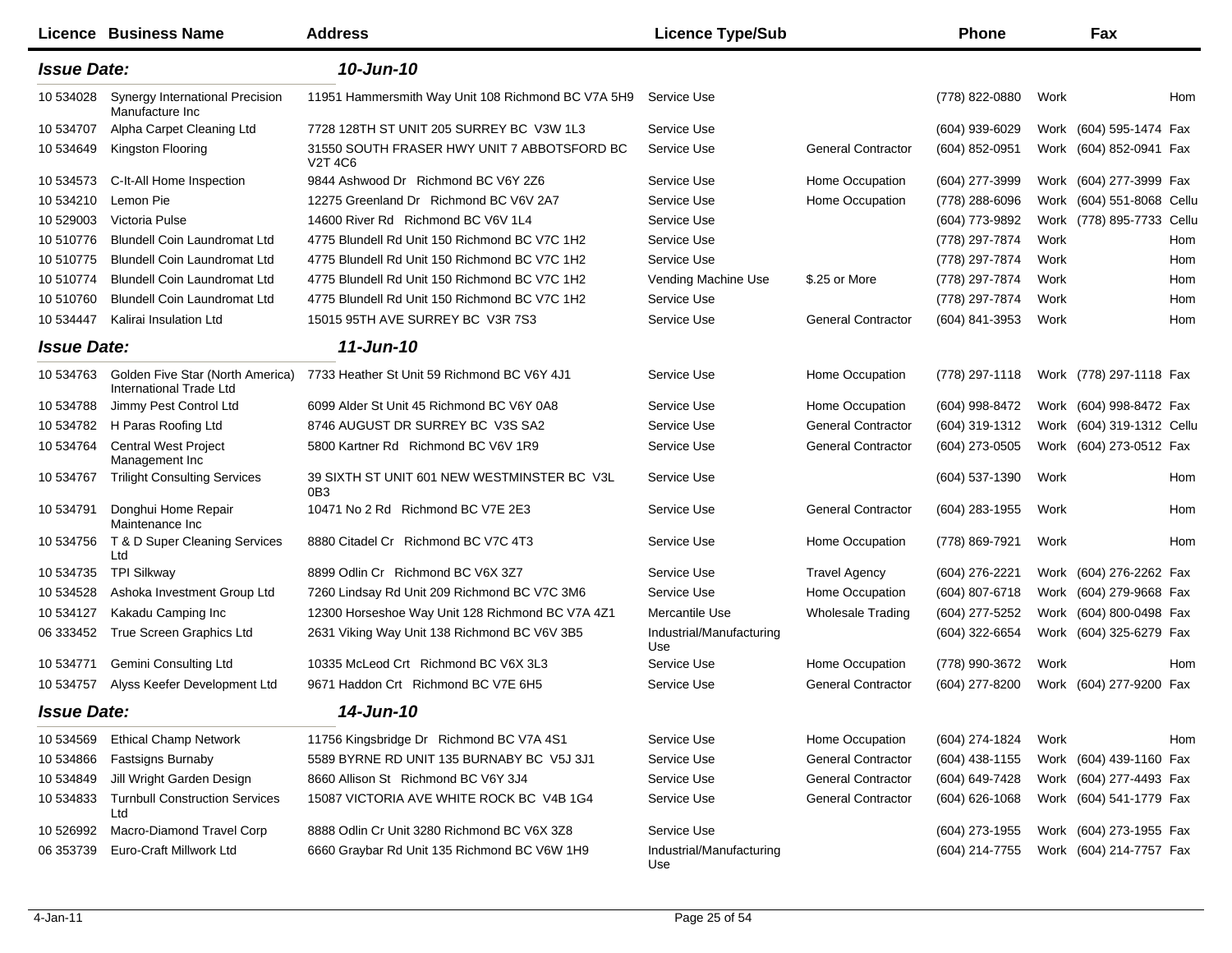| Licence | Business Name | Address | Licence Type/Sub | | Phone | | Fax | |
|---|---|---|---|---|---|---|---|---|
| ***Issue Date:*** | | ***10-Jun-10*** | | | | | | |
| 10 534028 | Synergy International Precision Manufacture Inc | 11951 Hammersmith Way Unit 108 Richmond BC V7A 5H9 | Service Use | | (778) 822-0880 | Work | | Hom |
| 10 534707 | Alpha Carpet Cleaning Ltd | 7728 128TH ST UNIT 205 SURREY BC V3W 1L3 | Service Use | | (604) 939-6029 | Work | (604) 595-1474 | Fax |
| 10 534649 | Kingston Flooring | 31550 SOUTH FRASER HWY UNIT 7 ABBOTSFORD BC V2T 4C6 | Service Use | General Contractor | (604) 852-0951 | Work | (604) 852-0941 | Fax |
| 10 534573 | C-It-All Home Inspection | 9844 Ashwood Dr Richmond BC V6Y 2Z6 | Service Use | Home Occupation | (604) 277-3999 | Work | (604) 277-3999 | Fax |
| 10 534210 | Lemon Pie | 12275 Greenland Dr Richmond BC V6V 2A7 | Service Use | Home Occupation | (778) 288-6096 | Work | (604) 551-8068 | Cellu |
| 10 529003 | Victoria Pulse | 14600 River Rd Richmond BC V6V 1L4 | Service Use | | (604) 773-9892 | Work | (778) 895-7733 | Cellu |
| 10 510776 | Blundell Coin Laundromat Ltd | 4775 Blundell Rd Unit 150 Richmond BC V7C 1H2 | Service Use | | (778) 297-7874 | Work | | Hom |
| 10 510775 | Blundell Coin Laundromat Ltd | 4775 Blundell Rd Unit 150 Richmond BC V7C 1H2 | Service Use | | (778) 297-7874 | Work | | Hom |
| 10 510774 | Blundell Coin Laundromat Ltd | 4775 Blundell Rd Unit 150 Richmond BC V7C 1H2 | Vending Machine Use | $.25 or More | (778) 297-7874 | Work | | Hom |
| 10 510760 | Blundell Coin Laundromat Ltd | 4775 Blundell Rd Unit 150 Richmond BC V7C 1H2 | Service Use | | (778) 297-7874 | Work | | Hom |
| 10 534447 | Kalirai Insulation Ltd | 15015 95TH AVE SURREY BC V3R 7S3 | Service Use | General Contractor | (604) 841-3953 | Work | | Hom |
| ***Issue Date:*** | | ***11-Jun-10*** | | | | | | |
| 10 534763 | Golden Five Star (North America) International Trade Ltd | 7733 Heather St Unit 59 Richmond BC V6Y 4J1 | Service Use | Home Occupation | (778) 297-1118 | Work | (778) 297-1118 | Fax |
| 10 534788 | Jimmy Pest Control Ltd | 6099 Alder St Unit 45 Richmond BC V6Y 0A8 | Service Use | Home Occupation | (604) 998-8472 | Work | (604) 998-8472 | Fax |
| 10 534782 | H Paras Roofing Ltd | 8746 AUGUST DR SURREY BC V3S SA2 | Service Use | General Contractor | (604) 319-1312 | Work | (604) 319-1312 | Cellu |
| 10 534764 | Central West Project Management Inc | 5800 Kartner Rd Richmond BC V6V 1R9 | Service Use | General Contractor | (604) 273-0505 | Work | (604) 273-0512 | Fax |
| 10 534767 | Trilight Consulting Services | 39 SIXTH ST UNIT 601 NEW WESTMINSTER BC V3L 0B3 | Service Use | | (604) 537-1390 | Work | | Hom |
| 10 534791 | Donghui Home Repair Maintenance Inc | 10471 No 2 Rd Richmond BC V7E 2E3 | Service Use | General Contractor | (604) 283-1955 | Work | | Hom |
| 10 534756 | T & D Super Cleaning Services Ltd | 8880 Citadel Cr Richmond BC V7C 4T3 | Service Use | Home Occupation | (778) 869-7921 | Work | | Hom |
| 10 534735 | TPI Silkway | 8899 Odlin Cr Richmond BC V6X 3Z7 | Service Use | Travel Agency | (604) 276-2221 | Work | (604) 276-2262 | Fax |
| 10 534528 | Ashoka Investment Group Ltd | 7260 Lindsay Rd Unit 209 Richmond BC V7C 3M6 | Service Use | Home Occupation | (604) 807-6718 | Work | (604) 279-9668 | Fax |
| 10 534127 | Kakadu Camping Inc | 12300 Horseshoe Way Unit 128 Richmond BC V7A 4Z1 | Mercantile Use | Wholesale Trading | (604) 277-5252 | Work | (604) 800-0498 | Fax |
| 06 333452 | True Screen Graphics Ltd | 2631 Viking Way Unit 138 Richmond BC V6V 3B5 | Industrial/Manufacturing Use | | (604) 322-6654 | Work | (604) 325-6279 | Fax |
| 10 534771 | Gemini Consulting Ltd | 10335 McLeod Crt Richmond BC V6X 3L3 | Service Use | Home Occupation | (778) 990-3672 | Work | | Hom |
| 10 534757 | Alyss Keefer Development Ltd | 9671 Haddon Crt Richmond BC V7E 6H5 | Service Use | General Contractor | (604) 277-8200 | Work | (604) 277-9200 | Fax |
| ***Issue Date:*** | | ***14-Jun-10*** | | | | | | |
| 10 534569 | Ethical Champ Network | 11756 Kingsbridge Dr Richmond BC V7A 4S1 | Service Use | Home Occupation | (604) 274-1824 | Work | | Hom |
| 10 534866 | Fastsigns Burnaby | 5589 BYRNE RD UNIT 135 BURNABY BC V5J 3J1 | Service Use | General Contractor | (604) 438-1155 | Work | (604) 439-1160 | Fax |
| 10 534849 | Jill Wright Garden Design | 8660 Allison St Richmond BC V6Y 3J4 | Service Use | General Contractor | (604) 649-7428 | Work | (604) 277-4493 | Fax |
| 10 534833 | Turnbull Construction Services Ltd | 15087 VICTORIA AVE WHITE ROCK BC V4B 1G4 | Service Use | General Contractor | (604) 626-1068 | Work | (604) 541-1779 | Fax |
| 10 526992 | Macro-Diamond Travel Corp | 8888 Odlin Cr Unit 3280 Richmond BC V6X 3Z8 | Service Use | | (604) 273-1955 | Work | (604) 273-1955 | Fax |
| 06 353739 | Euro-Craft Millwork Ltd | 6660 Graybar Rd Unit 135 Richmond BC V6W 1H9 | Industrial/Manufacturing Use | | (604) 214-7755 | Work | (604) 214-7757 | Fax |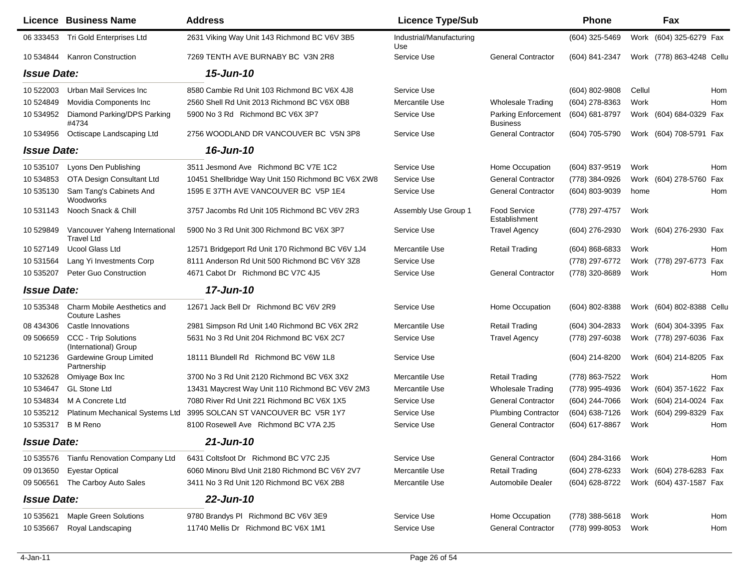| Licence | Business Name | Address | Licence Type/Sub | | Phone | | Fax | |
|---|---|---|---|---|---|---|---|---|
| 06 333453 | Tri Gold Enterprises Ltd | 2631 Viking Way Unit 143 Richmond BC V6V 3B5 | Industrial/Manufacturing Use | | (604) 325-5469 | Work | (604) 325-6279 | Fax |
| 10 534844 | Kanron Construction | 7269 TENTH AVE BURNABY BC V3N 2R8 | Service Use | General Contractor | (604) 841-2347 | Work | (778) 863-4248 | Cellu |
| ***Issue Date:*** | | ***15-Jun-10*** | | | | | | |
| 10 522003 | Urban Mail Services Inc | 8580 Cambie Rd Unit 103 Richmond BC V6X 4J8 | Service Use | | (604) 802-9808 | Cellul | | Hom |
| 10 524849 | Movidia Components Inc | 2560 Shell Rd Unit 2013 Richmond BC V6X 0B8 | Mercantile Use | Wholesale Trading | (604) 278-8363 | Work | | Hom |
| 10 534952 | Diamond Parking/DPS Parking #4734 | 5900 No 3 Rd Richmond BC V6X 3P7 | Service Use | Parking Enforcement Business | (604) 681-8797 | Work | (604) 684-0329 | Fax |
| 10 534956 | Octiscape Landscaping Ltd | 2756 WOODLAND DR VANCOUVER BC V5N 3P8 | Service Use | General Contractor | (604) 705-5790 | Work | (604) 708-5791 | Fax |
| ***Issue Date:*** | | ***16-Jun-10*** | | | | | | |
| 10 535107 | Lyons Den Publishing | 3511 Jesmond Ave Richmond BC V7E 1C2 | Service Use | Home Occupation | (604) 837-9519 | Work | | Hom |
| 10 534853 | OTA Design Consultant Ltd | 10451 Shellbridge Way Unit 150 Richmond BC V6X 2W8 | Service Use | General Contractor | (778) 384-0926 | Work | (604) 278-5760 | Fax |
| 10 535130 | Sam Tang's Cabinets And Woodworks | 1595 E 37TH AVE VANCOUVER BC V5P 1E4 | Service Use | General Contractor | (604) 803-9039 | home | | Hom |
| 10 531143 | Nooch Snack & Chill | 3757 Jacombs Rd Unit 105 Richmond BC V6V 2R3 | Assembly Use Group 1 | Food Service Establishment | (778) 297-4757 | Work | | |
| 10 529849 | Vancouver Yaheng International Travel Ltd | 5900 No 3 Rd Unit 300 Richmond BC V6X 3P7 | Service Use | Travel Agency | (604) 276-2930 | Work | (604) 276-2930 | Fax |
| 10 527149 | Ucool Glass Ltd | 12571 Bridgeport Rd Unit 170 Richmond BC V6V 1J4 | Mercantile Use | Retail Trading | (604) 868-6833 | Work | | Hom |
| 10 531564 | Lang Yi Investments Corp | 8111 Anderson Rd Unit 500 Richmond BC V6Y 3Z8 | Service Use | | (778) 297-6772 | Work | (778) 297-6773 | Fax |
| 10 535207 | Peter Guo Construction | 4671 Cabot Dr Richmond BC V7C 4J5 | Service Use | General Contractor | (778) 320-8689 | Work | | Hom |
| ***Issue Date:*** | | ***17-Jun-10*** | | | | | | |
| 10 535348 | Charm Mobile Aesthetics and Couture Lashes | 12671 Jack Bell Dr Richmond BC V6V 2R9 | Service Use | Home Occupation | (604) 802-8388 | Work | (604) 802-8388 | Cellu |
| 08 434306 | Castle Innovations | 2981 Simpson Rd Unit 140 Richmond BC V6X 2R2 | Mercantile Use | Retail Trading | (604) 304-2833 | Work | (604) 304-3395 | Fax |
| 09 506659 | CCC - Trip Solutions (International) Group | 5631 No 3 Rd Unit 204 Richmond BC V6X 2C7 | Service Use | Travel Agency | (778) 297-6038 | Work | (778) 297-6036 | Fax |
| 10 521236 | Gardewine Group Limited Partnership | 18111 Blundell Rd Richmond BC V6W 1L8 | Service Use | | (604) 214-8200 | Work | (604) 214-8205 | Fax |
| 10 532628 | Omiyage Box Inc | 3700 No 3 Rd Unit 2120 Richmond BC V6X 3X2 | Mercantile Use | Retail Trading | (778) 863-7522 | Work | | Hom |
| 10 534647 | GL Stone Ltd | 13431 Maycrest Way Unit 110 Richmond BC V6V 2M3 | Mercantile Use | Wholesale Trading | (778) 995-4936 | Work | (604) 357-1622 | Fax |
| 10 534834 | M A Concrete Ltd | 7080 River Rd Unit 221 Richmond BC V6X 1X5 | Service Use | General Contractor | (604) 244-7066 | Work | (604) 214-0024 | Fax |
| 10 535212 | Platinum Mechanical Systems Ltd | 3995 SOLCAN ST VANCOUVER BC V5R 1Y7 | Service Use | Plumbing Contractor | (604) 638-7126 | Work | (604) 299-8329 | Fax |
| 10 535317 | B M Reno | 8100 Rosewell Ave Richmond BC V7A 2J5 | Service Use | General Contractor | (604) 617-8867 | Work | | Hom |
| ***Issue Date:*** | | ***21-Jun-10*** | | | | | | |
| 10 535576 | Tianfu Renovation Company Ltd | 6431 Coltsfoot Dr Richmond BC V7C 2J5 | Service Use | General Contractor | (604) 284-3166 | Work | | Hom |
| 09 013650 | Eyestar Optical | 6060 Minoru Blvd Unit 2180 Richmond BC V6Y 2V7 | Mercantile Use | Retail Trading | (604) 278-6233 | Work | (604) 278-6283 | Fax |
| 09 506561 | The Carboy Auto Sales | 3411 No 3 Rd Unit 120 Richmond BC V6X 2B8 | Mercantile Use | Automobile Dealer | (604) 628-8722 | Work | (604) 437-1587 | Fax |
| ***Issue Date:*** | | ***22-Jun-10*** | | | | | | |
| 10 535621 | Maple Green Solutions | 9780 Brandys Pl Richmond BC V6V 3E9 | Service Use | Home Occupation | (778) 388-5618 | Work | | Hom |
| 10 535667 | Royal Landscaping | 11740 Mellis Dr Richmond BC V6X 1M1 | Service Use | General Contractor | (778) 999-8053 | Work | | Hom |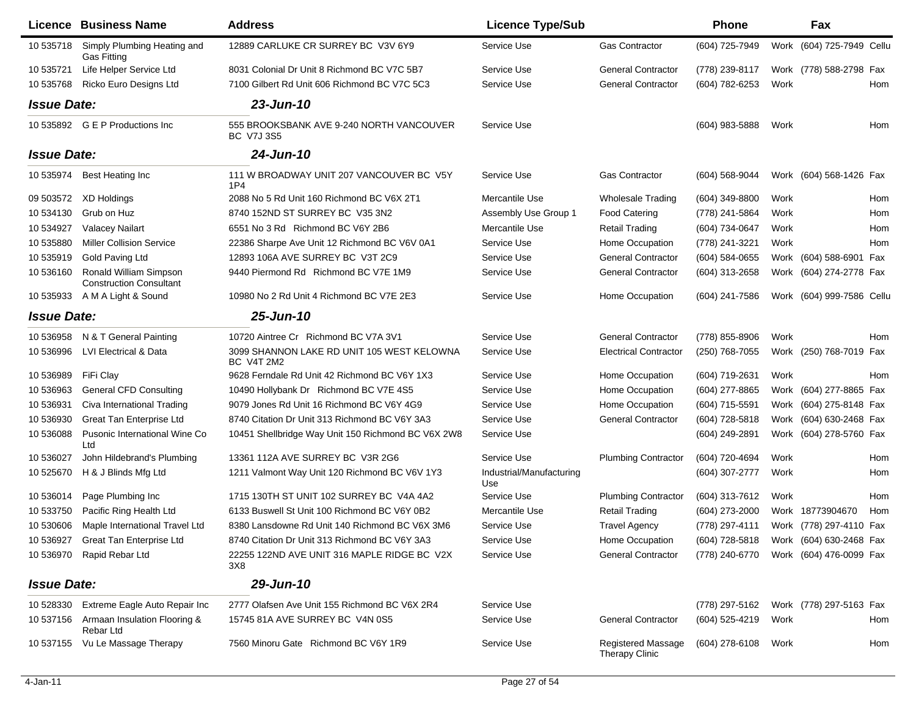| Licence | Business Name | Address | Licence Type/Sub | | Phone | | Fax | |
|---|---|---|---|---|---|---|---|---|
| 10 535718 | Simply Plumbing Heating and Gas Fitting | 12889 CARLUKE CR SURREY BC V3V 6Y9 | Service Use | Gas Contractor | (604) 725-7949 | Work | (604) 725-7949 | Cellu |
| 10 535721 | Life Helper Service Ltd | 8031 Colonial Dr Unit 8 Richmond BC V7C 5B7 | Service Use | General Contractor | (778) 239-8117 | Work | (778) 588-2798 | Fax |
| 10 535768 | Ricko Euro Designs Ltd | 7100 Gilbert Rd Unit 606 Richmond BC V7C 5C3 | Service Use | General Contractor | (604) 782-6253 | Work | | Hom |
| ***Issue Date:*** | | ***23-Jun-10*** | | | | | | |
| 10 535892 | G E P Productions Inc | 555 BROOKSBANK AVE 9-240 NORTH VANCOUVER BC V7J 3S5 | Service Use | | (604) 983-5888 | Work | | Hom |
| ***Issue Date:*** | | ***24-Jun-10*** | | | | | | |
| 10 535974 | Best Heating Inc | 111 W BROADWAY UNIT 207 VANCOUVER BC V5Y 1P4 | Service Use | Gas Contractor | (604) 568-9044 | Work | (604) 568-1426 | Fax |
| 09 503572 | XD Holdings | 2088 No 5 Rd Unit 160 Richmond BC V6X 2T1 | Mercantile Use | Wholesale Trading | (604) 349-8800 | Work | | Hom |
| 10 534130 | Grub on Huz | 8740 152ND ST SURREY BC V35 3N2 | Assembly Use Group 1 | Food Catering | (778) 241-5864 | Work | | Hom |
| 10 534927 | Valacey Nailart | 6551 No 3 Rd Richmond BC V6Y 2B6 | Mercantile Use | Retail Trading | (604) 734-0647 | Work | | Hom |
| 10 535880 | Miller Collision Service | 22386 Sharpe Ave Unit 12 Richmond BC V6V 0A1 | Service Use | Home Occupation | (778) 241-3221 | Work | | Hom |
| 10 535919 | Gold Paving Ltd | 12893 106A AVE SURREY BC V3T 2C9 | Service Use | General Contractor | (604) 584-0655 | Work | (604) 588-6901 | Fax |
| 10 536160 | Ronald William Simpson Construction Consultant | 9440 Piermond Rd Richmond BC V7E 1M9 | Service Use | General Contractor | (604) 313-2658 | Work | (604) 274-2778 | Fax |
| 10 535933 | A M A Light & Sound | 10980 No 2 Rd Unit 4 Richmond BC V7E 2E3 | Service Use | Home Occupation | (604) 241-7586 | Work | (604) 999-7586 | Cellu |
| ***Issue Date:*** | | ***25-Jun-10*** | | | | | | |
| 10 536958 | N & T General Painting | 10720 Aintree Cr Richmond BC V7A 3V1 | Service Use | General Contractor | (778) 855-8906 | Work | | Hom |
| 10 536996 | LVI Electrical & Data | 3099 SHANNON LAKE RD UNIT 105 WEST KELOWNA BC V4T 2M2 | Service Use | Electrical Contractor | (250) 768-7055 | Work | (250) 768-7019 | Fax |
| 10 536989 | FiFi Clay | 9628 Ferndale Rd Unit 42 Richmond BC V6Y 1X3 | Service Use | Home Occupation | (604) 719-2631 | Work | | Hom |
| 10 536963 | General CFD Consulting | 10490 Hollybank Dr Richmond BC V7E 4S5 | Service Use | Home Occupation | (604) 277-8865 | Work | (604) 277-8865 | Fax |
| 10 536931 | Civa International Trading | 9079 Jones Rd Unit 16 Richmond BC V6Y 4G9 | Service Use | Home Occupation | (604) 715-5591 | Work | (604) 275-8148 | Fax |
| 10 536930 | Great Tan Enterprise Ltd | 8740 Citation Dr Unit 313 Richmond BC V6Y 3A3 | Service Use | General Contractor | (604) 728-5818 | Work | (604) 630-2468 | Fax |
| 10 536088 | Pusonic International Wine Co Ltd | 10451 Shellbridge Way Unit 150 Richmond BC V6X 2W8 | Service Use | | (604) 249-2891 | Work | (604) 278-5760 | Fax |
| 10 536027 | John Hildebrand's Plumbing | 13361 112A AVE SURREY BC V3R 2G6 | Service Use | Plumbing Contractor | (604) 720-4694 | Work | | Hom |
| 10 525670 | H & J Blinds Mfg Ltd | 1211 Valmont Way Unit 120 Richmond BC V6V 1Y3 | Industrial/Manufacturing Use | | (604) 307-2777 | Work | | Hom |
| 10 536014 | Page Plumbing Inc | 1715 130TH ST UNIT 102 SURREY BC V4A 4A2 | Service Use | Plumbing Contractor | (604) 313-7612 | Work | | Hom |
| 10 533750 | Pacific Ring Health Ltd | 6133 Buswell St Unit 100 Richmond BC V6Y 0B2 | Mercantile Use | Retail Trading | (604) 273-2000 | Work | 18773904670 | Hom |
| 10 530606 | Maple International Travel Ltd | 8380 Lansdowne Rd Unit 140 Richmond BC V6X 3M6 | Service Use | Travel Agency | (778) 297-4111 | Work | (778) 297-4110 | Fax |
| 10 536927 | Great Tan Enterprise Ltd | 8740 Citation Dr Unit 313 Richmond BC V6Y 3A3 | Service Use | Home Occupation | (604) 728-5818 | Work | (604) 630-2468 | Fax |
| 10 536970 | Rapid Rebar Ltd | 22255 122ND AVE UNIT 316 MAPLE RIDGE BC V2X 3X8 | Service Use | General Contractor | (778) 240-6770 | Work | (604) 476-0099 | Fax |
| ***Issue Date:*** | | ***29-Jun-10*** | | | | | | |
| 10 528330 | Extreme Eagle Auto Repair Inc | 2777 Olafsen Ave Unit 155 Richmond BC V6X 2R4 | Service Use | | (778) 297-5162 | Work | (778) 297-5163 | Fax |
| 10 537156 | Armaan Insulation Flooring & Rebar Ltd | 15745 81A AVE SURREY BC V4N 0S5 | Service Use | General Contractor | (604) 525-4219 | Work | | Hom |
| 10 537155 | Vu Le Massage Therapy | 7560 Minoru Gate Richmond BC V6Y 1R9 | Service Use | Registered Massage Therapy Clinic | (604) 278-6108 | Work | | Hom |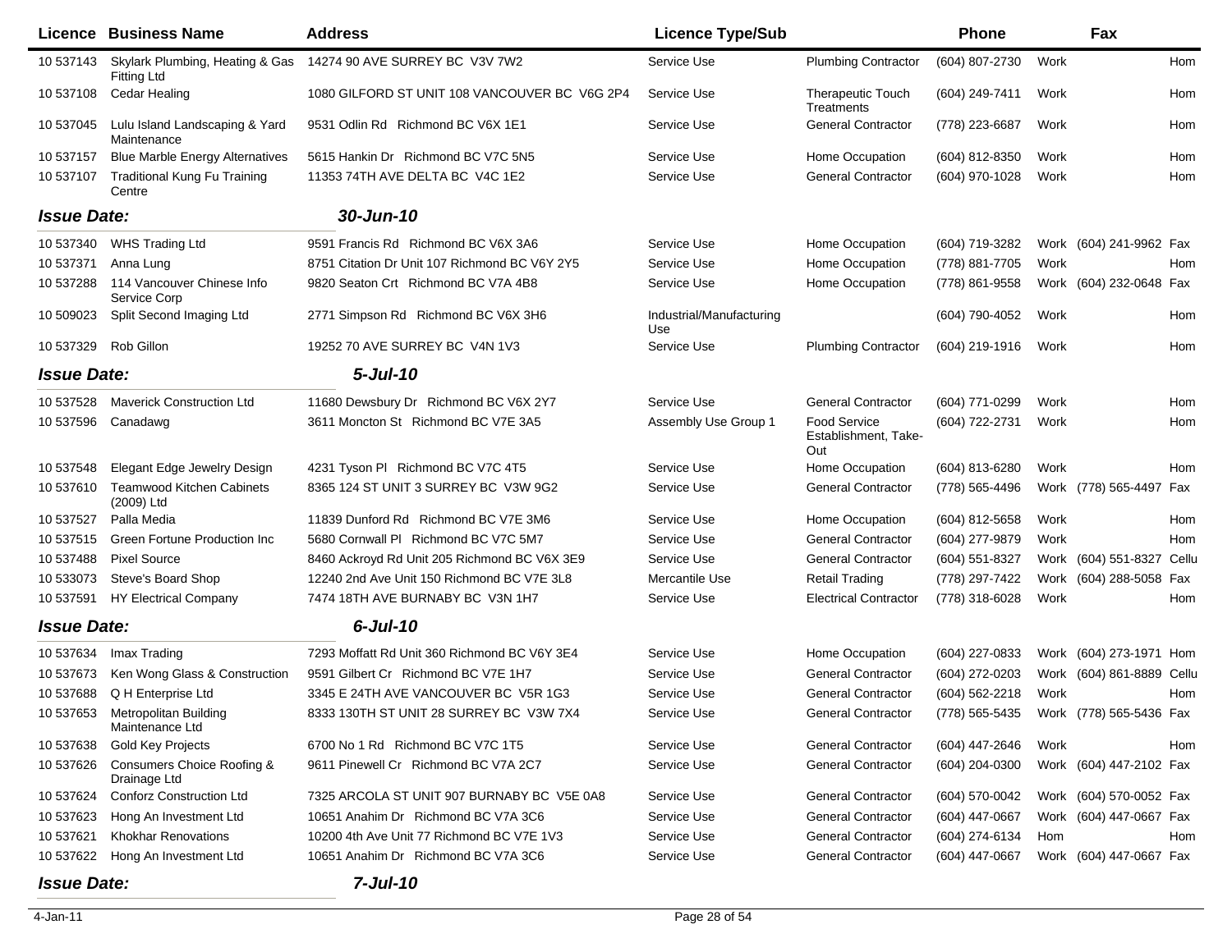| Licence | Business Name | Address | Licence Type/Sub | | Phone | | Fax | |
|---|---|---|---|---|---|---|---|---|
| 10 537143 | Skylark Plumbing, Heating & Gas Fitting Ltd | 14274 90 AVE SURREY BC V3V 7W2 | Service Use | Plumbing Contractor | (604) 807-2730 | Work | | Hom |
| 10 537108 | Cedar Healing | 1080 GILFORD ST UNIT 108 VANCOUVER BC V6G 2P4 | Service Use | Therapeutic Touch Treatments | (604) 249-7411 | Work | | Hom |
| 10 537045 | Lulu Island Landscaping & Yard Maintenance | 9531 Odlin Rd Richmond BC V6X 1E1 | Service Use | General Contractor | (778) 223-6687 | Work | | Hom |
| 10 537157 | Blue Marble Energy Alternatives | 5615 Hankin Dr Richmond BC V7C 5N5 | Service Use | Home Occupation | (604) 812-8350 | Work | | Hom |
| 10 537107 | Traditional Kung Fu Training Centre | 11353 74TH AVE DELTA BC V4C 1E2 | Service Use | General Contractor | (604) 970-1028 | Work | | Hom |
| ***Issue Date:*** | | ***30-Jun-10*** | | | | | | |
| 10 537340 | WHS Trading Ltd | 9591 Francis Rd Richmond BC V6X 3A6 | Service Use | Home Occupation | (604) 719-3282 | Work | (604) 241-9962 | Fax |
| 10 537371 | Anna Lung | 8751 Citation Dr Unit 107 Richmond BC V6Y 2Y5 | Service Use | Home Occupation | (778) 881-7705 | Work | | Hom |
| 10 537288 | 114 Vancouver Chinese Info Service Corp | 9820 Seaton Crt Richmond BC V7A 4B8 | Service Use | Home Occupation | (778) 861-9558 | Work | (604) 232-0648 | Fax |
| 10 509023 | Split Second Imaging Ltd | 2771 Simpson Rd Richmond BC V6X 3H6 | Industrial/Manufacturing Use | | (604) 790-4052 | Work | | Hom |
| 10 537329 | Rob Gillon | 19252 70 AVE SURREY BC V4N 1V3 | Service Use | Plumbing Contractor | (604) 219-1916 | Work | | Hom |
| ***Issue Date:*** | | ***5-Jul-10*** | | | | | | |
| 10 537528 | Maverick Construction Ltd | 11680 Dewsbury Dr Richmond BC V6X 2Y7 | Service Use | General Contractor | (604) 771-0299 | Work | | Hom |
| 10 537596 | Canadawg | 3611 Moncton St Richmond BC V7E 3A5 | Assembly Use Group 1 | Food Service Establishment, Take-Out | (604) 722-2731 | Work | | Hom |
| 10 537548 | Elegant Edge Jewelry Design | 4231 Tyson Pl Richmond BC V7C 4T5 | Service Use | Home Occupation | (604) 813-6280 | Work | | Hom |
| 10 537610 | Teamwood Kitchen Cabinets (2009) Ltd | 8365 124 ST UNIT 3 SURREY BC V3W 9G2 | Service Use | General Contractor | (778) 565-4496 | Work | (778) 565-4497 | Fax |
| 10 537527 | Palla Media | 11839 Dunford Rd Richmond BC V7E 3M6 | Service Use | Home Occupation | (604) 812-5658 | Work | | Hom |
| 10 537515 | Green Fortune Production Inc | 5680 Cornwall Pl Richmond BC V7C 5M7 | Service Use | General Contractor | (604) 277-9879 | Work | | Hom |
| 10 537488 | Pixel Source | 8460 Ackroyd Rd Unit 205 Richmond BC V6X 3E9 | Service Use | General Contractor | (604) 551-8327 | Work | (604) 551-8327 | Cellu |
| 10 533073 | Steve's Board Shop | 12240 2nd Ave Unit 150 Richmond BC V7E 3L8 | Mercantile Use | Retail Trading | (778) 297-7422 | Work | (604) 288-5058 | Fax |
| 10 537591 | HY Electrical Company | 7474 18TH AVE BURNABY BC V3N 1H7 | Service Use | Electrical Contractor | (778) 318-6028 | Work | | Hom |
| ***Issue Date:*** | | ***6-Jul-10*** | | | | | | |
| 10 537634 | Imax Trading | 7293 Moffatt Rd Unit 360 Richmond BC V6Y 3E4 | Service Use | Home Occupation | (604) 227-0833 | Work | (604) 273-1971 | Hom |
| 10 537673 | Ken Wong Glass & Construction | 9591 Gilbert Cr Richmond BC V7E 1H7 | Service Use | General Contractor | (604) 272-0203 | Work | (604) 861-8889 | Cellu |
| 10 537688 | Q H Enterprise Ltd | 3345 E 24TH AVE VANCOUVER BC V5R 1G3 | Service Use | General Contractor | (604) 562-2218 | Work | | Hom |
| 10 537653 | Metropolitan Building Maintenance Ltd | 8333 130TH ST UNIT 28 SURREY BC V3W 7X4 | Service Use | General Contractor | (778) 565-5435 | Work | (778) 565-5436 | Fax |
| 10 537638 | Gold Key Projects | 6700 No 1 Rd Richmond BC V7C 1T5 | Service Use | General Contractor | (604) 447-2646 | Work | | Hom |
| 10 537626 | Consumers Choice Roofing & Drainage Ltd | 9611 Pinewell Cr Richmond BC V7A 2C7 | Service Use | General Contractor | (604) 204-0300 | Work | (604) 447-2102 | Fax |
| 10 537624 | Conforz Construction Ltd | 7325 ARCOLA ST UNIT 907 BURNABY BC V5E 0A8 | Service Use | General Contractor | (604) 570-0042 | Work | (604) 570-0052 | Fax |
| 10 537623 | Hong An Investment Ltd | 10651 Anahim Dr Richmond BC V7A 3C6 | Service Use | General Contractor | (604) 447-0667 | Work | (604) 447-0667 | Fax |
| 10 537621 | Khokhar Renovations | 10200 4th Ave Unit 77 Richmond BC V7E 1V3 | Service Use | General Contractor | (604) 274-6134 | Hom | | Hom |
| 10 537622 | Hong An Investment Ltd | 10651 Anahim Dr Richmond BC V7A 3C6 | Service Use | General Contractor | (604) 447-0667 | Work | (604) 447-0667 | Fax |
| ***Issue Date:*** | | ***7-Jul-10*** | | | | | | |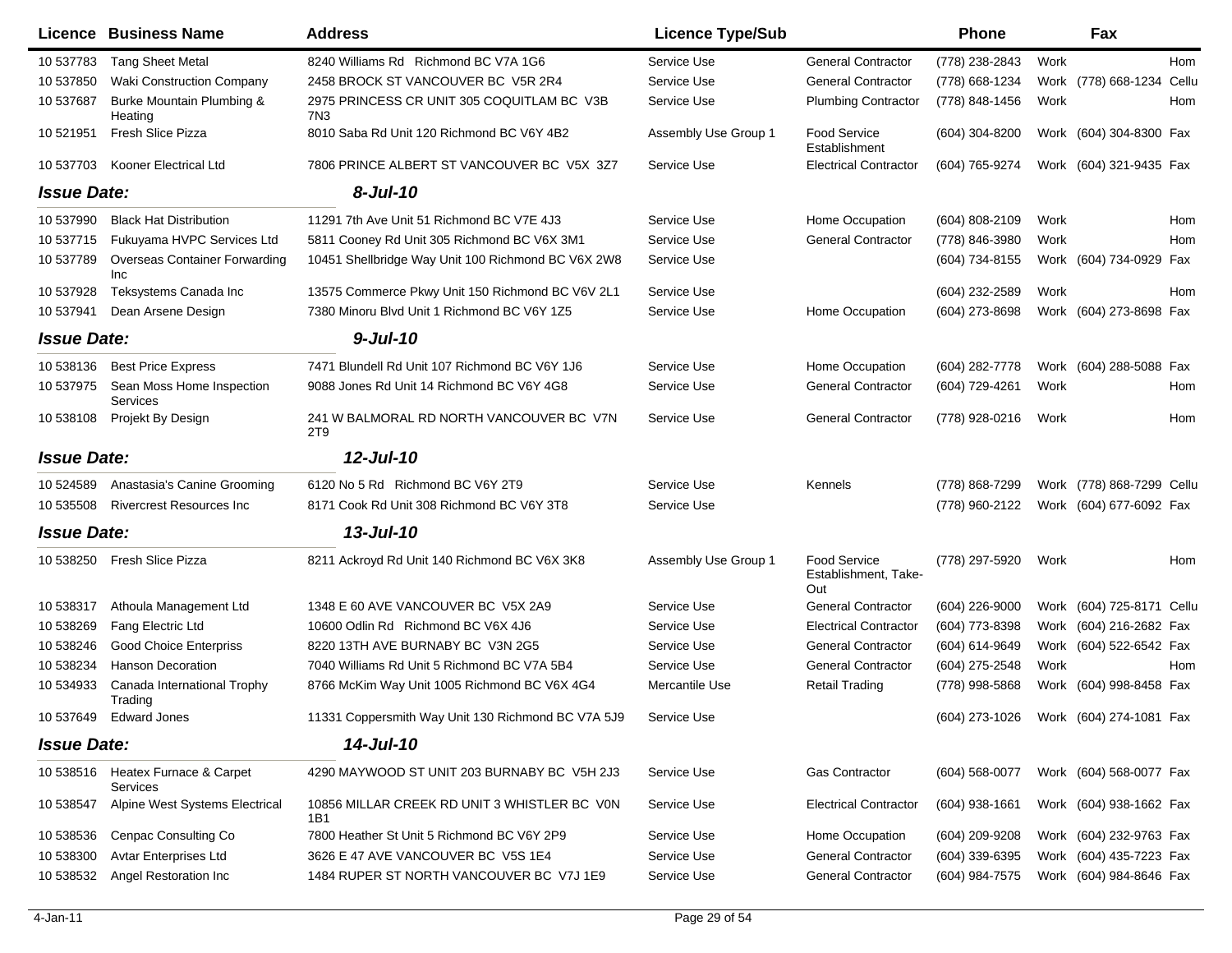| Licence | Business Name | Address | Licence Type/Sub | | Phone | | Fax | |
|---|---|---|---|---|---|---|---|---|
| 10 537783 | Tang Sheet Metal | 8240 Williams Rd Richmond BC V7A 1G6 | Service Use | General Contractor | (778) 238-2843 | Work | | Hom |
| 10 537850 | Waki Construction Company | 2458 BROCK ST VANCOUVER BC V5R 2R4 | Service Use | General Contractor | (778) 668-1234 | Work | (778) 668-1234 | Cellu |
| 10 537687 | Burke Mountain Plumbing & Heating | 2975 PRINCESS CR UNIT 305 COQUITLAM BC V3B 7N3 | Service Use | Plumbing Contractor | (778) 848-1456 | Work | | Hom |
| 10 521951 | Fresh Slice Pizza | 8010 Saba Rd Unit 120 Richmond BC V6Y 4B2 | Assembly Use Group 1 | Food Service Establishment | (604) 304-8200 | Work | (604) 304-8300 | Fax |
| 10 537703 | Kooner Electrical Ltd | 7806 PRINCE ALBERT ST VANCOUVER BC V5X 3Z7 | Service Use | Electrical Contractor | (604) 765-9274 | Work | (604) 321-9435 | Fax |
| ***Issue Date:*** | | ***8-Jul-10*** | | | | | | |
| 10 537990 | Black Hat Distribution | 11291 7th Ave Unit 51 Richmond BC V7E 4J3 | Service Use | Home Occupation | (604) 808-2109 | Work | | Hom |
| 10 537715 | Fukuyama HVPC Services Ltd | 5811 Cooney Rd Unit 305 Richmond BC V6X 3M1 | Service Use | General Contractor | (778) 846-3980 | Work | | Hom |
| 10 537789 | Overseas Container Forwarding Inc | 10451 Shellbridge Way Unit 100 Richmond BC V6X 2W8 | Service Use | | (604) 734-8155 | Work | (604) 734-0929 | Fax |
| 10 537928 | Teksystems Canada Inc | 13575 Commerce Pkwy Unit 150 Richmond BC V6V 2L1 | Service Use | | (604) 232-2589 | Work | | Hom |
| 10 537941 | Dean Arsene Design | 7380 Minoru Blvd Unit 1 Richmond BC V6Y 1Z5 | Service Use | Home Occupation | (604) 273-8698 | Work | (604) 273-8698 | Fax |
| ***Issue Date:*** | | ***9-Jul-10*** | | | | | | |
| 10 538136 | Best Price Express | 7471 Blundell Rd Unit 107 Richmond BC V6Y 1J6 | Service Use | Home Occupation | (604) 282-7778 | Work | (604) 288-5088 | Fax |
| 10 537975 | Sean Moss Home Inspection Services | 9088 Jones Rd Unit 14 Richmond BC V6Y 4G8 | Service Use | General Contractor | (604) 729-4261 | Work | | Hom |
| 10 538108 | Projekt By Design | 241 W BALMORAL RD NORTH VANCOUVER BC V7N 2T9 | Service Use | General Contractor | (778) 928-0216 | Work | | Hom |
| ***Issue Date:*** | | ***12-Jul-10*** | | | | | | |
| 10 524589 | Anastasia's Canine Grooming | 6120 No 5 Rd Richmond BC V6Y 2T9 | Service Use | Kennels | (778) 868-7299 | Work | (778) 868-7299 | Cellu |
| 10 535508 | Rivercrest Resources Inc | 8171 Cook Rd Unit 308 Richmond BC V6Y 3T8 | Service Use | | (778) 960-2122 | Work | (604) 677-6092 | Fax |
| ***Issue Date:*** | | ***13-Jul-10*** | | | | | | |
| 10 538250 | Fresh Slice Pizza | 8211 Ackroyd Rd Unit 140 Richmond BC V6X 3K8 | Assembly Use Group 1 | Food Service Establishment, Take-Out | (778) 297-5920 | Work | | Hom |
| 10 538317 | Athoula Management Ltd | 1348 E 60 AVE VANCOUVER BC V5X 2A9 | Service Use | General Contractor | (604) 226-9000 | Work | (604) 725-8171 | Cellu |
| 10 538269 | Fang Electric Ltd | 10600 Odlin Rd Richmond BC V6X 4J6 | Service Use | Electrical Contractor | (604) 773-8398 | Work | (604) 216-2682 | Fax |
| 10 538246 | Good Choice Enterpriss | 8220 13TH AVE BURNABY BC V3N 2G5 | Service Use | General Contractor | (604) 614-9649 | Work | (604) 522-6542 | Fax |
| 10 538234 | Hanson Decoration | 7040 Williams Rd Unit 5 Richmond BC V7A 5B4 | Service Use | General Contractor | (604) 275-2548 | Work | | Hom |
| 10 534933 | Canada International Trophy Trading | 8766 McKim Way Unit 1005 Richmond BC V6X 4G4 | Mercantile Use | Retail Trading | (778) 998-5868 | Work | (604) 998-8458 | Fax |
| 10 537649 | Edward Jones | 11331 Coppersmith Way Unit 130 Richmond BC V7A 5J9 | Service Use | | (604) 273-1026 | Work | (604) 274-1081 | Fax |
| ***Issue Date:*** | | ***14-Jul-10*** | | | | | | |
| 10 538516 | Heatex Furnace & Carpet Services | 4290 MAYWOOD ST UNIT 203 BURNABY BC V5H 2J3 | Service Use | Gas Contractor | (604) 568-0077 | Work | (604) 568-0077 | Fax |
| 10 538547 | Alpine West Systems Electrical | 10856 MILLAR CREEK RD UNIT 3 WHISTLER BC V0N 1B1 | Service Use | Electrical Contractor | (604) 938-1661 | Work | (604) 938-1662 | Fax |
| 10 538536 | Cenpac Consulting Co | 7800 Heather St Unit 5 Richmond BC V6Y 2P9 | Service Use | Home Occupation | (604) 209-9208 | Work | (604) 232-9763 | Fax |
| 10 538300 | Avtar Enterprises Ltd | 3626 E 47 AVE VANCOUVER BC V5S 1E4 | Service Use | General Contractor | (604) 339-6395 | Work | (604) 435-7223 | Fax |
| 10 538532 | Angel Restoration Inc | 1484 RUPER ST NORTH VANCOUVER BC V7J 1E9 | Service Use | General Contractor | (604) 984-7575 | Work | (604) 984-8646 | Fax |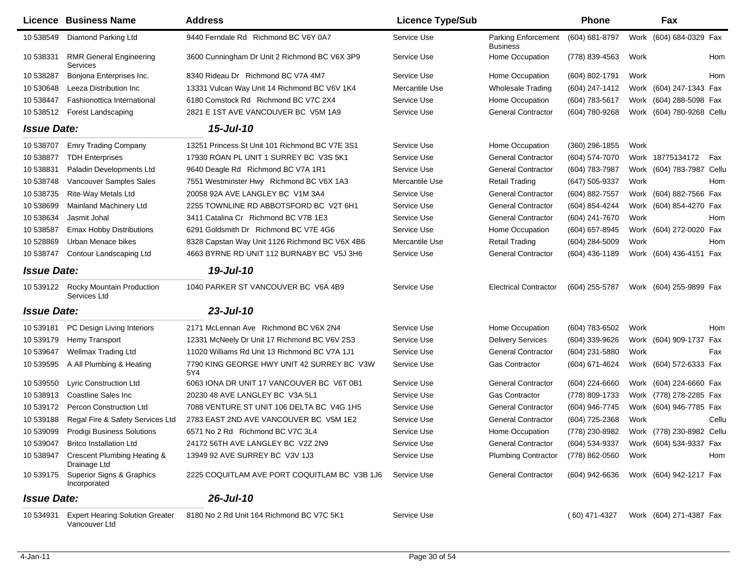| Licence | Business Name | Address | Licence Type/Sub | | Phone | | Fax | |
|---|---|---|---|---|---|---|---|---|
| 10 538549 | Diamond Parking Ltd | 9440 Ferndale Rd Richmond BC V6Y 0A7 | Service Use | Parking Enforcement Business | (604) 681-8797 | Work | (604) 684-0329 | Fax |
| 10 538331 | RMR General Engineering Services | 3600 Cunningham Dr Unit 2 Richmond BC V6X 3P9 | Service Use | Home Occupation | (778) 839-4563 | Work | | Hom |
| 10 538287 | Bonjona Enterprises Inc. | 8340 Rideau Dr Richmond BC V7A 4M7 | Service Use | Home Occupation | (604) 802-1791 | Work | | Hom |
| 10 530648 | Leeza Distribution Inc | 13331 Vulcan Way Unit 14 Richmond BC V6V 1K4 | Mercantile Use | Wholesale Trading | (604) 247-1412 | Work | (604) 247-1343 | Fax |
| 10 538447 | Fashionottica International | 6180 Comstock Rd Richmond BC V7C 2X4 | Service Use | Home Occupation | (604) 783-5617 | Work | (604) 288-5098 | Fax |
| 10 538512 | Forest Landscaping | 2821 E 1ST AVE VANCOUVER BC V5M 1A9 | Service Use | General Contractor | (604) 780-9268 | Work | (604) 780-9268 | Cellu |
| ***Issue Date:*** | | ***15-Jul-10*** | | | | | | |
| 10 538707 | Emry Trading Company | 13251 Princess St Unit 101 Richmond BC V7E 3S1 | Service Use | Home Occupation | (360) 296-1855 | Work | | |
| 10 538877 | TDH Enterprises | 17930 ROAN PL UNIT 1 SURREY BC V3S 5K1 | Service Use | General Contractor | (604) 574-7070 | Work | 18775134172 | Fax |
| 10 538831 | Paladin Developments Ltd | 9640 Deagle Rd Richmond BC V7A 1R1 | Service Use | General Contractor | (604) 783-7987 | Work | (604) 783-7987 | Cellu |
| 10 538748 | Vancouver Samples Sales | 7551 Westminster Hwy Richmond BC V6X 1A3 | Mercantile Use | Retail Trading | (647) 505-9337 | Work | | Hom |
| 10 538735 | Rite-Way Metals Ltd | 20058 92A AVE LANGLEY BC V1M 3A4 | Service Use | General Contractor | (604) 882-7557 | Work | (604) 882-7566 | Fax |
| 10 538699 | Mainland Machinery Ltd | 2255 TOWNLINE RD ABBOTSFORD BC V2T 6H1 | Service Use | General Contractor | (604) 854-4244 | Work | (604) 854-4270 | Fax |
| 10 538634 | Jasmit Johal | 3411 Catalina Cr Richmond BC V7B 1E3 | Service Use | General Contractor | (604) 241-7670 | Work | | Hom |
| 10 538587 | Emax Hobby Distributions | 6291 Goldsmith Dr Richmond BC V7E 4G6 | Service Use | Home Occupation | (604) 657-8945 | Work | (604) 272-0020 | Fax |
| 10 528869 | Urban Menace bikes | 8328 Capstan Way Unit 1126 Richmond BC V6X 4B6 | Mercantile Use | Retail Trading | (604) 284-5009 | Work | | Hom |
| 10 538747 | Contour Landscaping Ltd | 4663 BYRNE RD UNIT 112 BURNABY BC V5J 3H6 | Service Use | General Contractor | (604) 436-1189 | Work | (604) 436-4151 | Fax |
| ***Issue Date:*** | | ***19-Jul-10*** | | | | | | |
| 10 539122 | Rocky Mountain Production Services Ltd | 1040 PARKER ST VANCOUVER BC V6A 4B9 | Service Use | Electrical Contractor | (604) 255-5787 | Work | (604) 255-9899 | Fax |
| ***Issue Date:*** | | ***23-Jul-10*** | | | | | | |
| 10 539181 | PC Design Living Interiors | 2171 McLennan Ave Richmond BC V6X 2N4 | Service Use | Home Occupation | (604) 783-6502 | Work | | Hom |
| 10 539179 | Hemy Transport | 12331 McNeely Dr Unit 17 Richmond BC V6V 2S3 | Service Use | Delivery Services | (604) 339-9626 | Work | (604) 909-1737 | Fax |
| 10 539647 | Wellmax Trading Ltd | 11020 Williams Rd Unit 13 Richmond BC V7A 1J1 | Service Use | General Contractor | (604) 231-5880 | Work | | Fax |
| 10 539595 | A All Plumbing & Heating | 7790 KING GEORGE HWY UNIT 42 SURREY BC V3W 5Y4 | Service Use | Gas Contractor | (604) 671-4624 | Work | (604) 572-6333 | Fax |
| 10 539550 | Lyric Construction Ltd | 6063 IONA DR UNIT 17 VANCOUVER BC V6T 0B1 | Service Use | General Contractor | (604) 224-6660 | Work | (604) 224-6660 | Fax |
| 10 538913 | Coastline Sales Inc | 20230 48 AVE LANGLEY BC V3A 5L1 | Service Use | Gas Contractor | (778) 809-1733 | Work | (778) 278-2285 | Fax |
| 10 539172 | Percon Construction Ltd | 7088 VENTURE ST UNIT 106 DELTA BC V4G 1H5 | Service Use | General Contractor | (604) 946-7745 | Work | (604) 946-7785 | Fax |
| 10 539188 | Regal Fire & Safety Services Ltd | 2783 EAST 2ND AVE VANCOUVER BC V5M 1E2 | Service Use | General Contractor | (604) 725-2368 | Work | | Cellu |
| 10 539099 | Prodigi Business Solutions | 6571 No 2 Rd Richmond BC V7C 3L4 | Service Use | Home Occupation | (778) 230-8982 | Work | (778) 230-8982 | Cellu |
| 10 539047 | Britco Installation Ltd | 24172 56TH AVE LANGLEY BC V2Z 2N9 | Service Use | General Contractor | (604) 534-9337 | Work | (604) 534-9337 | Fax |
| 10 538947 | Crescent Plumbing Heating & Drainage Ltd | 13949 92 AVE SURREY BC V3V 1J3 | Service Use | Plumbing Contractor | (778) 862-0560 | Work | | Hom |
| 10 539175 | Superior Signs & Graphics Incorporated | 2225 COQUITLAM AVE PORT COQUITLAM BC V3B 1J6 | Service Use | General Contractor | (604) 942-6636 | Work | (604) 942-1217 | Fax |
| ***Issue Date:*** | | ***26-Jul-10*** | | | | | | |
| 10 534931 | Expert Hearing Solution Greater Vancouver Ltd | 8180 No 2 Rd Unit 164 Richmond BC V7C 5K1 | Service Use | | ( 60) 471-4327 | Work | (604) 271-4387 | Fax |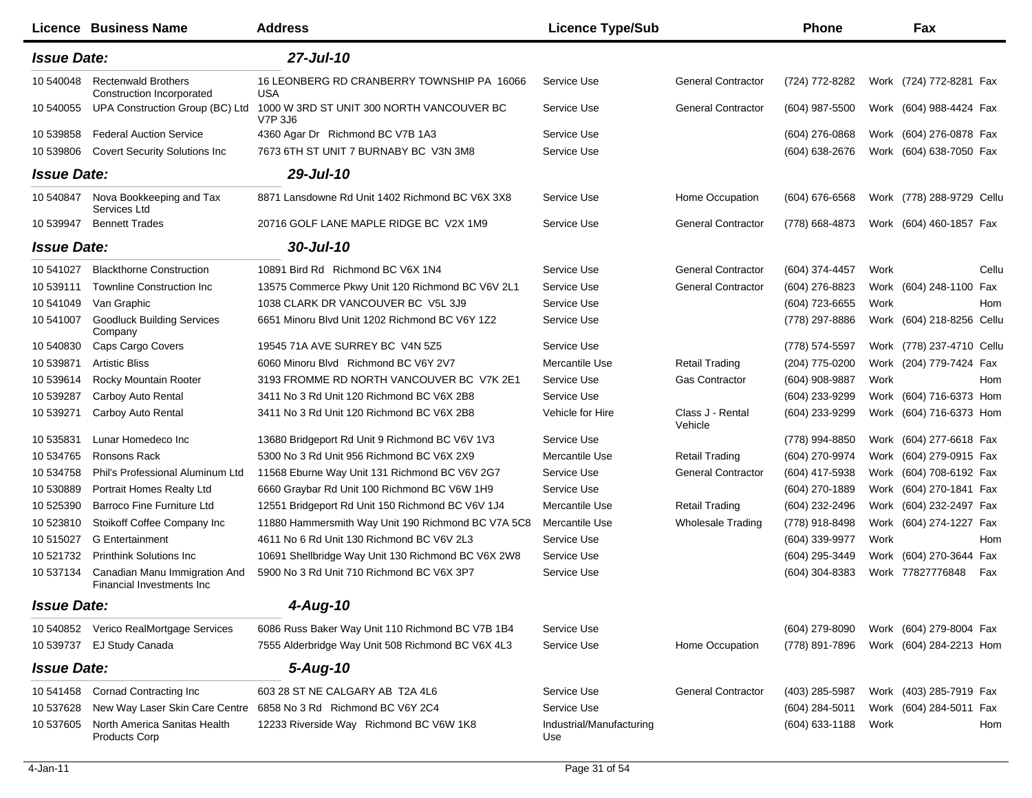| Licence | Business Name | Address | Licence Type/Sub | | Phone | | Fax | |
|---|---|---|---|---|---|---|---|---|
| ***Issue Date:*** | | ***27-Jul-10*** | | | | | | |
| 10 540048 | Rectenwald Brothers Construction Incorporated | 16 LEONBERG RD CRANBERRY TOWNSHIP PA 16066 USA | Service Use | General Contractor | (724) 772-8282 | Work | (724) 772-8281 | Fax |
| 10 540055 | UPA Construction Group (BC) Ltd | 1000 W 3RD ST UNIT 300 NORTH VANCOUVER BC V7P 3J6 | Service Use | General Contractor | (604) 987-5500 | Work | (604) 988-4424 | Fax |
| 10 539858 | Federal Auction Service | 4360 Agar Dr Richmond BC V7B 1A3 | Service Use | | (604) 276-0868 | Work | (604) 276-0878 | Fax |
| 10 539806 | Covert Security Solutions Inc | 7673 6TH ST UNIT 7 BURNABY BC V3N 3M8 | Service Use | | (604) 638-2676 | Work | (604) 638-7050 | Fax |
| ***Issue Date:*** | | ***29-Jul-10*** | | | | | | |
| 10 540847 | Nova Bookkeeping and Tax Services Ltd | 8871 Lansdowne Rd Unit 1402 Richmond BC V6X 3X8 | Service Use | Home Occupation | (604) 676-6568 | Work | (778) 288-9729 | Cellu |
| 10 539947 | Bennett Trades | 20716 GOLF LANE MAPLE RIDGE BC V2X 1M9 | Service Use | General Contractor | (778) 668-4873 | Work | (604) 460-1857 | Fax |
| ***Issue Date:*** | | ***30-Jul-10*** | | | | | | |
| 10 541027 | Blackthorne Construction | 10891 Bird Rd Richmond BC V6X 1N4 | Service Use | General Contractor | (604) 374-4457 | Work | | Cellu |
| 10 539111 | Townline Construction Inc | 13575 Commerce Pkwy Unit 120 Richmond BC V6V 2L1 | Service Use | General Contractor | (604) 276-8823 | Work | (604) 248-1100 | Fax |
| 10 541049 | Van Graphic | 1038 CLARK DR VANCOUVER BC V5L 3J9 | Service Use | | (604) 723-6655 | Work | | Hom |
| 10 541007 | Goodluck Building Services Company | 6651 Minoru Blvd Unit 1202 Richmond BC V6Y 1Z2 | Service Use | | (778) 297-8886 | Work | (604) 218-8256 | Cellu |
| 10 540830 | Caps Cargo Covers | 19545 71A AVE SURREY BC V4N 5Z5 | Service Use | | (778) 574-5597 | Work | (778) 237-4710 | Cellu |
| 10 539871 | Artistic Bliss | 6060 Minoru Blvd Richmond BC V6Y 2V7 | Mercantile Use | Retail Trading | (204) 775-0200 | Work | (204) 779-7424 | Fax |
| 10 539614 | Rocky Mountain Rooter | 3193 FROMME RD NORTH VANCOUVER BC V7K 2E1 | Service Use | Gas Contractor | (604) 908-9887 | Work | | Hom |
| 10 539287 | Carboy Auto Rental | 3411 No 3 Rd Unit 120 Richmond BC V6X 2B8 | Service Use | | (604) 233-9299 | Work | (604) 716-6373 | Hom |
| 10 539271 | Carboy Auto Rental | 3411 No 3 Rd Unit 120 Richmond BC V6X 2B8 | Vehicle for Hire | Class J - Rental Vehicle | (604) 233-9299 | Work | (604) 716-6373 | Hom |
| 10 535831 | Lunar Homedeco Inc | 13680 Bridgeport Rd Unit 9 Richmond BC V6V 1V3 | Service Use | | (778) 994-8850 | Work | (604) 277-6618 | Fax |
| 10 534765 | Ronsons Rack | 5300 No 3 Rd Unit 956 Richmond BC V6X 2X9 | Mercantile Use | Retail Trading | (604) 270-9974 | Work | (604) 279-0915 | Fax |
| 10 534758 | Phil's Professional Aluminum Ltd | 11568 Eburne Way Unit 131 Richmond BC V6V 2G7 | Service Use | General Contractor | (604) 417-5938 | Work | (604) 708-6192 | Fax |
| 10 530889 | Portrait Homes Realty Ltd | 6660 Graybar Rd Unit 100 Richmond BC V6W 1H9 | Service Use | | (604) 270-1889 | Work | (604) 270-1841 | Fax |
| 10 525390 | Barroco Fine Furniture Ltd | 12551 Bridgeport Rd Unit 150 Richmond BC V6V 1J4 | Mercantile Use | Retail Trading | (604) 232-2496 | Work | (604) 232-2497 | Fax |
| 10 523810 | Stoikoff Coffee Company Inc | 11880 Hammersmith Way Unit 190 Richmond BC V7A 5C8 | Mercantile Use | Wholesale Trading | (778) 918-8498 | Work | (604) 274-1227 | Fax |
| 10 515027 | G Entertainment | 4611 No 6 Rd Unit 130 Richmond BC V6V 2L3 | Service Use | | (604) 339-9977 | Work | | Hom |
| 10 521732 | Printhink Solutions Inc | 10691 Shellbridge Way Unit 130 Richmond BC V6X 2W8 | Service Use | | (604) 295-3449 | Work | (604) 270-3644 | Fax |
| 10 537134 | Canadian Manu Immigration And Financial Investments Inc | 5900 No 3 Rd Unit 710 Richmond BC V6X 3P7 | Service Use | | (604) 304-8383 | Work | 77827776848 | Fax |
| ***Issue Date:*** | | ***4-Aug-10*** | | | | | | |
| 10 540852 | Verico RealMortgage Services | 6086 Russ Baker Way Unit 110 Richmond BC V7B 1B4 | Service Use | | (604) 279-8090 | Work | (604) 279-8004 | Fax |
| 10 539737 | EJ Study Canada | 7555 Alderbridge Way Unit 508 Richmond BC V6X 4L3 | Service Use | Home Occupation | (778) 891-7896 | Work | (604) 284-2213 | Hom |
| ***Issue Date:*** | | ***5-Aug-10*** | | | | | | |
| 10 541458 | Cornad Contracting Inc | 603 28 ST NE CALGARY AB T2A 4L6 | Service Use | General Contractor | (403) 285-5987 | Work | (403) 285-7919 | Fax |
| 10 537628 | New Way Laser Skin Care Centre | 6858 No 3 Rd Richmond BC V6Y 2C4 | Service Use | | (604) 284-5011 | Work | (604) 284-5011 | Fax |
| 10 537605 | North America Sanitas Health Products Corp | 12233 Riverside Way Richmond BC V6W 1K8 | Industrial/Manufacturing Use | | (604) 633-1188 | Work | | Hom |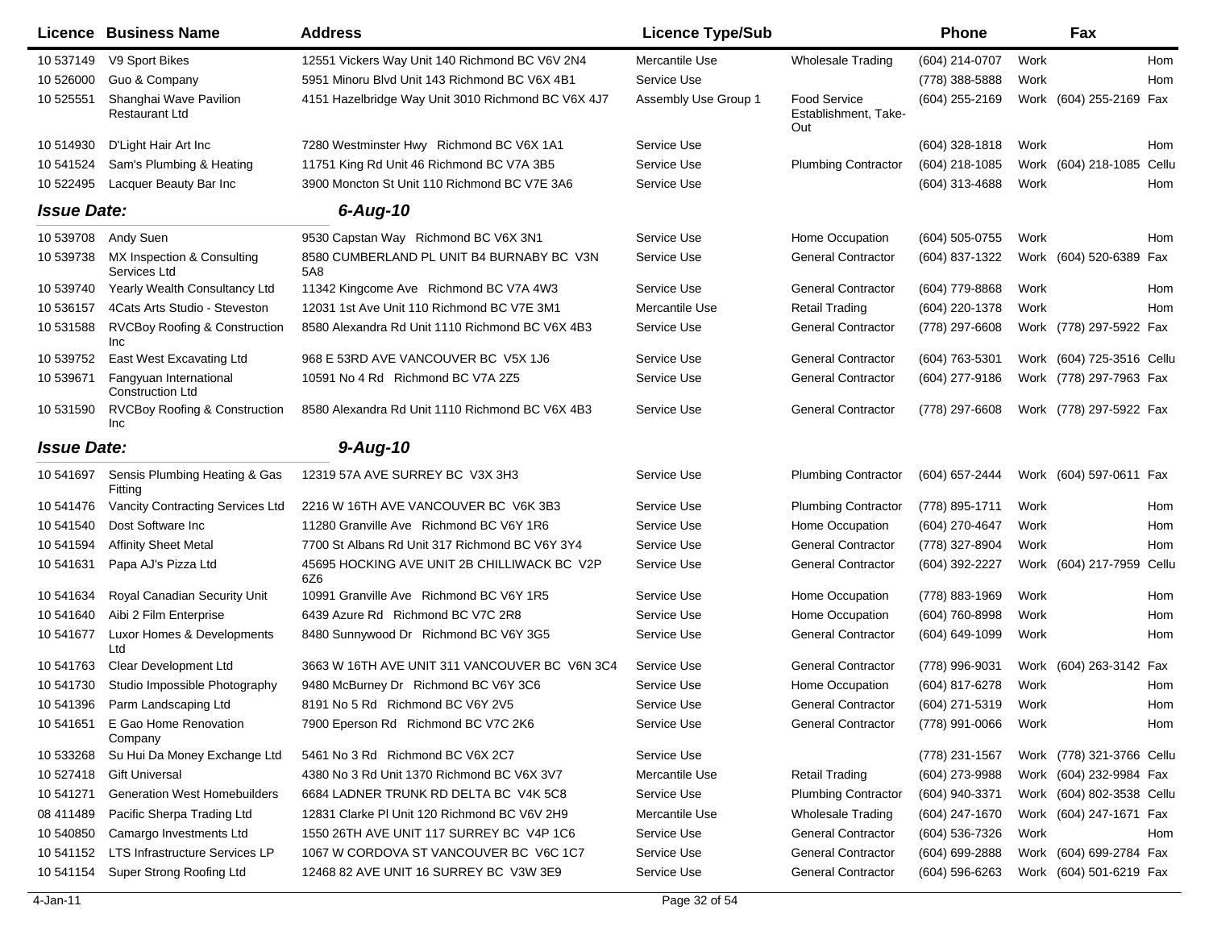| Licence | Business Name | Address | Licence Type/Sub | | Phone | | Fax | |
|---|---|---|---|---|---|---|---|---|
| 10 537149 | V9 Sport Bikes | 12551 Vickers Way Unit 140 Richmond BC V6V 2N4 | Mercantile Use | Wholesale Trading | (604) 214-0707 | Work | | Hom |
| 10 526000 | Guo & Company | 5951 Minoru Blvd Unit 143 Richmond BC V6X 4B1 | Service Use | | (778) 388-5888 | Work | | Hom |
| 10 525551 | Shanghai Wave Pavilion Restaurant Ltd | 4151 Hazelbridge Way Unit 3010 Richmond BC V6X 4J7 | Assembly Use Group 1 | Food Service Establishment, Take-Out | (604) 255-2169 | Work | (604) 255-2169 | Fax |
| 10 514930 | D'Light Hair Art Inc | 7280 Westminster Hwy Richmond BC V6X 1A1 | Service Use | | (604) 328-1818 | Work | | Hom |
| 10 541524 | Sam's Plumbing & Heating | 11751 King Rd Unit 46 Richmond BC V7A 3B5 | Service Use | Plumbing Contractor | (604) 218-1085 | Work | (604) 218-1085 | Cellu |
| 10 522495 | Lacquer Beauty Bar Inc | 3900 Moncton St Unit 110 Richmond BC V7E 3A6 | Service Use | | (604) 313-4688 | Work | | Hom |
| ***Issue Date:*** | | ***6-Aug-10*** | | | | | | |
| 10 539708 | Andy Suen | 9530 Capstan Way Richmond BC V6X 3N1 | Service Use | Home Occupation | (604) 505-0755 | Work | | Hom |
| 10 539738 | MX Inspection & Consulting Services Ltd | 8580 CUMBERLAND PL UNIT B4 BURNABY BC V3N 5A8 | Service Use | General Contractor | (604) 837-1322 | Work | (604) 520-6389 | Fax |
| 10 539740 | Yearly Wealth Consultancy Ltd | 11342 Kingcome Ave Richmond BC V7A 4W3 | Service Use | General Contractor | (604) 779-8868 | Work | | Hom |
| 10 536157 | 4Cats Arts Studio - Steveston | 12031 1st Ave Unit 110 Richmond BC V7E 3M1 | Mercantile Use | Retail Trading | (604) 220-1378 | Work | | Hom |
| 10 531588 | RVCBoy Roofing & Construction Inc | 8580 Alexandra Rd Unit 1110 Richmond BC V6X 4B3 | Service Use | General Contractor | (778) 297-6608 | Work | (778) 297-5922 | Fax |
| 10 539752 | East West Excavating Ltd | 968 E 53RD AVE VANCOUVER BC V5X 1J6 | Service Use | General Contractor | (604) 763-5301 | Work | (604) 725-3516 | Cellu |
| 10 539671 | Fangyuan International Construction Ltd | 10591 No 4 Rd Richmond BC V7A 2Z5 | Service Use | General Contractor | (604) 277-9186 | Work | (778) 297-7963 | Fax |
| 10 531590 | RVCBoy Roofing & Construction Inc | 8580 Alexandra Rd Unit 1110 Richmond BC V6X 4B3 | Service Use | General Contractor | (778) 297-6608 | Work | (778) 297-5922 | Fax |
| ***Issue Date:*** | | ***9-Aug-10*** | | | | | | |
| 10 541697 | Sensis Plumbing Heating & Gas Fitting | 12319 57A AVE SURREY BC V3X 3H3 | Service Use | Plumbing Contractor | (604) 657-2444 | Work | (604) 597-0611 | Fax |
| 10 541476 | Vancity Contracting Services Ltd | 2216 W 16TH AVE VANCOUVER BC V6K 3B3 | Service Use | Plumbing Contractor | (778) 895-1711 | Work | | Hom |
| 10 541540 | Dost Software Inc | 11280 Granville Ave Richmond BC V6Y 1R6 | Service Use | Home Occupation | (604) 270-4647 | Work | | Hom |
| 10 541594 | Affinity Sheet Metal | 7700 St Albans Rd Unit 317 Richmond BC V6Y 3Y4 | Service Use | General Contractor | (778) 327-8904 | Work | | Hom |
| 10 541631 | Papa AJ's Pizza Ltd | 45695 HOCKING AVE UNIT 2B CHILLIWACK BC V2P 6Z6 | Service Use | General Contractor | (604) 392-2227 | Work | (604) 217-7959 | Cellu |
| 10 541634 | Royal Canadian Security Unit | 10991 Granville Ave Richmond BC V6Y 1R5 | Service Use | Home Occupation | (778) 883-1969 | Work | | Hom |
| 10 541640 | Aibi 2 Film Enterprise | 6439 Azure Rd Richmond BC V7C 2R8 | Service Use | Home Occupation | (604) 760-8998 | Work | | Hom |
| 10 541677 | Luxor Homes & Developments Ltd | 8480 Sunnywood Dr Richmond BC V6Y 3G5 | Service Use | General Contractor | (604) 649-1099 | Work | | Hom |
| 10 541763 | Clear Development Ltd | 3663 W 16TH AVE UNIT 311 VANCOUVER BC V6N 3C4 | Service Use | General Contractor | (778) 996-9031 | Work | (604) 263-3142 | Fax |
| 10 541730 | Studio Impossible Photography | 9480 McBurney Dr Richmond BC V6Y 3C6 | Service Use | Home Occupation | (604) 817-6278 | Work | | Hom |
| 10 541396 | Parm Landscaping Ltd | 8191 No 5 Rd Richmond BC V6Y 2V5 | Service Use | General Contractor | (604) 271-5319 | Work | | Hom |
| 10 541651 | E Gao Home Renovation Company | 7900 Eperson Rd Richmond BC V7C 2K6 | Service Use | General Contractor | (778) 991-0066 | Work | | Hom |
| 10 533268 | Su Hui Da Money Exchange Ltd | 5461 No 3 Rd Richmond BC V6X 2C7 | Service Use | | (778) 231-1567 | Work | (778) 321-3766 | Cellu |
| 10 527418 | Gift Universal | 4380 No 3 Rd Unit 1370 Richmond BC V6X 3V7 | Mercantile Use | Retail Trading | (604) 273-9988 | Work | (604) 232-9984 | Fax |
| 10 541271 | Generation West Homebuilders | 6684 LADNER TRUNK RD DELTA BC V4K 5C8 | Service Use | Plumbing Contractor | (604) 940-3371 | Work | (604) 802-3538 | Cellu |
| 08 411489 | Pacific Sherpa Trading Ltd | 12831 Clarke Pl Unit 120 Richmond BC V6V 2H9 | Mercantile Use | Wholesale Trading | (604) 247-1670 | Work | (604) 247-1671 | Fax |
| 10 540850 | Camargo Investments Ltd | 1550 26TH AVE UNIT 117 SURREY BC V4P 1C6 | Service Use | General Contractor | (604) 536-7326 | Work | | Hom |
| 10 541152 | LTS Infrastructure Services LP | 1067 W CORDOVA ST VANCOUVER BC V6C 1C7 | Service Use | General Contractor | (604) 699-2888 | Work | (604) 699-2784 | Fax |
| 10 541154 | Super Strong Roofing Ltd | 12468 82 AVE UNIT 16 SURREY BC V3W 3E9 | Service Use | General Contractor | (604) 596-6263 | Work | (604) 501-6219 | Fax |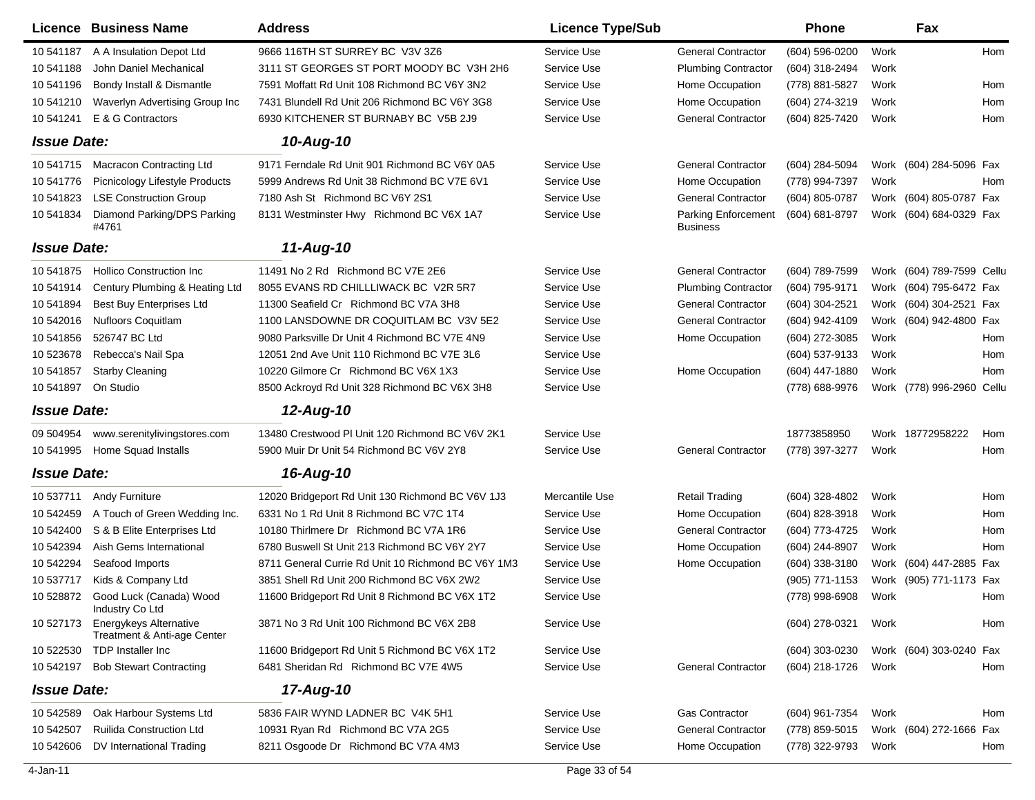| Licence | Business Name | Address | Licence Type/Sub | | Phone | | Fax | |
|---|---|---|---|---|---|---|---|---|
| 10 541187 | A A Insulation Depot Ltd | 9666 116TH ST SURREY BC V3V 3Z6 | Service Use | General Contractor | (604) 596-0200 | Work | | Hom |
| 10 541188 | John Daniel Mechanical | 3111 ST GEORGES ST PORT MOODY BC V3H 2H6 | Service Use | Plumbing Contractor | (604) 318-2494 | Work | | |
| 10 541196 | Bondy Install & Dismantle | 7591 Moffatt Rd Unit 108 Richmond BC V6Y 3N2 | Service Use | Home Occupation | (778) 881-5827 | Work | | Hom |
| 10 541210 | Waverlyn Advertising Group Inc | 7431 Blundell Rd Unit 206 Richmond BC V6Y 3G8 | Service Use | Home Occupation | (604) 274-3219 | Work | | Hom |
| 10 541241 | E & G Contractors | 6930 KITCHENER ST BURNABY BC V5B 2J9 | Service Use | General Contractor | (604) 825-7420 | Work | | Hom |
| ***Issue Date:*** | | ***10-Aug-10*** | | | | | | |
| 10 541715 | Macracon Contracting Ltd | 9171 Ferndale Rd Unit 901 Richmond BC V6Y 0A5 | Service Use | General Contractor | (604) 284-5094 | Work | (604) 284-5096 | Fax |
| 10 541776 | Picnicology Lifestyle Products | 5999 Andrews Rd Unit 38 Richmond BC V7E 6V1 | Service Use | Home Occupation | (778) 994-7397 | Work | | Hom |
| 10 541823 | LSE Construction Group | 7180 Ash St Richmond BC V6Y 2S1 | Service Use | General Contractor | (604) 805-0787 | Work | (604) 805-0787 | Fax |
| 10 541834 | Diamond Parking/DPS Parking #4761 | 8131 Westminster Hwy Richmond BC V6X 1A7 | Service Use | Parking Enforcement Business | (604) 681-8797 | Work | (604) 684-0329 | Fax |
| ***Issue Date:*** | | ***11-Aug-10*** | | | | | | |
| 10 541875 | Hollico Construction Inc | 11491 No 2 Rd Richmond BC V7E 2E6 | Service Use | General Contractor | (604) 789-7599 | Work | (604) 789-7599 | Cellu |
| 10 541914 | Century Plumbing & Heating Ltd | 8055 EVANS RD CHILLLIWACK BC V2R 5R7 | Service Use | Plumbing Contractor | (604) 795-9171 | Work | (604) 795-6472 | Fax |
| 10 541894 | Best Buy Enterprises Ltd | 11300 Seafield Cr Richmond BC V7A 3H8 | Service Use | General Contractor | (604) 304-2521 | Work | (604) 304-2521 | Fax |
| 10 542016 | Nufloors Coquitlam | 1100 LANSDOWNE DR COQUITLAM BC V3V 5E2 | Service Use | General Contractor | (604) 942-4109 | Work | (604) 942-4800 | Fax |
| 10 541856 | 526747 BC Ltd | 9080 Parksville Dr Unit 4 Richmond BC V7E 4N9 | Service Use | Home Occupation | (604) 272-3085 | Work | | Hom |
| 10 523678 | Rebecca's Nail Spa | 12051 2nd Ave Unit 110 Richmond BC V7E 3L6 | Service Use | | (604) 537-9133 | Work | | Hom |
| 10 541857 | Starby Cleaning | 10220 Gilmore Cr Richmond BC V6X 1X3 | Service Use | Home Occupation | (604) 447-1880 | Work | | Hom |
| 10 541897 | On Studio | 8500 Ackroyd Rd Unit 328 Richmond BC V6X 3H8 | Service Use | | (778) 688-9976 | Work | (778) 996-2960 | Cellu |
| ***Issue Date:*** | | ***12-Aug-10*** | | | | | | |
| 09 504954 | www.serenitylivingstores.com | 13480 Crestwood Pl Unit 120 Richmond BC V6V 2K1 | Service Use | | 18773858950 | Work | 18772958222 | Hom |
| 10 541995 | Home Squad Installs | 5900 Muir Dr Unit 54 Richmond BC V6V 2Y8 | Service Use | General Contractor | (778) 397-3277 | Work | | Hom |
| ***Issue Date:*** | | ***16-Aug-10*** | | | | | | |
| 10 537711 | Andy Furniture | 12020 Bridgeport Rd Unit 130 Richmond BC V6V 1J3 | Mercantile Use | Retail Trading | (604) 328-4802 | Work | | Hom |
| 10 542459 | A Touch of Green Wedding Inc. | 6331 No 1 Rd Unit 8 Richmond BC V7C 1T4 | Service Use | Home Occupation | (604) 828-3918 | Work | | Hom |
| 10 542400 | S & B Elite Enterprises Ltd | 10180 Thirlmere Dr Richmond BC V7A 1R6 | Service Use | General Contractor | (604) 773-4725 | Work | | Hom |
| 10 542394 | Aish Gems International | 6780 Buswell St Unit 213 Richmond BC V6Y 2Y7 | Service Use | Home Occupation | (604) 244-8907 | Work | | Hom |
| 10 542294 | Seafood Imports | 8711 General Currie Rd Unit 10 Richmond BC V6Y 1M3 | Service Use | Home Occupation | (604) 338-3180 | Work | (604) 447-2885 | Fax |
| 10 537717 | Kids & Company Ltd | 3851 Shell Rd Unit 200 Richmond BC V6X 2W2 | Service Use | | (905) 771-1153 | Work | (905) 771-1173 | Fax |
| 10 528872 | Good Luck (Canada) Wood Industry Co Ltd | 11600 Bridgeport Rd Unit 8 Richmond BC V6X 1T2 | Service Use | | (778) 998-6908 | Work | | Hom |
| 10 527173 | Energykeys Alternative Treatment & Anti-age Center | 3871 No 3 Rd Unit 100 Richmond BC V6X 2B8 | Service Use | | (604) 278-0321 | Work | | Hom |
| 10 522530 | TDP Installer Inc | 11600 Bridgeport Rd Unit 5 Richmond BC V6X 1T2 | Service Use | | (604) 303-0230 | Work | (604) 303-0240 | Fax |
| 10 542197 | Bob Stewart Contracting | 6481 Sheridan Rd Richmond BC V7E 4W5 | Service Use | General Contractor | (604) 218-1726 | Work | | Hom |
| ***Issue Date:*** | | ***17-Aug-10*** | | | | | | |
| 10 542589 | Oak Harbour Systems Ltd | 5836 FAIR WYND LADNER BC V4K 5H1 | Service Use | Gas Contractor | (604) 961-7354 | Work | | Hom |
| 10 542507 | Ruilida Construction Ltd | 10931 Ryan Rd Richmond BC V7A 2G5 | Service Use | General Contractor | (778) 859-5015 | Work | (604) 272-1666 | Fax |
| 10 542606 | DV International Trading | 8211 Osgoode Dr Richmond BC V7A 4M3 | Service Use | Home Occupation | (778) 322-9793 | Work | | Hom |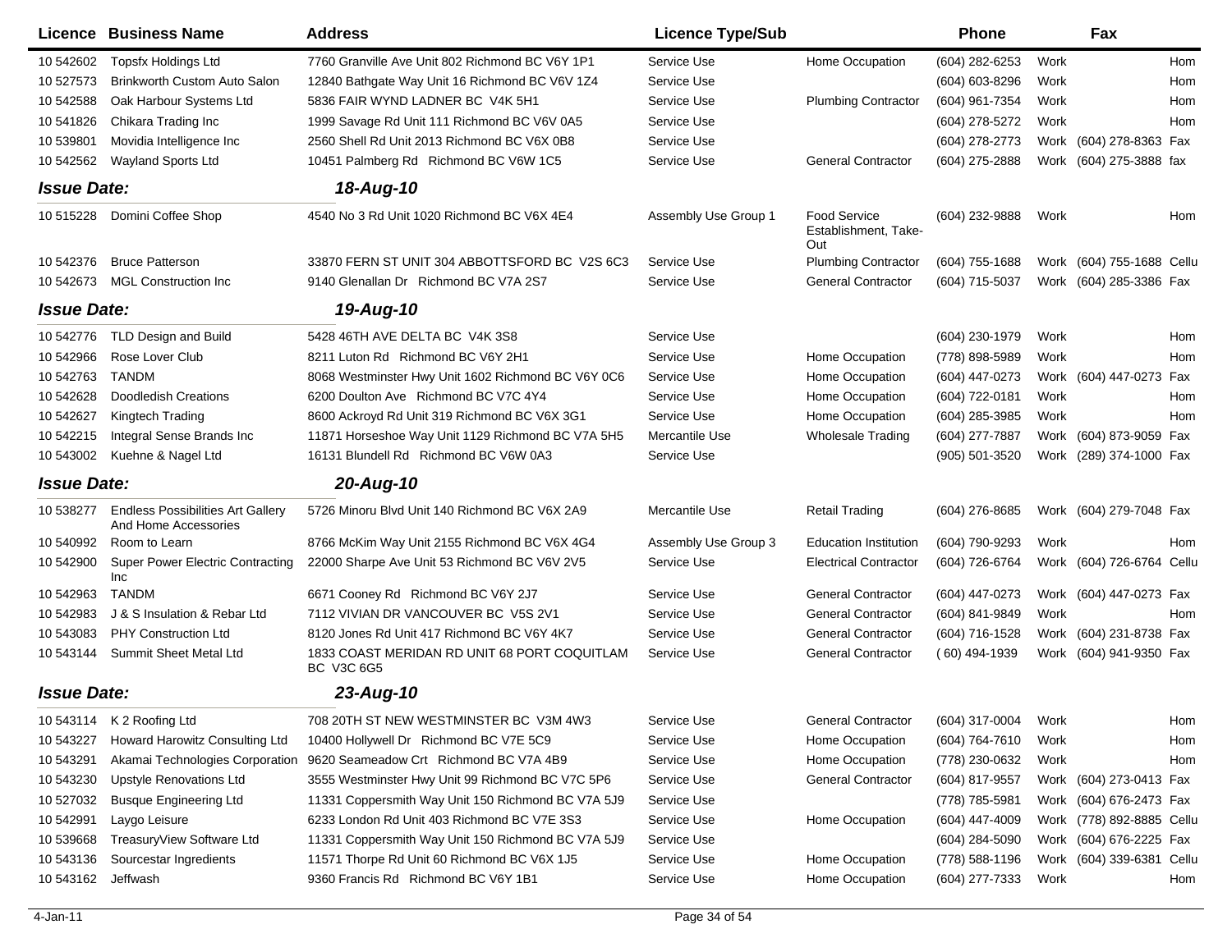| Licence | Business Name | Address | Licence Type/Sub | | Phone | | Fax | |
|---|---|---|---|---|---|---|---|---|
| 10 542602 | Topsfx Holdings Ltd | 7760 Granville Ave Unit 802 Richmond BC V6Y 1P1 | Service Use | Home Occupation | (604) 282-6253 | Work | | Hom |
| 10 527573 | Brinkworth Custom Auto Salon | 12840 Bathgate Way Unit 16 Richmond BC V6V 1Z4 | Service Use | | (604) 603-8296 | Work | | Hom |
| 10 542588 | Oak Harbour Systems Ltd | 5836 FAIR WYND LADNER BC V4K 5H1 | Service Use | Plumbing Contractor | (604) 961-7354 | Work | | Hom |
| 10 541826 | Chikara Trading Inc | 1999 Savage Rd Unit 111 Richmond BC V6V 0A5 | Service Use | | (604) 278-5272 | Work | | Hom |
| 10 539801 | Movidia Intelligence Inc | 2560 Shell Rd Unit 2013 Richmond BC V6X 0B8 | Service Use | | (604) 278-2773 | Work | (604) 278-8363 | Fax |
| 10 542562 | Wayland Sports Ltd | 10451 Palmberg Rd Richmond BC V6W 1C5 | Service Use | General Contractor | (604) 275-2888 | Work | (604) 275-3888 | fax |
| ***Issue Date:*** | | ***18-Aug-10*** | | | | | | |
| 10 515228 | Domini Coffee Shop | 4540 No 3 Rd Unit 1020 Richmond BC V6X 4E4 | Assembly Use Group 1 | Food Service Establishment, Take-Out | (604) 232-9888 | Work | | Hom |
| 10 542376 | Bruce Patterson | 33870 FERN ST UNIT 304 ABBOTTSFORD BC V2S 6C3 | Service Use | Plumbing Contractor | (604) 755-1688 | Work | (604) 755-1688 | Cellu |
| 10 542673 | MGL Construction Inc | 9140 Glenallan Dr Richmond BC V7A 2S7 | Service Use | General Contractor | (604) 715-5037 | Work | (604) 285-3386 | Fax |
| ***Issue Date:*** | | ***19-Aug-10*** | | | | | | |
| 10 542776 | TLD Design and Build | 5428 46TH AVE DELTA BC V4K 3S8 | Service Use | | (604) 230-1979 | Work | | Hom |
| 10 542966 | Rose Lover Club | 8211 Luton Rd Richmond BC V6Y 2H1 | Service Use | Home Occupation | (778) 898-5989 | Work | | Hom |
| 10 542763 | TANDM | 8068 Westminster Hwy Unit 1602 Richmond BC V6Y 0C6 | Service Use | Home Occupation | (604) 447-0273 | Work | (604) 447-0273 | Fax |
| 10 542628 | Doodledish Creations | 6200 Doulton Ave Richmond BC V7C 4Y4 | Service Use | Home Occupation | (604) 722-0181 | Work | | Hom |
| 10 542627 | Kingtech Trading | 8600 Ackroyd Rd Unit 319 Richmond BC V6X 3G1 | Service Use | Home Occupation | (604) 285-3985 | Work | | Hom |
| 10 542215 | Integral Sense Brands Inc | 11871 Horseshoe Way Unit 1129 Richmond BC V7A 5H5 | Mercantile Use | Wholesale Trading | (604) 277-7887 | Work | (604) 873-9059 | Fax |
| 10 543002 | Kuehne & Nagel Ltd | 16131 Blundell Rd Richmond BC V6W 0A3 | Service Use | | (905) 501-3520 | Work | (289) 374-1000 | Fax |
| ***Issue Date:*** | | ***20-Aug-10*** | | | | | | |
| 10 538277 | Endless Possibilities Art Gallery And Home Accessories | 5726 Minoru Blvd Unit 140 Richmond BC V6X 2A9 | Mercantile Use | Retail Trading | (604) 276-8685 | Work | (604) 279-7048 | Fax |
| 10 540992 | Room to Learn | 8766 McKim Way Unit 2155 Richmond BC V6X 4G4 | Assembly Use Group 3 | Education Institution | (604) 790-9293 | Work | | Hom |
| 10 542900 | Super Power Electric Contracting Inc | 22000 Sharpe Ave Unit 53 Richmond BC V6V 2V5 | Service Use | Electrical Contractor | (604) 726-6764 | Work | (604) 726-6764 | Cellu |
| 10 542963 | TANDM | 6671 Cooney Rd Richmond BC V6Y 2J7 | Service Use | General Contractor | (604) 447-0273 | Work | (604) 447-0273 | Fax |
| 10 542983 | J & S Insulation & Rebar Ltd | 7112 VIVIAN DR VANCOUVER BC V5S 2V1 | Service Use | General Contractor | (604) 841-9849 | Work | | Hom |
| 10 543083 | PHY Construction Ltd | 8120 Jones Rd Unit 417 Richmond BC V6Y 4K7 | Service Use | General Contractor | (604) 716-1528 | Work | (604) 231-8738 | Fax |
| 10 543144 | Summit Sheet Metal Ltd | 1833 COAST MERIDAN RD UNIT 68 PORT COQUITLAM BC V3C 6G5 | Service Use | General Contractor | ( 60) 494-1939 | Work | (604) 941-9350 | Fax |
| ***Issue Date:*** | | ***23-Aug-10*** | | | | | | |
| 10 543114 | K 2 Roofing Ltd | 708 20TH ST NEW WESTMINSTER BC V3M 4W3 | Service Use | General Contractor | (604) 317-0004 | Work | | Hom |
| 10 543227 | Howard Harowitz Consulting Ltd | 10400 Hollywell Dr Richmond BC V7E 5C9 | Service Use | Home Occupation | (604) 764-7610 | Work | | Hom |
| 10 543291 | Akamai Technologies Corporation | 9620 Seameadow Crt Richmond BC V7A 4B9 | Service Use | Home Occupation | (778) 230-0632 | Work | | Hom |
| 10 543230 | Upstyle Renovations Ltd | 3555 Westminster Hwy Unit 99 Richmond BC V7C 5P6 | Service Use | General Contractor | (604) 817-9557 | Work | (604) 273-0413 | Fax |
| 10 527032 | Busque Engineering Ltd | 11331 Coppersmith Way Unit 150 Richmond BC V7A 5J9 | Service Use | | (778) 785-5981 | Work | (604) 676-2473 | Fax |
| 10 542991 | Laygo Leisure | 6233 London Rd Unit 403 Richmond BC V7E 3S3 | Service Use | Home Occupation | (604) 447-4009 | Work | (778) 892-8885 | Cellu |
| 10 539668 | TreasuryView Software Ltd | 11331 Coppersmith Way Unit 150 Richmond BC V7A 5J9 | Service Use | | (604) 284-5090 | Work | (604) 676-2225 | Fax |
| 10 543136 | Sourcestar Ingredients | 11571 Thorpe Rd Unit 60 Richmond BC V6X 1J5 | Service Use | Home Occupation | (778) 588-1196 | Work | (604) 339-6381 | Cellu |
| 10 543162 | Jeffwash | 9360 Francis Rd Richmond BC V6Y 1B1 | Service Use | Home Occupation | (604) 277-7333 | Work | | Hom |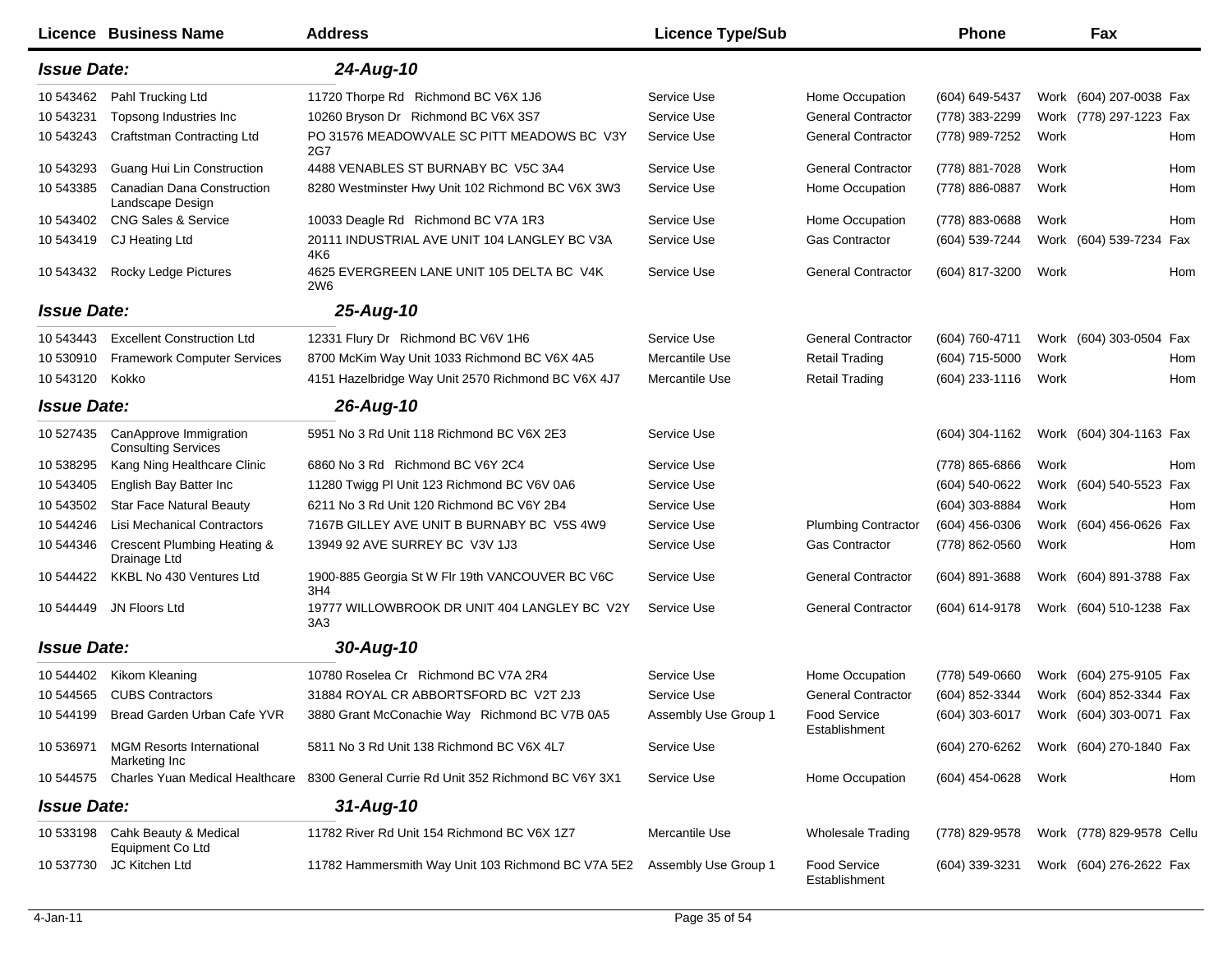| Licence | Business Name | Address | Licence Type/Sub | | Phone | | Fax | |
|---|---|---|---|---|---|---|---|---|
| ***Issue Date:*** | | ***24-Aug-10*** | | | | | | |
| 10 543462 | Pahl Trucking Ltd | 11720 Thorpe Rd Richmond BC V6X 1J6 | Service Use | Home Occupation | (604) 649-5437 | Work | (604) 207-0038 | Fax |
| 10 543231 | Topsong Industries Inc | 10260 Bryson Dr Richmond BC V6X 3S7 | Service Use | General Contractor | (778) 383-2299 | Work | (778) 297-1223 | Fax |
| 10 543243 | Craftstman Contracting Ltd | PO 31576 MEADOWVALE SC PITT MEADOWS BC V3Y 2G7 | Service Use | General Contractor | (778) 989-7252 | Work | | Hom |
| 10 543293 | Guang Hui Lin Construction | 4488 VENABLES ST BURNABY BC V5C 3A4 | Service Use | General Contractor | (778) 881-7028 | Work | | Hom |
| 10 543385 | Canadian Dana Construction Landscape Design | 8280 Westminster Hwy Unit 102 Richmond BC V6X 3W3 | Service Use | Home Occupation | (778) 886-0887 | Work | | Hom |
| 10 543402 | CNG Sales & Service | 10033 Deagle Rd Richmond BC V7A 1R3 | Service Use | Home Occupation | (778) 883-0688 | Work | | Hom |
| 10 543419 | CJ Heating Ltd | 20111 INDUSTRIAL AVE UNIT 104 LANGLEY BC V3A 4K6 | Service Use | Gas Contractor | (604) 539-7244 | Work | (604) 539-7234 | Fax |
| 10 543432 | Rocky Ledge Pictures | 4625 EVERGREEN LANE UNIT 105 DELTA BC V4K 2W6 | Service Use | General Contractor | (604) 817-3200 | Work | | Hom |
| ***Issue Date:*** | | ***25-Aug-10*** | | | | | | |
| 10 543443 | Excellent Construction Ltd | 12331 Flury Dr Richmond BC V6V 1H6 | Service Use | General Contractor | (604) 760-4711 | Work | (604) 303-0504 | Fax |
| 10 530910 | Framework Computer Services | 8700 McKim Way Unit 1033 Richmond BC V6X 4A5 | Mercantile Use | Retail Trading | (604) 715-5000 | Work | | Hom |
| 10 543120 | Kokko | 4151 Hazelbridge Way Unit 2570 Richmond BC V6X 4J7 | Mercantile Use | Retail Trading | (604) 233-1116 | Work | | Hom |
| ***Issue Date:*** | | ***26-Aug-10*** | | | | | | |
| 10 527435 | CanApprove Immigration Consulting Services | 5951 No 3 Rd Unit 118 Richmond BC V6X 2E3 | Service Use | | (604) 304-1162 | Work | (604) 304-1163 | Fax |
| 10 538295 | Kang Ning Healthcare Clinic | 6860 No 3 Rd Richmond BC V6Y 2C4 | Service Use | | (778) 865-6866 | Work | | Hom |
| 10 543405 | English Bay Batter Inc | 11280 Twigg Pl Unit 123 Richmond BC V6V 0A6 | Service Use | | (604) 540-0622 | Work | (604) 540-5523 | Fax |
| 10 543502 | Star Face Natural Beauty | 6211 No 3 Rd Unit 120 Richmond BC V6Y 2B4 | Service Use | | (604) 303-8884 | Work | | Hom |
| 10 544246 | Lisi Mechanical Contractors | 7167B GILLEY AVE UNIT B BURNABY BC V5S 4W9 | Service Use | Plumbing Contractor | (604) 456-0306 | Work | (604) 456-0626 | Fax |
| 10 544346 | Crescent Plumbing Heating & Drainage Ltd | 13949 92 AVE SURREY BC V3V 1J3 | Service Use | Gas Contractor | (778) 862-0560 | Work | | Hom |
| 10 544422 | KKBL No 430 Ventures Ltd | 1900-885 Georgia St W Flr 19th VANCOUVER BC V6C 3H4 | Service Use | General Contractor | (604) 891-3688 | Work | (604) 891-3788 | Fax |
| 10 544449 | JN Floors Ltd | 19777 WILLOWBROOK DR UNIT 404 LANGLEY BC V2Y 3A3 | Service Use | General Contractor | (604) 614-9178 | Work | (604) 510-1238 | Fax |
| ***Issue Date:*** | | ***30-Aug-10*** | | | | | | |
| 10 544402 | Kikom Kleaning | 10780 Roselea Cr Richmond BC V7A 2R4 | Service Use | Home Occupation | (778) 549-0660 | Work | (604) 275-9105 | Fax |
| 10 544565 | CUBS Contractors | 31884 ROYAL CR ABBORTSFORD BC V2T 2J3 | Service Use | General Contractor | (604) 852-3344 | Work | (604) 852-3344 | Fax |
| 10 544199 | Bread Garden Urban Cafe YVR | 3880 Grant McConachie Way Richmond BC V7B 0A5 | Assembly Use Group 1 | Food Service Establishment | (604) 303-6017 | Work | (604) 303-0071 | Fax |
| 10 536971 | MGM Resorts International Marketing Inc | 5811 No 3 Rd Unit 138 Richmond BC V6X 4L7 | Service Use | | (604) 270-6262 | Work | (604) 270-1840 | Fax |
| 10 544575 | Charles Yuan Medical Healthcare | 8300 General Currie Rd Unit 352 Richmond BC V6Y 3X1 | Service Use | Home Occupation | (604) 454-0628 | Work | | Hom |
| ***Issue Date:*** | | ***31-Aug-10*** | | | | | | |
| 10 533198 | Cahk Beauty & Medical Equipment Co Ltd | 11782 River Rd Unit 154 Richmond BC V6X 1Z7 | Mercantile Use | Wholesale Trading | (778) 829-9578 | Work | (778) 829-9578 | Cellu |
| 10 537730 | JC Kitchen Ltd | 11782 Hammersmith Way Unit 103 Richmond BC V7A 5E2 | Assembly Use Group 1 | Food Service Establishment | (604) 339-3231 | Work | (604) 276-2622 | Fax |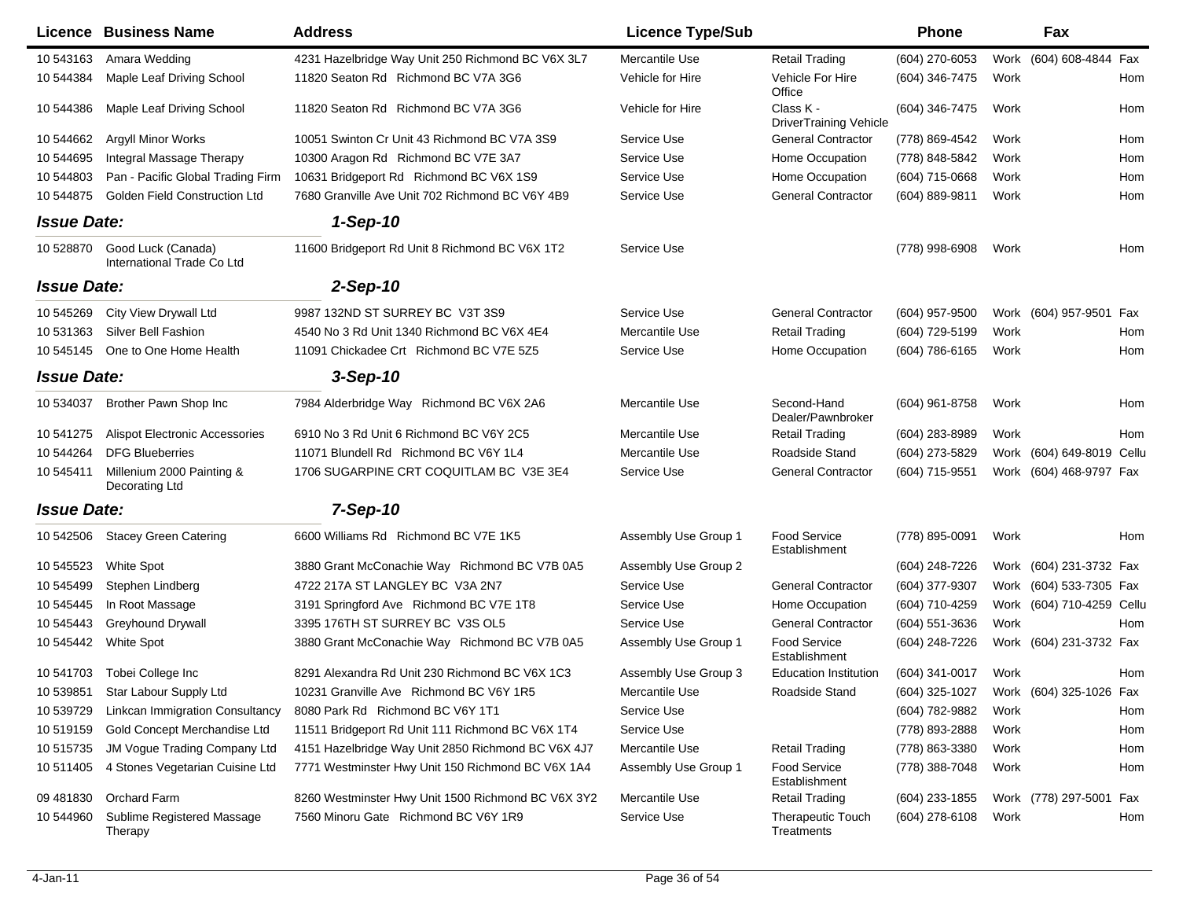| Licence | Business Name | Address | Licence Type/Sub | | Phone | | Fax | |
|---|---|---|---|---|---|---|---|---|
| 10 543163 | Amara Wedding | 4231 Hazelbridge Way Unit 250 Richmond BC V6X 3L7 | Mercantile Use | Retail Trading | (604) 270-6053 | Work | (604) 608-4844 | Fax |
| 10 544384 | Maple Leaf Driving School | 11820 Seaton Rd Richmond BC V7A 3G6 | Vehicle for Hire | Vehicle For Hire Office | (604) 346-7475 | Work | | Hom |
| 10 544386 | Maple Leaf Driving School | 11820 Seaton Rd Richmond BC V7A 3G6 | Vehicle for Hire | Class K - DriverTraining Vehicle | (604) 346-7475 | Work | | Hom |
| 10 544662 | Argyll Minor Works | 10051 Swinton Cr Unit 43 Richmond BC V7A 3S9 | Service Use | General Contractor | (778) 869-4542 | Work | | Hom |
| 10 544695 | Integral Massage Therapy | 10300 Aragon Rd Richmond BC V7E 3A7 | Service Use | Home Occupation | (778) 848-5842 | Work | | Hom |
| 10 544803 | Pan - Pacific Global Trading Firm | 10631 Bridgeport Rd Richmond BC V6X 1S9 | Service Use | Home Occupation | (604) 715-0668 | Work | | Hom |
| 10 544875 | Golden Field Construction Ltd | 7680 Granville Ave Unit 702 Richmond BC V6Y 4B9 | Service Use | General Contractor | (604) 889-9811 | Work | | Hom |
| ***Issue Date:*** | | ***1-Sep-10*** | | | | | | |
| 10 528870 | Good Luck (Canada) International Trade Co Ltd | 11600 Bridgeport Rd Unit 8 Richmond BC V6X 1T2 | Service Use | | (778) 998-6908 | Work | | Hom |
| ***Issue Date:*** | | ***2-Sep-10*** | | | | | | |
| 10 545269 | City View Drywall Ltd | 9987 132ND ST SURREY BC V3T 3S9 | Service Use | General Contractor | (604) 957-9500 | Work | (604) 957-9501 | Fax |
| 10 531363 | Silver Bell Fashion | 4540 No 3 Rd Unit 1340 Richmond BC V6X 4E4 | Mercantile Use | Retail Trading | (604) 729-5199 | Work | | Hom |
| 10 545145 | One to One Home Health | 11091 Chickadee Crt Richmond BC V7E 5Z5 | Service Use | Home Occupation | (604) 786-6165 | Work | | Hom |
| ***Issue Date:*** | | ***3-Sep-10*** | | | | | | |
| 10 534037 | Brother Pawn Shop Inc | 7984 Alderbridge Way Richmond BC V6X 2A6 | Mercantile Use | Second-Hand Dealer/Pawnbroker | (604) 961-8758 | Work | | Hom |
| 10 541275 | Alispot Electronic Accessories | 6910 No 3 Rd Unit 6 Richmond BC V6Y 2C5 | Mercantile Use | Retail Trading | (604) 283-8989 | Work | | Hom |
| 10 544264 | DFG Blueberries | 11071 Blundell Rd Richmond BC V6Y 1L4 | Mercantile Use | Roadside Stand | (604) 273-5829 | Work | (604) 649-8019 | Cellu |
| 10 545411 | Millenium 2000 Painting & Decorating Ltd | 1706 SUGARPINE CRT COQUITLAM BC V3E 3E4 | Service Use | General Contractor | (604) 715-9551 | Work | (604) 468-9797 | Fax |
| ***Issue Date:*** | | ***7-Sep-10*** | | | | | | |
| 10 542506 | Stacey Green Catering | 6600 Williams Rd Richmond BC V7E 1K5 | Assembly Use Group 1 | Food Service Establishment | (778) 895-0091 | Work | | Hom |
| 10 545523 | White Spot | 3880 Grant McConachie Way Richmond BC V7B 0A5 | Assembly Use Group 2 | | (604) 248-7226 | Work | (604) 231-3732 | Fax |
| 10 545499 | Stephen Lindberg | 4722 217A ST LANGLEY BC V3A 2N7 | Service Use | General Contractor | (604) 377-9307 | Work | (604) 533-7305 | Fax |
| 10 545445 | In Root Massage | 3191 Springford Ave Richmond BC V7E 1T8 | Service Use | Home Occupation | (604) 710-4259 | Work | (604) 710-4259 | Cellu |
| 10 545443 | Greyhound Drywall | 3395 176TH ST SURREY BC V3S OL5 | Service Use | General Contractor | (604) 551-3636 | Work | | Hom |
| 10 545442 | White Spot | 3880 Grant McConachie Way Richmond BC V7B 0A5 | Assembly Use Group 1 | Food Service Establishment | (604) 248-7226 | Work | (604) 231-3732 | Fax |
| 10 541703 | Tobei College Inc | 8291 Alexandra Rd Unit 230 Richmond BC V6X 1C3 | Assembly Use Group 3 | Education Institution | (604) 341-0017 | Work | | Hom |
| 10 539851 | Star Labour Supply Ltd | 10231 Granville Ave Richmond BC V6Y 1R5 | Mercantile Use | Roadside Stand | (604) 325-1027 | Work | (604) 325-1026 | Fax |
| 10 539729 | Linkcan Immigration Consultancy | 8080 Park Rd Richmond BC V6Y 1T1 | Service Use | | (604) 782-9882 | Work | | Hom |
| 10 519159 | Gold Concept Merchandise Ltd | 11511 Bridgeport Rd Unit 111 Richmond BC V6X 1T4 | Service Use | | (778) 893-2888 | Work | | Hom |
| 10 515735 | JM Vogue Trading Company Ltd | 4151 Hazelbridge Way Unit 2850 Richmond BC V6X 4J7 | Mercantile Use | Retail Trading | (778) 863-3380 | Work | | Hom |
| 10 511405 | 4 Stones Vegetarian Cuisine Ltd | 7771 Westminster Hwy Unit 150 Richmond BC V6X 1A4 | Assembly Use Group 1 | Food Service Establishment | (778) 388-7048 | Work | | Hom |
| 09 481830 | Orchard Farm | 8260 Westminster Hwy Unit 1500 Richmond BC V6X 3Y2 | Mercantile Use | Retail Trading | (604) 233-1855 | Work | (778) 297-5001 | Fax |
| 10 544960 | Sublime Registered Massage Therapy | 7560 Minoru Gate Richmond BC V6Y 1R9 | Service Use | Therapeutic Touch Treatments | (604) 278-6108 | Work | | Hom |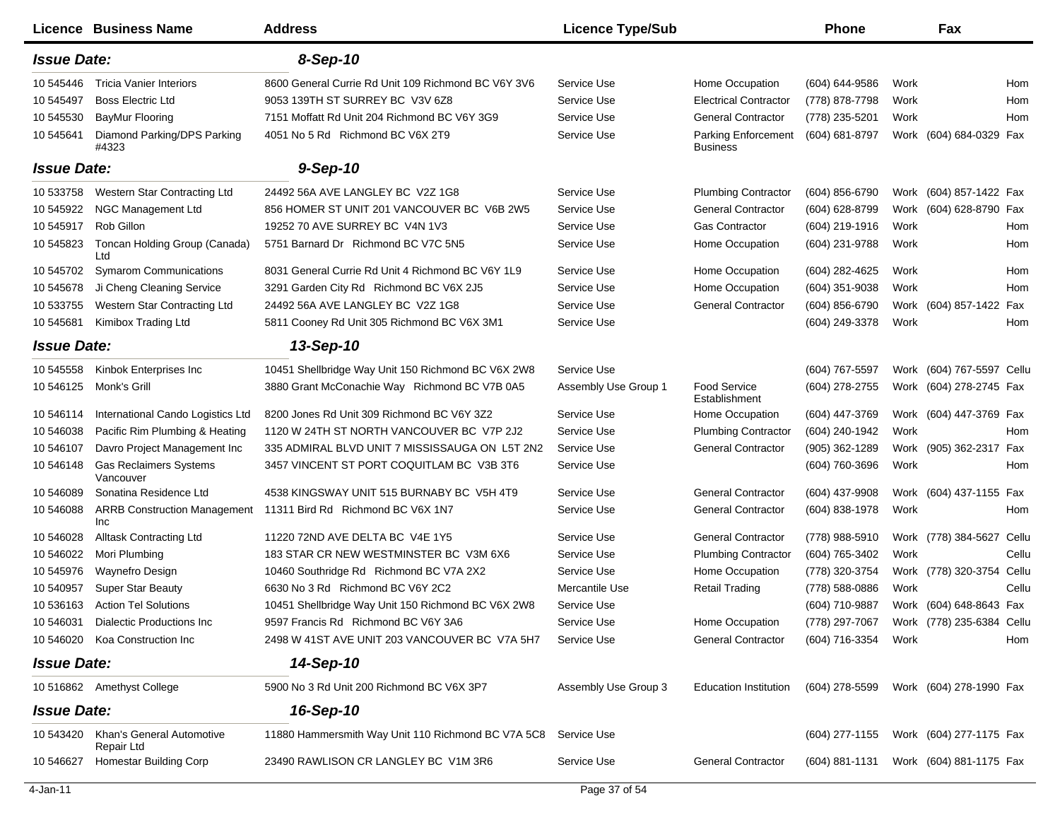| Licence | Business Name | Address | Licence Type/Sub | | Phone | | Fax | |
|---|---|---|---|---|---|---|---|---|
| ***Issue Date:*** | | ***8-Sep-10*** | | | | | | |
| 10 545446 | Tricia Vanier Interiors | 8600 General Currie Rd Unit 109 Richmond BC V6Y 3V6 | Service Use | Home Occupation | (604) 644-9586 | Work | | Hom |
| 10 545497 | Boss Electric Ltd | 9053 139TH ST SURREY BC V3V 6Z8 | Service Use | Electrical Contractor | (778) 878-7798 | Work | | Hom |
| 10 545530 | BayMur Flooring | 7151 Moffatt Rd Unit 204 Richmond BC V6Y 3G9 | Service Use | General Contractor | (778) 235-5201 | Work | | Hom |
| 10 545641 | Diamond Parking/DPS Parking #4323 | 4051 No 5 Rd Richmond BC V6X 2T9 | Service Use | Parking Enforcement Business | (604) 681-8797 | Work | (604) 684-0329 | Fax |
| ***Issue Date:*** | | ***9-Sep-10*** | | | | | | |
| 10 533758 | Western Star Contracting Ltd | 24492 56A AVE LANGLEY BC V2Z 1G8 | Service Use | Plumbing Contractor | (604) 856-6790 | Work | (604) 857-1422 | Fax |
| 10 545922 | NGC Management Ltd | 856 HOMER ST UNIT 201 VANCOUVER BC V6B 2W5 | Service Use | General Contractor | (604) 628-8799 | Work | (604) 628-8790 | Fax |
| 10 545917 | Rob Gillon | 19252 70 AVE SURREY BC V4N 1V3 | Service Use | Gas Contractor | (604) 219-1916 | Work | | Hom |
| 10 545823 | Toncan Holding Group (Canada) Ltd | 5751 Barnard Dr Richmond BC V7C 5N5 | Service Use | Home Occupation | (604) 231-9788 | Work | | Hom |
| 10 545702 | Symarom Communications | 8031 General Currie Rd Unit 4 Richmond BC V6Y 1L9 | Service Use | Home Occupation | (604) 282-4625 | Work | | Hom |
| 10 545678 | Ji Cheng Cleaning Service | 3291 Garden City Rd Richmond BC V6X 2J5 | Service Use | Home Occupation | (604) 351-9038 | Work | | Hom |
| 10 533755 | Western Star Contracting Ltd | 24492 56A AVE LANGLEY BC V2Z 1G8 | Service Use | General Contractor | (604) 856-6790 | Work | (604) 857-1422 | Fax |
| 10 545681 | Kimibox Trading Ltd | 5811 Cooney Rd Unit 305 Richmond BC V6X 3M1 | Service Use | | (604) 249-3378 | Work | | Hom |
| ***Issue Date:*** | | ***13-Sep-10*** | | | | | | |
| 10 545558 | Kinbok Enterprises Inc | 10451 Shellbridge Way Unit 150 Richmond BC V6X 2W8 | Service Use | | (604) 767-5597 | Work | (604) 767-5597 | Cellu |
| 10 546125 | Monk's Grill | 3880 Grant McConachie Way Richmond BC V7B 0A5 | Assembly Use Group 1 | Food Service Establishment | (604) 278-2755 | Work | (604) 278-2745 | Fax |
| 10 546114 | International Cando Logistics Ltd | 8200 Jones Rd Unit 309 Richmond BC V6Y 3Z2 | Service Use | Home Occupation | (604) 447-3769 | Work | (604) 447-3769 | Fax |
| 10 546038 | Pacific Rim Plumbing & Heating | 1120 W 24TH ST NORTH VANCOUVER BC V7P 2J2 | Service Use | Plumbing Contractor | (604) 240-1942 | Work | | Hom |
| 10 546107 | Davro Project Management Inc | 335 ADMIRAL BLVD UNIT 7 MISSISSAUGA ON L5T 2N2 | Service Use | General Contractor | (905) 362-1289 | Work | (905) 362-2317 | Fax |
| 10 546148 | Gas Reclaimers Systems Vancouver | 3457 VINCENT ST PORT COQUITLAM BC V3B 3T6 | Service Use | | (604) 760-3696 | Work | | Hom |
| 10 546089 | Sonatina Residence Ltd | 4538 KINGSWAY UNIT 515 BURNABY BC V5H 4T9 | Service Use | General Contractor | (604) 437-9908 | Work | (604) 437-1155 | Fax |
| 10 546088 | ARRB Construction Management Inc | 11311 Bird Rd Richmond BC V6X 1N7 | Service Use | General Contractor | (604) 838-1978 | Work | | Hom |
| 10 546028 | Alltask Contracting Ltd | 11220 72ND AVE DELTA BC V4E 1Y5 | Service Use | General Contractor | (778) 988-5910 | Work | (778) 384-5627 | Cellu |
| 10 546022 | Mori Plumbing | 183 STAR CR NEW WESTMINSTER BC V3M 6X6 | Service Use | Plumbing Contractor | (604) 765-3402 | Work | | Cellu |
| 10 545976 | Waynefro Design | 10460 Southridge Rd Richmond BC V7A 2X2 | Service Use | Home Occupation | (778) 320-3754 | Work | (778) 320-3754 | Cellu |
| 10 540957 | Super Star Beauty | 6630 No 3 Rd Richmond BC V6Y 2C2 | Mercantile Use | Retail Trading | (778) 588-0886 | Work | | Cellu |
| 10 536163 | Action Tel Solutions | 10451 Shellbridge Way Unit 150 Richmond BC V6X 2W8 | Service Use | | (604) 710-9887 | Work | (604) 648-8643 | Fax |
| 10 546031 | Dialectic Productions Inc | 9597 Francis Rd Richmond BC V6Y 3A6 | Service Use | Home Occupation | (778) 297-7067 | Work | (778) 235-6384 | Cellu |
| 10 546020 | Koa Construction Inc | 2498 W 41ST AVE UNIT 203 VANCOUVER BC V7A 5H7 | Service Use | General Contractor | (604) 716-3354 | Work | | Hom |
| ***Issue Date:*** | | ***14-Sep-10*** | | | | | | |
| 10 516862 | Amethyst College | 5900 No 3 Rd Unit 200 Richmond BC V6X 3P7 | Assembly Use Group 3 | Education Institution | (604) 278-5599 | Work | (604) 278-1990 | Fax |
| ***Issue Date:*** | | ***16-Sep-10*** | | | | | | |
| 10 543420 | Khan's General Automotive Repair Ltd | 11880 Hammersmith Way Unit 110 Richmond BC V7A 5C8 | Service Use | | (604) 277-1155 | Work | (604) 277-1175 | Fax |
| 10 546627 | Homestar Building Corp | 23490 RAWLISON CR LANGLEY BC V1M 3R6 | Service Use | General Contractor | (604) 881-1131 | Work | (604) 881-1175 | Fax |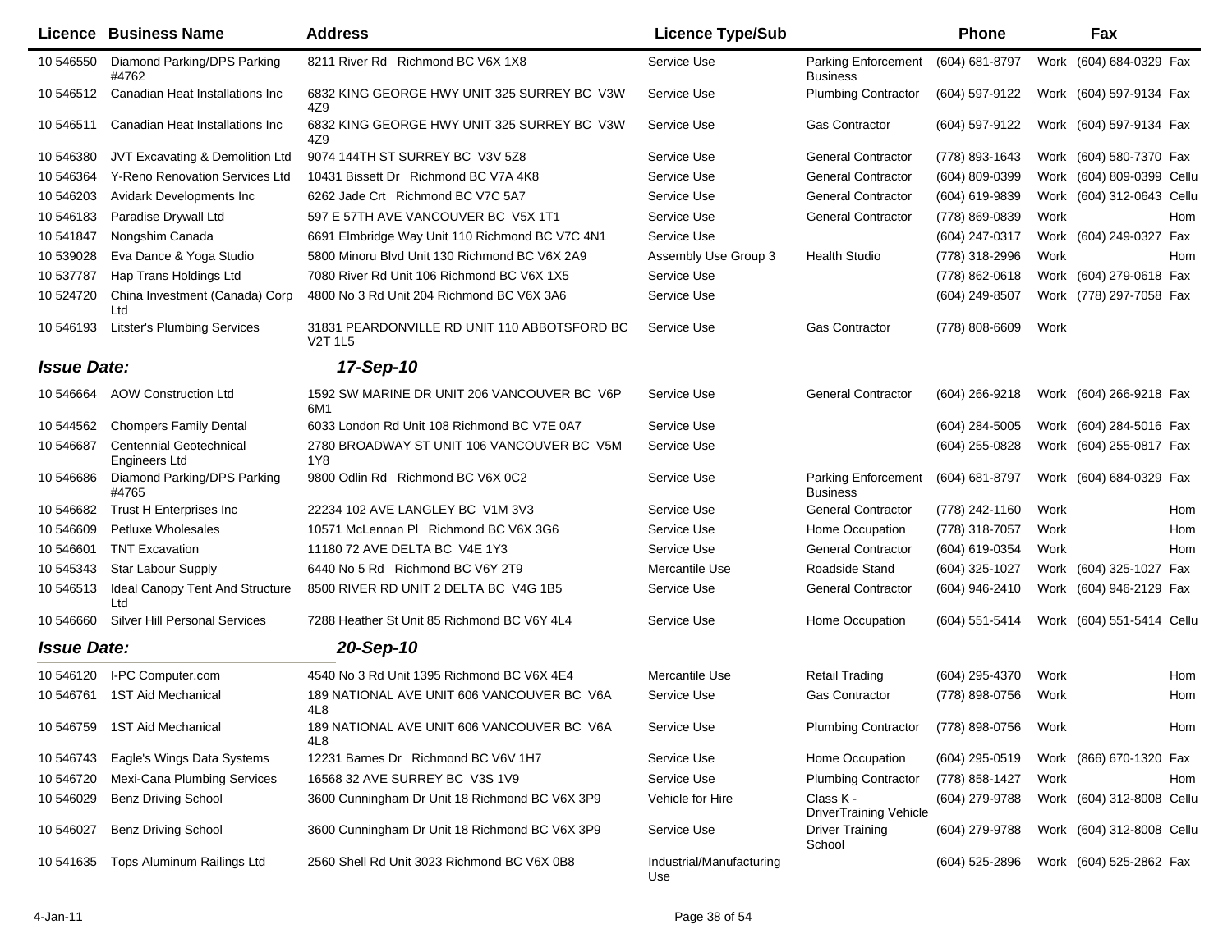| Licence | Business Name | Address | Licence Type/Sub | | Phone | | Fax | |
|---|---|---|---|---|---|---|---|---|
| 10 546550 | Diamond Parking/DPS Parking #4762 | 8211 River Rd Richmond BC V6X 1X8 | Service Use | Parking Enforcement Business | (604) 681-8797 | Work | (604) 684-0329 | Fax |
| 10 546512 | Canadian Heat Installations Inc | 6832 KING GEORGE HWY UNIT 325 SURREY BC V3W 4Z9 | Service Use | Plumbing Contractor | (604) 597-9122 | Work | (604) 597-9134 | Fax |
| 10 546511 | Canadian Heat Installations Inc | 6832 KING GEORGE HWY UNIT 325 SURREY BC V3W 4Z9 | Service Use | Gas Contractor | (604) 597-9122 | Work | (604) 597-9134 | Fax |
| 10 546380 | JVT Excavating & Demolition Ltd | 9074 144TH ST SURREY BC V3V 5Z8 | Service Use | General Contractor | (778) 893-1643 | Work | (604) 580-7370 | Fax |
| 10 546364 | Y-Reno Renovation Services Ltd | 10431 Bissett Dr Richmond BC V7A 4K8 | Service Use | General Contractor | (604) 809-0399 | Work | (604) 809-0399 | Cellu |
| 10 546203 | Avidark Developments Inc | 6262 Jade Crt Richmond BC V7C 5A7 | Service Use | General Contractor | (604) 619-9839 | Work | (604) 312-0643 | Cellu |
| 10 546183 | Paradise Drywall Ltd | 597 E 57TH AVE VANCOUVER BC V5X 1T1 | Service Use | General Contractor | (778) 869-0839 | Work | | Hom |
| 10 541847 | Nongshim Canada | 6691 Elmbridge Way Unit 110 Richmond BC V7C 4N1 | Service Use | | (604) 247-0317 | Work | (604) 249-0327 | Fax |
| 10 539028 | Eva Dance & Yoga Studio | 5800 Minoru Blvd Unit 130 Richmond BC V6X 2A9 | Assembly Use Group 3 | Health Studio | (778) 318-2996 | Work | | Hom |
| 10 537787 | Hap Trans Holdings Ltd | 7080 River Rd Unit 106 Richmond BC V6X 1X5 | Service Use | | (778) 862-0618 | Work | (604) 279-0618 | Fax |
| 10 524720 | China Investment (Canada) Corp Ltd | 4800 No 3 Rd Unit 204 Richmond BC V6X 3A6 | Service Use | | (604) 249-8507 | Work | (778) 297-7058 | Fax |
| 10 546193 | Litster's Plumbing Services | 31831 PEARDONVILLE RD UNIT 110 ABBOTSFORD BC V2T 1L5 | Service Use | Gas Contractor | (778) 808-6609 | Work | | |
| ***Issue Date:*** | | ***17-Sep-10*** | | | | | | |
| 10 546664 | AOW Construction Ltd | 1592 SW MARINE DR UNIT 206 VANCOUVER BC V6P 6M1 | Service Use | General Contractor | (604) 266-9218 | Work | (604) 266-9218 | Fax |
| 10 544562 | Chompers Family Dental | 6033 London Rd Unit 108 Richmond BC V7E 0A7 | Service Use | | (604) 284-5005 | Work | (604) 284-5016 | Fax |
| 10 546687 | Centennial Geotechnical Engineers Ltd | 2780 BROADWAY ST UNIT 106 VANCOUVER BC V5M 1Y8 | Service Use | | (604) 255-0828 | Work | (604) 255-0817 | Fax |
| 10 546686 | Diamond Parking/DPS Parking #4765 | 9800 Odlin Rd Richmond BC V6X 0C2 | Service Use | Parking Enforcement Business | (604) 681-8797 | Work | (604) 684-0329 | Fax |
| 10 546682 | Trust H Enterprises Inc | 22234 102 AVE LANGLEY BC V1M 3V3 | Service Use | General Contractor | (778) 242-1160 | Work | | Hom |
| 10 546609 | Petluxe Wholesales | 10571 McLennan Pl Richmond BC V6X 3G6 | Service Use | Home Occupation | (778) 318-7057 | Work | | Hom |
| 10 546601 | TNT Excavation | 11180 72 AVE DELTA BC V4E 1Y3 | Service Use | General Contractor | (604) 619-0354 | Work | | Hom |
| 10 545343 | Star Labour Supply | 6440 No 5 Rd Richmond BC V6Y 2T9 | Mercantile Use | Roadside Stand | (604) 325-1027 | Work | (604) 325-1027 | Fax |
| 10 546513 | Ideal Canopy Tent And Structure Ltd | 8500 RIVER RD UNIT 2 DELTA BC V4G 1B5 | Service Use | General Contractor | (604) 946-2410 | Work | (604) 946-2129 | Fax |
| 10 546660 | Silver Hill Personal Services | 7288 Heather St Unit 85 Richmond BC V6Y 4L4 | Service Use | Home Occupation | (604) 551-5414 | Work | (604) 551-5414 | Cellu |
| ***Issue Date:*** | | ***20-Sep-10*** | | | | | | |
| 10 546120 | I-PC Computer.com | 4540 No 3 Rd Unit 1395 Richmond BC V6X 4E4 | Mercantile Use | Retail Trading | (604) 295-4370 | Work | | Hom |
| 10 546761 | 1ST Aid Mechanical | 189 NATIONAL AVE UNIT 606 VANCOUVER BC V6A 4L8 | Service Use | Gas Contractor | (778) 898-0756 | Work | | Hom |
| 10 546759 | 1ST Aid Mechanical | 189 NATIONAL AVE UNIT 606 VANCOUVER BC V6A 4L8 | Service Use | Plumbing Contractor | (778) 898-0756 | Work | | Hom |
| 10 546743 | Eagle's Wings Data Systems | 12231 Barnes Dr Richmond BC V6V 1H7 | Service Use | Home Occupation | (604) 295-0519 | Work | (866) 670-1320 | Fax |
| 10 546720 | Mexi-Cana Plumbing Services | 16568 32 AVE SURREY BC V3S 1V9 | Service Use | Plumbing Contractor | (778) 858-1427 | Work | | Hom |
| 10 546029 | Benz Driving School | 3600 Cunningham Dr Unit 18 Richmond BC V6X 3P9 | Vehicle for Hire | Class K - DriverTraining Vehicle | (604) 279-9788 | Work | (604) 312-8008 | Cellu |
| 10 546027 | Benz Driving School | 3600 Cunningham Dr Unit 18 Richmond BC V6X 3P9 | Service Use | Driver Training School | (604) 279-9788 | Work | (604) 312-8008 | Cellu |
| 10 541635 | Tops Aluminum Railings Ltd | 2560 Shell Rd Unit 3023 Richmond BC V6X 0B8 | Industrial/Manufacturing Use | | (604) 525-2896 | Work | (604) 525-2862 | Fax |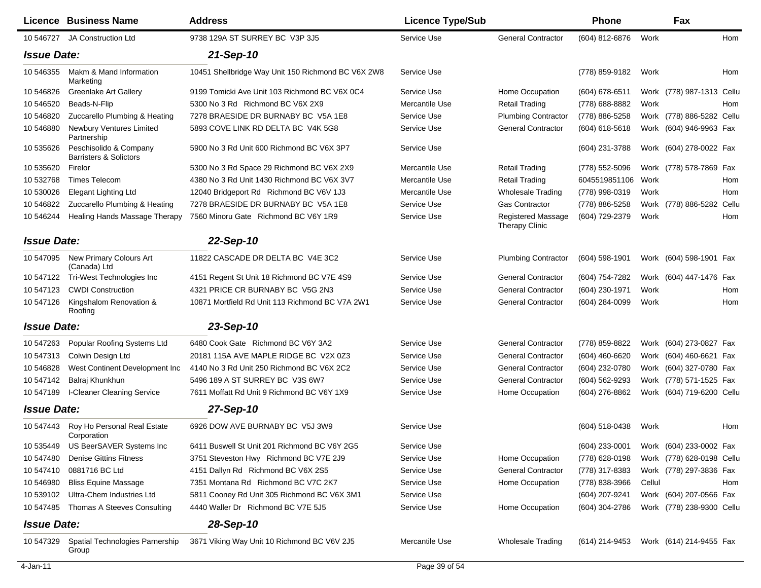| Licence | Business Name | Address | Licence Type/Sub | | Phone | | Fax | |
|---|---|---|---|---|---|---|---|---|
| 10 546727 | JA Construction Ltd | 9738 129A ST SURREY BC V3P 3J5 | Service Use | General Contractor | (604) 812-6876 | Work | | Hom |
| ***Issue Date:*** | | ***21-Sep-10*** | | | | | | |
| 10 546355 | Makm & Mand Information Marketing | 10451 Shellbridge Way Unit 150 Richmond BC V6X 2W8 | Service Use | | (778) 859-9182 | Work | | Hom |
| 10 546826 | Greenlake Art Gallery | 9199 Tomicki Ave Unit 103 Richmond BC V6X 0C4 | Service Use | Home Occupation | (604) 678-6511 | Work | (778) 987-1313 | Cellu |
| 10 546520 | Beads-N-Flip | 5300 No 3 Rd Richmond BC V6X 2X9 | Mercantile Use | Retail Trading | (778) 688-8882 | Work | | Hom |
| 10 546820 | Zuccarello Plumbing & Heating | 7278 BRAESIDE DR BURNABY BC V5A 1E8 | Service Use | Plumbing Contractor | (778) 886-5258 | Work | (778) 886-5282 | Cellu |
| 10 546880 | Newbury Ventures Limited Partnership | 5893 COVE LINK RD DELTA BC V4K 5G8 | Service Use | General Contractor | (604) 618-5618 | Work | (604) 946-9963 | Fax |
| 10 535626 | Peschisolido & Company Barristers & Solictors | 5900 No 3 Rd Unit 600 Richmond BC V6X 3P7 | Service Use | | (604) 231-3788 | Work | (604) 278-0022 | Fax |
| 10 535620 | Firelor | 5300 No 3 Rd Space 29 Richmond BC V6X 2X9 | Mercantile Use | Retail Trading | (778) 552-5096 | Work | (778) 578-7869 | Fax |
| 10 532768 | Times Telecom | 4380 No 3 Rd Unit 1430 Richmond BC V6X 3V7 | Mercantile Use | Retail Trading | 6045519851106 | Work | | Hom |
| 10 530026 | Elegant Lighting Ltd | 12040 Bridgeport Rd Richmond BC V6V 1J3 | Mercantile Use | Wholesale Trading | (778) 998-0319 | Work | | Hom |
| 10 546822 | Zuccarello Plumbing & Heating | 7278 BRAESIDE DR BURNABY BC V5A 1E8 | Service Use | Gas Contractor | (778) 886-5258 | Work | (778) 886-5282 | Cellu |
| 10 546244 | Healing Hands Massage Therapy | 7560 Minoru Gate Richmond BC V6Y 1R9 | Service Use | Registered Massage Therapy Clinic | (604) 729-2379 | Work | | Hom |
| ***Issue Date:*** | | ***22-Sep-10*** | | | | | | |
| 10 547095 | New Primary Colours Art (Canada) Ltd | 11822 CASCADE DR DELTA BC V4E 3C2 | Service Use | Plumbing Contractor | (604) 598-1901 | Work | (604) 598-1901 | Fax |
| 10 547122 | Tri-West Technologies Inc | 4151 Regent St Unit 18 Richmond BC V7E 4S9 | Service Use | General Contractor | (604) 754-7282 | Work | (604) 447-1476 | Fax |
| 10 547123 | CWDI Construction | 4321 PRICE CR BURNABY BC V5G 2N3 | Service Use | General Contractor | (604) 230-1971 | Work | | Hom |
| 10 547126 | Kingshalom Renovation & Roofing | 10871 Mortfield Rd Unit 113 Richmond BC V7A 2W1 | Service Use | General Contractor | (604) 284-0099 | Work | | Hom |
| ***Issue Date:*** | | ***23-Sep-10*** | | | | | | |
| 10 547263 | Popular Roofing Systems Ltd | 6480 Cook Gate Richmond BC V6Y 3A2 | Service Use | General Contractor | (778) 859-8822 | Work | (604) 273-0827 | Fax |
| 10 547313 | Colwin Design Ltd | 20181 115A AVE MAPLE RIDGE BC V2X 0Z3 | Service Use | General Contractor | (604) 460-6620 | Work | (604) 460-6621 | Fax |
| 10 546828 | West Continent Development Inc | 4140 No 3 Rd Unit 250 Richmond BC V6X 2C2 | Service Use | General Contractor | (604) 232-0780 | Work | (604) 327-0780 | Fax |
| 10 547142 | Balraj Khunkhun | 5496 189 A ST SURREY BC V3S 6W7 | Service Use | General Contractor | (604) 562-9293 | Work | (778) 571-1525 | Fax |
| 10 547189 | I-Cleaner Cleaning Service | 7611 Moffatt Rd Unit 9 Richmond BC V6Y 1X9 | Service Use | Home Occupation | (604) 276-8862 | Work | (604) 719-6200 | Cellu |
| ***Issue Date:*** | | ***27-Sep-10*** | | | | | | |
| 10 547443 | Roy Ho Personal Real Estate Corporation | 6926 DOW AVE BURNABY BC V5J 3W9 | Service Use | | (604) 518-0438 | Work | | Hom |
| 10 535449 | US BeerSAVER Systems Inc | 6411 Buswell St Unit 201 Richmond BC V6Y 2G5 | Service Use | | (604) 233-0001 | Work | (604) 233-0002 | Fax |
| 10 547480 | Denise Gittins Fitness | 3751 Steveston Hwy Richmond BC V7E 2J9 | Service Use | Home Occupation | (778) 628-0198 | Work | (778) 628-0198 | Cellu |
| 10 547410 | 0881716 BC Ltd | 4151 Dallyn Rd Richmond BC V6X 2S5 | Service Use | General Contractor | (778) 317-8383 | Work | (778) 297-3836 | Fax |
| 10 546980 | Bliss Equine Massage | 7351 Montana Rd Richmond BC V7C 2K7 | Service Use | Home Occupation | (778) 838-3966 | Cellul | | Hom |
| 10 539102 | Ultra-Chem Industries Ltd | 5811 Cooney Rd Unit 305 Richmond BC V6X 3M1 | Service Use | | (604) 207-9241 | Work | (604) 207-0566 | Fax |
| 10 547485 | Thomas A Steeves Consulting | 4440 Waller Dr Richmond BC V7E 5J5 | Service Use | Home Occupation | (604) 304-2786 | Work | (778) 238-9300 | Cellu |
| ***Issue Date:*** | | ***28-Sep-10*** | | | | | | |
| 10 547329 | Spatial Technologies Parnership Group | 3671 Viking Way Unit 10 Richmond BC V6V 2J5 | Mercantile Use | Wholesale Trading | (614) 214-9453 | Work | (614) 214-9455 | Fax |

4-Jan-11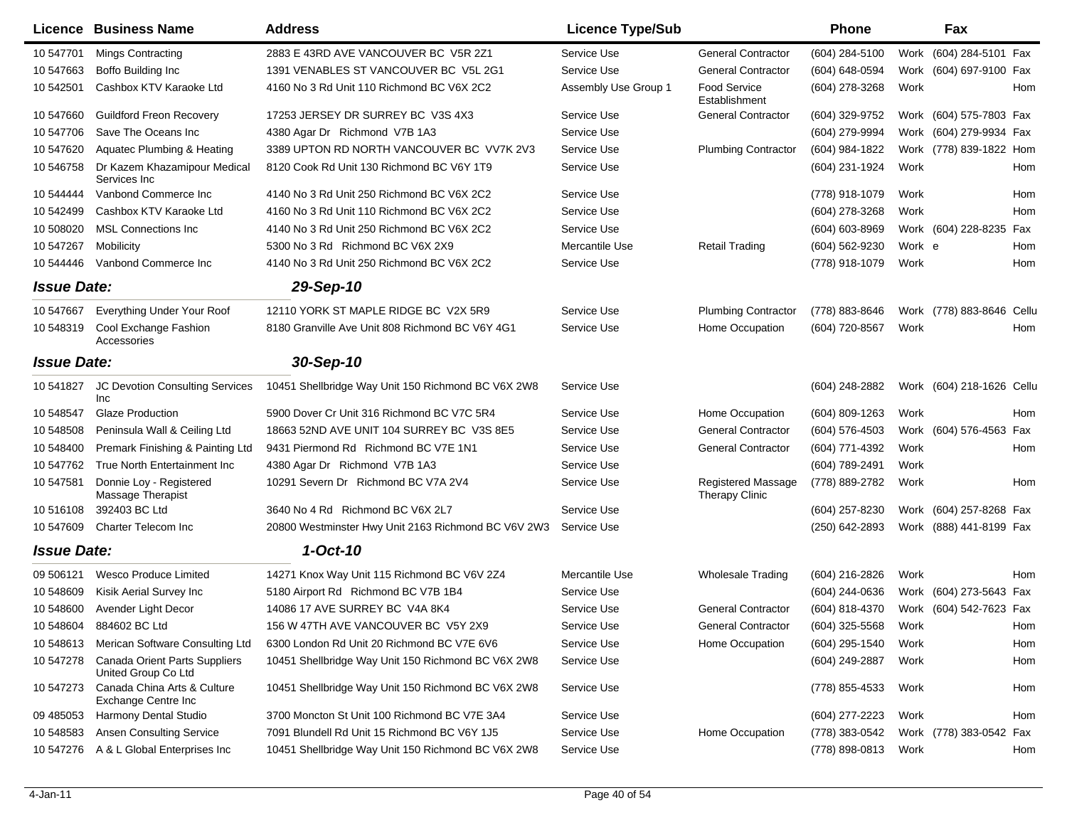| Licence | Business Name | Address | Licence Type/Sub | | Phone | | Fax | |
|---|---|---|---|---|---|---|---|---|
| 10 547701 | Mings Contracting | 2883 E 43RD AVE VANCOUVER BC V5R 2Z1 | Service Use | General Contractor | (604) 284-5100 | Work | (604) 284-5101 | Fax |
| 10 547663 | Boffo Building Inc | 1391 VENABLES ST VANCOUVER BC V5L 2G1 | Service Use | General Contractor | (604) 648-0594 | Work | (604) 697-9100 | Fax |
| 10 542501 | Cashbox KTV Karaoke Ltd | 4160 No 3 Rd Unit 110 Richmond BC V6X 2C2 | Assembly Use Group 1 | Food Service Establishment | (604) 278-3268 | Work | | Hom |
| 10 547660 | Guildford Freon Recovery | 17253 JERSEY DR SURREY BC V3S 4X3 | Service Use | General Contractor | (604) 329-9752 | Work | (604) 575-7803 | Fax |
| 10 547706 | Save The Oceans Inc | 4380 Agar Dr Richmond V7B 1A3 | Service Use | | (604) 279-9994 | Work | (604) 279-9934 | Fax |
| 10 547620 | Aquatec Plumbing & Heating | 3389 UPTON RD NORTH VANCOUVER BC VV7K 2V3 | Service Use | Plumbing Contractor | (604) 984-1822 | Work | (778) 839-1822 | Hom |
| 10 546758 | Dr Kazem Khazamipour Medical Services Inc | 8120 Cook Rd Unit 130 Richmond BC V6Y 1T9 | Service Use | | (604) 231-1924 | Work | | Hom |
| 10 544444 | Vanbond Commerce Inc | 4140 No 3 Rd Unit 250 Richmond BC V6X 2C2 | Service Use | | (778) 918-1079 | Work | | Hom |
| 10 542499 | Cashbox KTV Karaoke Ltd | 4160 No 3 Rd Unit 110 Richmond BC V6X 2C2 | Service Use | | (604) 278-3268 | Work | | Hom |
| 10 508020 | MSL Connections Inc | 4140 No 3 Rd Unit 250 Richmond BC V6X 2C2 | Service Use | | (604) 603-8969 | Work | (604) 228-8235 | Fax |
| 10 547267 | Mobilicity | 5300 No 3 Rd Richmond BC V6X 2X9 | Mercantile Use | Retail Trading | (604) 562-9230 | Work | e | Hom |
| 10 544446 | Vanbond Commerce Inc | 4140 No 3 Rd Unit 250 Richmond BC V6X 2C2 | Service Use | | (778) 918-1079 | Work | | Hom |
| ***Issue Date:*** | | ***29-Sep-10*** | | | | | | |
| 10 547667 | Everything Under Your Roof | 12110 YORK ST MAPLE RIDGE BC V2X 5R9 | Service Use | Plumbing Contractor | (778) 883-8646 | Work | (778) 883-8646 | Cellu |
| 10 548319 | Cool Exchange Fashion Accessories | 8180 Granville Ave Unit 808 Richmond BC V6Y 4G1 | Service Use | Home Occupation | (604) 720-8567 | Work | | Hom |
| ***Issue Date:*** | | ***30-Sep-10*** | | | | | | |
| 10 541827 | JC Devotion Consulting Services Inc | 10451 Shellbridge Way Unit 150 Richmond BC V6X 2W8 | Service Use | | (604) 248-2882 | Work | (604) 218-1626 | Cellu |
| 10 548547 | Glaze Production | 5900 Dover Cr Unit 316 Richmond BC V7C 5R4 | Service Use | Home Occupation | (604) 809-1263 | Work | | Hom |
| 10 548508 | Peninsula Wall & Ceiling Ltd | 18663 52ND AVE UNIT 104 SURREY BC V3S 8E5 | Service Use | General Contractor | (604) 576-4503 | Work | (604) 576-4563 | Fax |
| 10 548400 | Premark Finishing & Painting Ltd | 9431 Piermond Rd Richmond BC V7E 1N1 | Service Use | General Contractor | (604) 771-4392 | Work | | Hom |
| 10 547762 | True North Entertainment Inc | 4380 Agar Dr Richmond V7B 1A3 | Service Use | | (604) 789-2491 | Work | | |
| 10 547581 | Donnie Loy - Registered Massage Therapist | 10291 Severn Dr Richmond BC V7A 2V4 | Service Use | Registered Massage Therapy Clinic | (778) 889-2782 | Work | | Hom |
| 10 516108 | 392403 BC Ltd | 3640 No 4 Rd Richmond BC V6X 2L7 | Service Use | | (604) 257-8230 | Work | (604) 257-8268 | Fax |
| 10 547609 | Charter Telecom Inc | 20800 Westminster Hwy Unit 2163 Richmond BC V6V 2W3 | Service Use | | (250) 642-2893 | Work | (888) 441-8199 | Fax |
| ***Issue Date:*** | | ***1-Oct-10*** | | | | | | |
| 09 506121 | Wesco Produce Limited | 14271 Knox Way Unit 115 Richmond BC V6V 2Z4 | Mercantile Use | Wholesale Trading | (604) 216-2826 | Work | | Hom |
| 10 548609 | Kisik Aerial Survey Inc | 5180 Airport Rd Richmond BC V7B 1B4 | Service Use | | (604) 244-0636 | Work | (604) 273-5643 | Fax |
| 10 548600 | Avender Light Decor | 14086 17 AVE SURREY BC V4A 8K4 | Service Use | General Contractor | (604) 818-4370 | Work | (604) 542-7623 | Fax |
| 10 548604 | 884602 BC Ltd | 156 W 47TH AVE VANCOUVER BC V5Y 2X9 | Service Use | General Contractor | (604) 325-5568 | Work | | Hom |
| 10 548613 | Merican Software Consulting Ltd | 6300 London Rd Unit 20 Richmond BC V7E 6V6 | Service Use | Home Occupation | (604) 295-1540 | Work | | Hom |
| 10 547278 | Canada Orient Parts Suppliers United Group Co Ltd | 10451 Shellbridge Way Unit 150 Richmond BC V6X 2W8 | Service Use | | (604) 249-2887 | Work | | Hom |
| 10 547273 | Canada China Arts & Culture Exchange Centre Inc | 10451 Shellbridge Way Unit 150 Richmond BC V6X 2W8 | Service Use | | (778) 855-4533 | Work | | Hom |
| 09 485053 | Harmony Dental Studio | 3700 Moncton St Unit 100 Richmond BC V7E 3A4 | Service Use | | (604) 277-2223 | Work | | Hom |
| 10 548583 | Ansen Consulting Service | 7091 Blundell Rd Unit 15 Richmond BC V6Y 1J5 | Service Use | Home Occupation | (778) 383-0542 | Work | (778) 383-0542 | Fax |
| 10 547276 | A & L Global Enterprises Inc | 10451 Shellbridge Way Unit 150 Richmond BC V6X 2W8 | Service Use | | (778) 898-0813 | Work | | Hom |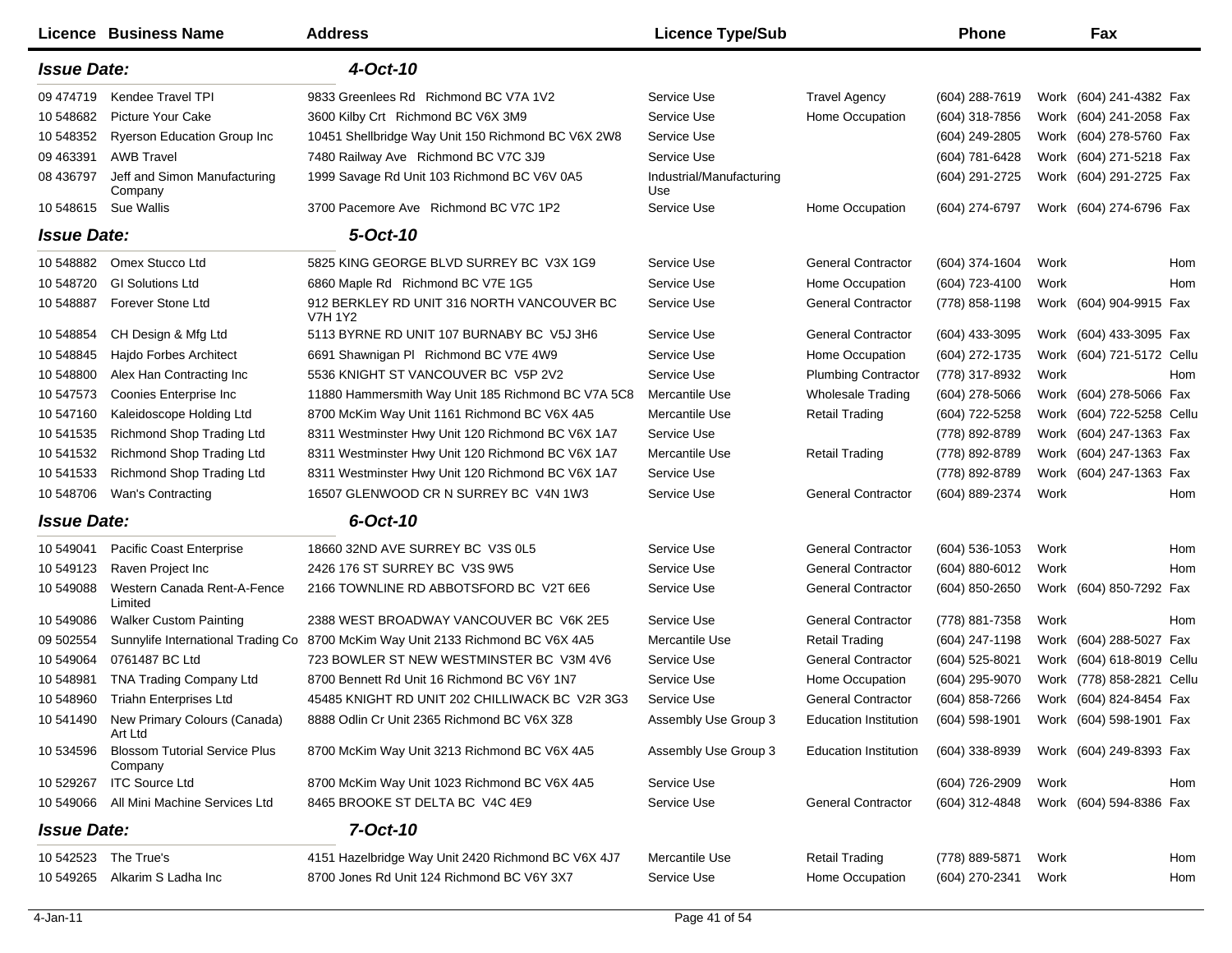| Licence | Business Name | Address | Licence Type/Sub | | Phone | | Fax | |
|---|---|---|---|---|---|---|---|---|
| ***Issue Date:*** | | ***4-Oct-10*** | | | | | | |
| 09 474719 | Kendee Travel TPI | 9833 Greenlees Rd Richmond BC V7A 1V2 | Service Use | Travel Agency | (604) 288-7619 | Work | (604) 241-4382 | Fax |
| 10 548682 | Picture Your Cake | 3600 Kilby Crt Richmond BC V6X 3M9 | Service Use | Home Occupation | (604) 318-7856 | Work | (604) 241-2058 | Fax |
| 10 548352 | Ryerson Education Group Inc | 10451 Shellbridge Way Unit 150 Richmond BC V6X 2W8 | Service Use | | (604) 249-2805 | Work | (604) 278-5760 | Fax |
| 09 463391 | AWB Travel | 7480 Railway Ave Richmond BC V7C 3J9 | Service Use | | (604) 781-6428 | Work | (604) 271-5218 | Fax |
| 08 436797 | Jeff and Simon Manufacturing Company | 1999 Savage Rd Unit 103 Richmond BC V6V 0A5 | Industrial/Manufacturing Use | | (604) 291-2725 | Work | (604) 291-2725 | Fax |
| 10 548615 | Sue Wallis | 3700 Pacemore Ave Richmond BC V7C 1P2 | Service Use | Home Occupation | (604) 274-6797 | Work | (604) 274-6796 | Fax |
| ***Issue Date:*** | | ***5-Oct-10*** | | | | | | |
| 10 548882 | Omex Stucco Ltd | 5825 KING GEORGE BLVD SURREY BC V3X 1G9 | Service Use | General Contractor | (604) 374-1604 | Work | | Hom |
| 10 548720 | GI Solutions Ltd | 6860 Maple Rd Richmond BC V7E 1G5 | Service Use | Home Occupation | (604) 723-4100 | Work | | Hom |
| 10 548887 | Forever Stone Ltd | 912 BERKLEY RD UNIT 316 NORTH VANCOUVER BC V7H 1Y2 | Service Use | General Contractor | (778) 858-1198 | Work | (604) 904-9915 | Fax |
| 10 548854 | CH Design & Mfg Ltd | 5113 BYRNE RD UNIT 107 BURNABY BC V5J 3H6 | Service Use | General Contractor | (604) 433-3095 | Work | (604) 433-3095 | Fax |
| 10 548845 | Hajdo Forbes Architect | 6691 Shawnigan Pl Richmond BC V7E 4W9 | Service Use | Home Occupation | (604) 272-1735 | Work | (604) 721-5172 | Cellu |
| 10 548800 | Alex Han Contracting Inc | 5536 KNIGHT ST VANCOUVER BC V5P 2V2 | Service Use | Plumbing Contractor | (778) 317-8932 | Work | | Hom |
| 10 547573 | Coonies Enterprise Inc | 11880 Hammersmith Way Unit 185 Richmond BC V7A 5C8 | Mercantile Use | Wholesale Trading | (604) 278-5066 | Work | (604) 278-5066 | Fax |
| 10 547160 | Kaleidoscope Holding Ltd | 8700 McKim Way Unit 1161 Richmond BC V6X 4A5 | Mercantile Use | Retail Trading | (604) 722-5258 | Work | (604) 722-5258 | Cellu |
| 10 541535 | Richmond Shop Trading Ltd | 8311 Westminster Hwy Unit 120 Richmond BC V6X 1A7 | Service Use | | (778) 892-8789 | Work | (604) 247-1363 | Fax |
| 10 541532 | Richmond Shop Trading Ltd | 8311 Westminster Hwy Unit 120 Richmond BC V6X 1A7 | Mercantile Use | Retail Trading | (778) 892-8789 | Work | (604) 247-1363 | Fax |
| 10 541533 | Richmond Shop Trading Ltd | 8311 Westminster Hwy Unit 120 Richmond BC V6X 1A7 | Service Use | | (778) 892-8789 | Work | (604) 247-1363 | Fax |
| 10 548706 | Wan's Contracting | 16507 GLENWOOD CR N SURREY BC V4N 1W3 | Service Use | General Contractor | (604) 889-2374 | Work | | Hom |
| ***Issue Date:*** | | ***6-Oct-10*** | | | | | | |
| 10 549041 | Pacific Coast Enterprise | 18660 32ND AVE SURREY BC V3S 0L5 | Service Use | General Contractor | (604) 536-1053 | Work | | Hom |
| 10 549123 | Raven Project Inc | 2426 176 ST SURREY BC V3S 9W5 | Service Use | General Contractor | (604) 880-6012 | Work | | Hom |
| 10 549088 | Western Canada Rent-A-Fence Limited | 2166 TOWNLINE RD ABBOTSFORD BC V2T 6E6 | Service Use | General Contractor | (604) 850-2650 | Work | (604) 850-7292 | Fax |
| 10 549086 | Walker Custom Painting | 2388 WEST BROADWAY VANCOUVER BC V6K 2E5 | Service Use | General Contractor | (778) 881-7358 | Work | | Hom |
| 09 502554 | Sunnylife International Trading Co | 8700 McKim Way Unit 2133 Richmond BC V6X 4A5 | Mercantile Use | Retail Trading | (604) 247-1198 | Work | (604) 288-5027 | Fax |
| 10 549064 | 0761487 BC Ltd | 723 BOWLER ST NEW WESTMINSTER BC V3M 4V6 | Service Use | General Contractor | (604) 525-8021 | Work | (604) 618-8019 | Cellu |
| 10 548981 | TNA Trading Company Ltd | 8700 Bennett Rd Unit 16 Richmond BC V6Y 1N7 | Service Use | Home Occupation | (604) 295-9070 | Work | (778) 858-2821 | Cellu |
| 10 548960 | Triahn Enterprises Ltd | 45485 KNIGHT RD UNIT 202 CHILLIWACK BC V2R 3G3 | Service Use | General Contractor | (604) 858-7266 | Work | (604) 824-8454 | Fax |
| 10 541490 | New Primary Colours (Canada) Art Ltd | 8888 Odlin Cr Unit 2365 Richmond BC V6X 3Z8 | Assembly Use Group 3 | Education Institution | (604) 598-1901 | Work | (604) 598-1901 | Fax |
| 10 534596 | Blossom Tutorial Service Plus Company | 8700 McKim Way Unit 3213 Richmond BC V6X 4A5 | Assembly Use Group 3 | Education Institution | (604) 338-8939 | Work | (604) 249-8393 | Fax |
| 10 529267 | ITC Source Ltd | 8700 McKim Way Unit 1023 Richmond BC V6X 4A5 | Service Use | | (604) 726-2909 | Work | | Hom |
| 10 549066 | All Mini Machine Services Ltd | 8465 BROOKE ST DELTA BC V4C 4E9 | Service Use | General Contractor | (604) 312-4848 | Work | (604) 594-8386 | Fax |
| ***Issue Date:*** | | ***7-Oct-10*** | | | | | | |
| 10 542523 | The True's | 4151 Hazelbridge Way Unit 2420 Richmond BC V6X 4J7 | Mercantile Use | Retail Trading | (778) 889-5871 | Work | | Hom |
| 10 549265 | Alkarim S Ladha Inc | 8700 Jones Rd Unit 124 Richmond BC V6Y 3X7 | Service Use | Home Occupation | (604) 270-2341 | Work | | Hom |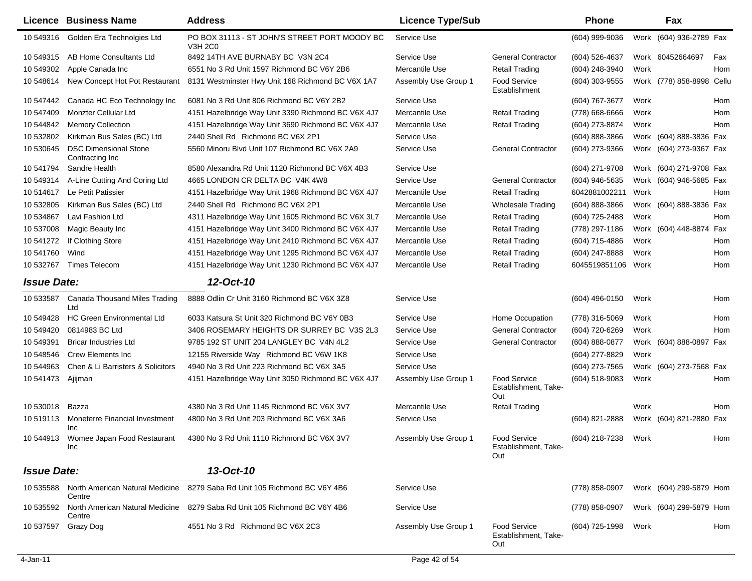| Licence | Business Name | Address | Licence Type/Sub | | Phone | | Fax | |
|---|---|---|---|---|---|---|---|---|
| 10 549316 | Golden Era Technolgies Ltd | PO BOX 31113 - ST JOHN'S STREET PORT MOODY BC V3H 2C0 | Service Use | | (604) 999-9036 | Work | (604) 936-2789 | Fax |
| 10 549315 | AB Home Consultants Ltd | 8492 14TH AVE BURNABY BC V3N 2C4 | Service Use | General Contractor | (604) 526-4637 | Work | 60452664697 | Fax |
| 10 549302 | Apple Canada Inc | 6551 No 3 Rd Unit 1597 Richmond BC V6Y 2B6 | Mercantile Use | Retail Trading | (604) 248-3940 | Work | | Hom |
| 10 548614 | New Concept Hot Pot Restaurant | 8131 Westminster Hwy Unit 168 Richmond BC V6X 1A7 | Assembly Use Group 1 | Food Service Establishment | (604) 303-9555 | Work | (778) 858-8998 | Cellu |
| 10 547442 | Canada HC Eco Technology Inc | 6081 No 3 Rd Unit 806 Richmond BC V6Y 2B2 | Service Use | | (604) 767-3677 | Work | | Hom |
| 10 547409 | Monzter Cellular Ltd | 4151 Hazelbridge Way Unit 3390 Richmond BC V6X 4J7 | Mercantile Use | Retail Trading | (778) 668-6666 | Work | | Hom |
| 10 544842 | Memory Collection | 4151 Hazelbridge Way Unit 3690 Richmond BC V6X 4J7 | Mercantile Use | Retail Trading | (604) 273-8874 | Work | | Hom |
| 10 532802 | Kirkman Bus Sales (BC) Ltd | 2440 Shell Rd Richmond BC V6X 2P1 | Service Use | | (604) 888-3866 | Work | (604) 888-3836 | Fax |
| 10 530645 | DSC Dimensional Stone Contracting Inc | 5560 Minoru Blvd Unit 107 Richmond BC V6X 2A9 | Service Use | General Contractor | (604) 273-9366 | Work | (604) 273-9367 | Fax |
| 10 541794 | Sandre Health | 8580 Alexandra Rd Unit 1120 Richmond BC V6X 4B3 | Service Use | | (604) 271-9708 | Work | (604) 271-9708 | Fax |
| 10 549314 | A-Line Cutting And Coring Ltd | 4665 LONDON CR DELTA BC V4K 4W8 | Service Use | General Contractor | (604) 946-5635 | Work | (604) 946-5685 | Fax |
| 10 514617 | Le Petit Patissier | 4151 Hazelbridge Way Unit 1968 Richmond BC V6X 4J7 | Mercantile Use | Retail Trading | 6042881002211 | Work | | Hom |
| 10 532805 | Kirkman Bus Sales (BC) Ltd | 2440 Shell Rd Richmond BC V6X 2P1 | Mercantile Use | Wholesale Trading | (604) 888-3866 | Work | (604) 888-3836 | Fax |
| 10 534867 | Lavi Fashion Ltd | 4311 Hazelbridge Way Unit 1605 Richmond BC V6X 3L7 | Mercantile Use | Retail Trading | (604) 725-2488 | Work | | Hom |
| 10 537008 | Magic Beauty Inc | 4151 Hazelbridge Way Unit 3400 Richmond BC V6X 4J7 | Mercantile Use | Retail Trading | (778) 297-1186 | Work | (604) 448-8874 | Fax |
| 10 541272 | If Clothing Store | 4151 Hazelbridge Way Unit 2410 Richmond BC V6X 4J7 | Mercantile Use | Retail Trading | (604) 715-4886 | Work | | Hom |
| 10 541760 | Wind | 4151 Hazelbridge Way Unit 1295 Richmond BC V6X 4J7 | Mercantile Use | Retail Trading | (604) 247-8888 | Work | | Hom |
| 10 532767 | Times Telecom | 4151 Hazelbridge Way Unit 1230 Richmond BC V6X 4J7 | Mercantile Use | Retail Trading | 6045519851106 | Work | | Hom |

***Issue Date:*** ***12-Oct-10***

| Licence | Business Name | Address | Licence Type/Sub | | Phone | | Fax | |
|---|---|---|---|---|---|---|---|---|
| 10 533587 | Canada Thousand Miles Trading Ltd | 8888 Odlin Cr Unit 3160 Richmond BC V6X 3Z8 | Service Use | | (604) 496-0150 | Work | | Hom |
| 10 549428 | HC Green Environmental Ltd | 6033 Katsura St Unit 320 Richmond BC V6Y 0B3 | Service Use | Home Occupation | (778) 316-5069 | Work | | Hom |
| 10 549420 | 0814983 BC Ltd | 3406 ROSEMARY HEIGHTS DR SURREY BC V3S 2L3 | Service Use | General Contractor | (604) 720-6269 | Work | | Hom |
| 10 549391 | Bricar Industries Ltd | 9785 192 ST UNIT 204 LANGLEY BC V4N 4L2 | Service Use | General Contractor | (604) 888-0877 | Work | (604) 888-0897 | Fax |
| 10 548546 | Crew Elements Inc | 12155 Riverside Way Richmond BC V6W 1K8 | Service Use | | (604) 277-8829 | Work | | |
| 10 544963 | Chen & Li Barristers & Solicitors | 4940 No 3 Rd Unit 223 Richmond BC V6X 3A5 | Service Use | | (604) 273-7565 | Work | (604) 273-7568 | Fax |
| 10 541473 | Ajijman | 4151 Hazelbridge Way Unit 3050 Richmond BC V6X 4J7 | Assembly Use Group 1 | Food Service Establishment, Take-Out | (604) 518-9083 | Work | | Hom |
| 10 530018 | Bazza | 4380 No 3 Rd Unit 1145 Richmond BC V6X 3V7 | Mercantile Use | Retail Trading | | Work | | Hom |
| 10 519113 | Moneterre Financial Investment Inc | 4800 No 3 Rd Unit 203 Richmond BC V6X 3A6 | Service Use | | (604) 821-2888 | Work | (604) 821-2880 | Fax |
| 10 544913 | Womee Japan Food Restaurant Inc | 4380 No 3 Rd Unit 1110 Richmond BC V6X 3V7 | Assembly Use Group 1 | Food Service Establishment, Take-Out | (604) 218-7238 | Work | | Hom |

***Issue Date:*** ***13-Oct-10***

| Licence | Business Name | Address | Licence Type/Sub | | Phone | | Fax | |
|---|---|---|---|---|---|---|---|---|
| 10 535588 | North American Natural Medicine Centre | 8279 Saba Rd Unit 105 Richmond BC V6Y 4B6 | Service Use | | (778) 858-0907 | Work | (604) 299-5879 | Hom |
| 10 535592 | North American Natural Medicine Centre | 8279 Saba Rd Unit 105 Richmond BC V6Y 4B6 | Service Use | | (778) 858-0907 | Work | (604) 299-5879 | Hom |
| 10 537597 | Grazy Dog | 4551 No 3 Rd Richmond BC V6X 2C3 | Assembly Use Group 1 | Food Service Establishment, Take-Out | (604) 725-1998 | Work | | Hom |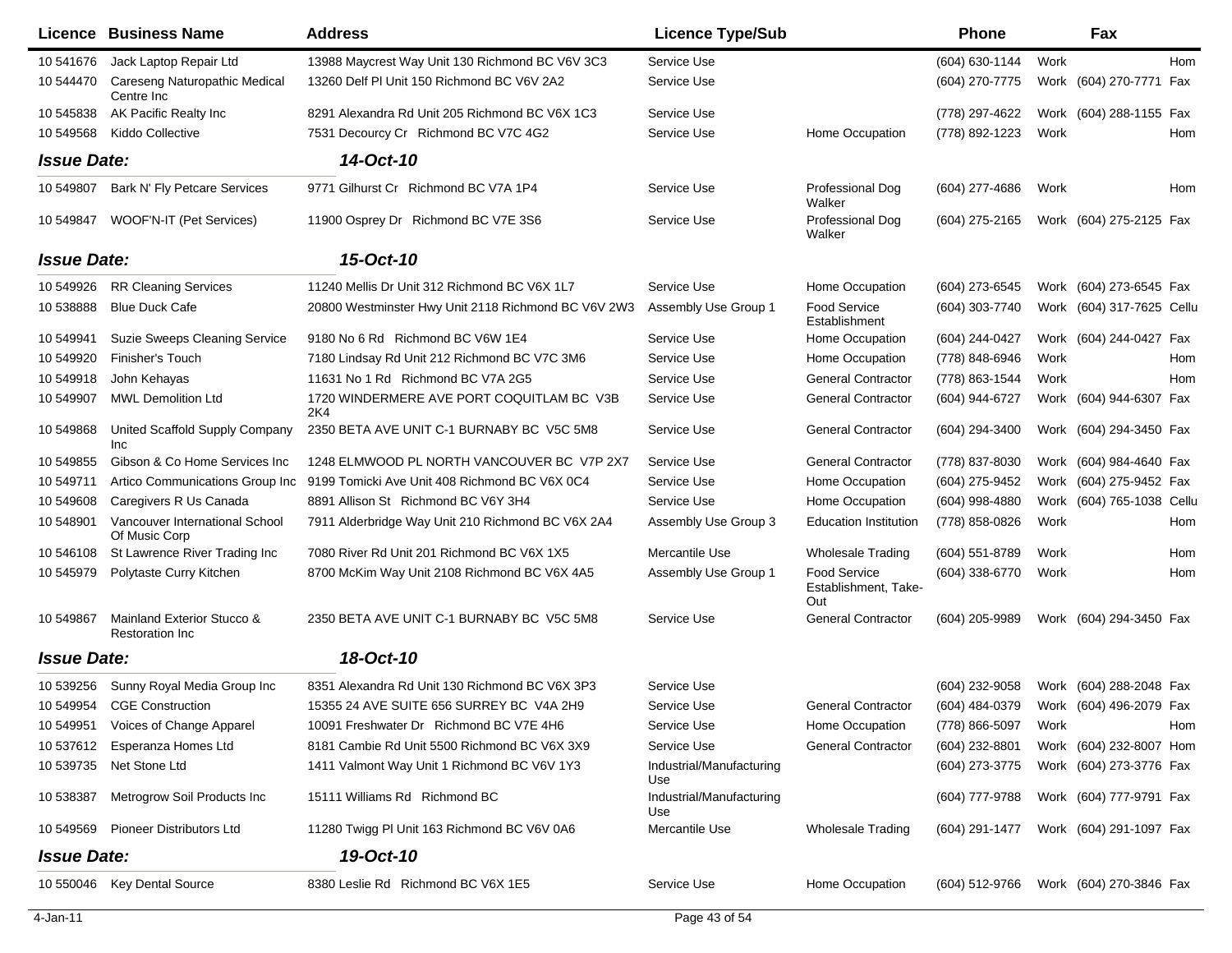| Licence | Business Name | Address | Licence Type/Sub | | Phone | | Fax | |
|---|---|---|---|---|---|---|---|---|
| 10 541676 | Jack Laptop Repair Ltd | 13988 Maycrest Way Unit 130 Richmond BC V6V 3C3 | Service Use | | (604) 630-1144 | Work | | Hom |
| 10 544470 | Careseng Naturopathic Medical Centre Inc | 13260 Delf Pl Unit 150 Richmond BC V6V 2A2 | Service Use | | (604) 270-7775 | Work | (604) 270-7771 | Fax |
| 10 545838 | AK Pacific Realty Inc | 8291 Alexandra Rd Unit 205 Richmond BC V6X 1C3 | Service Use | | (778) 297-4622 | Work | (604) 288-1155 | Fax |
| 10 549568 | Kiddo Collective | 7531 Decourcy Cr Richmond BC V7C 4G2 | Service Use | Home Occupation | (778) 892-1223 | Work | | Hom |
| ***Issue Date:*** | | ***14-Oct-10*** | | | | | | |
| 10 549807 | Bark N' Fly Petcare Services | 9771 Gilhurst Cr Richmond BC V7A 1P4 | Service Use | Professional Dog Walker | (604) 277-4686 | Work | | Hom |
| 10 549847 | WOOF'N-IT (Pet Services) | 11900 Osprey Dr Richmond BC V7E 3S6 | Service Use | Professional Dog Walker | (604) 275-2165 | Work | (604) 275-2125 | Fax |
| ***Issue Date:*** | | ***15-Oct-10*** | | | | | | |
| 10 549926 | RR Cleaning Services | 11240 Mellis Dr Unit 312 Richmond BC V6X 1L7 | Service Use | Home Occupation | (604) 273-6545 | Work | (604) 273-6545 | Fax |
| 10 538888 | Blue Duck Cafe | 20800 Westminster Hwy Unit 2118 Richmond BC V6V 2W3 | Assembly Use Group 1 | Food Service Establishment | (604) 303-7740 | Work | (604) 317-7625 | Cellu |
| 10 549941 | Suzie Sweeps Cleaning Service | 9180 No 6 Rd Richmond BC V6W 1E4 | Service Use | Home Occupation | (604) 244-0427 | Work | (604) 244-0427 | Fax |
| 10 549920 | Finisher's Touch | 7180 Lindsay Rd Unit 212 Richmond BC V7C 3M6 | Service Use | Home Occupation | (778) 848-6946 | Work | | Hom |
| 10 549918 | John Kehayas | 11631 No 1 Rd Richmond BC V7A 2G5 | Service Use | General Contractor | (778) 863-1544 | Work | | Hom |
| 10 549907 | MWL Demolition Ltd | 1720 WINDERMERE AVE PORT COQUITLAM BC V3B 2K4 | Service Use | General Contractor | (604) 944-6727 | Work | (604) 944-6307 | Fax |
| 10 549868 | United Scaffold Supply Company Inc | 2350 BETA AVE UNIT C-1 BURNABY BC V5C 5M8 | Service Use | General Contractor | (604) 294-3400 | Work | (604) 294-3450 | Fax |
| 10 549855 | Gibson & Co Home Services Inc | 1248 ELMWOOD PL NORTH VANCOUVER BC V7P 2X7 | Service Use | General Contractor | (778) 837-8030 | Work | (604) 984-4640 | Fax |
| 10 549711 | Artico Communications Group Inc | 9199 Tomicki Ave Unit 408 Richmond BC V6X 0C4 | Service Use | Home Occupation | (604) 275-9452 | Work | (604) 275-9452 | Fax |
| 10 549608 | Caregivers R Us Canada | 8891 Allison St Richmond BC V6Y 3H4 | Service Use | Home Occupation | (604) 998-4880 | Work | (604) 765-1038 | Cellu |
| 10 548901 | Vancouver International School Of Music Corp | 7911 Alderbridge Way Unit 210 Richmond BC V6X 2A4 | Assembly Use Group 3 | Education Institution | (778) 858-0826 | Work | | Hom |
| 10 546108 | St Lawrence River Trading Inc | 7080 River Rd Unit 201 Richmond BC V6X 1X5 | Mercantile Use | Wholesale Trading | (604) 551-8789 | Work | | Hom |
| 10 545979 | Polytaste Curry Kitchen | 8700 McKim Way Unit 2108 Richmond BC V6X 4A5 | Assembly Use Group 1 | Food Service Establishment, Take-Out | (604) 338-6770 | Work | | Hom |
| 10 549867 | Mainland Exterior Stucco & Restoration Inc | 2350 BETA AVE UNIT C-1 BURNABY BC V5C 5M8 | Service Use | General Contractor | (604) 205-9989 | Work | (604) 294-3450 | Fax |
| ***Issue Date:*** | | ***18-Oct-10*** | | | | | | |
| 10 539256 | Sunny Royal Media Group Inc | 8351 Alexandra Rd Unit 130 Richmond BC V6X 3P3 | Service Use | | (604) 232-9058 | Work | (604) 288-2048 | Fax |
| 10 549954 | CGE Construction | 15355 24 AVE SUITE 656 SURREY BC V4A 2H9 | Service Use | General Contractor | (604) 484-0379 | Work | (604) 496-2079 | Fax |
| 10 549951 | Voices of Change Apparel | 10091 Freshwater Dr Richmond BC V7E 4H6 | Service Use | Home Occupation | (778) 866-5097 | Work | | Hom |
| 10 537612 | Esperanza Homes Ltd | 8181 Cambie Rd Unit 5500 Richmond BC V6X 3X9 | Service Use | General Contractor | (604) 232-8801 | Work | (604) 232-8007 | Hom |
| 10 539735 | Net Stone Ltd | 1411 Valmont Way Unit 1 Richmond BC V6V 1Y3 | Industrial/Manufacturing Use | | (604) 273-3775 | Work | (604) 273-3776 | Fax |
| 10 538387 | Metrogrow Soil Products Inc | 15111 Williams Rd Richmond BC | Industrial/Manufacturing Use | | (604) 777-9788 | Work | (604) 777-9791 | Fax |
| 10 549569 | Pioneer Distributors Ltd | 11280 Twigg Pl Unit 163 Richmond BC V6V 0A6 | Mercantile Use | Wholesale Trading | (604) 291-1477 | Work | (604) 291-1097 | Fax |
| ***Issue Date:*** | | ***19-Oct-10*** | | | | | | |
| 10 550046 | Key Dental Source | 8380 Leslie Rd Richmond BC V6X 1E5 | Service Use | Home Occupation | (604) 512-9766 | Work | (604) 270-3846 | Fax |

4-Jan-11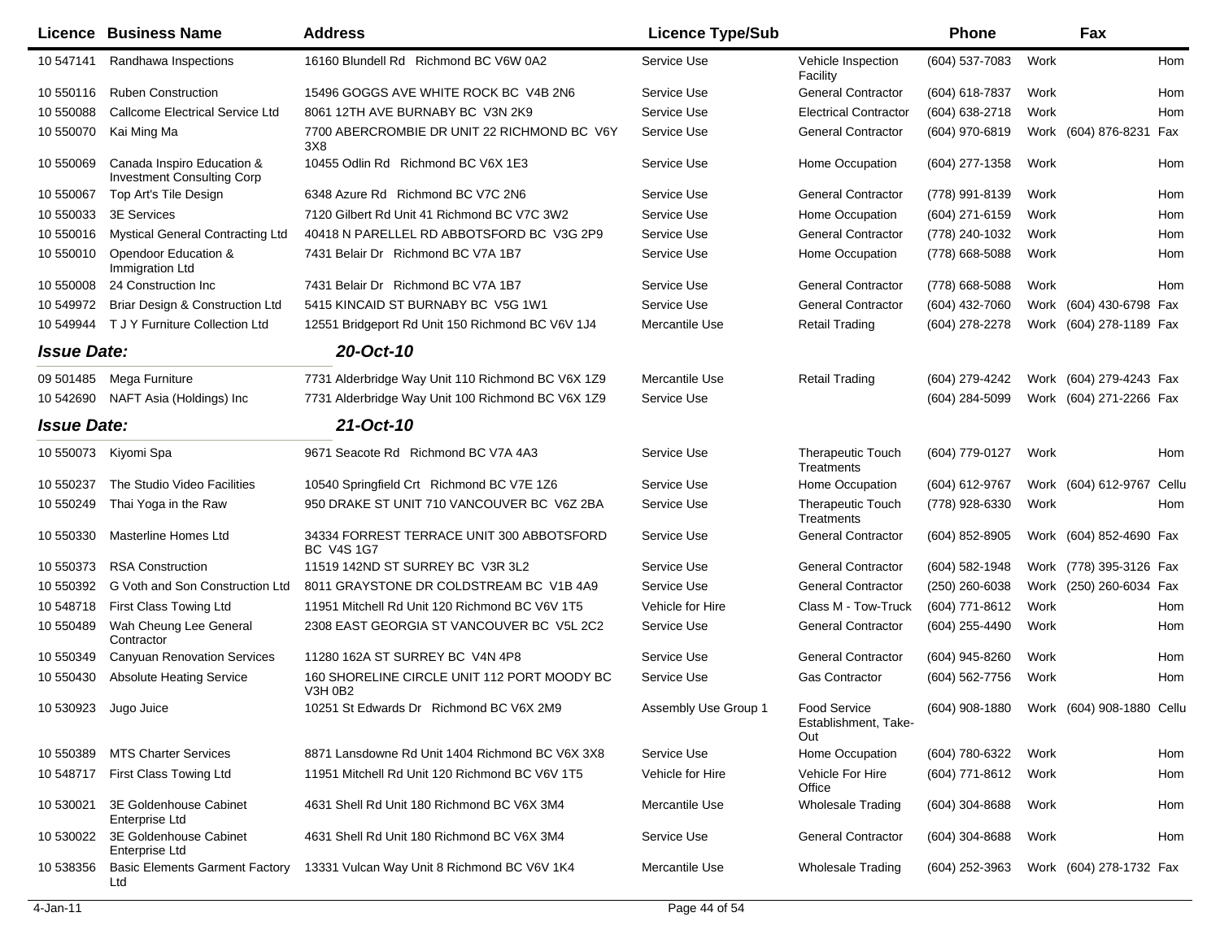| Licence | Business Name | Address | Licence Type/Sub | | Phone | | Fax | |
|---|---|---|---|---|---|---|---|---|
| 10 547141 | Randhawa Inspections | 16160 Blundell Rd Richmond BC V6W 0A2 | Service Use | Vehicle Inspection Facility | (604) 537-7083 | Work | | Hom |
| 10 550116 | Ruben Construction | 15496 GOGGS AVE WHITE ROCK BC V4B 2N6 | Service Use | General Contractor | (604) 618-7837 | Work | | Hom |
| 10 550088 | Callcome Electrical Service Ltd | 8061 12TH AVE BURNABY BC V3N 2K9 | Service Use | Electrical Contractor | (604) 638-2718 | Work | | Hom |
| 10 550070 | Kai Ming Ma | 7700 ABERCROMBIE DR UNIT 22 RICHMOND BC V6Y 3X8 | Service Use | General Contractor | (604) 970-6819 | Work | (604) 876-8231 | Fax |
| 10 550069 | Canada Inspiro Education & Investment Consulting Corp | 10455 Odlin Rd Richmond BC V6X 1E3 | Service Use | Home Occupation | (604) 277-1358 | Work | | Hom |
| 10 550067 | Top Art's Tile Design | 6348 Azure Rd Richmond BC V7C 2N6 | Service Use | General Contractor | (778) 991-8139 | Work | | Hom |
| 10 550033 | 3E Services | 7120 Gilbert Rd Unit 41 Richmond BC V7C 3W2 | Service Use | Home Occupation | (604) 271-6159 | Work | | Hom |
| 10 550016 | Mystical General Contracting Ltd | 40418 N PARELLEL RD ABBOTSFORD BC V3G 2P9 | Service Use | General Contractor | (778) 240-1032 | Work | | Hom |
| 10 550010 | Opendoor Education & Immigration Ltd | 7431 Belair Dr Richmond BC V7A 1B7 | Service Use | Home Occupation | (778) 668-5088 | Work | | Hom |
| 10 550008 | 24 Construction Inc | 7431 Belair Dr Richmond BC V7A 1B7 | Service Use | General Contractor | (778) 668-5088 | Work | | Hom |
| 10 549972 | Briar Design & Construction Ltd | 5415 KINCAID ST BURNABY BC V5G 1W1 | Service Use | General Contractor | (604) 432-7060 | Work | (604) 430-6798 | Fax |
| 10 549944 | T J Y Furniture Collection Ltd | 12551 Bridgeport Rd Unit 150 Richmond BC V6V 1J4 | Mercantile Use | Retail Trading | (604) 278-2278 | Work | (604) 278-1189 | Fax |
| ***Issue Date:*** | | ***20-Oct-10*** | | | | | | |
| 09 501485 | Mega Furniture | 7731 Alderbridge Way Unit 110 Richmond BC V6X 1Z9 | Mercantile Use | Retail Trading | (604) 279-4242 | Work | (604) 279-4243 | Fax |
| 10 542690 | NAFT Asia (Holdings) Inc | 7731 Alderbridge Way Unit 100 Richmond BC V6X 1Z9 | Service Use | | (604) 284-5099 | Work | (604) 271-2266 | Fax |
| ***Issue Date:*** | | ***21-Oct-10*** | | | | | | |
| 10 550073 | Kiyomi Spa | 9671 Seacote Rd Richmond BC V7A 4A3 | Service Use | Therapeutic Touch Treatments | (604) 779-0127 | Work | | Hom |
| 10 550237 | The Studio Video Facilities | 10540 Springfield Crt Richmond BC V7E 1Z6 | Service Use | Home Occupation | (604) 612-9767 | Work | (604) 612-9767 | Cellu |
| 10 550249 | Thai Yoga in the Raw | 950 DRAKE ST UNIT 710 VANCOUVER BC V6Z 2BA | Service Use | Therapeutic Touch Treatments | (778) 928-6330 | Work | | Hom |
| 10 550330 | Masterline Homes Ltd | 34334 FORREST TERRACE UNIT 300 ABBOTSFORD BC V4S 1G7 | Service Use | General Contractor | (604) 852-8905 | Work | (604) 852-4690 | Fax |
| 10 550373 | RSA Construction | 11519 142ND ST SURREY BC V3R 3L2 | Service Use | General Contractor | (604) 582-1948 | Work | (778) 395-3126 | Fax |
| 10 550392 | G Voth and Son Construction Ltd | 8011 GRAYSTONE DR COLDSTREAM BC V1B 4A9 | Service Use | General Contractor | (250) 260-6038 | Work | (250) 260-6034 | Fax |
| 10 548718 | First Class Towing Ltd | 11951 Mitchell Rd Unit 120 Richmond BC V6V 1T5 | Vehicle for Hire | Class M - Tow-Truck | (604) 771-8612 | Work | | Hom |
| 10 550489 | Wah Cheung Lee General Contractor | 2308 EAST GEORGIA ST VANCOUVER BC V5L 2C2 | Service Use | General Contractor | (604) 255-4490 | Work | | Hom |
| 10 550349 | Canyuan Renovation Services | 11280 162A ST SURREY BC V4N 4P8 | Service Use | General Contractor | (604) 945-8260 | Work | | Hom |
| 10 550430 | Absolute Heating Service | 160 SHORELINE CIRCLE UNIT 112 PORT MOODY BC V3H 0B2 | Service Use | Gas Contractor | (604) 562-7756 | Work | | Hom |
| 10 530923 | Jugo Juice | 10251 St Edwards Dr Richmond BC V6X 2M9 | Assembly Use Group 1 | Food Service Establishment, Take-Out | (604) 908-1880 | Work | (604) 908-1880 | Cellu |
| 10 550389 | MTS Charter Services | 8871 Lansdowne Rd Unit 1404 Richmond BC V6X 3X8 | Service Use | Home Occupation | (604) 780-6322 | Work | | Hom |
| 10 548717 | First Class Towing Ltd | 11951 Mitchell Rd Unit 120 Richmond BC V6V 1T5 | Vehicle for Hire | Vehicle For Hire Office | (604) 771-8612 | Work | | Hom |
| 10 530021 | 3E Goldenhouse Cabinet Enterprise Ltd | 4631 Shell Rd Unit 180 Richmond BC V6X 3M4 | Mercantile Use | Wholesale Trading | (604) 304-8688 | Work | | Hom |
| 10 530022 | 3E Goldenhouse Cabinet Enterprise Ltd | 4631 Shell Rd Unit 180 Richmond BC V6X 3M4 | Service Use | General Contractor | (604) 304-8688 | Work | | Hom |
| 10 538356 | Basic Elements Garment Factory Ltd | 13331 Vulcan Way Unit 8 Richmond BC V6V 1K4 | Mercantile Use | Wholesale Trading | (604) 252-3963 | Work | (604) 278-1732 | Fax |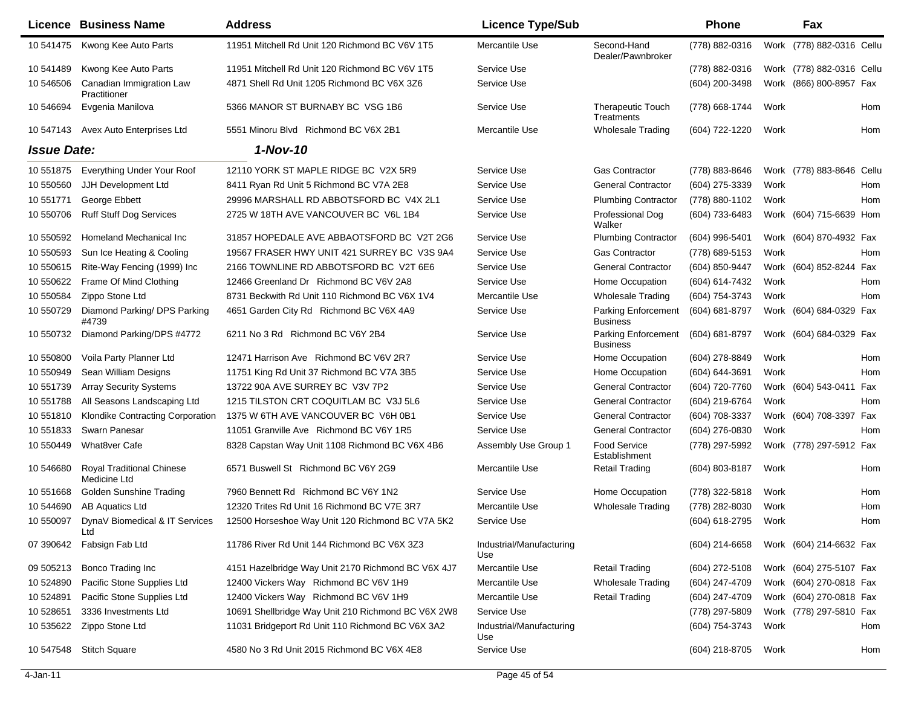| Licence | Business Name | Address | Licence Type/Sub | | Phone | | Fax | |
|---|---|---|---|---|---|---|---|---|
| 10 541475 | Kwong Kee Auto Parts | 11951 Mitchell Rd Unit 120 Richmond BC V6V 1T5 | Mercantile Use | Second-Hand Dealer/Pawnbroker | (778) 882-0316 | Work | (778) 882-0316 | Cellu |
| 10 541489 | Kwong Kee Auto Parts | 11951 Mitchell Rd Unit 120 Richmond BC V6V 1T5 | Service Use | | (778) 882-0316 | Work | (778) 882-0316 | Cellu |
| 10 546506 | Canadian Immigration Law Practitioner | 4871 Shell Rd Unit 1205 Richmond BC V6X 3Z6 | Service Use | | (604) 200-3498 | Work | (866) 800-8957 | Fax |
| 10 546694 | Evgenia Manilova | 5366 MANOR ST BURNABY BC VSG 1B6 | Service Use | Therapeutic Touch Treatments | (778) 668-1744 | Work | | Hom |
| 10 547143 | Avex Auto Enterprises Ltd | 5551 Minoru Blvd Richmond BC V6X 2B1 | Mercantile Use | Wholesale Trading | (604) 722-1220 | Work | | Hom |
| ***Issue Date:*** | | ***1-Nov-10*** | | | | | | |
| 10 551875 | Everything Under Your Roof | 12110 YORK ST MAPLE RIDGE BC V2X 5R9 | Service Use | Gas Contractor | (778) 883-8646 | Work | (778) 883-8646 | Cellu |
| 10 550560 | JJH Development Ltd | 8411 Ryan Rd Unit 5 Richmond BC V7A 2E8 | Service Use | General Contractor | (604) 275-3339 | Work | | Hom |
| 10 551771 | George Ebbett | 29996 MARSHALL RD ABBOTSFORD BC V4X 2L1 | Service Use | Plumbing Contractor | (778) 880-1102 | Work | | Hom |
| 10 550706 | Ruff Stuff Dog Services | 2725 W 18TH AVE VANCOUVER BC V6L 1B4 | Service Use | Professional Dog Walker | (604) 733-6483 | Work | (604) 715-6639 | Hom |
| 10 550592 | Homeland Mechanical Inc | 31857 HOPEDALE AVE ABBAOTSFORD BC V2T 2G6 | Service Use | Plumbing Contractor | (604) 996-5401 | Work | (604) 870-4932 | Fax |
| 10 550593 | Sun Ice Heating & Cooling | 19567 FRASER HWY UNIT 421 SURREY BC V3S 9A4 | Service Use | Gas Contractor | (778) 689-5153 | Work | | Hom |
| 10 550615 | Rite-Way Fencing (1999) Inc | 2166 TOWNLINE RD ABBOTSFORD BC V2T 6E6 | Service Use | General Contractor | (604) 850-9447 | Work | (604) 852-8244 | Fax |
| 10 550622 | Frame Of Mind Clothing | 12466 Greenland Dr Richmond BC V6V 2A8 | Service Use | Home Occupation | (604) 614-7432 | Work | | Hom |
| 10 550584 | Zippo Stone Ltd | 8731 Beckwith Rd Unit 110 Richmond BC V6X 1V4 | Mercantile Use | Wholesale Trading | (604) 754-3743 | Work | | Hom |
| 10 550729 | Diamond Parking/ DPS Parking #4739 | 4651 Garden City Rd Richmond BC V6X 4A9 | Service Use | Parking Enforcement Business | (604) 681-8797 | Work | (604) 684-0329 | Fax |
| 10 550732 | Diamond Parking/DPS #4772 | 6211 No 3 Rd Richmond BC V6Y 2B4 | Service Use | Parking Enforcement Business | (604) 681-8797 | Work | (604) 684-0329 | Fax |
| 10 550800 | Voila Party Planner Ltd | 12471 Harrison Ave Richmond BC V6V 2R7 | Service Use | Home Occupation | (604) 278-8849 | Work | | Hom |
| 10 550949 | Sean William Designs | 11751 King Rd Unit 37 Richmond BC V7A 3B5 | Service Use | Home Occupation | (604) 644-3691 | Work | | Hom |
| 10 551739 | Array Security Systems | 13722 90A AVE SURREY BC V3V 7P2 | Service Use | General Contractor | (604) 720-7760 | Work | (604) 543-0411 | Fax |
| 10 551788 | All Seasons Landscaping Ltd | 1215 TILSTON CRT COQUITLAM BC V3J 5L6 | Service Use | General Contractor | (604) 219-6764 | Work | | Hom |
| 10 551810 | Klondike Contracting Corporation | 1375 W 6TH AVE VANCOUVER BC V6H 0B1 | Service Use | General Contractor | (604) 708-3337 | Work | (604) 708-3397 | Fax |
| 10 551833 | Swarn Panesar | 11051 Granville Ave Richmond BC V6Y 1R5 | Service Use | General Contractor | (604) 276-0830 | Work | | Hom |
| 10 550449 | What8ver Cafe | 8328 Capstan Way Unit 1108 Richmond BC V6X 4B6 | Assembly Use Group 1 | Food Service Establishment | (778) 297-5992 | Work | (778) 297-5912 | Fax |
| 10 546680 | Royal Traditional Chinese Medicine Ltd | 6571 Buswell St Richmond BC V6Y 2G9 | Mercantile Use | Retail Trading | (604) 803-8187 | Work | | Hom |
| 10 551668 | Golden Sunshine Trading | 7960 Bennett Rd Richmond BC V6Y 1N2 | Service Use | Home Occupation | (778) 322-5818 | Work | | Hom |
| 10 544690 | AB Aquatics Ltd | 12320 Trites Rd Unit 16 Richmond BC V7E 3R7 | Mercantile Use | Wholesale Trading | (778) 282-8030 | Work | | Hom |
| 10 550097 | DynaV Biomedical & IT Services Ltd | 12500 Horseshoe Way Unit 120 Richmond BC V7A 5K2 | Service Use | | (604) 618-2795 | Work | | Hom |
| 07 390642 | Fabsign Fab Ltd | 11786 River Rd Unit 144 Richmond BC V6X 3Z3 | Industrial/Manufacturing Use | | (604) 214-6658 | Work | (604) 214-6632 | Fax |
| 09 505213 | Bonco Trading Inc | 4151 Hazelbridge Way Unit 2170 Richmond BC V6X 4J7 | Mercantile Use | Retail Trading | (604) 272-5108 | Work | (604) 275-5107 | Fax |
| 10 524890 | Pacific Stone Supplies Ltd | 12400 Vickers Way Richmond BC V6V 1H9 | Mercantile Use | Wholesale Trading | (604) 247-4709 | Work | (604) 270-0818 | Fax |
| 10 524891 | Pacific Stone Supplies Ltd | 12400 Vickers Way Richmond BC V6V 1H9 | Mercantile Use | Retail Trading | (604) 247-4709 | Work | (604) 270-0818 | Fax |
| 10 528651 | 3336 Investments Ltd | 10691 Shellbridge Way Unit 210 Richmond BC V6X 2W8 | Service Use | | (778) 297-5809 | Work | (778) 297-5810 | Fax |
| 10 535622 | Zippo Stone Ltd | 11031 Bridgeport Rd Unit 110 Richmond BC V6X 3A2 | Industrial/Manufacturing Use | | (604) 754-3743 | Work | | Hom |
| 10 547548 | Stitch Square | 4580 No 3 Rd Unit 2015 Richmond BC V6X 4E8 | Service Use | | (604) 218-8705 | Work | | Hom |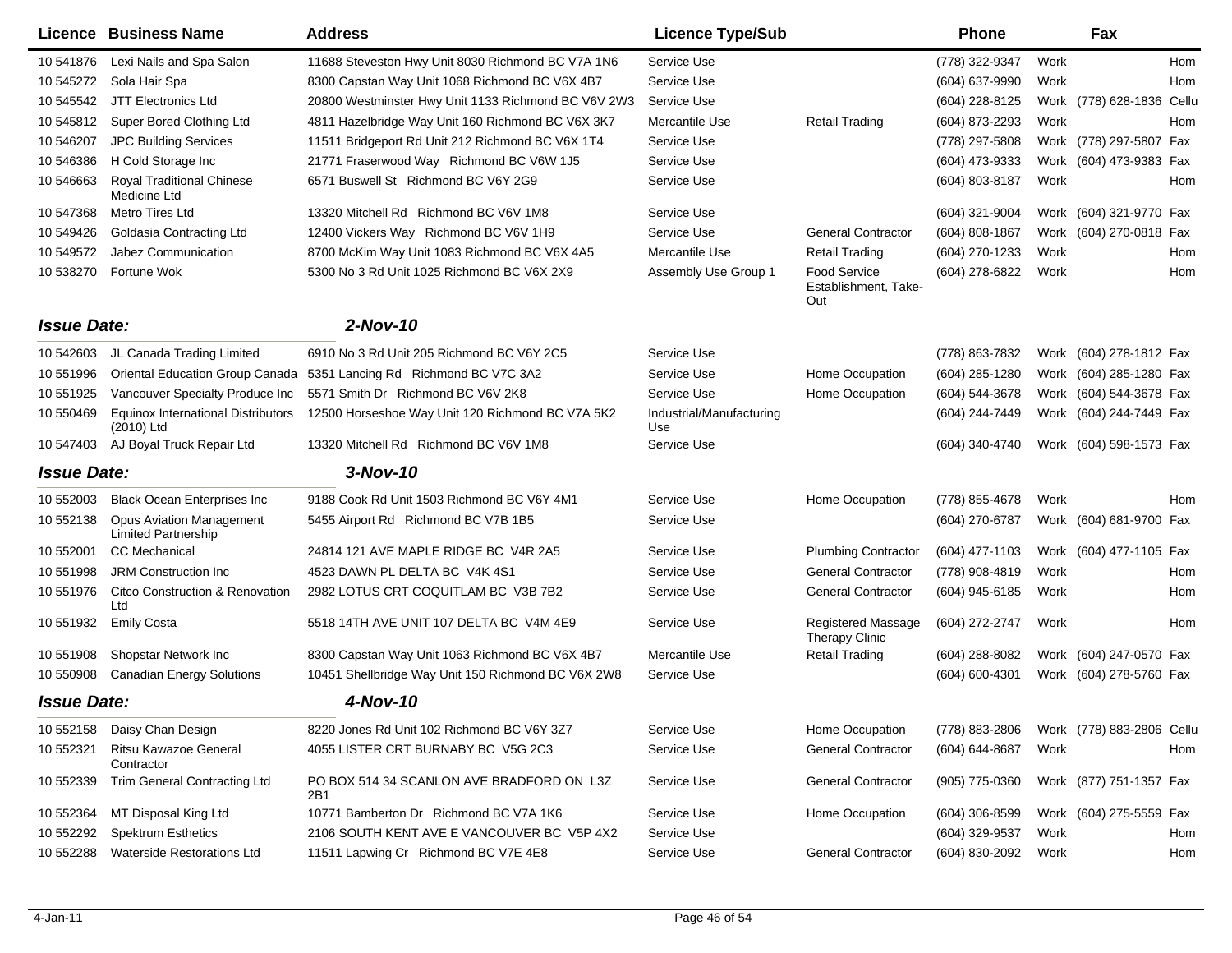| Licence | Business Name | Address | Licence Type/Sub | | Phone | | Fax | |
|---|---|---|---|---|---|---|---|---|
| 10 541876 | Lexi Nails and Spa Salon | 11688 Steveston Hwy Unit 8030 Richmond BC V7A 1N6 | Service Use | | (778) 322-9347 | Work | | Hom |
| 10 545272 | Sola Hair Spa | 8300 Capstan Way Unit 1068 Richmond BC V6X 4B7 | Service Use | | (604) 637-9990 | Work | | Hom |
| 10 545542 | JTT Electronics Ltd | 20800 Westminster Hwy Unit 1133 Richmond BC V6V 2W3 | Service Use | | (604) 228-8125 | Work | (778) 628-1836 | Cellu |
| 10 545812 | Super Bored Clothing Ltd | 4811 Hazelbridge Way Unit 160 Richmond BC V6X 3K7 | Mercantile Use | Retail Trading | (604) 873-2293 | Work | | Hom |
| 10 546207 | JPC Building Services | 11511 Bridgeport Rd Unit 212 Richmond BC V6X 1T4 | Service Use | | (778) 297-5808 | Work | (778) 297-5807 | Fax |
| 10 546386 | H Cold Storage Inc | 21771 Fraserwood Way Richmond BC V6W 1J5 | Service Use | | (604) 473-9333 | Work | (604) 473-9383 | Fax |
| 10 546663 | Royal Traditional Chinese Medicine Ltd | 6571 Buswell St Richmond BC V6Y 2G9 | Service Use | | (604) 803-8187 | Work | | Hom |
| 10 547368 | Metro Tires Ltd | 13320 Mitchell Rd Richmond BC V6V 1M8 | Service Use | | (604) 321-9004 | Work | (604) 321-9770 | Fax |
| 10 549426 | Goldasia Contracting Ltd | 12400 Vickers Way Richmond BC V6V 1H9 | Service Use | General Contractor | (604) 808-1867 | Work | (604) 270-0818 | Fax |
| 10 549572 | Jabez Communication | 8700 McKim Way Unit 1083 Richmond BC V6X 4A5 | Mercantile Use | Retail Trading | (604) 270-1233 | Work | | Hom |
| 10 538270 | Fortune Wok | 5300 No 3 Rd Unit 1025 Richmond BC V6X 2X9 | Assembly Use Group 1 | Food Service Establishment, Take-Out | (604) 278-6822 | Work | | Hom |
| ***Issue Date:*** | | ***2-Nov-10*** | | | | | | |
| 10 542603 | JL Canada Trading Limited | 6910 No 3 Rd Unit 205 Richmond BC V6Y 2C5 | Service Use | | (778) 863-7832 | Work | (604) 278-1812 | Fax |
| 10 551996 | Oriental Education Group Canada | 5351 Lancing Rd Richmond BC V7C 3A2 | Service Use | Home Occupation | (604) 285-1280 | Work | (604) 285-1280 | Fax |
| 10 551925 | Vancouver Specialty Produce Inc | 5571 Smith Dr Richmond BC V6V 2K8 | Service Use | Home Occupation | (604) 544-3678 | Work | (604) 544-3678 | Fax |
| 10 550469 | Equinox International Distributors (2010) Ltd | 12500 Horseshoe Way Unit 120 Richmond BC V7A 5K2 | Industrial/Manufacturing Use | | (604) 244-7449 | Work | (604) 244-7449 | Fax |
| 10 547403 | AJ Boyal Truck Repair Ltd | 13320 Mitchell Rd Richmond BC V6V 1M8 | Service Use | | (604) 340-4740 | Work | (604) 598-1573 | Fax |
| ***Issue Date:*** | | ***3-Nov-10*** | | | | | | |
| 10 552003 | Black Ocean Enterprises Inc | 9188 Cook Rd Unit 1503 Richmond BC V6Y 4M1 | Service Use | Home Occupation | (778) 855-4678 | Work | | Hom |
| 10 552138 | Opus Aviation Management Limited Partnership | 5455 Airport Rd Richmond BC V7B 1B5 | Service Use | | (604) 270-6787 | Work | (604) 681-9700 | Fax |
| 10 552001 | CC Mechanical | 24814 121 AVE MAPLE RIDGE BC V4R 2A5 | Service Use | Plumbing Contractor | (604) 477-1103 | Work | (604) 477-1105 | Fax |
| 10 551998 | JRM Construction Inc | 4523 DAWN PL DELTA BC V4K 4S1 | Service Use | General Contractor | (778) 908-4819 | Work | | Hom |
| 10 551976 | Citco Construction & Renovation Ltd | 2982 LOTUS CRT COQUITLAM BC V3B 7B2 | Service Use | General Contractor | (604) 945-6185 | Work | | Hom |
| 10 551932 | Emily Costa | 5518 14TH AVE UNIT 107 DELTA BC V4M 4E9 | Service Use | Registered Massage Therapy Clinic | (604) 272-2747 | Work | | Hom |
| 10 551908 | Shopstar Network Inc | 8300 Capstan Way Unit 1063 Richmond BC V6X 4B7 | Mercantile Use | Retail Trading | (604) 288-8082 | Work | (604) 247-0570 | Fax |
| 10 550908 | Canadian Energy Solutions | 10451 Shellbridge Way Unit 150 Richmond BC V6X 2W8 | Service Use | | (604) 600-4301 | Work | (604) 278-5760 | Fax |
| ***Issue Date:*** | | ***4-Nov-10*** | | | | | | |
| 10 552158 | Daisy Chan Design | 8220 Jones Rd Unit 102 Richmond BC V6Y 3Z7 | Service Use | Home Occupation | (778) 883-2806 | Work | (778) 883-2806 | Cellu |
| 10 552321 | Ritsu Kawazoe General Contractor | 4055 LISTER CRT BURNABY BC V5G 2C3 | Service Use | General Contractor | (604) 644-8687 | Work | | Hom |
| 10 552339 | Trim General Contracting Ltd | PO BOX 514 34 SCANLON AVE BRADFORD ON L3Z 2B1 | Service Use | General Contractor | (905) 775-0360 | Work | (877) 751-1357 | Fax |
| 10 552364 | MT Disposal King Ltd | 10771 Bamberton Dr Richmond BC V7A 1K6 | Service Use | Home Occupation | (604) 306-8599 | Work | (604) 275-5559 | Fax |
| 10 552292 | Spektrum Esthetics | 2106 SOUTH KENT AVE E VANCOUVER BC V5P 4X2 | Service Use | | (604) 329-9537 | Work | | Hom |
| 10 552288 | Waterside Restorations Ltd | 11511 Lapwing Cr Richmond BC V7E 4E8 | Service Use | General Contractor | (604) 830-2092 | Work | | Hom |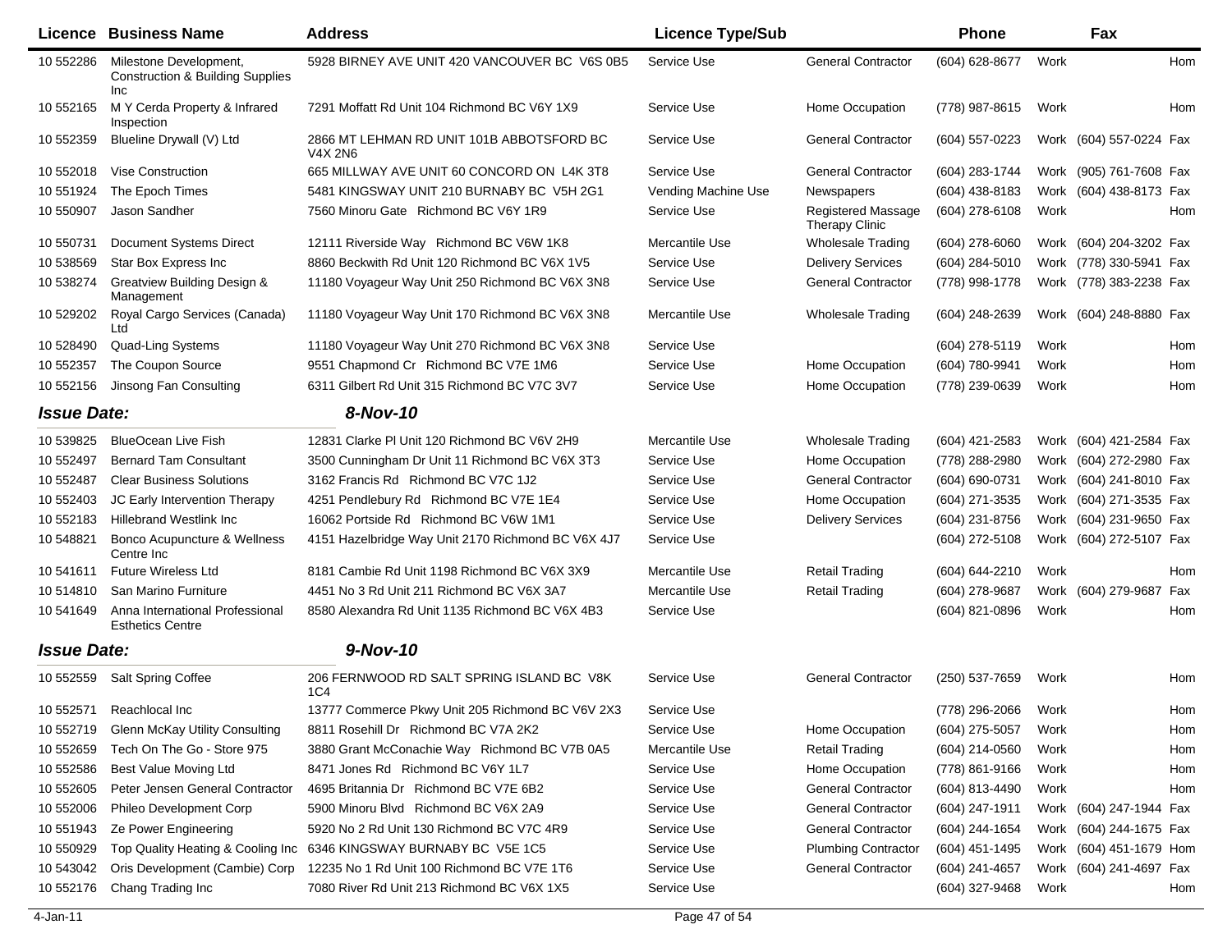| Licence | Business Name | Address | Licence Type/Sub | | Phone | | Fax | |
|---|---|---|---|---|---|---|---|---|
| 10 552286 | Milestone Development, Construction & Building Supplies Inc | 5928 BIRNEY AVE UNIT 420 VANCOUVER BC V6S 0B5 | Service Use | General Contractor | (604) 628-8677 | Work | | Hom |
| 10 552165 | M Y Cerda Property & Infrared Inspection | 7291 Moffatt Rd Unit 104 Richmond BC V6Y 1X9 | Service Use | Home Occupation | (778) 987-8615 | Work | | Hom |
| 10 552359 | Blueline Drywall (V) Ltd | 2866 MT LEHMAN RD UNIT 101B ABBOTSFORD BC V4X 2N6 | Service Use | General Contractor | (604) 557-0223 | Work | (604) 557-0224 | Fax |
| 10 552018 | Vise Construction | 665 MILLWAY AVE UNIT 60 CONCORD ON L4K 3T8 | Service Use | General Contractor | (604) 283-1744 | Work | (905) 761-7608 | Fax |
| 10 551924 | The Epoch Times | 5481 KINGSWAY UNIT 210 BURNABY BC V5H 2G1 | Vending Machine Use | Newspapers | (604) 438-8183 | Work | (604) 438-8173 | Fax |
| 10 550907 | Jason Sandher | 7560 Minoru Gate Richmond BC V6Y 1R9 | Service Use | Registered Massage Therapy Clinic | (604) 278-6108 | Work | | Hom |
| 10 550731 | Document Systems Direct | 12111 Riverside Way Richmond BC V6W 1K8 | Mercantile Use | Wholesale Trading | (604) 278-6060 | Work | (604) 204-3202 | Fax |
| 10 538569 | Star Box Express Inc | 8860 Beckwith Rd Unit 120 Richmond BC V6X 1V5 | Service Use | Delivery Services | (604) 284-5010 | Work | (778) 330-5941 | Fax |
| 10 538274 | Greatview Building Design & Management | 11180 Voyageur Way Unit 250 Richmond BC V6X 3N8 | Service Use | General Contractor | (778) 998-1778 | Work | (778) 383-2238 | Fax |
| 10 529202 | Royal Cargo Services (Canada) Ltd | 11180 Voyageur Way Unit 170 Richmond BC V6X 3N8 | Mercantile Use | Wholesale Trading | (604) 248-2639 | Work | (604) 248-8880 | Fax |
| 10 528490 | Quad-Ling Systems | 11180 Voyageur Way Unit 270 Richmond BC V6X 3N8 | Service Use | | (604) 278-5119 | Work | | Hom |
| 10 552357 | The Coupon Source | 9551 Chapmond Cr Richmond BC V7E 1M6 | Service Use | Home Occupation | (604) 780-9941 | Work | | Hom |
| 10 552156 | Jinsong Fan Consulting | 6311 Gilbert Rd Unit 315 Richmond BC V7C 3V7 | Service Use | Home Occupation | (778) 239-0639 | Work | | Hom |

***Issue Date:*** ***8-Nov-10***

| Licence | Business Name | Address | Licence Type/Sub | | Phone | | Fax | |
|---|---|---|---|---|---|---|---|---|
| 10 539825 | BlueOcean Live Fish | 12831 Clarke Pl Unit 120 Richmond BC V6V 2H9 | Mercantile Use | Wholesale Trading | (604) 421-2583 | Work | (604) 421-2584 | Fax |
| 10 552497 | Bernard Tam Consultant | 3500 Cunningham Dr Unit 11 Richmond BC V6X 3T3 | Service Use | Home Occupation | (778) 288-2980 | Work | (604) 272-2980 | Fax |
| 10 552487 | Clear Business Solutions | 3162 Francis Rd Richmond BC V7C 1J2 | Service Use | General Contractor | (604) 690-0731 | Work | (604) 241-8010 | Fax |
| 10 552403 | JC Early Intervention Therapy | 4251 Pendlebury Rd Richmond BC V7E 1E4 | Service Use | Home Occupation | (604) 271-3535 | Work | (604) 271-3535 | Fax |
| 10 552183 | Hillebrand Westlink Inc | 16062 Portside Rd Richmond BC V6W 1M1 | Service Use | Delivery Services | (604) 231-8756 | Work | (604) 231-9650 | Fax |
| 10 548821 | Bonco Acupuncture & Wellness Centre Inc | 4151 Hazelbridge Way Unit 2170 Richmond BC V6X 4J7 | Service Use | | (604) 272-5108 | Work | (604) 272-5107 | Fax |
| 10 541611 | Future Wireless Ltd | 8181 Cambie Rd Unit 1198 Richmond BC V6X 3X9 | Mercantile Use | Retail Trading | (604) 644-2210 | Work | | Hom |
| 10 514810 | San Marino Furniture | 4451 No 3 Rd Unit 211 Richmond BC V6X 3A7 | Mercantile Use | Retail Trading | (604) 278-9687 | Work | (604) 279-9687 | Fax |
| 10 541649 | Anna International Professional Esthetics Centre | 8580 Alexandra Rd Unit 1135 Richmond BC V6X 4B3 | Service Use | | (604) 821-0896 | Work | | Hom |

***Issue Date:*** ***9-Nov-10***

| Licence | Business Name | Address | Licence Type/Sub | | Phone | | Fax | |
|---|---|---|---|---|---|---|---|---|
| 10 552559 | Salt Spring Coffee | 206 FERNWOOD RD SALT SPRING ISLAND BC V8K 1C4 | Service Use | General Contractor | (250) 537-7659 | Work | | Hom |
| 10 552571 | Reachlocal Inc | 13777 Commerce Pkwy Unit 205 Richmond BC V6V 2X3 | Service Use | | (778) 296-2066 | Work | | Hom |
| 10 552719 | Glenn McKay Utility Consulting | 8811 Rosehill Dr Richmond BC V7A 2K2 | Service Use | Home Occupation | (604) 275-5057 | Work | | Hom |
| 10 552659 | Tech On The Go - Store 975 | 3880 Grant McConachie Way Richmond BC V7B 0A5 | Mercantile Use | Retail Trading | (604) 214-0560 | Work | | Hom |
| 10 552586 | Best Value Moving Ltd | 8471 Jones Rd Richmond BC V6Y 1L7 | Service Use | Home Occupation | (778) 861-9166 | Work | | Hom |
| 10 552605 | Peter Jensen General Contractor | 4695 Britannia Dr Richmond BC V7E 6B2 | Service Use | General Contractor | (604) 813-4490 | Work | | Hom |
| 10 552006 | Phileo Development Corp | 5900 Minoru Blvd Richmond BC V6X 2A9 | Service Use | General Contractor | (604) 247-1911 | Work | (604) 247-1944 | Fax |
| 10 551943 | Ze Power Engineering | 5920 No 2 Rd Unit 130 Richmond BC V7C 4R9 | Service Use | General Contractor | (604) 244-1654 | Work | (604) 244-1675 | Fax |
| 10 550929 | Top Quality Heating & Cooling Inc | 6346 KINGSWAY BURNABY BC V5E 1C5 | Service Use | Plumbing Contractor | (604) 451-1495 | Work | (604) 451-1679 | Hom |
| 10 543042 | Oris Development (Cambie) Corp | 12235 No 1 Rd Unit 100 Richmond BC V7E 1T6 | Service Use | General Contractor | (604) 241-4657 | Work | (604) 241-4697 | Fax |
| 10 552176 | Chang Trading Inc | 7080 River Rd Unit 213 Richmond BC V6X 1X5 | Service Use | | (604) 327-9468 | Work | | Hom |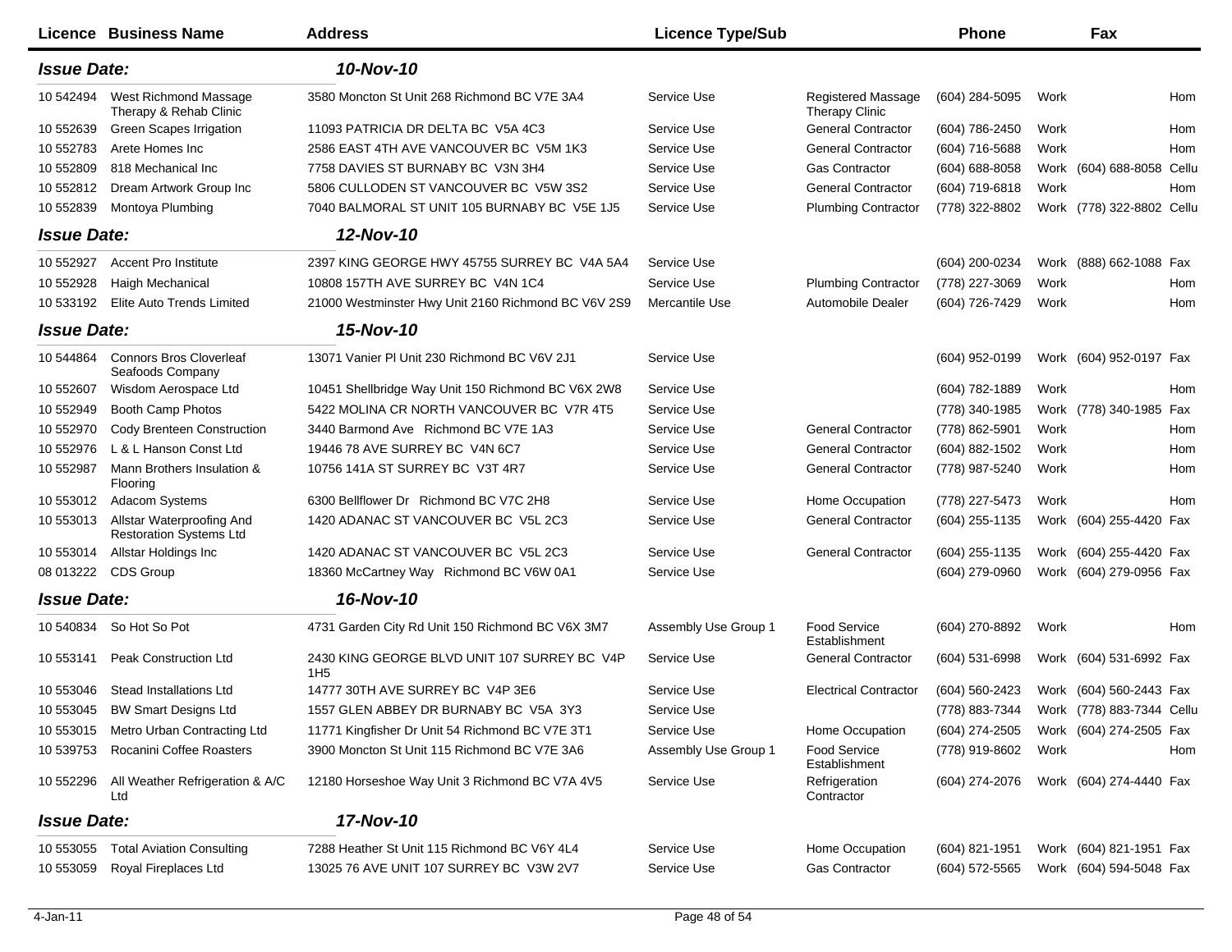| Licence | Business Name | Address | Licence Type/Sub | | Phone | | Fax | |
|---|---|---|---|---|---|---|---|---|
| ***Issue Date:*** | | ***10-Nov-10*** | | | | | | |
| 10 542494 | West Richmond Massage Therapy & Rehab Clinic | 3580 Moncton St Unit 268 Richmond BC V7E 3A4 | Service Use | Registered Massage Therapy Clinic | (604) 284-5095 | Work | | Hom |
| 10 552639 | Green Scapes Irrigation | 11093 PATRICIA DR DELTA BC V5A 4C3 | Service Use | General Contractor | (604) 786-2450 | Work | | Hom |
| 10 552783 | Arete Homes Inc | 2586 EAST 4TH AVE VANCOUVER BC V5M 1K3 | Service Use | General Contractor | (604) 716-5688 | Work | | Hom |
| 10 552809 | 818 Mechanical Inc | 7758 DAVIES ST BURNABY BC V3N 3H4 | Service Use | Gas Contractor | (604) 688-8058 | Work | (604) 688-8058 | Cellu |
| 10 552812 | Dream Artwork Group Inc | 5806 CULLODEN ST VANCOUVER BC V5W 3S2 | Service Use | General Contractor | (604) 719-6818 | Work | | Hom |
| 10 552839 | Montoya Plumbing | 7040 BALMORAL ST UNIT 105 BURNABY BC V5E 1J5 | Service Use | Plumbing Contractor | (778) 322-8802 | Work | (778) 322-8802 | Cellu |
| ***Issue Date:*** | | ***12-Nov-10*** | | | | | | |
| 10 552927 | Accent Pro Institute | 2397 KING GEORGE HWY 45755 SURREY BC V4A 5A4 | Service Use | | (604) 200-0234 | Work | (888) 662-1088 | Fax |
| 10 552928 | Haigh Mechanical | 10808 157TH AVE SURREY BC V4N 1C4 | Service Use | Plumbing Contractor | (778) 227-3069 | Work | | Hom |
| 10 533192 | Elite Auto Trends Limited | 21000 Westminster Hwy Unit 2160 Richmond BC V6V 2S9 | Mercantile Use | Automobile Dealer | (604) 726-7429 | Work | | Hom |
| ***Issue Date:*** | | ***15-Nov-10*** | | | | | | |
| 10 544864 | Connors Bros Cloverleaf Seafoods Company | 13071 Vanier Pl Unit 230 Richmond BC V6V 2J1 | Service Use | | (604) 952-0199 | Work | (604) 952-0197 | Fax |
| 10 552607 | Wisdom Aerospace Ltd | 10451 Shellbridge Way Unit 150 Richmond BC V6X 2W8 | Service Use | | (604) 782-1889 | Work | | Hom |
| 10 552949 | Booth Camp Photos | 5422 MOLINA CR NORTH VANCOUVER BC V7R 4T5 | Service Use | | (778) 340-1985 | Work | (778) 340-1985 | Fax |
| 10 552970 | Cody Brenteen Construction | 3440 Barmond Ave Richmond BC V7E 1A3 | Service Use | General Contractor | (778) 862-5901 | Work | | Hom |
| 10 552976 | L & L Hanson Const Ltd | 19446 78 AVE SURREY BC V4N 6C7 | Service Use | General Contractor | (604) 882-1502 | Work | | Hom |
| 10 552987 | Mann Brothers Insulation & Flooring | 10756 141A ST SURREY BC V3T 4R7 | Service Use | General Contractor | (778) 987-5240 | Work | | Hom |
| 10 553012 | Adacom Systems | 6300 Bellflower Dr Richmond BC V7C 2H8 | Service Use | Home Occupation | (778) 227-5473 | Work | | Hom |
| 10 553013 | Allstar Waterproofing And Restoration Systems Ltd | 1420 ADANAC ST VANCOUVER BC V5L 2C3 | Service Use | General Contractor | (604) 255-1135 | Work | (604) 255-4420 | Fax |
| 10 553014 | Allstar Holdings Inc | 1420 ADANAC ST VANCOUVER BC V5L 2C3 | Service Use | General Contractor | (604) 255-1135 | Work | (604) 255-4420 | Fax |
| 08 013222 | CDS Group | 18360 McCartney Way Richmond BC V6W 0A1 | Service Use | | (604) 279-0960 | Work | (604) 279-0956 | Fax |
| ***Issue Date:*** | | ***16-Nov-10*** | | | | | | |
| 10 540834 | So Hot So Pot | 4731 Garden City Rd Unit 150 Richmond BC V6X 3M7 | Assembly Use Group 1 | Food Service Establishment | (604) 270-8892 | Work | | Hom |
| 10 553141 | Peak Construction Ltd | 2430 KING GEORGE BLVD UNIT 107 SURREY BC V4P 1H5 | Service Use | General Contractor | (604) 531-6998 | Work | (604) 531-6992 | Fax |
| 10 553046 | Stead Installations Ltd | 14777 30TH AVE SURREY BC V4P 3E6 | Service Use | Electrical Contractor | (604) 560-2423 | Work | (604) 560-2443 | Fax |
| 10 553045 | BW Smart Designs Ltd | 1557 GLEN ABBEY DR BURNABY BC V5A 3Y3 | Service Use | | (778) 883-7344 | Work | (778) 883-7344 | Cellu |
| 10 553015 | Metro Urban Contracting Ltd | 11771 Kingfisher Dr Unit 54 Richmond BC V7E 3T1 | Service Use | Home Occupation | (604) 274-2505 | Work | (604) 274-2505 | Fax |
| 10 539753 | Rocanini Coffee Roasters | 3900 Moncton St Unit 115 Richmond BC V7E 3A6 | Assembly Use Group 1 | Food Service Establishment | (778) 919-8602 | Work | | Hom |
| 10 552296 | All Weather Refrigeration & A/C Ltd | 12180 Horseshoe Way Unit 3 Richmond BC V7A 4V5 | Service Use | Refrigeration Contractor | (604) 274-2076 | Work | (604) 274-4440 | Fax |
| ***Issue Date:*** | | ***17-Nov-10*** | | | | | | |
| 10 553055 | Total Aviation Consulting | 7288 Heather St Unit 115 Richmond BC V6Y 4L4 | Service Use | Home Occupation | (604) 821-1951 | Work | (604) 821-1951 | Fax |
| 10 553059 | Royal Fireplaces Ltd | 13025 76 AVE UNIT 107 SURREY BC V3W 2V7 | Service Use | Gas Contractor | (604) 572-5565 | Work | (604) 594-5048 | Fax |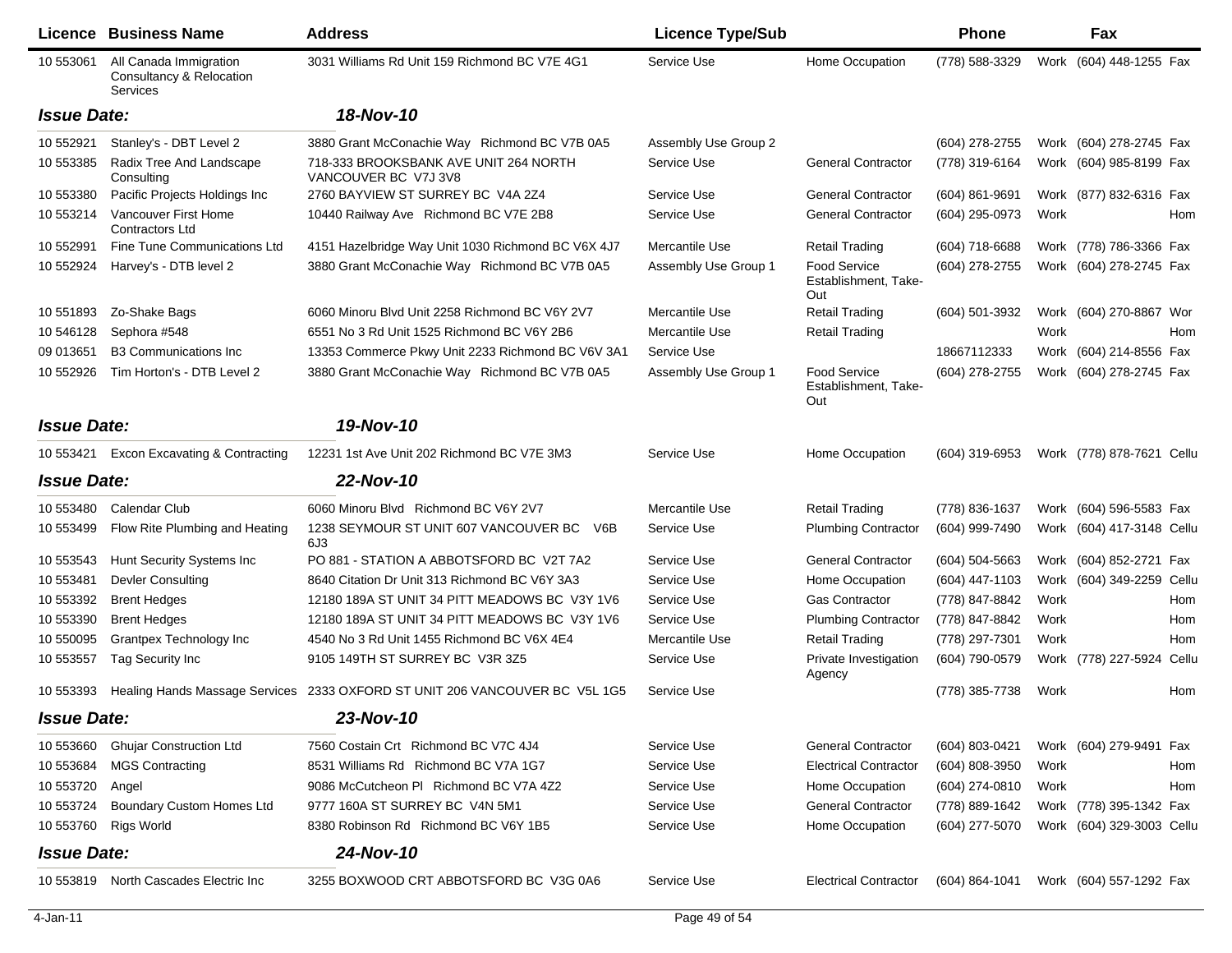| Licence | Business Name | Address | Licence Type/Sub | | Phone | | Fax | |
|---|---|---|---|---|---|---|---|---|
| 10 553061 | All Canada Immigration Consultancy & Relocation Services | 3031 Williams Rd Unit 159 Richmond BC V7E 4G1 | Service Use | Home Occupation | (778) 588-3329 | Work | (604) 448-1255 | Fax |
| ***Issue Date:*** | | ***18-Nov-10*** | | | | | | |
| 10 552921 | Stanley's - DBT Level 2 | 3880 Grant McConachie Way Richmond BC V7B 0A5 | Assembly Use Group 2 | | (604) 278-2755 | Work | (604) 278-2745 | Fax |
| 10 553385 | Radix Tree And Landscape Consulting | 718-333 BROOKSBANK AVE UNIT 264 NORTH VANCOUVER BC V7J 3V8 | Service Use | General Contractor | (778) 319-6164 | Work | (604) 985-8199 | Fax |
| 10 553380 | Pacific Projects Holdings Inc | 2760 BAYVIEW ST SURREY BC V4A 2Z4 | Service Use | General Contractor | (604) 861-9691 | Work | (877) 832-6316 | Fax |
| 10 553214 | Vancouver First Home Contractors Ltd | 10440 Railway Ave Richmond BC V7E 2B8 | Service Use | General Contractor | (604) 295-0973 | Work | | Hom |
| 10 552991 | Fine Tune Communications Ltd | 4151 Hazelbridge Way Unit 1030 Richmond BC V6X 4J7 | Mercantile Use | Retail Trading | (604) 718-6688 | Work | (778) 786-3366 | Fax |
| 10 552924 | Harvey's - DTB level 2 | 3880 Grant McConachie Way Richmond BC V7B 0A5 | Assembly Use Group 1 | Food Service Establishment, Take-Out | (604) 278-2755 | Work | (604) 278-2745 | Fax |
| 10 551893 | Zo-Shake Bags | 6060 Minoru Blvd Unit 2258 Richmond BC V6Y 2V7 | Mercantile Use | Retail Trading | (604) 501-3932 | Work | (604) 270-8867 | Wor |
| 10 546128 | Sephora #548 | 6551 No 3 Rd Unit 1525 Richmond BC V6Y 2B6 | Mercantile Use | Retail Trading | | Work | | Hom |
| 09 013651 | B3 Communications Inc | 13353 Commerce Pkwy Unit 2233 Richmond BC V6V 3A1 | Service Use | | 18667112333 | Work | (604) 214-8556 | Fax |
| 10 552926 | Tim Horton's - DTB Level 2 | 3880 Grant McConachie Way Richmond BC V7B 0A5 | Assembly Use Group 1 | Food Service Establishment, Take-Out | (604) 278-2755 | Work | (604) 278-2745 | Fax |
| ***Issue Date:*** | | ***19-Nov-10*** | | | | | | |
| 10 553421 | Excon Excavating & Contracting | 12231 1st Ave Unit 202 Richmond BC V7E 3M3 | Service Use | Home Occupation | (604) 319-6953 | Work | (778) 878-7621 | Cellu |
| ***Issue Date:*** | | ***22-Nov-10*** | | | | | | |
| 10 553480 | Calendar Club | 6060 Minoru Blvd Richmond BC V6Y 2V7 | Mercantile Use | Retail Trading | (778) 836-1637 | Work | (604) 596-5583 | Fax |
| 10 553499 | Flow Rite Plumbing and Heating | 1238 SEYMOUR ST UNIT 607 VANCOUVER BC V6B 6J3 | Service Use | Plumbing Contractor | (604) 999-7490 | Work | (604) 417-3148 | Cellu |
| 10 553543 | Hunt Security Systems Inc | PO 881 - STATION A ABBOTSFORD BC V2T 7A2 | Service Use | General Contractor | (604) 504-5663 | Work | (604) 852-2721 | Fax |
| 10 553481 | Devler Consulting | 8640 Citation Dr Unit 313 Richmond BC V6Y 3A3 | Service Use | Home Occupation | (604) 447-1103 | Work | (604) 349-2259 | Cellu |
| 10 553392 | Brent Hedges | 12180 189A ST UNIT 34 PITT MEADOWS BC V3Y 1V6 | Service Use | Gas Contractor | (778) 847-8842 | Work | | Hom |
| 10 553390 | Brent Hedges | 12180 189A ST UNIT 34 PITT MEADOWS BC V3Y 1V6 | Service Use | Plumbing Contractor | (778) 847-8842 | Work | | Hom |
| 10 550095 | Grantpex Technology Inc | 4540 No 3 Rd Unit 1455 Richmond BC V6X 4E4 | Mercantile Use | Retail Trading | (778) 297-7301 | Work | | Hom |
| 10 553557 | Tag Security Inc | 9105 149TH ST SURREY BC V3R 3Z5 | Service Use | Private Investigation Agency | (604) 790-0579 | Work | (778) 227-5924 | Cellu |
| 10 553393 | Healing Hands Massage Services | 2333 OXFORD ST UNIT 206 VANCOUVER BC V5L 1G5 | Service Use | | (778) 385-7738 | Work | | Hom |
| ***Issue Date:*** | | ***23-Nov-10*** | | | | | | |
| 10 553660 | Ghujar Construction Ltd | 7560 Costain Crt Richmond BC V7C 4J4 | Service Use | General Contractor | (604) 803-0421 | Work | (604) 279-9491 | Fax |
| 10 553684 | MGS Contracting | 8531 Williams Rd Richmond BC V7A 1G7 | Service Use | Electrical Contractor | (604) 808-3950 | Work | | Hom |
| 10 553720 | Angel | 9086 McCutcheon Pl Richmond BC V7A 4Z2 | Service Use | Home Occupation | (604) 274-0810 | Work | | Hom |
| 10 553724 | Boundary Custom Homes Ltd | 9777 160A ST SURREY BC V4N 5M1 | Service Use | General Contractor | (778) 889-1642 | Work | (778) 395-1342 | Fax |
| 10 553760 | Rigs World | 8380 Robinson Rd Richmond BC V6Y 1B5 | Service Use | Home Occupation | (604) 277-5070 | Work | (604) 329-3003 | Cellu |
| ***Issue Date:*** | | ***24-Nov-10*** | | | | | | |
| 10 553819 | North Cascades Electric Inc | 3255 BOXWOOD CRT ABBOTSFORD BC V3G 0A6 | Service Use | Electrical Contractor | (604) 864-1041 | Work | (604) 557-1292 | Fax |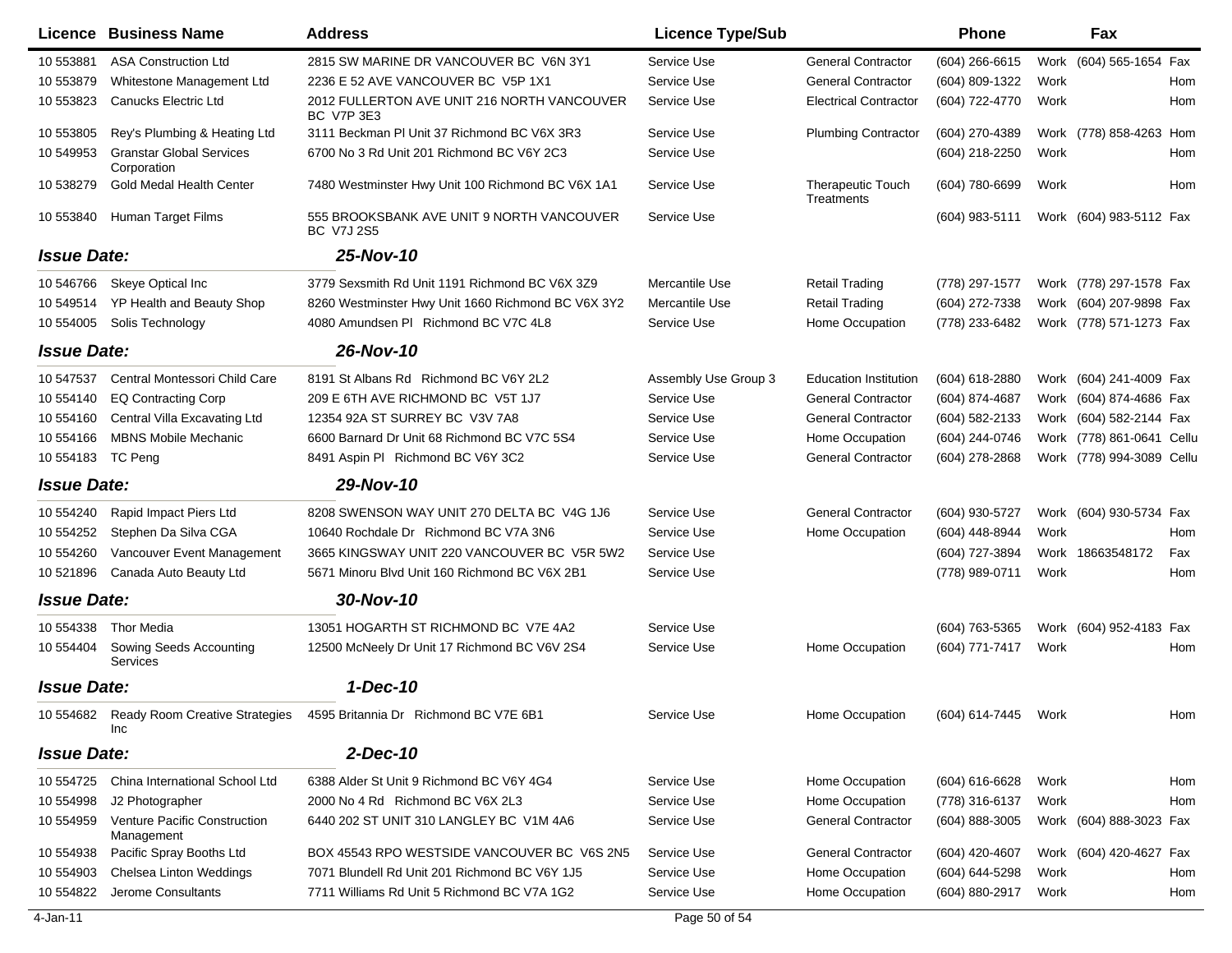| Licence | Business Name | Address | Licence Type/Sub | | Phone | | Fax | |
|---|---|---|---|---|---|---|---|---|
| 10 553881 | ASA Construction Ltd | 2815 SW MARINE DR VANCOUVER BC V6N 3Y1 | Service Use | General Contractor | (604) 266-6615 | Work | (604) 565-1654 | Fax |
| 10 553879 | Whitestone Management Ltd | 2236 E 52 AVE VANCOUVER BC V5P 1X1 | Service Use | General Contractor | (604) 809-1322 | Work | | Hom |
| 10 553823 | Canucks Electric Ltd | 2012 FULLERTON AVE UNIT 216 NORTH VANCOUVER BC V7P 3E3 | Service Use | Electrical Contractor | (604) 722-4770 | Work | | Hom |
| 10 553805 | Rey's Plumbing & Heating Ltd | 3111 Beckman Pl Unit 37 Richmond BC V6X 3R3 | Service Use | Plumbing Contractor | (604) 270-4389 | Work | (778) 858-4263 | Hom |
| 10 549953 | Granstar Global Services Corporation | 6700 No 3 Rd Unit 201 Richmond BC V6Y 2C3 | Service Use | | (604) 218-2250 | Work | | Hom |
| 10 538279 | Gold Medal Health Center | 7480 Westminster Hwy Unit 100 Richmond BC V6X 1A1 | Service Use | Therapeutic Touch Treatments | (604) 780-6699 | Work | | Hom |
| 10 553840 | Human Target Films | 555 BROOKSBANK AVE UNIT 9 NORTH VANCOUVER BC V7J 2S5 | Service Use | | (604) 983-5111 | Work | (604) 983-5112 | Fax |
| ***Issue Date:*** | | ***25-Nov-10*** | | | | | | |
| 10 546766 | Skeye Optical Inc | 3779 Sexsmith Rd Unit 1191 Richmond BC V6X 3Z9 | Mercantile Use | Retail Trading | (778) 297-1577 | Work | (778) 297-1578 | Fax |
| 10 549514 | YP Health and Beauty Shop | 8260 Westminster Hwy Unit 1660 Richmond BC V6X 3Y2 | Mercantile Use | Retail Trading | (604) 272-7338 | Work | (604) 207-9898 | Fax |
| 10 554005 | Solis Technology | 4080 Amundsen Pl Richmond BC V7C 4L8 | Service Use | Home Occupation | (778) 233-6482 | Work | (778) 571-1273 | Fax |
| ***Issue Date:*** | | ***26-Nov-10*** | | | | | | |
| 10 547537 | Central Montessori Child Care | 8191 St Albans Rd Richmond BC V6Y 2L2 | Assembly Use Group 3 | Education Institution | (604) 618-2880 | Work | (604) 241-4009 | Fax |
| 10 554140 | EQ Contracting Corp | 209 E 6TH AVE RICHMOND BC V5T 1J7 | Service Use | General Contractor | (604) 874-4687 | Work | (604) 874-4686 | Fax |
| 10 554160 | Central Villa Excavating Ltd | 12354 92A ST SURREY BC V3V 7A8 | Service Use | General Contractor | (604) 582-2133 | Work | (604) 582-2144 | Fax |
| 10 554166 | MBNS Mobile Mechanic | 6600 Barnard Dr Unit 68 Richmond BC V7C 5S4 | Service Use | Home Occupation | (604) 244-0746 | Work | (778) 861-0641 | Cellu |
| 10 554183 | TC Peng | 8491 Aspin Pl Richmond BC V6Y 3C2 | Service Use | General Contractor | (604) 278-2868 | Work | (778) 994-3089 | Cellu |
| ***Issue Date:*** | | ***29-Nov-10*** | | | | | | |
| 10 554240 | Rapid Impact Piers Ltd | 8208 SWENSON WAY UNIT 270 DELTA BC V4G 1J6 | Service Use | General Contractor | (604) 930-5727 | Work | (604) 930-5734 | Fax |
| 10 554252 | Stephen Da Silva CGA | 10640 Rochdale Dr Richmond BC V7A 3N6 | Service Use | Home Occupation | (604) 448-8944 | Work | | Hom |
| 10 554260 | Vancouver Event Management | 3665 KINGSWAY UNIT 220 VANCOUVER BC V5R 5W2 | Service Use | | (604) 727-3894 | Work | 18663548172 | Fax |
| 10 521896 | Canada Auto Beauty Ltd | 5671 Minoru Blvd Unit 160 Richmond BC V6X 2B1 | Service Use | | (778) 989-0711 | Work | | Hom |
| ***Issue Date:*** | | ***30-Nov-10*** | | | | | | |
| 10 554338 | Thor Media | 13051 HOGARTH ST RICHMOND BC V7E 4A2 | Service Use | | (604) 763-5365 | Work | (604) 952-4183 | Fax |
| 10 554404 | Sowing Seeds Accounting Services | 12500 McNeely Dr Unit 17 Richmond BC V6V 2S4 | Service Use | Home Occupation | (604) 771-7417 | Work | | Hom |
| ***Issue Date:*** | | ***1-Dec-10*** | | | | | | |
| 10 554682 | Ready Room Creative Strategies Inc | 4595 Britannia Dr Richmond BC V7E 6B1 | Service Use | Home Occupation | (604) 614-7445 | Work | | Hom |
| ***Issue Date:*** | | ***2-Dec-10*** | | | | | | |
| 10 554725 | China International School Ltd | 6388 Alder St Unit 9 Richmond BC V6Y 4G4 | Service Use | Home Occupation | (604) 616-6628 | Work | | Hom |
| 10 554998 | J2 Photographer | 2000 No 4 Rd Richmond BC V6X 2L3 | Service Use | Home Occupation | (778) 316-6137 | Work | | Hom |
| 10 554959 | Venture Pacific Construction Management | 6440 202 ST UNIT 310 LANGLEY BC V1M 4A6 | Service Use | General Contractor | (604) 888-3005 | Work | (604) 888-3023 | Fax |
| 10 554938 | Pacific Spray Booths Ltd | BOX 45543 RPO WESTSIDE VANCOUVER BC V6S 2N5 | Service Use | General Contractor | (604) 420-4607 | Work | (604) 420-4627 | Fax |
| 10 554903 | Chelsea Linton Weddings | 7071 Blundell Rd Unit 201 Richmond BC V6Y 1J5 | Service Use | Home Occupation | (604) 644-5298 | Work | | Hom |
| 10 554822 | Jerome Consultants | 7711 Williams Rd Unit 5 Richmond BC V7A 1G2 | Service Use | Home Occupation | (604) 880-2917 | Work | | Hom |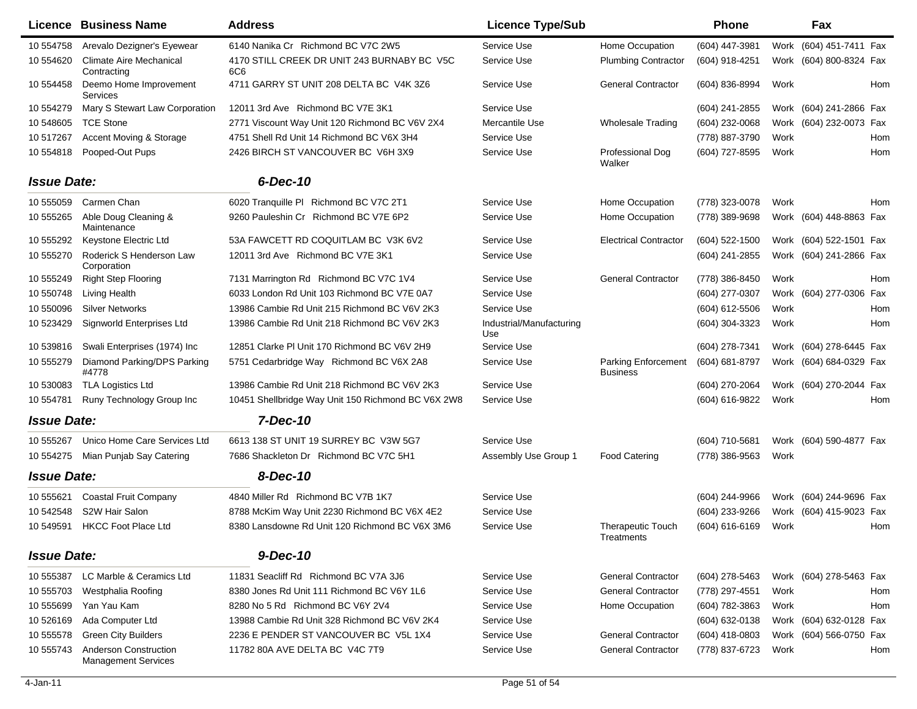| Licence | Business Name | Address | Licence Type/Sub | | Phone | | Fax | |
|---|---|---|---|---|---|---|---|---|
| 10 554758 | Arevalo Deziger's Eyewear | 6140 Nanika Cr Richmond BC V7C 2W5 | Service Use | Home Occupation | (604) 447-3981 | Work | (604) 451-7411 | Fax |
| 10 554620 | Climate Aire Mechanical Contracting | 4170 STILL CREEK DR UNIT 243 BURNABY BC V5C 6C6 | Service Use | Plumbing Contractor | (604) 918-4251 | Work | (604) 800-8324 | Fax |
| 10 554458 | Deemo Home Improvement Services | 4711 GARRY ST UNIT 208 DELTA BC V4K 3Z6 | Service Use | General Contractor | (604) 836-8994 | Work | | Hom |
| 10 554279 | Mary S Stewart Law Corporation | 12011 3rd Ave Richmond BC V7E 3K1 | Service Use | | (604) 241-2855 | Work | (604) 241-2866 | Fax |
| 10 548605 | TCE Stone | 2771 Viscount Way Unit 120 Richmond BC V6V 2X4 | Mercantile Use | Wholesale Trading | (604) 232-0068 | Work | (604) 232-0073 | Fax |
| 10 517267 | Accent Moving & Storage | 4751 Shell Rd Unit 14 Richmond BC V6X 3H4 | Service Use | | (778) 887-3790 | Work | | Hom |
| 10 554818 | Pooped-Out Pups | 2426 BIRCH ST VANCOUVER BC V6H 3X9 | Service Use | Professional Dog Walker | (604) 727-8595 | Work | | Hom |
| ***Issue Date:*** | | ***6-Dec-10*** | | | | | | |
| 10 555059 | Carmen Chan | 6020 Tranquille Pl Richmond BC V7C 2T1 | Service Use | Home Occupation | (778) 323-0078 | Work | | Hom |
| 10 555265 | Able Doug Cleaning & Maintenance | 9260 Pauleshin Cr Richmond BC V7E 6P2 | Service Use | Home Occupation | (778) 389-9698 | Work | (604) 448-8863 | Fax |
| 10 555292 | Keystone Electric Ltd | 53A FAWCETT RD COQUITLAM BC V3K 6V2 | Service Use | Electrical Contractor | (604) 522-1500 | Work | (604) 522-1501 | Fax |
| 10 555270 | Roderick S Henderson Law Corporation | 12011 3rd Ave Richmond BC V7E 3K1 | Service Use | | (604) 241-2855 | Work | (604) 241-2866 | Fax |
| 10 555249 | Right Step Flooring | 7131 Marrington Rd Richmond BC V7C 1V4 | Service Use | General Contractor | (778) 386-8450 | Work | | Hom |
| 10 550748 | Living Health | 6033 London Rd Unit 103 Richmond BC V7E 0A7 | Service Use | | (604) 277-0307 | Work | (604) 277-0306 | Fax |
| 10 550096 | Silver Networks | 13986 Cambie Rd Unit 215 Richmond BC V6V 2K3 | Service Use | | (604) 612-5506 | Work | | Hom |
| 10 523429 | Signworld Enterprises Ltd | 13986 Cambie Rd Unit 218 Richmond BC V6V 2K3 | Industrial/Manufacturing Use | | (604) 304-3323 | Work | | Hom |
| 10 539816 | Swali Enterprises (1974) Inc | 12851 Clarke Pl Unit 170 Richmond BC V6V 2H9 | Service Use | | (604) 278-7341 | Work | (604) 278-6445 | Fax |
| 10 555279 | Diamond Parking/DPS Parking #4778 | 5751 Cedarbridge Way Richmond BC V6X 2A8 | Service Use | Parking Enforcement Business | (604) 681-8797 | Work | (604) 684-0329 | Fax |
| 10 530083 | TLA Logistics Ltd | 13986 Cambie Rd Unit 218 Richmond BC V6V 2K3 | Service Use | | (604) 270-2064 | Work | (604) 270-2044 | Fax |
| 10 554781 | Runy Technology Group Inc | 10451 Shellbridge Way Unit 150 Richmond BC V6X 2W8 | Service Use | | (604) 616-9822 | Work | | Hom |
| ***Issue Date:*** | | ***7-Dec-10*** | | | | | | |
| 10 555267 | Unico Home Care Services Ltd | 6613 138 ST UNIT 19 SURREY BC V3W 5G7 | Service Use | | (604) 710-5681 | Work | (604) 590-4877 | Fax |
| 10 554275 | Mian Punjab Say Catering | 7686 Shackleton Dr Richmond BC V7C 5H1 | Assembly Use Group 1 | Food Catering | (778) 386-9563 | Work | | |
| ***Issue Date:*** | | ***8-Dec-10*** | | | | | | |
| 10 555621 | Coastal Fruit Company | 4840 Miller Rd Richmond BC V7B 1K7 | Service Use | | (604) 244-9966 | Work | (604) 244-9696 | Fax |
| 10 542548 | S2W Hair Salon | 8788 McKim Way Unit 2230 Richmond BC V6X 4E2 | Service Use | | (604) 233-9266 | Work | (604) 415-9023 | Fax |
| 10 549591 | HKCC Foot Place Ltd | 8380 Lansdowne Rd Unit 120 Richmond BC V6X 3M6 | Service Use | Therapeutic Touch Treatments | (604) 616-6169 | Work | | Hom |
| ***Issue Date:*** | | ***9-Dec-10*** | | | | | | |
| 10 555387 | LC Marble & Ceramics Ltd | 11831 Seacliff Rd Richmond BC V7A 3J6 | Service Use | General Contractor | (604) 278-5463 | Work | (604) 278-5463 | Fax |
| 10 555703 | Westphalia Roofing | 8380 Jones Rd Unit 111 Richmond BC V6Y 1L6 | Service Use | General Contractor | (778) 297-4551 | Work | | Hom |
| 10 555699 | Yan Yau Kam | 8280 No 5 Rd Richmond BC V6Y 2V4 | Service Use | Home Occupation | (604) 782-3863 | Work | | Hom |
| 10 526169 | Ada Computer Ltd | 13988 Cambie Rd Unit 328 Richmond BC V6V 2K4 | Service Use | | (604) 632-0138 | Work | (604) 632-0128 | Fax |
| 10 555578 | Green City Builders | 2236 E PENDER ST VANCOUVER BC V5L 1X4 | Service Use | General Contractor | (604) 418-0803 | Work | (604) 566-0750 | Fax |
| 10 555743 | Anderson Construction Management Services | 11782 80A AVE DELTA BC V4C 7T9 | Service Use | General Contractor | (778) 837-6723 | Work | | Hom |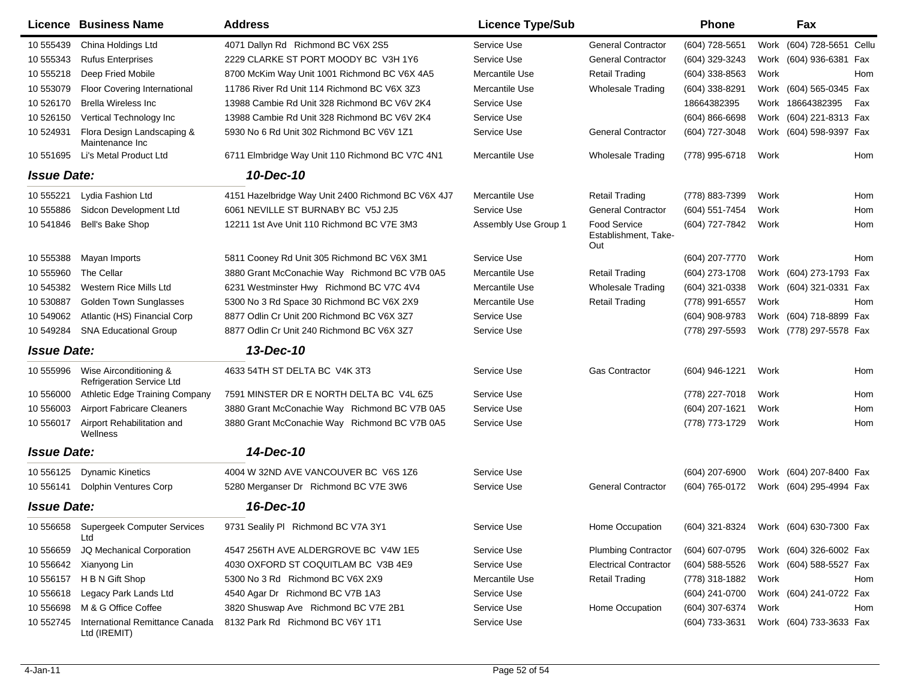| Licence | Business Name | Address | Licence Type/Sub | | Phone | | Fax | |
|---|---|---|---|---|---|---|---|---|
| 10 555439 | China Holdings Ltd | 4071 Dallyn Rd Richmond BC V6X 2S5 | Service Use | General Contractor | (604) 728-5651 | Work | (604) 728-5651 | Cellu |
| 10 555343 | Rufus Enterprises | 2229 CLARKE ST PORT MOODY BC V3H 1Y6 | Service Use | General Contractor | (604) 329-3243 | Work | (604) 936-6381 | Fax |
| 10 555218 | Deep Fried Mobile | 8700 McKim Way Unit 1001 Richmond BC V6X 4A5 | Mercantile Use | Retail Trading | (604) 338-8563 | Work | | Hom |
| 10 553079 | Floor Covering International | 11786 River Rd Unit 114 Richmond BC V6X 3Z3 | Mercantile Use | Wholesale Trading | (604) 338-8291 | Work | (604) 565-0345 | Fax |
| 10 526170 | Brella Wireless Inc | 13988 Cambie Rd Unit 328 Richmond BC V6V 2K4 | Service Use | | 18664382395 | Work | 18664382395 | Fax |
| 10 526150 | Vertical Technology Inc | 13988 Cambie Rd Unit 328 Richmond BC V6V 2K4 | Service Use | | (604) 866-6698 | Work | (604) 221-8313 | Fax |
| 10 524931 | Flora Design Landscaping & Maintenance Inc | 5930 No 6 Rd Unit 302 Richmond BC V6V 1Z1 | Service Use | General Contractor | (604) 727-3048 | Work | (604) 598-9397 | Fax |
| 10 551695 | Li's Metal Product Ltd | 6711 Elmbridge Way Unit 110 Richmond BC V7C 4N1 | Mercantile Use | Wholesale Trading | (778) 995-6718 | Work | | Hom |
| ***Issue Date:*** | | ***10-Dec-10*** | | | | | | |
| 10 555221 | Lydia Fashion Ltd | 4151 Hazelbridge Way Unit 2400 Richmond BC V6X 4J7 | Mercantile Use | Retail Trading | (778) 883-7399 | Work | | Hom |
| 10 555886 | Sidcon Development Ltd | 6061 NEVILLE ST BURNABY BC V5J 2J5 | Service Use | General Contractor | (604) 551-7454 | Work | | Hom |
| 10 541846 | Bell's Bake Shop | 12211 1st Ave Unit 110 Richmond BC V7E 3M3 | Assembly Use Group 1 | Food Service Establishment, Take-Out | (604) 727-7842 | Work | | Hom |
| 10 555388 | Mayan Imports | 5811 Cooney Rd Unit 305 Richmond BC V6X 3M1 | Service Use | | (604) 207-7770 | Work | | Hom |
| 10 555960 | The Cellar | 3880 Grant McConachie Way Richmond BC V7B 0A5 | Mercantile Use | Retail Trading | (604) 273-1708 | Work | (604) 273-1793 | Fax |
| 10 545382 | Western Rice Mills Ltd | 6231 Westminster Hwy Richmond BC V7C 4V4 | Mercantile Use | Wholesale Trading | (604) 321-0338 | Work | (604) 321-0331 | Fax |
| 10 530887 | Golden Town Sunglasses | 5300 No 3 Rd Space 30 Richmond BC V6X 2X9 | Mercantile Use | Retail Trading | (778) 991-6557 | Work | | Hom |
| 10 549062 | Atlantic (HS) Financial Corp | 8877 Odlin Cr Unit 200 Richmond BC V6X 3Z7 | Service Use | | (604) 908-9783 | Work | (604) 718-8899 | Fax |
| 10 549284 | SNA Educational Group | 8877 Odlin Cr Unit 240 Richmond BC V6X 3Z7 | Service Use | | (778) 297-5593 | Work | (778) 297-5578 | Fax |
| ***Issue Date:*** | | ***13-Dec-10*** | | | | | | |
| 10 555996 | Wise Airconditioning & Refrigeration Service Ltd | 4633 54TH ST DELTA BC V4K 3T3 | Service Use | Gas Contractor | (604) 946-1221 | Work | | Hom |
| 10 556000 | Athletic Edge Training Company | 7591 MINSTER DR E NORTH DELTA BC V4L 6Z5 | Service Use | | (778) 227-7018 | Work | | Hom |
| 10 556003 | Airport Fabricare Cleaners | 3880 Grant McConachie Way Richmond BC V7B 0A5 | Service Use | | (604) 207-1621 | Work | | Hom |
| 10 556017 | Airport Rehabilitation and Wellness | 3880 Grant McConachie Way Richmond BC V7B 0A5 | Service Use | | (778) 773-1729 | Work | | Hom |
| ***Issue Date:*** | | ***14-Dec-10*** | | | | | | |
| 10 556125 | Dynamic Kinetics | 4004 W 32ND AVE VANCOUVER BC V6S 1Z6 | Service Use | | (604) 207-6900 | Work | (604) 207-8400 | Fax |
| 10 556141 | Dolphin Ventures Corp | 5280 Merganser Dr Richmond BC V7E 3W6 | Service Use | General Contractor | (604) 765-0172 | Work | (604) 295-4994 | Fax |
| ***Issue Date:*** | | ***16-Dec-10*** | | | | | | |
| 10 556658 | Supergeek Computer Services Ltd | 9731 Sealily Pl Richmond BC V7A 3Y1 | Service Use | Home Occupation | (604) 321-8324 | Work | (604) 630-7300 | Fax |
| 10 556659 | JQ Mechanical Corporation | 4547 256TH AVE ALDERGROVE BC V4W 1E5 | Service Use | Plumbing Contractor | (604) 607-0795 | Work | (604) 326-6002 | Fax |
| 10 556642 | Xianyong Lin | 4030 OXFORD ST COQUITLAM BC V3B 4E9 | Service Use | Electrical Contractor | (604) 588-5526 | Work | (604) 588-5527 | Fax |
| 10 556157 | H B N Gift Shop | 5300 No 3 Rd Richmond BC V6X 2X9 | Mercantile Use | Retail Trading | (778) 318-1882 | Work | | Hom |
| 10 556618 | Legacy Park Lands Ltd | 4540 Agar Dr Richmond BC V7B 1A3 | Service Use | | (604) 241-0700 | Work | (604) 241-0722 | Fax |
| 10 556698 | M & G Office Coffee | 3820 Shuswap Ave Richmond BC V7E 2B1 | Service Use | Home Occupation | (604) 307-6374 | Work | | Hom |
| 10 552745 | International Remittance Canada Ltd (IREMIT) | 8132 Park Rd Richmond BC V6Y 1T1 | Service Use | | (604) 733-3631 | Work | (604) 733-3633 | Fax |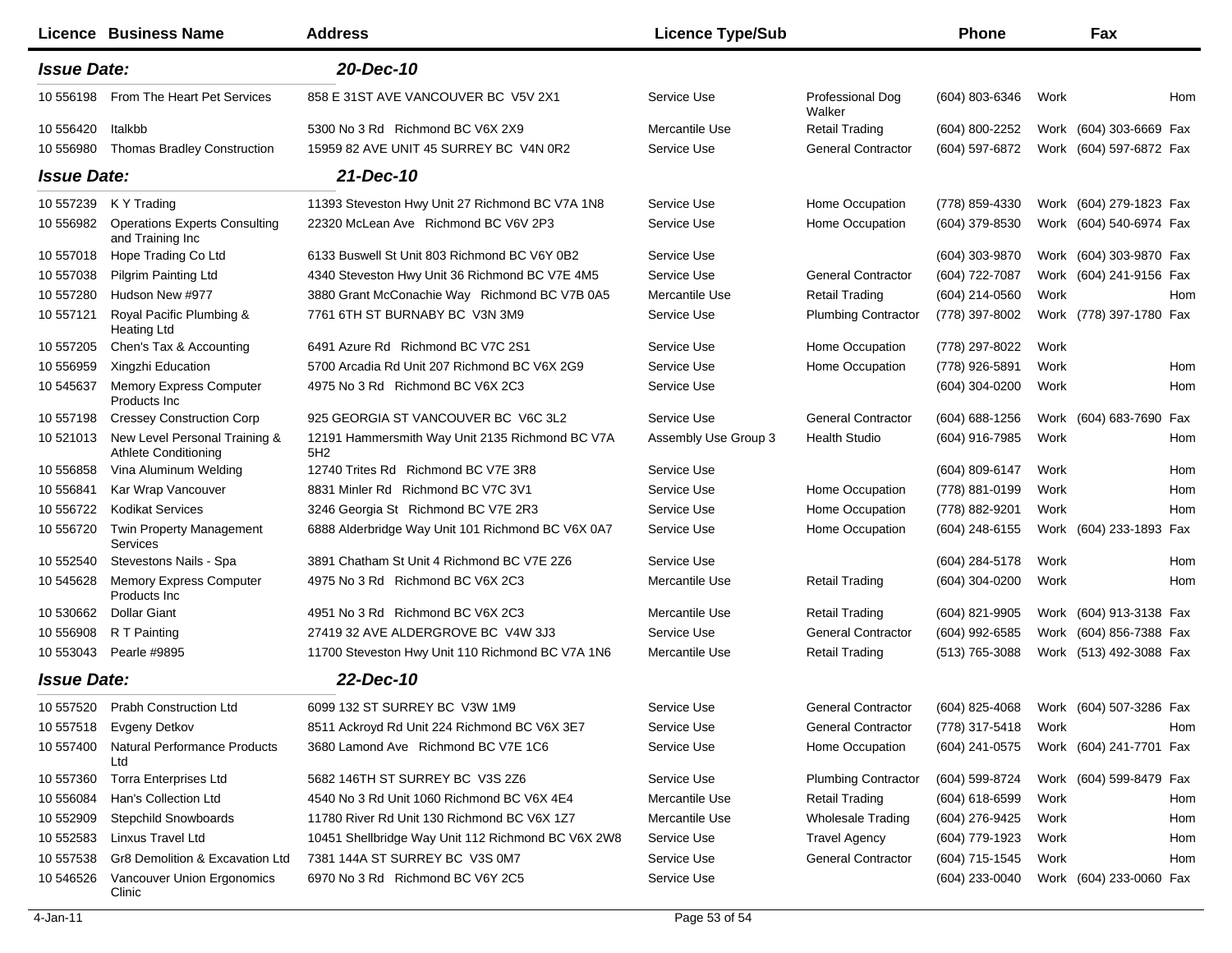| Licence | Business Name | Address | Licence Type/Sub | | Phone | | Fax | |
|---|---|---|---|---|---|---|---|---|
| ***Issue Date:*** | | ***20-Dec-10*** | | | | | | |
| 10 556198 | From The Heart Pet Services | 858 E 31ST AVE VANCOUVER BC V5V 2X1 | Service Use | Professional Dog Walker | (604) 803-6346 | Work | | Hom |
| 10 556420 | Italkbb | 5300 No 3 Rd Richmond BC V6X 2X9 | Mercantile Use | Retail Trading | (604) 800-2252 | Work | (604) 303-6669 | Fax |
| 10 556980 | Thomas Bradley Construction | 15959 82 AVE UNIT 45 SURREY BC V4N 0R2 | Service Use | General Contractor | (604) 597-6872 | Work | (604) 597-6872 | Fax |
| ***Issue Date:*** | | ***21-Dec-10*** | | | | | | |
| 10 557239 | K Y Trading | 11393 Steveston Hwy Unit 27 Richmond BC V7A 1N8 | Service Use | Home Occupation | (778) 859-4330 | Work | (604) 279-1823 | Fax |
| 10 556982 | Operations Experts Consulting and Training Inc | 22320 McLean Ave Richmond BC V6V 2P3 | Service Use | Home Occupation | (604) 379-8530 | Work | (604) 540-6974 | Fax |
| 10 557018 | Hope Trading Co Ltd | 6133 Buswell St Unit 803 Richmond BC V6Y 0B2 | Service Use | | (604) 303-9870 | Work | (604) 303-9870 | Fax |
| 10 557038 | Pilgrim Painting Ltd | 4340 Steveston Hwy Unit 36 Richmond BC V7E 4M5 | Service Use | General Contractor | (604) 722-7087 | Work | (604) 241-9156 | Fax |
| 10 557280 | Hudson New #977 | 3880 Grant McConachie Way Richmond BC V7B 0A5 | Mercantile Use | Retail Trading | (604) 214-0560 | Work | | Hom |
| 10 557121 | Royal Pacific Plumbing & Heating Ltd | 7761 6TH ST BURNABY BC V3N 3M9 | Service Use | Plumbing Contractor | (778) 397-8002 | Work | (778) 397-1780 | Fax |
| 10 557205 | Chen's Tax & Accounting | 6491 Azure Rd Richmond BC V7C 2S1 | Service Use | Home Occupation | (778) 297-8022 | Work | | |
| 10 556959 | Xingzhi Education | 5700 Arcadia Rd Unit 207 Richmond BC V6X 2G9 | Service Use | Home Occupation | (778) 926-5891 | Work | | Hom |
| 10 545637 | Memory Express Computer Products Inc | 4975 No 3 Rd Richmond BC V6X 2C3 | Service Use | | (604) 304-0200 | Work | | Hom |
| 10 557198 | Cressey Construction Corp | 925 GEORGIA ST VANCOUVER BC V6C 3L2 | Service Use | General Contractor | (604) 688-1256 | Work | (604) 683-7690 | Fax |
| 10 521013 | New Level Personal Training & Athlete Conditioning | 12191 Hammersmith Way Unit 2135 Richmond BC V7A 5H2 | Assembly Use Group 3 | Health Studio | (604) 916-7985 | Work | | Hom |
| 10 556858 | Vina Aluminum Welding | 12740 Trites Rd Richmond BC V7E 3R8 | Service Use | | (604) 809-6147 | Work | | Hom |
| 10 556841 | Kar Wrap Vancouver | 8831 Minler Rd Richmond BC V7C 3V1 | Service Use | Home Occupation | (778) 881-0199 | Work | | Hom |
| 10 556722 | Kodikat Services | 3246 Georgia St Richmond BC V7E 2R3 | Service Use | Home Occupation | (778) 882-9201 | Work | | Hom |
| 10 556720 | Twin Property Management Services | 6888 Alderbridge Way Unit 101 Richmond BC V6X 0A7 | Service Use | Home Occupation | (604) 248-6155 | Work | (604) 233-1893 | Fax |
| 10 552540 | Stevestons Nails - Spa | 3891 Chatham St Unit 4 Richmond BC V7E 2Z6 | Service Use | | (604) 284-5178 | Work | | Hom |
| 10 545628 | Memory Express Computer Products Inc | 4975 No 3 Rd Richmond BC V6X 2C3 | Mercantile Use | Retail Trading | (604) 304-0200 | Work | | Hom |
| 10 530662 | Dollar Giant | 4951 No 3 Rd Richmond BC V6X 2C3 | Mercantile Use | Retail Trading | (604) 821-9905 | Work | (604) 913-3138 | Fax |
| 10 556908 | R T Painting | 27419 32 AVE ALDERGROVE BC V4W 3J3 | Service Use | General Contractor | (604) 992-6585 | Work | (604) 856-7388 | Fax |
| 10 553043 | Pearle #9895 | 11700 Steveston Hwy Unit 110 Richmond BC V7A 1N6 | Mercantile Use | Retail Trading | (513) 765-3088 | Work | (513) 492-3088 | Fax |
| ***Issue Date:*** | | ***22-Dec-10*** | | | | | | |
| 10 557520 | Prabh Construction Ltd | 6099 132 ST SURREY BC V3W 1M9 | Service Use | General Contractor | (604) 825-4068 | Work | (604) 507-3286 | Fax |
| 10 557518 | Evgeny Detkov | 8511 Ackroyd Rd Unit 224 Richmond BC V6X 3E7 | Service Use | General Contractor | (778) 317-5418 | Work | | Hom |
| 10 557400 | Natural Performance Products Ltd | 3680 Lamond Ave Richmond BC V7E 1C6 | Service Use | Home Occupation | (604) 241-0575 | Work | (604) 241-7701 | Fax |
| 10 557360 | Torra Enterprises Ltd | 5682 146TH ST SURREY BC V3S 2Z6 | Service Use | Plumbing Contractor | (604) 599-8724 | Work | (604) 599-8479 | Fax |
| 10 556084 | Han's Collection Ltd | 4540 No 3 Rd Unit 1060 Richmond BC V6X 4E4 | Mercantile Use | Retail Trading | (604) 618-6599 | Work | | Hom |
| 10 552909 | Stepchild Snowboards | 11780 River Rd Unit 130 Richmond BC V6X 1Z7 | Mercantile Use | Wholesale Trading | (604) 276-9425 | Work | | Hom |
| 10 552583 | Linxus Travel Ltd | 10451 Shellbridge Way Unit 112 Richmond BC V6X 2W8 | Service Use | Travel Agency | (604) 779-1923 | Work | | Hom |
| 10 557538 | Gr8 Demolition & Excavation Ltd | 7381 144A ST SURREY BC V3S 0M7 | Service Use | General Contractor | (604) 715-1545 | Work | | Hom |
| 10 546526 | Vancouver Union Ergonomics Clinic | 6970 No 3 Rd Richmond BC V6Y 2C5 | Service Use | | (604) 233-0040 | Work | (604) 233-0060 | Fax |

4-Jan-11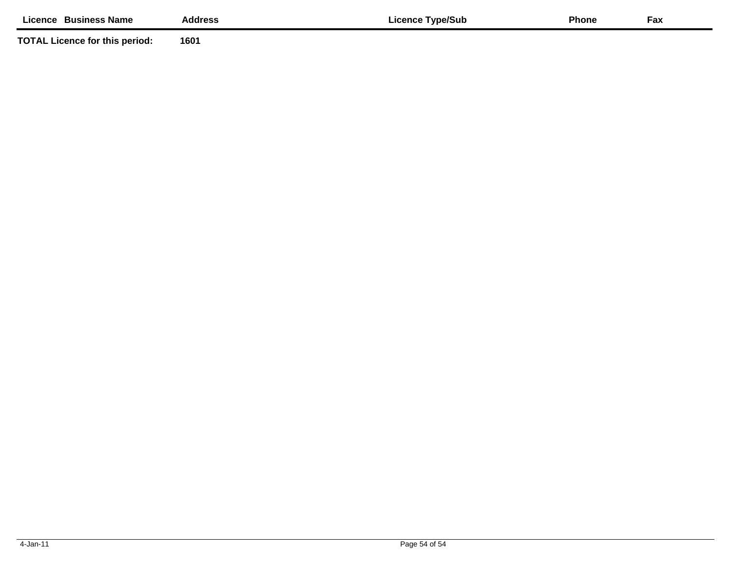| Licence | Business Name | Address | Licence Type/Sub | Phone | Fax |
|---|---|---|---|---|---|

**TOTAL Licence for this period: 1601**